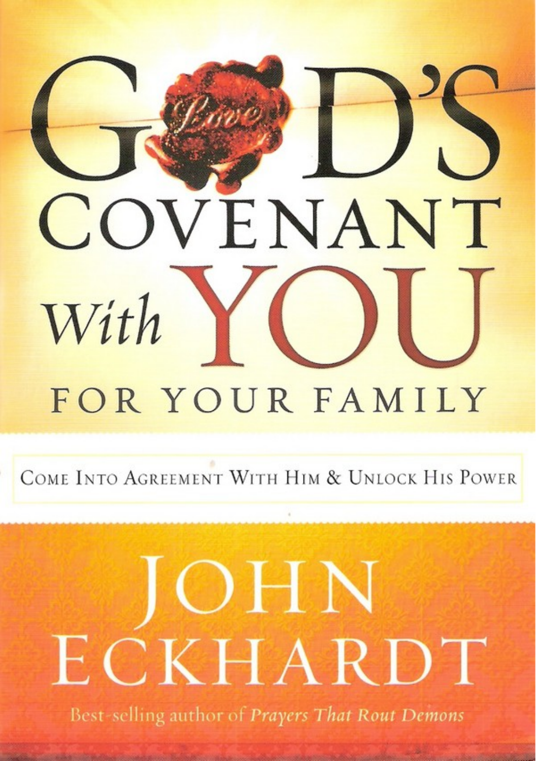# GOD'S COVENANT With YOU FOR YOUR FAMILY

Love

COME INTO AGREEMENT WITH HIM & UNLOCK HIS POWER

## JOHN ECKHARDT

Best-selling author of *Prayers That Rout Demons*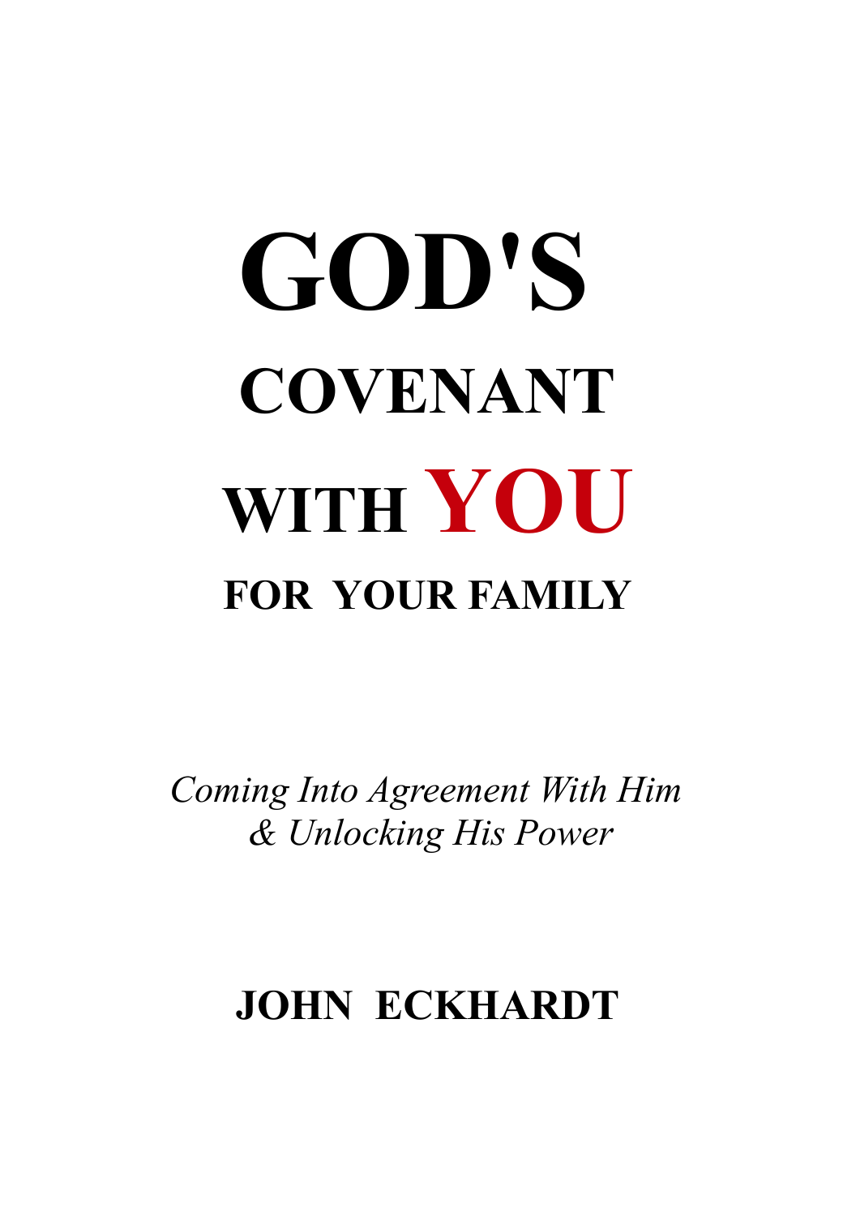# GOD'S COVENANT WITH YOU

## FOR YOUR FAMILY

*Coming Into Agreement With Him & Unlocking His Power*

**JOHN ECKHARDT**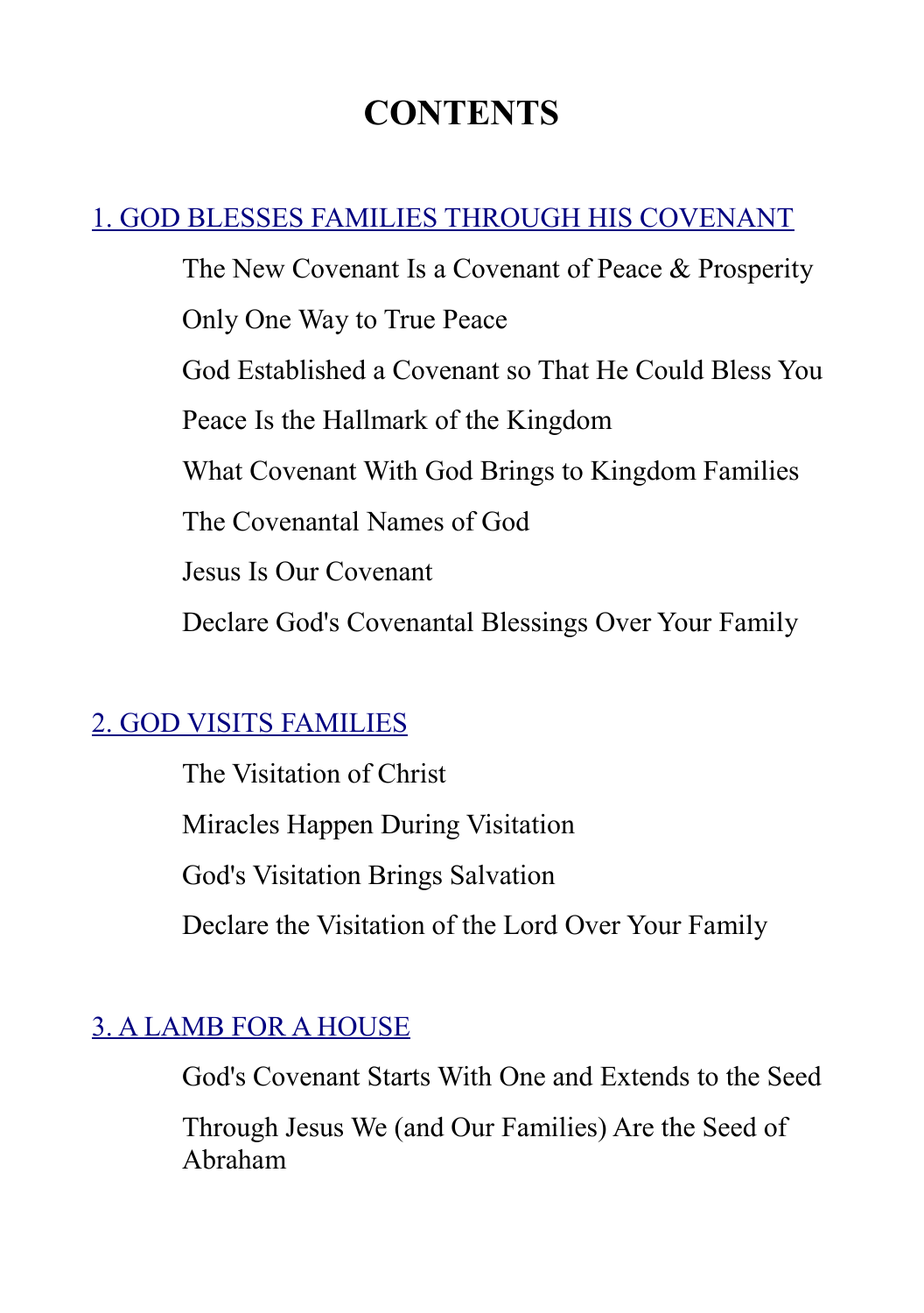# CONTENTS

[1. GOD BLESSES FAMILIES THROUGH HIS COVENANT]

- The New Covenant Is a Covenant of Peace & Prosperity
- Only One Way to True Peace
- God Established a Covenant so That He Could Bless You
- Peace Is the Hallmark of the Kingdom
- What Covenant With God Brings to Kingdom Families
- The Covenantal Names of God
- Jesus Is Our Covenant
- Declare God's Covenantal Blessings Over Your Family

[2. GOD VISITS FAMILIES]

- The Visitation of Christ
- Miracles Happen During Visitation
- God's Visitation Brings Salvation
- Declare the Visitation of the Lord Over Your Family

[3. A LAMB FOR A HOUSE]

- God's Covenant Starts With One and Extends to the Seed
- Through Jesus We (and Our Families) Are the Seed of Abraham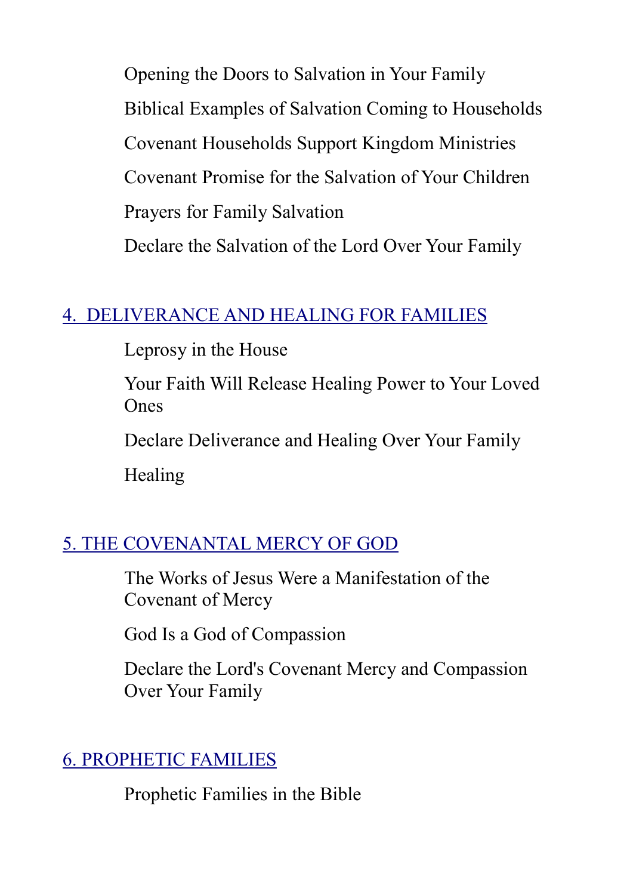Opening the Doors to Salvation in Your Family

Biblical Examples of Salvation Coming to Households

Covenant Households Support Kingdom Ministries

Covenant Promise for the Salvation of Your Children

Prayers for Family Salvation

Declare the Salvation of the Lord Over Your Family

## 4. DELIVERANCE AND HEALING FOR FAMILIES

Leprosy in the House

Your Faith Will Release Healing Power to Your Loved Ones

Declare Deliverance and Healing Over Your Family

Healing

## 5. THE COVENANTAL MERCY OF GOD

The Works of Jesus Were a Manifestation of the Covenant of Mercy

God Is a God of Compassion

Declare the Lord's Covenant Mercy and Compassion Over Your Family

## 6. PROPHETIC FAMILIES

Prophetic Families in the Bible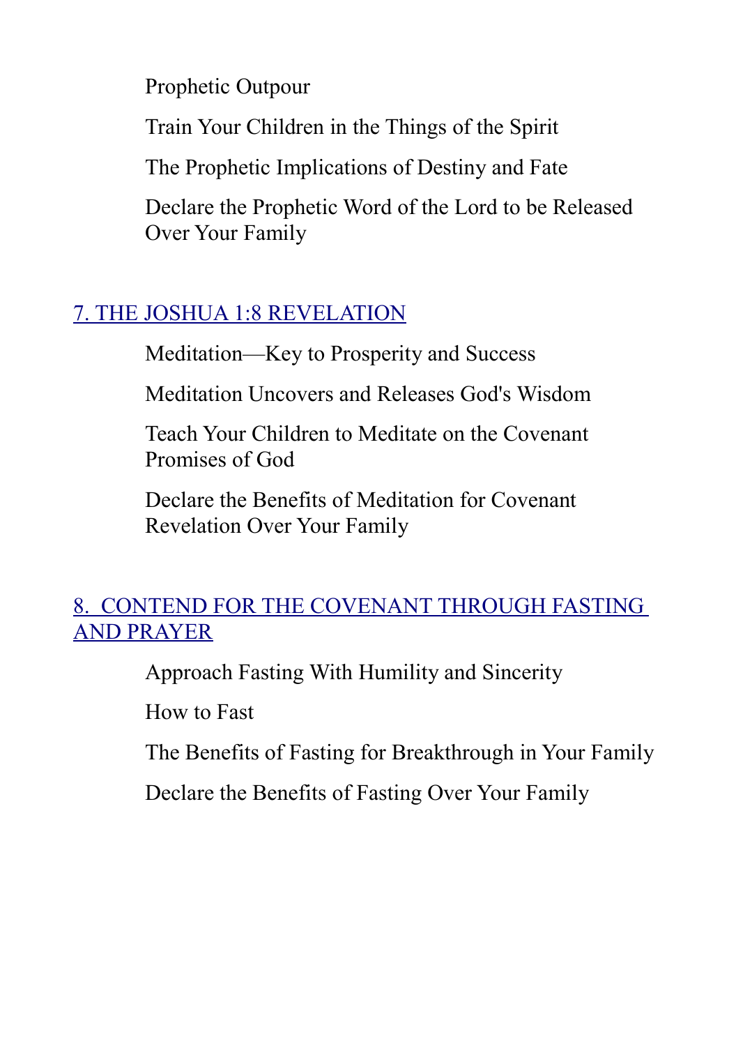Prophetic Outpour

Train Your Children in the Things of the Spirit

The Prophetic Implications of Destiny and Fate

Declare the Prophetic Word of the Lord to be Released Over Your Family

## 7. THE JOSHUA 1:8 REVELATION

Meditation—Key to Prosperity and Success

Meditation Uncovers and Releases God's Wisdom

Teach Your Children to Meditate on the Covenant Promises of God

Declare the Benefits of Meditation for Covenant Revelation Over Your Family

## 8. CONTEND FOR THE COVENANT THROUGH FASTING AND PRAYER

Approach Fasting With Humility and Sincerity

How to Fast

The Benefits of Fasting for Breakthrough in Your Family

Declare the Benefits of Fasting Over Your Family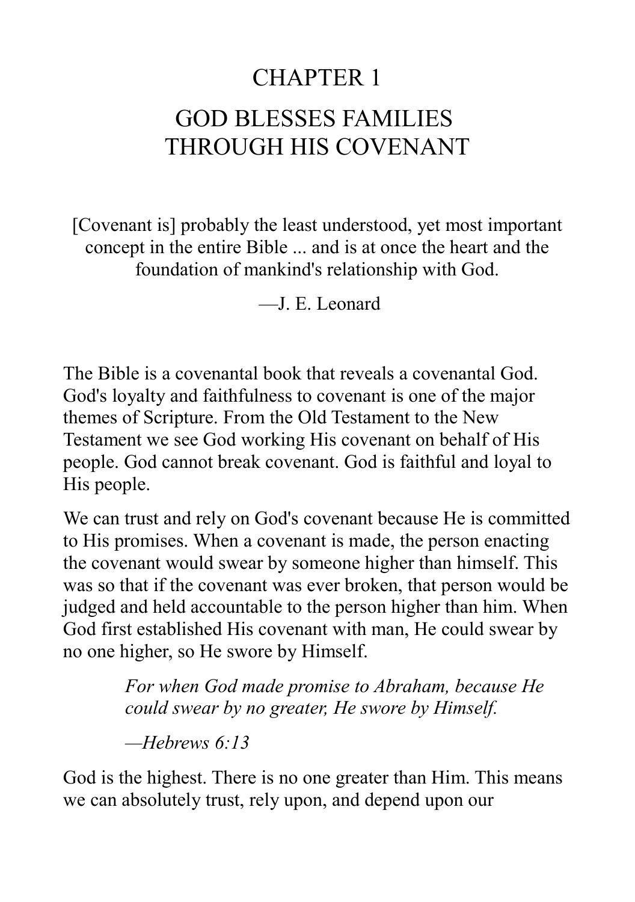# CHAPTER 1

# GOD BLESSES FAMILIES THROUGH HIS COVENANT

[Covenant is] probably the least understood, yet most important concept in the entire Bible ... and is at once the heart and the foundation of mankind's relationship with God.

—J. E. Leonard

The Bible is a covenantal book that reveals a covenantal God. God's loyalty and faithfulness to covenant is one of the major themes of Scripture. From the Old Testament to the New Testament we see God working His covenant on behalf of His people. God cannot break covenant. God is faithful and loyal to His people.

We can trust and rely on God's covenant because He is committed to His promises. When a covenant is made, the person enacting the covenant would swear by someone higher than himself. This was so that if the covenant was ever broken, that person would be judged and held accountable to the person higher than him. When God first established His covenant with man, He could swear by no one higher, so He swore by Himself.

> *For when God made promise to Abraham, because He could swear by no greater, He swore by Himself.*
>
> *—Hebrews 6:13*

God is the highest. There is no one greater than Him. This means we can absolutely trust, rely upon, and depend upon our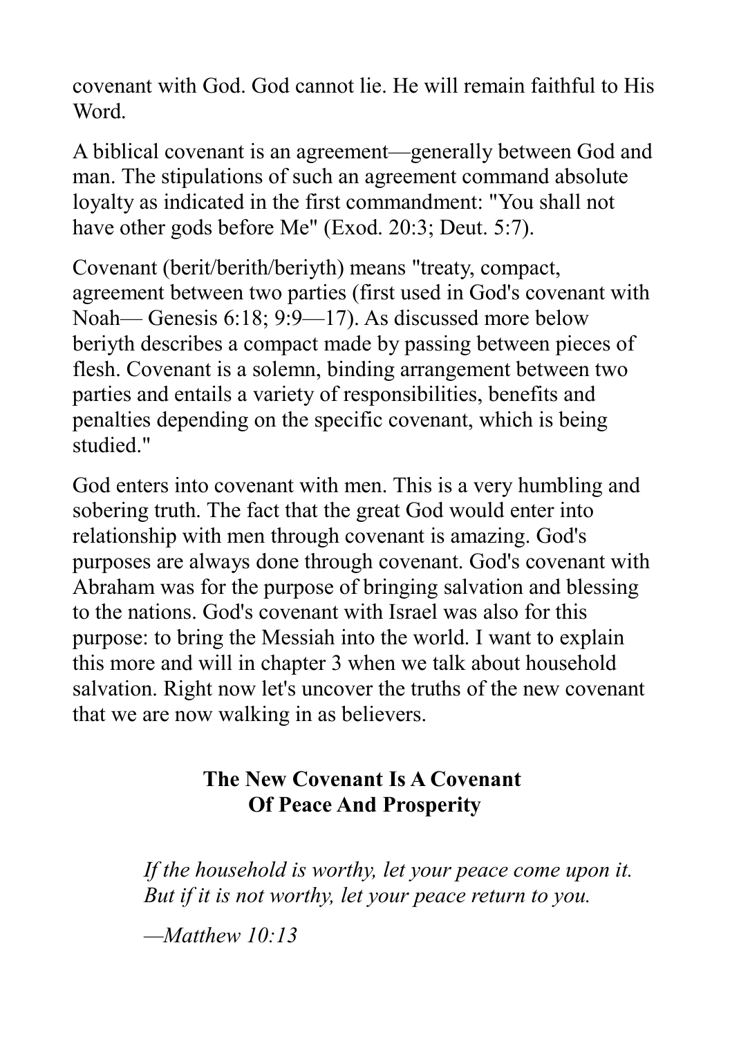covenant with God. God cannot lie. He will remain faithful to His Word.

A biblical covenant is an agreement—generally between God and man. The stipulations of such an agreement command absolute loyalty as indicated in the first commandment: "You shall not have other gods before Me" (Exod. 20:3; Deut. 5:7).

Covenant (berit/berith/beriyth) means "treaty, compact, agreement between two parties (first used in God's covenant with Noah— Genesis 6:18; 9:9—17). As discussed more below beriyth describes a compact made by passing between pieces of flesh. Covenant is a solemn, binding arrangement between two parties and entails a variety of responsibilities, benefits and penalties depending on the specific covenant, which is being studied."

God enters into covenant with men. This is a very humbling and sobering truth. The fact that the great God would enter into relationship with men through covenant is amazing. God's purposes are always done through covenant. God's covenant with Abraham was for the purpose of bringing salvation and blessing to the nations. God's covenant with Israel was also for this purpose: to bring the Messiah into the world. I want to explain this more and will in chapter 3 when we talk about household salvation. Right now let's uncover the truths of the new covenant that we are now walking in as believers.

## The New Covenant Is A Covenant Of Peace And Prosperity

> *If the household is worthy, let your peace come upon it. But if it is not worthy, let your peace return to you.*
>
> *—Matthew 10:13*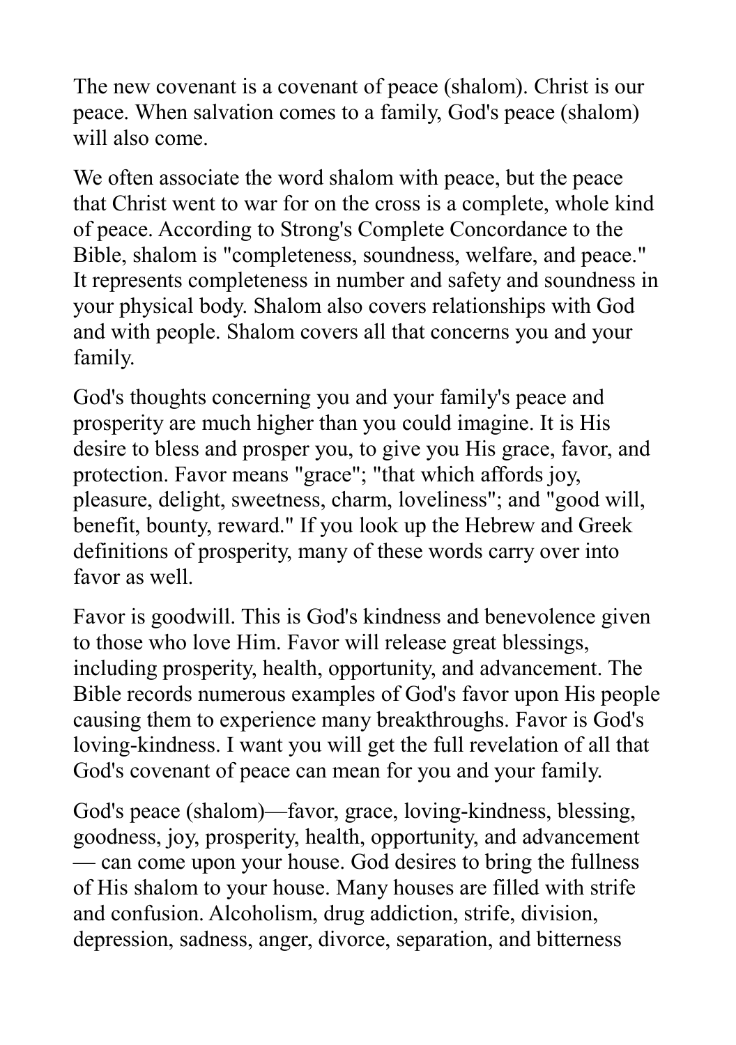The new covenant is a covenant of peace (shalom). Christ is our peace. When salvation comes to a family, God's peace (shalom) will also come.

We often associate the word shalom with peace, but the peace that Christ went to war for on the cross is a complete, whole kind of peace. According to Strong's Complete Concordance to the Bible, shalom is "completeness, soundness, welfare, and peace." It represents completeness in number and safety and soundness in your physical body. Shalom also covers relationships with God and with people. Shalom covers all that concerns you and your family.

God's thoughts concerning you and your family's peace and prosperity are much higher than you could imagine. It is His desire to bless and prosper you, to give you His grace, favor, and protection. Favor means "grace"; "that which affords joy, pleasure, delight, sweetness, charm, loveliness"; and "good will, benefit, bounty, reward." If you look up the Hebrew and Greek definitions of prosperity, many of these words carry over into favor as well.

Favor is goodwill. This is God's kindness and benevolence given to those who love Him. Favor will release great blessings, including prosperity, health, opportunity, and advancement. The Bible records numerous examples of God's favor upon His people causing them to experience many breakthroughs. Favor is God's loving-kindness. I want you will get the full revelation of all that God's covenant of peace can mean for you and your family.

God's peace (shalom)—favor, grace, loving-kindness, blessing, goodness, joy, prosperity, health, opportunity, and advancement — can come upon your house. God desires to bring the fullness of His shalom to your house. Many houses are filled with strife and confusion. Alcoholism, drug addiction, strife, division, depression, sadness, anger, divorce, separation, and bitterness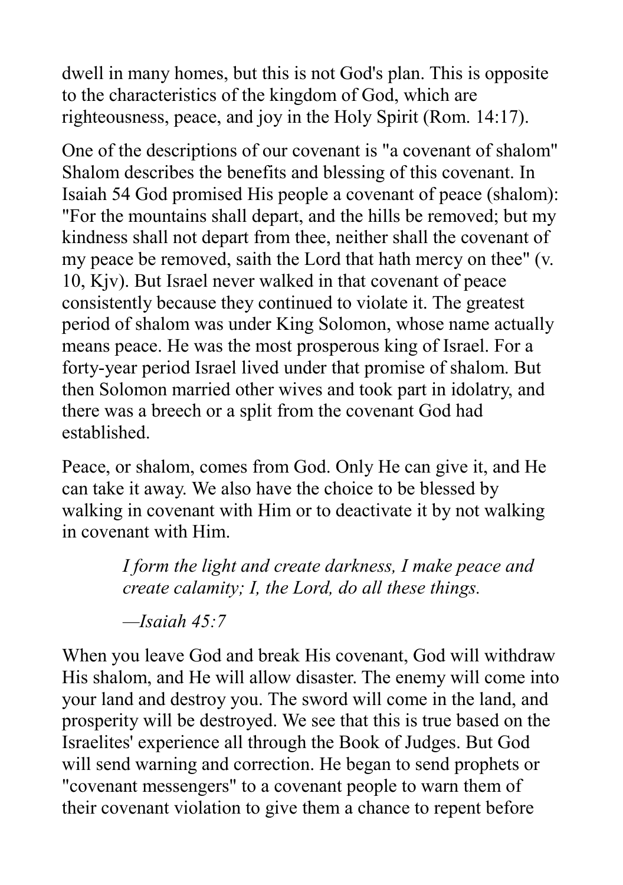dwell in many homes, but this is not God's plan. This is opposite to the characteristics of the kingdom of God, which are righteousness, peace, and joy in the Holy Spirit (Rom. 14:17).

One of the descriptions of our covenant is "a covenant of shalom" Shalom describes the benefits and blessing of this covenant. In Isaiah 54 God promised His people a covenant of peace (shalom): "For the mountains shall depart, and the hills be removed; but my kindness shall not depart from thee, neither shall the covenant of my peace be removed, saith the Lord that hath mercy on thee" (v. 10, Kjv). But Israel never walked in that covenant of peace consistently because they continued to violate it. The greatest period of shalom was under King Solomon, whose name actually means peace. He was the most prosperous king of Israel. For a forty-year period Israel lived under that promise of shalom. But then Solomon married other wives and took part in idolatry, and there was a breech or a split from the covenant God had established.

Peace, or shalom, comes from God. Only He can give it, and He can take it away. We also have the choice to be blessed by walking in covenant with Him or to deactivate it by not walking in covenant with Him.

> *I form the light and create darkness, I make peace and create calamity; I, the Lord, do all these things.*
>
> *—Isaiah 45:7*

When you leave God and break His covenant, God will withdraw His shalom, and He will allow disaster. The enemy will come into your land and destroy you. The sword will come in the land, and prosperity will be destroyed. We see that this is true based on the Israelites' experience all through the Book of Judges. But God will send warning and correction. He began to send prophets or "covenant messengers" to a covenant people to warn them of their covenant violation to give them a chance to repent before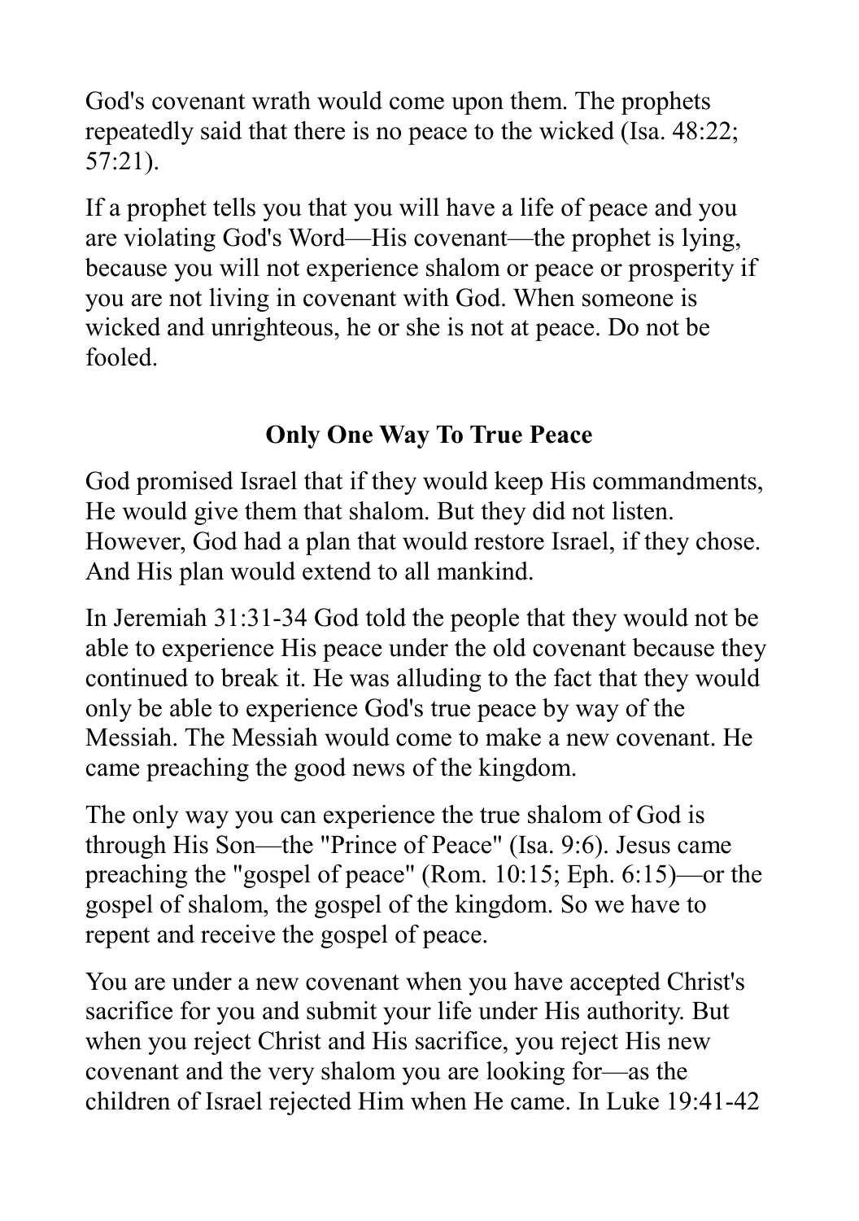God's covenant wrath would come upon them. The prophets repeatedly said that there is no peace to the wicked (Isa. 48:22; 57:21).

If a prophet tells you that you will have a life of peace and you are violating God's Word—His covenant—the prophet is lying, because you will not experience shalom or peace or prosperity if you are not living in covenant with God. When someone is wicked and unrighteous, he or she is not at peace. Do not be fooled.

## Only One Way To True Peace

God promised Israel that if they would keep His commandments, He would give them that shalom. But they did not listen. However, God had a plan that would restore Israel, if they chose. And His plan would extend to all mankind.

In Jeremiah 31:31-34 God told the people that they would not be able to experience His peace under the old covenant because they continued to break it. He was alluding to the fact that they would only be able to experience God's true peace by way of the Messiah. The Messiah would come to make a new covenant. He came preaching the good news of the kingdom.

The only way you can experience the true shalom of God is through His Son—the "Prince of Peace" (Isa. 9:6). Jesus came preaching the "gospel of peace" (Rom. 10:15; Eph. 6:15)—or the gospel of shalom, the gospel of the kingdom. So we have to repent and receive the gospel of peace.

You are under a new covenant when you have accepted Christ's sacrifice for you and submit your life under His authority. But when you reject Christ and His sacrifice, you reject His new covenant and the very shalom you are looking for—as the children of Israel rejected Him when He came. In Luke 19:41-42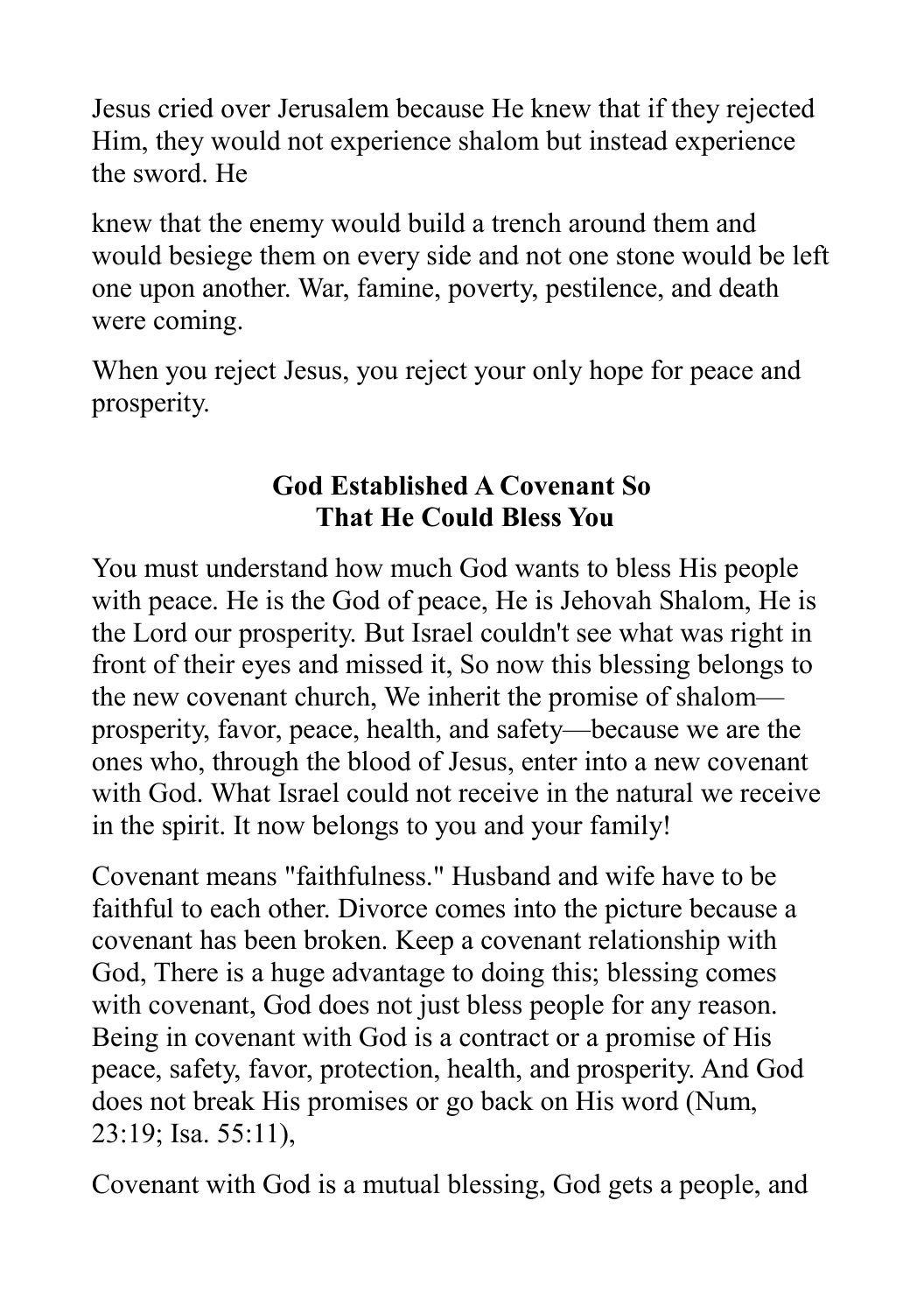Jesus cried over Jerusalem because He knew that if they rejected Him, they would not experience shalom but instead experience the sword. He

knew that the enemy would build a trench around them and would besiege them on every side and not one stone would be left one upon another. War, famine, poverty, pestilence, and death were coming.

When you reject Jesus, you reject your only hope for peace and prosperity.

## God Established A Covenant So That He Could Bless You

You must understand how much God wants to bless His people with peace. He is the God of peace, He is Jehovah Shalom, He is the Lord our prosperity. But Israel couldn't see what was right in front of their eyes and missed it, So now this blessing belongs to the new covenant church, We inherit the promise of shalom—prosperity, favor, peace, health, and safety—because we are the ones who, through the blood of Jesus, enter into a new covenant with God. What Israel could not receive in the natural we receive in the spirit. It now belongs to you and your family!

Covenant means "faithfulness." Husband and wife have to be faithful to each other. Divorce comes into the picture because a covenant has been broken. Keep a covenant relationship with God, There is a huge advantage to doing this; blessing comes with covenant, God does not just bless people for any reason. Being in covenant with God is a contract or a promise of His peace, safety, favor, protection, health, and prosperity. And God does not break His promises or go back on His word (Num, 23:19; Isa. 55:11),

Covenant with God is a mutual blessing, God gets a people, and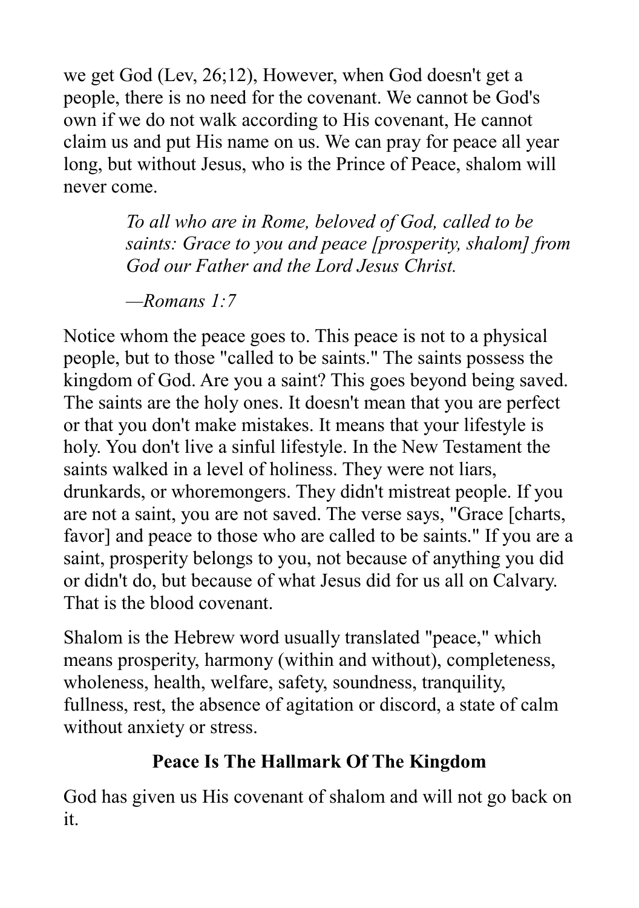we get God (Lev, 26;12), However, when God doesn't get a people, there is no need for the covenant. We cannot be God's own if we do not walk according to His covenant, He cannot claim us and put His name on us. We can pray for peace all year long, but without Jesus, who is the Prince of Peace, shalom will never come.

> *To all who are in Rome, beloved of God, called to be saints: Grace to you and peace [prosperity, shalom] from God our Father and the Lord Jesus Christ.*
>
> *—Romans 1:7*

Notice whom the peace goes to. This peace is not to a physical people, but to those "called to be saints." The saints possess the kingdom of God. Are you a saint? This goes beyond being saved. The saints are the holy ones. It doesn't mean that you are perfect or that you don't make mistakes. It means that your lifestyle is holy. You don't live a sinful lifestyle. In the New Testament the saints walked in a level of holiness. They were not liars, drunkards, or whoremongers. They didn't mistreat people. If you are not a saint, you are not saved. The verse says, "Grace [charts, favor] and peace to those who are called to be saints." If you are a saint, prosperity belongs to you, not because of anything you did or didn't do, but because of what Jesus did for us all on Calvary. That is the blood covenant.

Shalom is the Hebrew word usually translated "peace," which means prosperity, harmony (within and without), completeness, wholeness, health, welfare, safety, soundness, tranquility, fullness, rest, the absence of agitation or discord, a state of calm without anxiety or stress.

## Peace Is The Hallmark Of The Kingdom

God has given us His covenant of shalom and will not go back on it.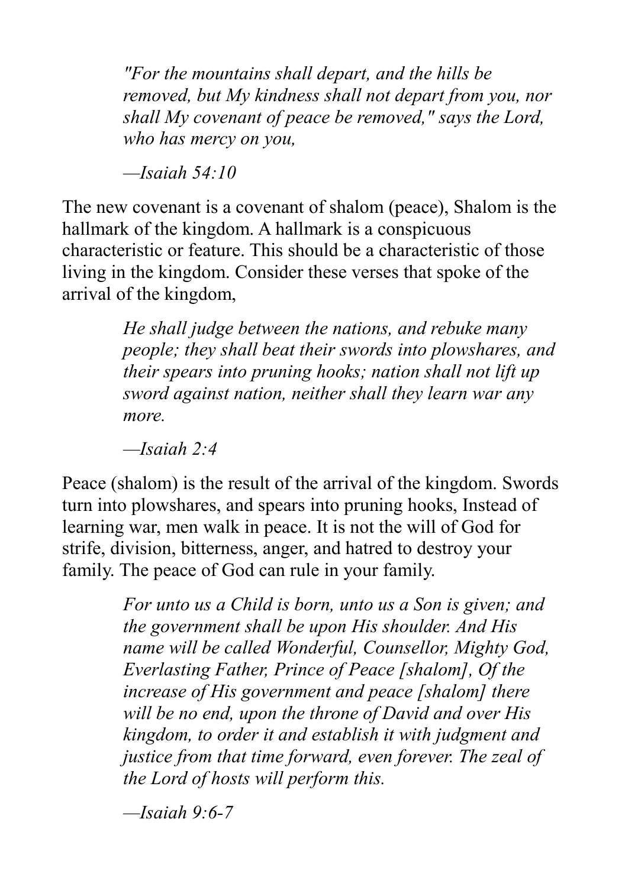> *"For the mountains shall depart, and the hills be removed, but My kindness shall not depart from you, nor shall My covenant of peace be removed," says the Lord, who has mercy on you,*
>
> *—Isaiah 54:10*

The new covenant is a covenant of shalom (peace), Shalom is the hallmark of the kingdom. A hallmark is a conspicuous characteristic or feature. This should be a characteristic of those living in the kingdom. Consider these verses that spoke of the arrival of the kingdom,

> *He shall judge between the nations, and rebuke many people; they shall beat their swords into plowshares, and their spears into pruning hooks; nation shall not lift up sword against nation, neither shall they learn war any more.*
>
> *—Isaiah 2:4*

Peace (shalom) is the result of the arrival of the kingdom. Swords turn into plowshares, and spears into pruning hooks, Instead of learning war, men walk in peace. It is not the will of God for strife, division, bitterness, anger, and hatred to destroy your family. The peace of God can rule in your family.

> *For unto us a Child is born, unto us a Son is given; and the government shall be upon His shoulder. And His name will be called Wonderful, Counsellor, Mighty God, Everlasting Father, Prince of Peace [shalom], Of the increase of His government and peace [shalom] there will be no end, upon the throne of David and over His kingdom, to order it and establish it with judgment and justice from that time forward, even forever. The zeal of the Lord of hosts will perform this.*
>
> *—Isaiah 9:6-7*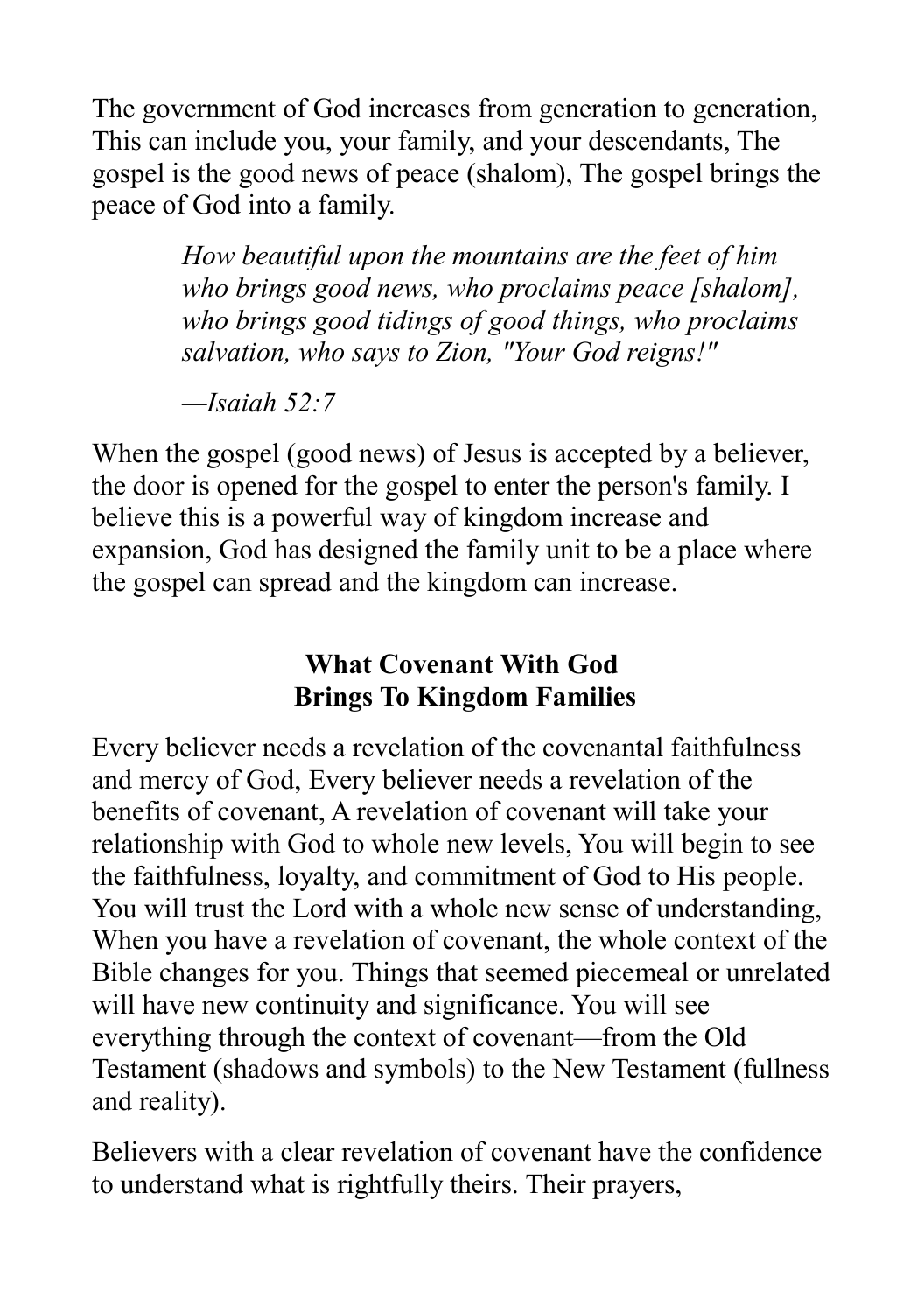The government of God increases from generation to generation, This can include you, your family, and your descendants, The gospel is the good news of peace (shalom), The gospel brings the peace of God into a family.

> *How beautiful upon the mountains are the feet of him who brings good news, who proclaims peace [shalom], who brings good tidings of good things, who proclaims salvation, who says to Zion, "Your God reigns!"*
>
> *—Isaiah 52:7*

When the gospel (good news) of Jesus is accepted by a believer, the door is opened for the gospel to enter the person's family. I believe this is a powerful way of kingdom increase and expansion, God has designed the family unit to be a place where the gospel can spread and the kingdom can increase.

## What Covenant With God Brings To Kingdom Families

Every believer needs a revelation of the covenantal faithfulness and mercy of God, Every believer needs a revelation of the benefits of covenant, A revelation of covenant will take your relationship with God to whole new levels, You will begin to see the faithfulness, loyalty, and commitment of God to His people. You will trust the Lord with a whole new sense of understanding, When you have a revelation of covenant, the whole context of the Bible changes for you. Things that seemed piecemeal or unrelated will have new continuity and significance. You will see everything through the context of covenant—from the Old Testament (shadows and symbols) to the New Testament (fullness and reality).

Believers with a clear revelation of covenant have the confidence to understand what is rightfully theirs. Their prayers,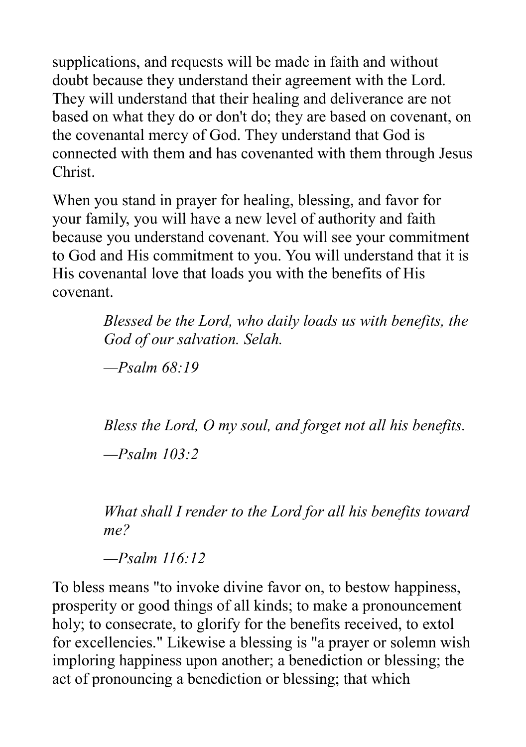supplications, and requests will be made in faith and without doubt because they understand their agreement with the Lord. They will understand that their healing and deliverance are not based on what they do or don't do; they are based on covenant, on the covenantal mercy of God. They understand that God is connected with them and has covenanted with them through Jesus Christ.

When you stand in prayer for healing, blessing, and favor for your family, you will have a new level of authority and faith because you understand covenant. You will see your commitment to God and His commitment to you. You will understand that it is His covenantal love that loads you with the benefits of His covenant.

> *Blessed be the Lord, who daily loads us with benefits, the God of our salvation. Selah.*
>
> *—Psalm 68:19*

> *Bless the Lord, O my soul, and forget not all his benefits.*
>
> *—Psalm 103:2*

> *What shall I render to the Lord for all his benefits toward me?*
>
> *—Psalm 116:12*

To bless means "to invoke divine favor on, to bestow happiness, prosperity or good things of all kinds; to make a pronouncement holy; to consecrate, to glorify for the benefits received, to extol for excellencies." Likewise a blessing is "a prayer or solemn wish imploring happiness upon another; a benediction or blessing; the act of pronouncing a benediction or blessing; that which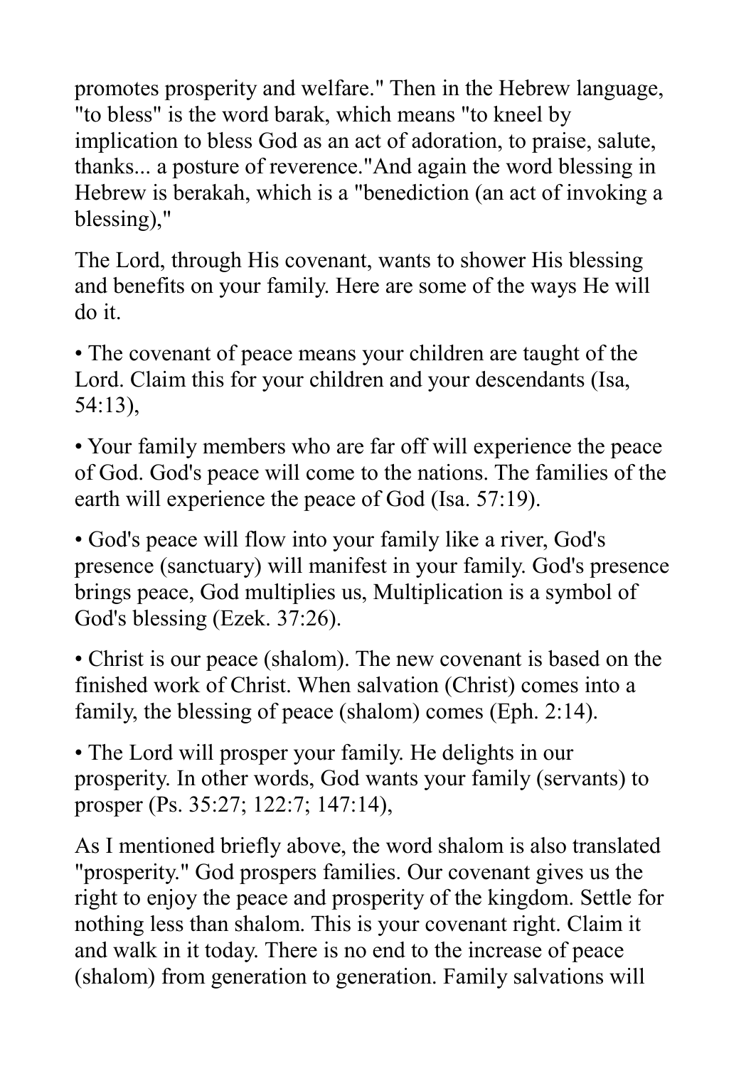promotes prosperity and welfare." Then in the Hebrew language, "to bless" is the word barak, which means "to kneel by implication to bless God as an act of adoration, to praise, salute, thanks... a posture of reverence."And again the word blessing in Hebrew is berakah, which is a "benediction (an act of invoking a blessing),"

The Lord, through His covenant, wants to shower His blessing and benefits on your family. Here are some of the ways He will do it.

- The covenant of peace means your children are taught of the Lord. Claim this for your children and your descendants (Isa, 54:13),
- Your family members who are far off will experience the peace of God. God's peace will come to the nations. The families of the earth will experience the peace of God (Isa. 57:19).
- God's peace will flow into your family like a river, God's presence (sanctuary) will manifest in your family. God's presence brings peace, God multiplies us, Multiplication is a symbol of God's blessing (Ezek. 37:26).
- Christ is our peace (shalom). The new covenant is based on the finished work of Christ. When salvation (Christ) comes into a family, the blessing of peace (shalom) comes (Eph. 2:14).
- The Lord will prosper your family. He delights in our prosperity. In other words, God wants your family (servants) to prosper (Ps. 35:27; 122:7; 147:14),

As I mentioned briefly above, the word shalom is also translated "prosperity." God prospers families. Our covenant gives us the right to enjoy the peace and prosperity of the kingdom. Settle for nothing less than shalom. This is your covenant right. Claim it and walk in it today. There is no end to the increase of peace (shalom) from generation to generation. Family salvations will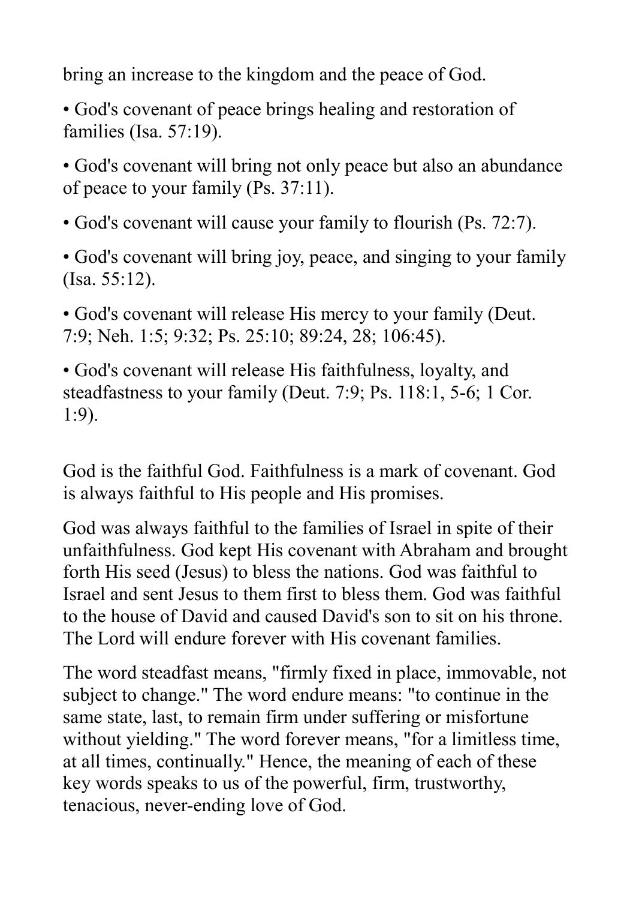bring an increase to the kingdom and the peace of God.

- God's covenant of peace brings healing and restoration of families (Isa. 57:19).
- God's covenant will bring not only peace but also an abundance of peace to your family (Ps. 37:11).
- God's covenant will cause your family to flourish (Ps. 72:7).
- God's covenant will bring joy, peace, and singing to your family (Isa. 55:12).
- God's covenant will release His mercy to your family (Deut. 7:9; Neh. 1:5; 9:32; Ps. 25:10; 89:24, 28; 106:45).
- God's covenant will release His faithfulness, loyalty, and steadfastness to your family (Deut. 7:9; Ps. 118:1, 5-6; 1 Cor. 1:9).

God is the faithful God. Faithfulness is a mark of covenant. God is always faithful to His people and His promises.

God was always faithful to the families of Israel in spite of their unfaithfulness. God kept His covenant with Abraham and brought forth His seed (Jesus) to bless the nations. God was faithful to Israel and sent Jesus to them first to bless them. God was faithful to the house of David and caused David's son to sit on his throne. The Lord will endure forever with His covenant families.

The word steadfast means, "firmly fixed in place, immovable, not subject to change." The word endure means: "to continue in the same state, last, to remain firm under suffering or misfortune without yielding." The word forever means, "for a limitless time, at all times, continually." Hence, the meaning of each of these key words speaks to us of the powerful, firm, trustworthy, tenacious, never-ending love of God.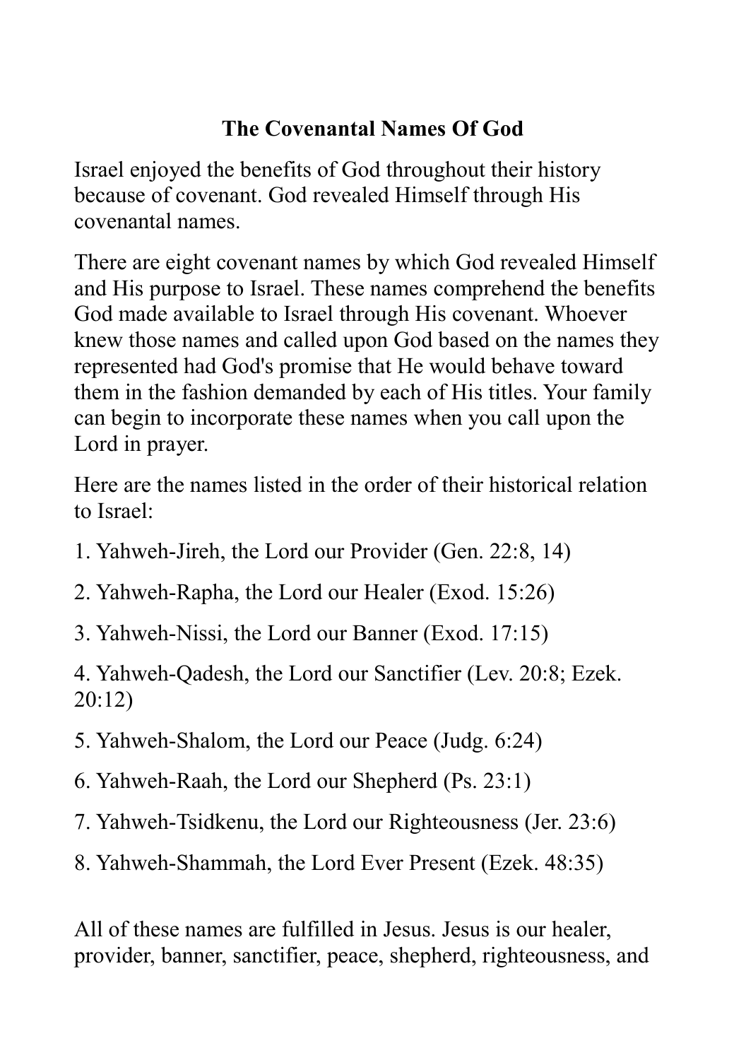## The Covenantal Names Of God

Israel enjoyed the benefits of God throughout their history because of covenant. God revealed Himself through His covenantal names.

There are eight covenant names by which God revealed Himself and His purpose to Israel. These names comprehend the benefits God made available to Israel through His covenant. Whoever knew those names and called upon God based on the names they represented had God's promise that He would behave toward them in the fashion demanded by each of His titles. Your family can begin to incorporate these names when you call upon the Lord in prayer.

Here are the names listed in the order of their historical relation to Israel:

1. Yahweh-Jireh, the Lord our Provider (Gen. 22:8, 14)
2. Yahweh-Rapha, the Lord our Healer (Exod. 15:26)
3. Yahweh-Nissi, the Lord our Banner (Exod. 17:15)
4. Yahweh-Qadesh, the Lord our Sanctifier (Lev. 20:8; Ezek. 20:12)
5. Yahweh-Shalom, the Lord our Peace (Judg. 6:24)
6. Yahweh-Raah, the Lord our Shepherd (Ps. 23:1)
7. Yahweh-Tsidkenu, the Lord our Righteousness (Jer. 23:6)
8. Yahweh-Shammah, the Lord Ever Present (Ezek. 48:35)

All of these names are fulfilled in Jesus. Jesus is our healer, provider, banner, sanctifier, peace, shepherd, righteousness, and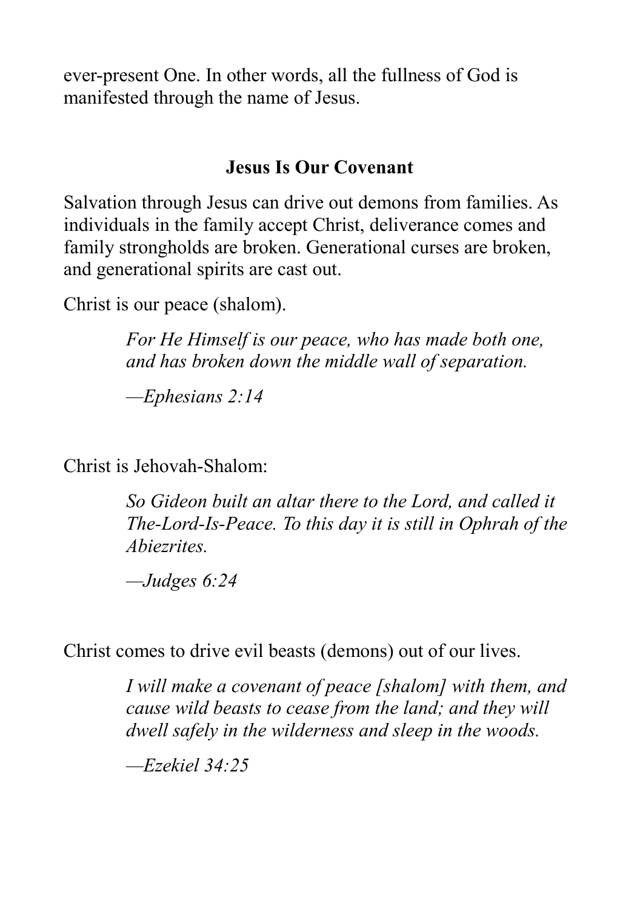ever-present One. In other words, all the fullness of God is manifested through the name of Jesus.

## Jesus Is Our Covenant

Salvation through Jesus can drive out demons from families. As individuals in the family accept Christ, deliverance comes and family strongholds are broken. Generational curses are broken, and generational spirits are cast out.

Christ is our peace (shalom).

> *For He Himself is our peace, who has made both one, and has broken down the middle wall of separation.*
>
> *—Ephesians 2:14*

Christ is Jehovah-Shalom:

> *So Gideon built an altar there to the Lord, and called it The-Lord-Is-Peace. To this day it is still in Ophrah of the Abiezrites.*
>
> *—Judges 6:24*

Christ comes to drive evil beasts (demons) out of our lives.

> *I will make a covenant of peace [shalom] with them, and cause wild beasts to cease from the land; and they will dwell safely in the wilderness and sleep in the woods.*
>
> *—Ezekiel 34:25*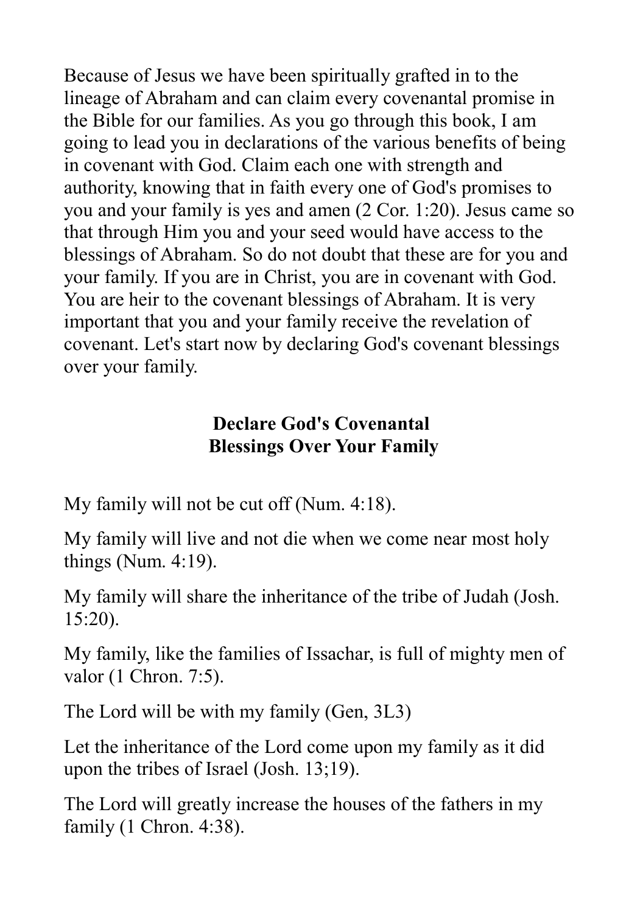Because of Jesus we have been spiritually grafted in to the lineage of Abraham and can claim every covenantal promise in the Bible for our families. As you go through this book, I am going to lead you in declarations of the various benefits of being in covenant with God. Claim each one with strength and authority, knowing that in faith every one of God's promises to you and your family is yes and amen (2 Cor. 1:20). Jesus came so that through Him you and your seed would have access to the blessings of Abraham. So do not doubt that these are for you and your family. If you are in Christ, you are in covenant with God. You are heir to the covenant blessings of Abraham. It is very important that you and your family receive the revelation of covenant. Let's start now by declaring God's covenant blessings over your family.

## Declare God's Covenantal Blessings Over Your Family

My family will not be cut off (Num. 4:18).

My family will live and not die when we come near most holy things (Num. 4:19).

My family will share the inheritance of the tribe of Judah (Josh. 15:20).

My family, like the families of Issachar, is full of mighty men of valor (1 Chron. 7:5).

The Lord will be with my family (Gen, 3L3)

Let the inheritance of the Lord come upon my family as it did upon the tribes of Israel (Josh. 13;19).

The Lord will greatly increase the houses of the fathers in my family (1 Chron. 4:38).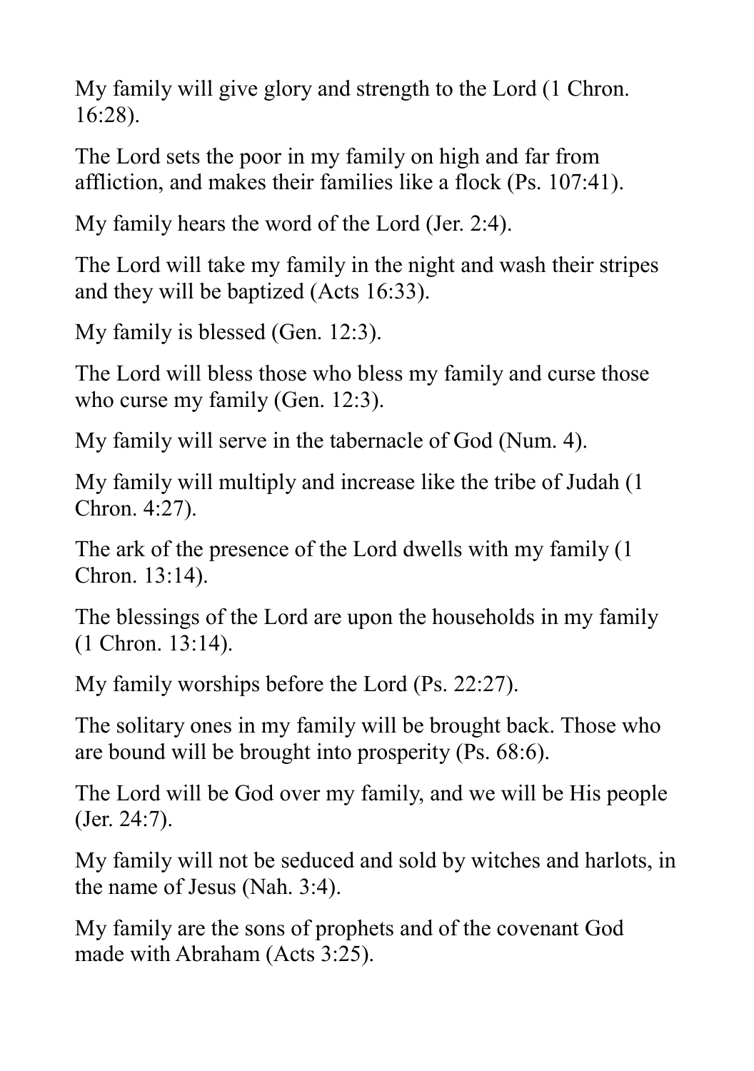My family will give glory and strength to the Lord (1 Chron. 16:28).

The Lord sets the poor in my family on high and far from affliction, and makes their families like a flock (Ps. 107:41).

My family hears the word of the Lord (Jer. 2:4).

The Lord will take my family in the night and wash their stripes and they will be baptized (Acts 16:33).

My family is blessed (Gen. 12:3).

The Lord will bless those who bless my family and curse those who curse my family (Gen. 12:3).

My family will serve in the tabernacle of God (Num. 4).

My family will multiply and increase like the tribe of Judah (1 Chron. 4:27).

The ark of the presence of the Lord dwells with my family (1 Chron. 13:14).

The blessings of the Lord are upon the households in my family (1 Chron. 13:14).

My family worships before the Lord (Ps. 22:27).

The solitary ones in my family will be brought back. Those who are bound will be brought into prosperity (Ps. 68:6).

The Lord will be God over my family, and we will be His people (Jer. 24:7).

My family will not be seduced and sold by witches and harlots, in the name of Jesus (Nah. 3:4).

My family are the sons of prophets and of the covenant God made with Abraham (Acts 3:25).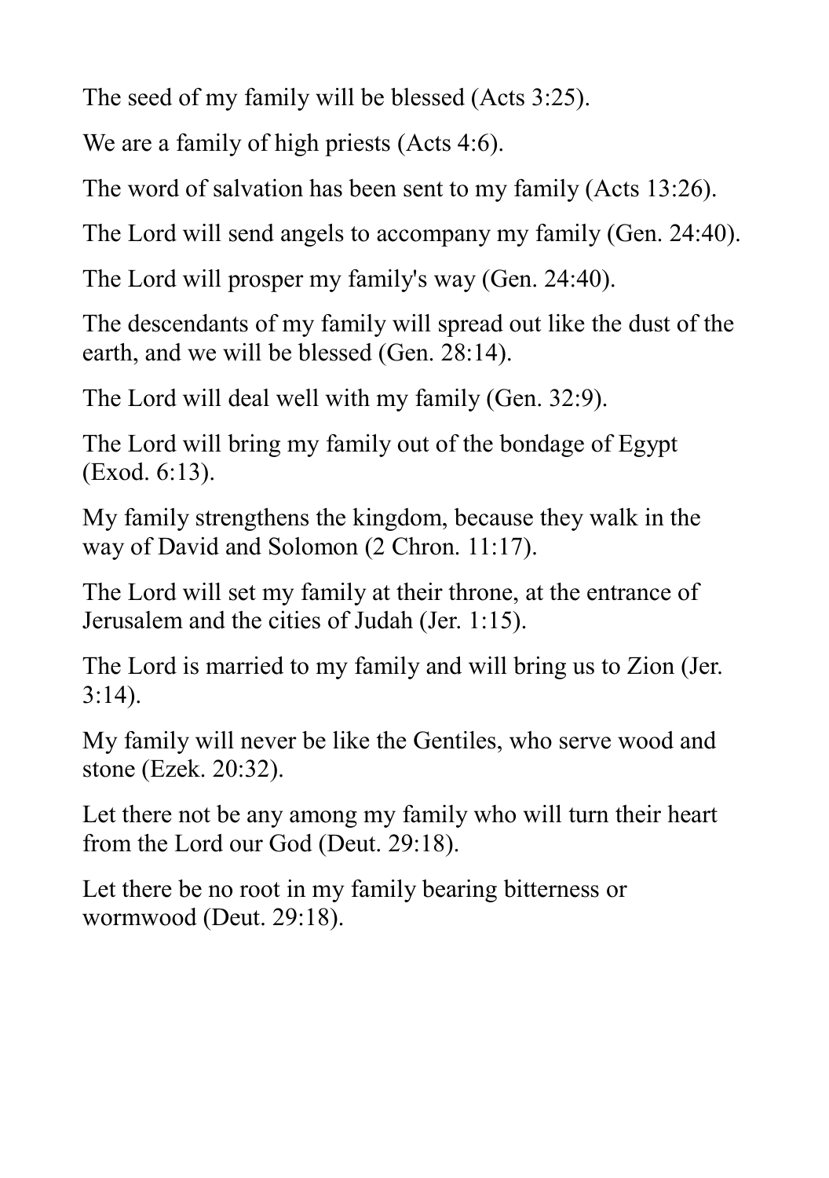The seed of my family will be blessed (Acts 3:25).

We are a family of high priests (Acts 4:6).

The word of salvation has been sent to my family (Acts 13:26).

The Lord will send angels to accompany my family (Gen. 24:40).

The Lord will prosper my family's way (Gen. 24:40).

The descendants of my family will spread out like the dust of the earth, and we will be blessed (Gen. 28:14).

The Lord will deal well with my family (Gen. 32:9).

The Lord will bring my family out of the bondage of Egypt (Exod. 6:13).

My family strengthens the kingdom, because they walk in the way of David and Solomon (2 Chron. 11:17).

The Lord will set my family at their throne, at the entrance of Jerusalem and the cities of Judah (Jer. 1:15).

The Lord is married to my family and will bring us to Zion (Jer. 3:14).

My family will never be like the Gentiles, who serve wood and stone (Ezek. 20:32).

Let there not be any among my family who will turn their heart from the Lord our God (Deut. 29:18).

Let there be no root in my family bearing bitterness or wormwood (Deut. 29:18).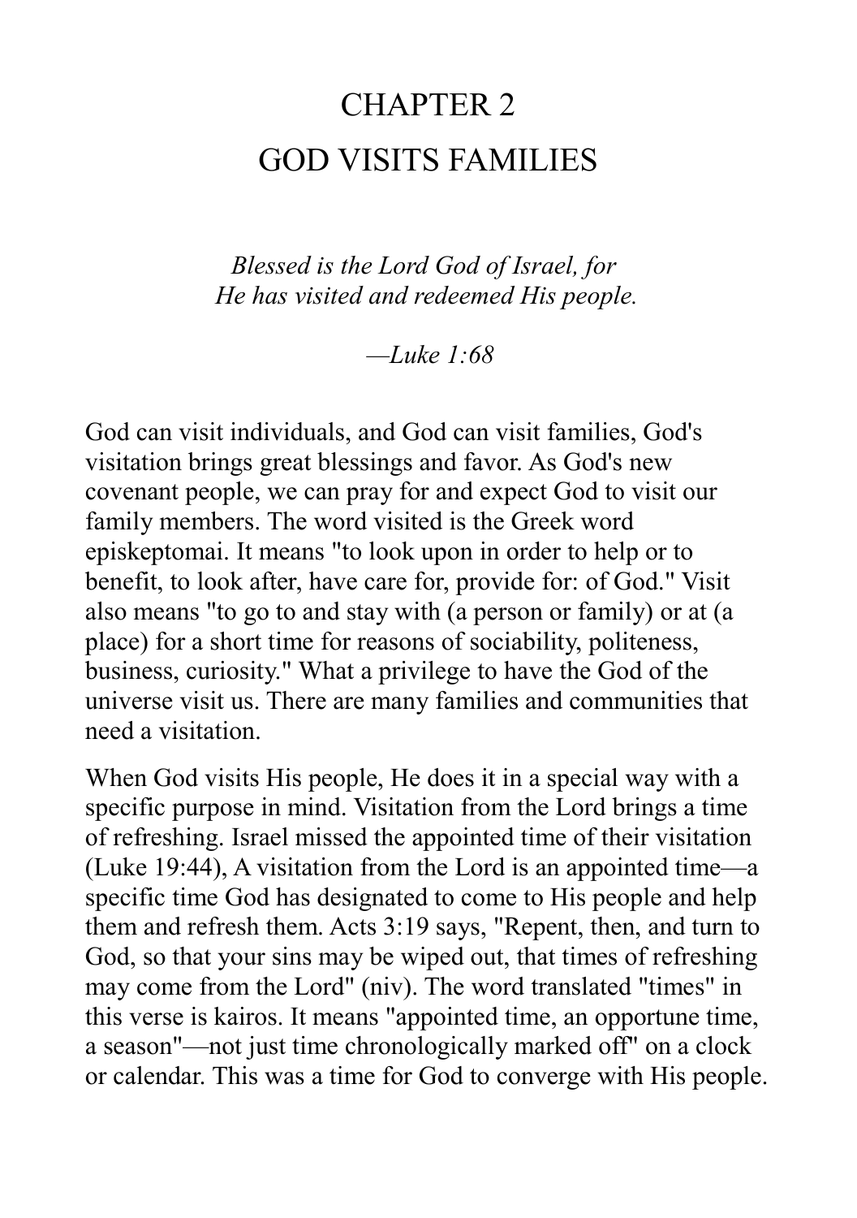# CHAPTER 2
# GOD VISITS FAMILIES

*Blessed is the Lord God of Israel, for*
*He has visited and redeemed His people.*

*—Luke 1:68*

God can visit individuals, and God can visit families, God's visitation brings great blessings and favor. As God's new covenant people, we can pray for and expect God to visit our family members. The word visited is the Greek word episkeptomai. It means "to look upon in order to help or to benefit, to look after, have care for, provide for: of God." Visit also means "to go to and stay with (a person or family) or at (a place) for a short time for reasons of sociability, politeness, business, curiosity." What a privilege to have the God of the universe visit us. There are many families and communities that need a visitation.

When God visits His people, He does it in a special way with a specific purpose in mind. Visitation from the Lord brings a time of refreshing. Israel missed the appointed time of their visitation (Luke 19:44), A visitation from the Lord is an appointed time—a specific time God has designated to come to His people and help them and refresh them. Acts 3:19 says, "Repent, then, and turn to God, so that your sins may be wiped out, that times of refreshing may come from the Lord" (niv). The word translated "times" in this verse is kairos. It means "appointed time, an opportune time, a season"—not just time chronologically marked off" on a clock or calendar. This was a time for God to converge with His people.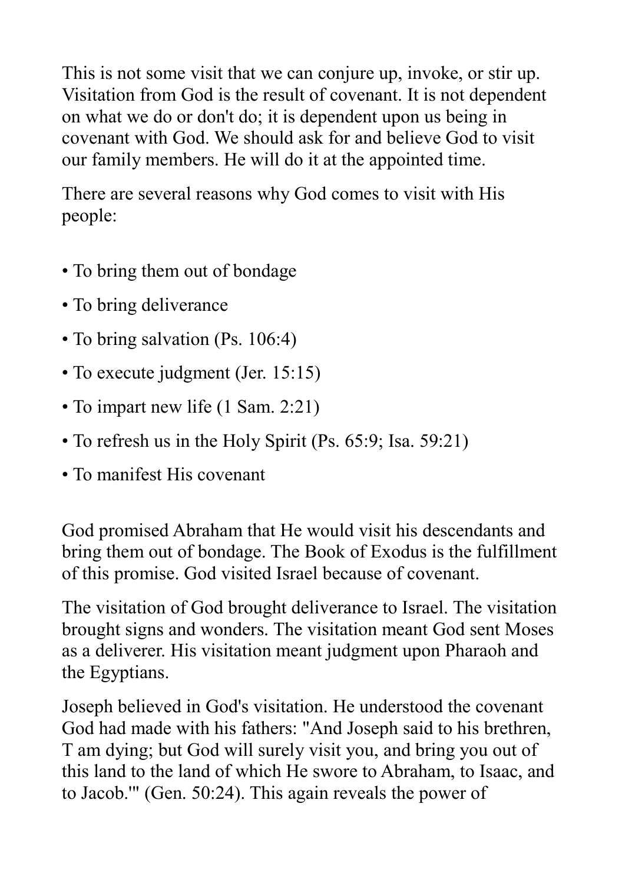This is not some visit that we can conjure up, invoke, or stir up. Visitation from God is the result of covenant. It is not dependent on what we do or don't do; it is dependent upon us being in covenant with God. We should ask for and believe God to visit our family members. He will do it at the appointed time.

There are several reasons why God comes to visit with His people:

- To bring them out of bondage
- To bring deliverance
- To bring salvation (Ps. 106:4)
- To execute judgment (Jer. 15:15)
- To impart new life (1 Sam. 2:21)
- To refresh us in the Holy Spirit (Ps. 65:9; Isa. 59:21)
- To manifest His covenant

God promised Abraham that He would visit his descendants and bring them out of bondage. The Book of Exodus is the fulfillment of this promise. God visited Israel because of covenant.

The visitation of God brought deliverance to Israel. The visitation brought signs and wonders. The visitation meant God sent Moses as a deliverer. His visitation meant judgment upon Pharaoh and the Egyptians.

Joseph believed in God's visitation. He understood the covenant God had made with his fathers: "And Joseph said to his brethren, T am dying; but God will surely visit you, and bring you out of this land to the land of which He swore to Abraham, to Isaac, and to Jacob.'" (Gen. 50:24). This again reveals the power of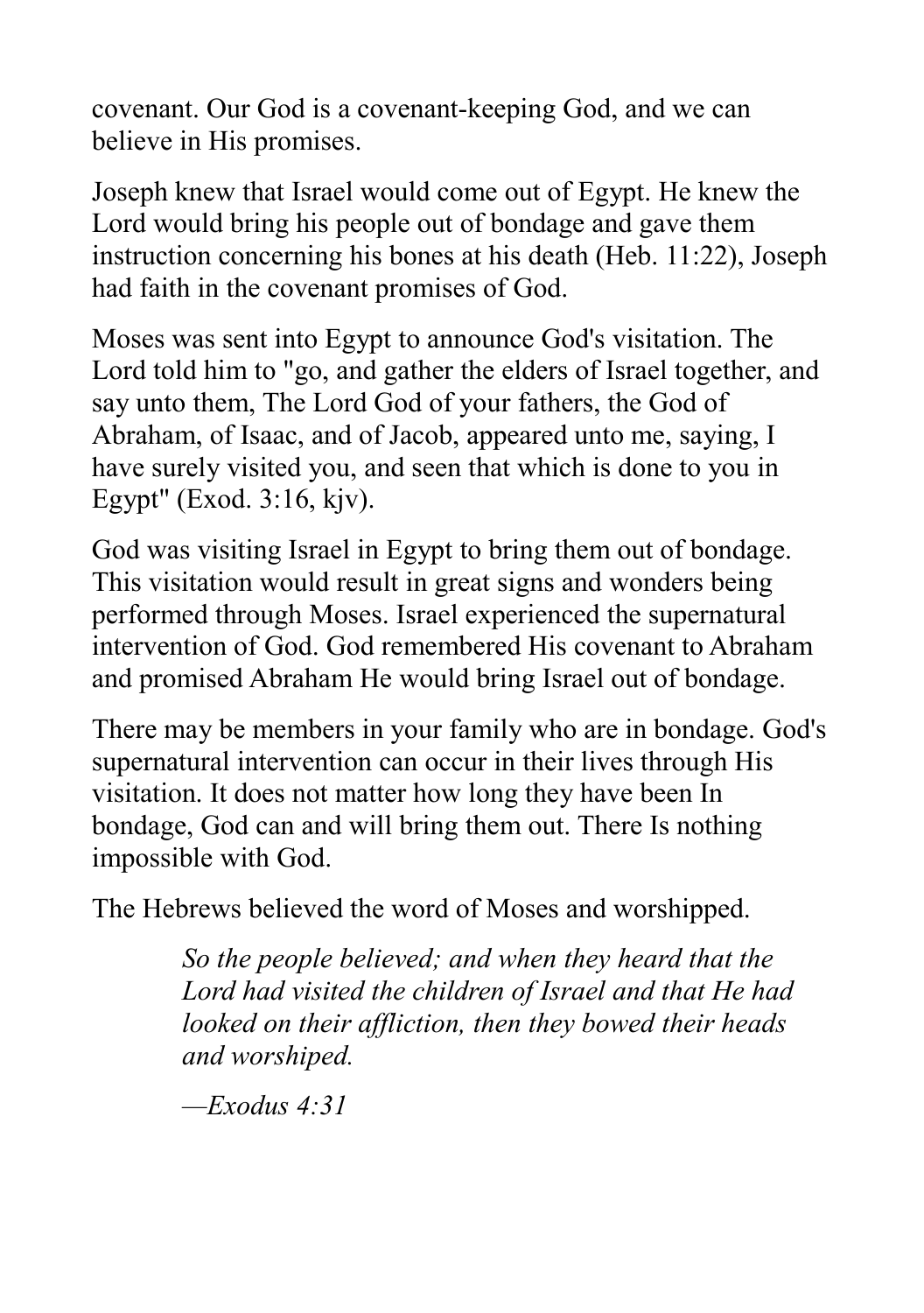covenant. Our God is a covenant-keeping God, and we can believe in His promises.

Joseph knew that Israel would come out of Egypt. He knew the Lord would bring his people out of bondage and gave them instruction concerning his bones at his death (Heb. 11:22), Joseph had faith in the covenant promises of God.

Moses was sent into Egypt to announce God's visitation. The Lord told him to "go, and gather the elders of Israel together, and say unto them, The Lord God of your fathers, the God of Abraham, of Isaac, and of Jacob, appeared unto me, saying, I have surely visited you, and seen that which is done to you in Egypt" (Exod. 3:16, kjv).

God was visiting Israel in Egypt to bring them out of bondage. This visitation would result in great signs and wonders being performed through Moses. Israel experienced the supernatural intervention of God. God remembered His covenant to Abraham and promised Abraham He would bring Israel out of bondage.

There may be members in your family who are in bondage. God's supernatural intervention can occur in their lives through His visitation. It does not matter how long they have been In bondage, God can and will bring them out. There Is nothing impossible with God.

The Hebrews believed the word of Moses and worshipped.

> *So the people believed; and when they heard that the Lord had visited the children of Israel and that He had looked on their affliction, then they bowed their heads and worshiped.*
>
> *—Exodus 4:31*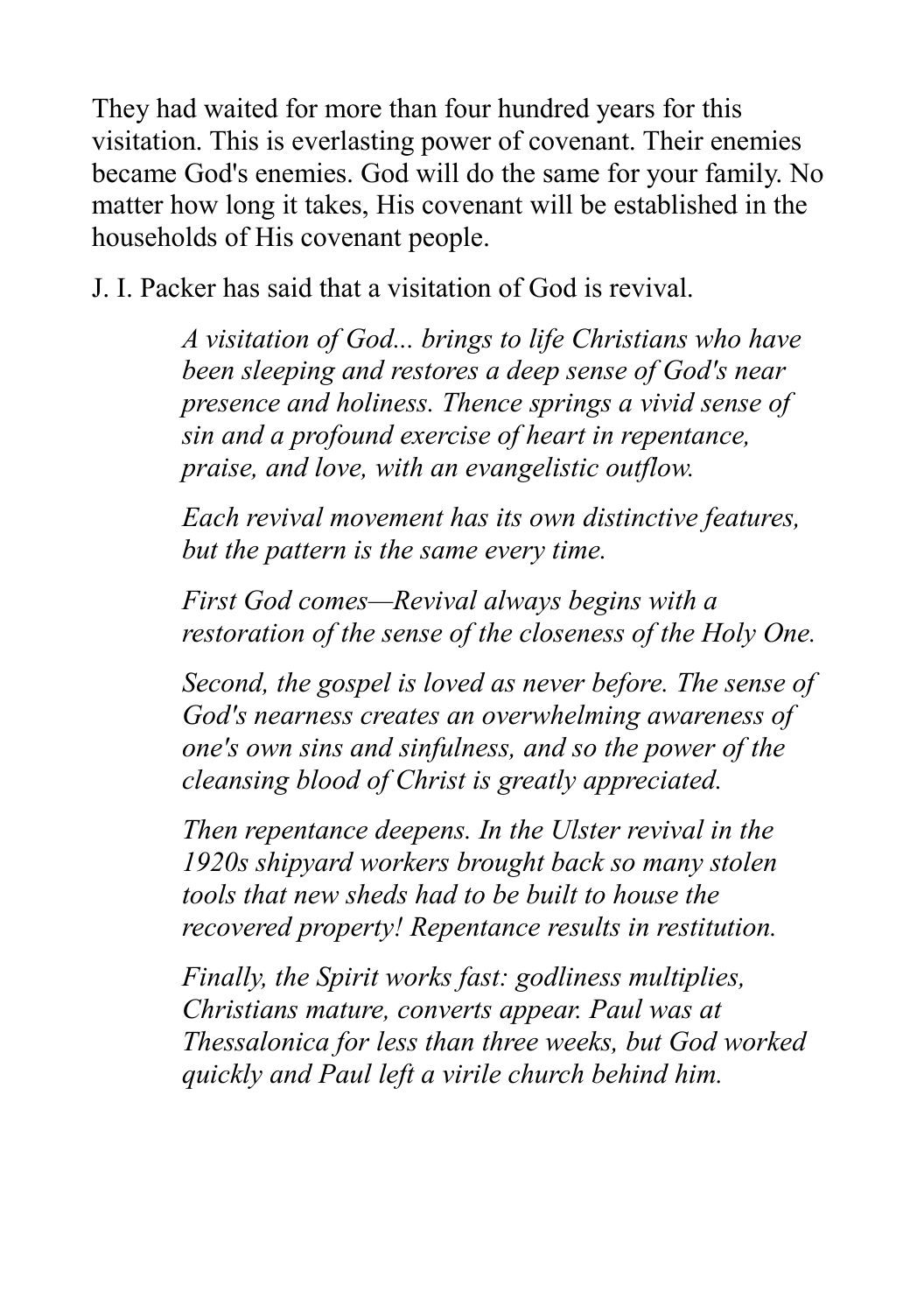They had waited for more than four hundred years for this visitation. This is everlasting power of covenant. Their enemies became God's enemies. God will do the same for your family. No matter how long it takes, His covenant will be established in the households of His covenant people.

J. I. Packer has said that a visitation of God is revival.

> *A visitation of God... brings to life Christians who have been sleeping and restores a deep sense of God's near presence and holiness. Thence springs a vivid sense of sin and a profound exercise of heart in repentance, praise, and love, with an evangelistic outflow.*
>
> *Each revival movement has its own distinctive features, but the pattern is the same every time.*
>
> *First God comes—Revival always begins with a restoration of the sense of the closeness of the Holy One.*
>
> *Second, the gospel is loved as never before. The sense of God's nearness creates an overwhelming awareness of one's own sins and sinfulness, and so the power of the cleansing blood of Christ is greatly appreciated.*
>
> *Then repentance deepens. In the Ulster revival in the 1920s shipyard workers brought back so many stolen tools that new sheds had to be built to house the recovered property! Repentance results in restitution.*
>
> *Finally, the Spirit works fast: godliness multiplies, Christians mature, converts appear. Paul was at Thessalonica for less than three weeks, but God worked quickly and Paul left a virile church behind him.*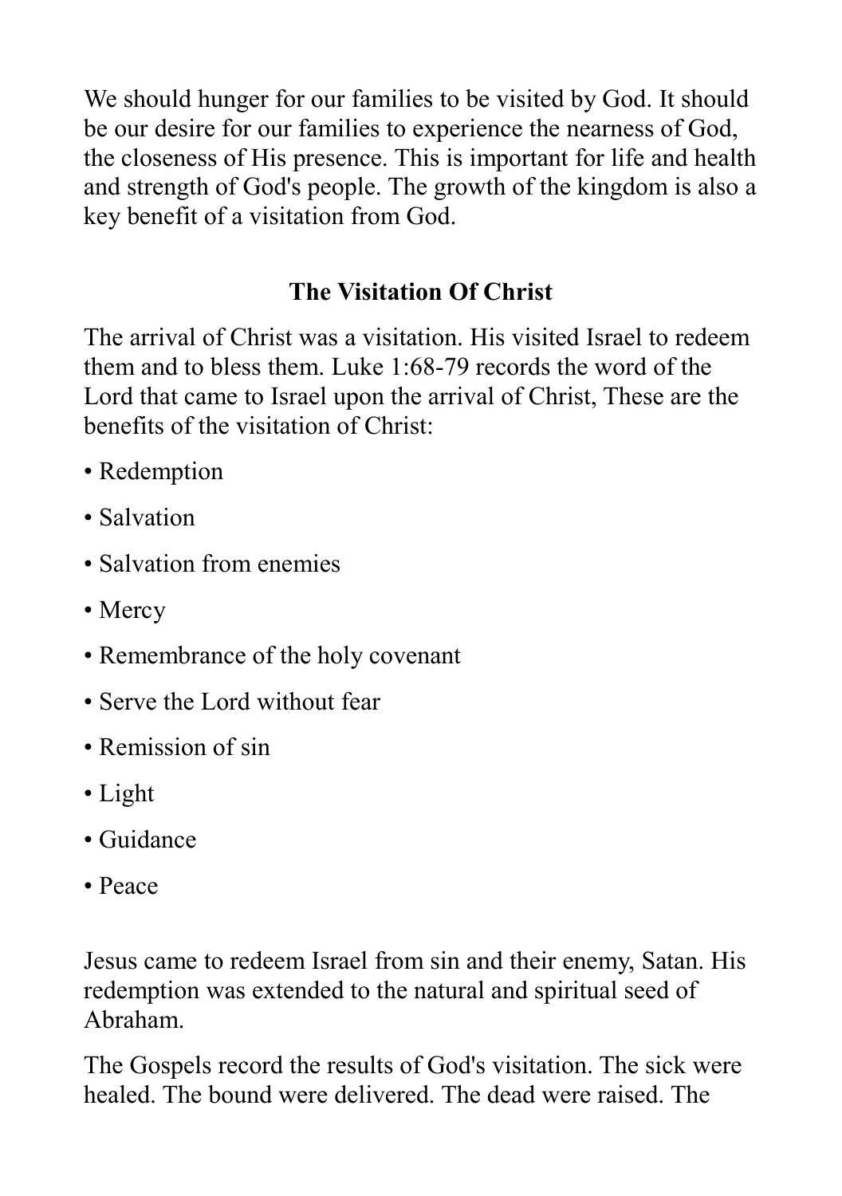We should hunger for our families to be visited by God. It should be our desire for our families to experience the nearness of God, the closeness of His presence. This is important for life and health and strength of God's people. The growth of the kingdom is also a key benefit of a visitation from God.

## The Visitation Of Christ

The arrival of Christ was a visitation. His visited Israel to redeem them and to bless them. Luke 1:68-79 records the word of the Lord that came to Israel upon the arrival of Christ, These are the benefits of the visitation of Christ:

- Redemption
- Salvation
- Salvation from enemies
- Mercy
- Remembrance of the holy covenant
- Serve the Lord without fear
- Remission of sin
- Light
- Guidance
- Peace

Jesus came to redeem Israel from sin and their enemy, Satan. His redemption was extended to the natural and spiritual seed of Abraham.

The Gospels record the results of God's visitation. The sick were healed. The bound were delivered. The dead were raised. The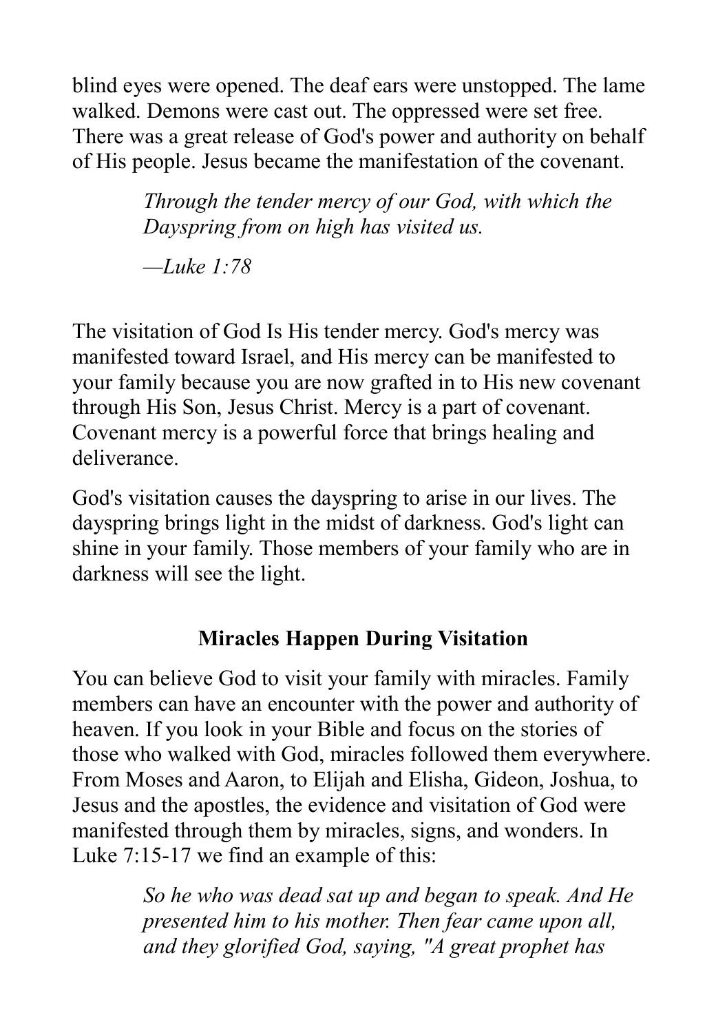blind eyes were opened. The deaf ears were unstopped. The lame walked. Demons were cast out. The oppressed were set free. There was a great release of God's power and authority on behalf of His people. Jesus became the manifestation of the covenant.

> *Through the tender mercy of our God, with which the Dayspring from on high has visited us.*
>
> *—Luke 1:78*

The visitation of God Is His tender mercy. God's mercy was manifested toward Israel, and His mercy can be manifested to your family because you are now grafted in to His new covenant through His Son, Jesus Christ. Mercy is a part of covenant. Covenant mercy is a powerful force that brings healing and deliverance.

God's visitation causes the dayspring to arise in our lives. The dayspring brings light in the midst of darkness. God's light can shine in your family. Those members of your family who are in darkness will see the light.

## Miracles Happen During Visitation

You can believe God to visit your family with miracles. Family members can have an encounter with the power and authority of heaven. If you look in your Bible and focus on the stories of those who walked with God, miracles followed them everywhere. From Moses and Aaron, to Elijah and Elisha, Gideon, Joshua, to Jesus and the apostles, the evidence and visitation of God were manifested through them by miracles, signs, and wonders. In Luke 7:15-17 we find an example of this:

> *So he who was dead sat up and began to speak. And He presented him to his mother. Then fear came upon all, and they glorified God, saying, "A great prophet has*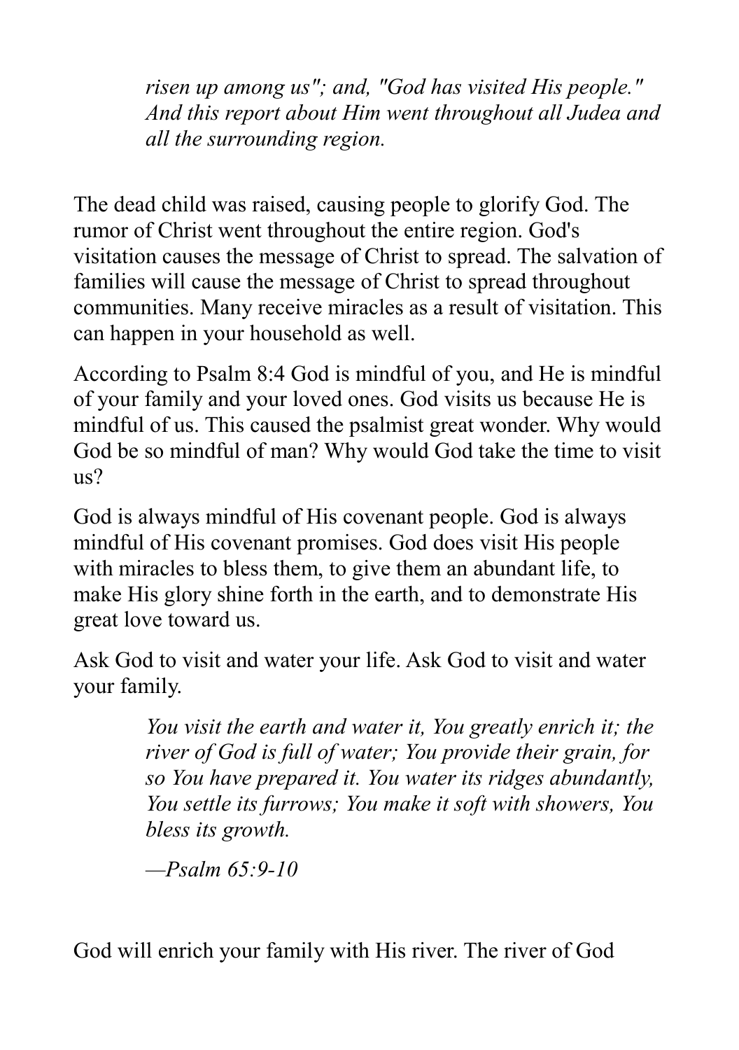> *risen up among us"; and, "God has visited His people." And this report about Him went throughout all Judea and all the surrounding region.*

The dead child was raised, causing people to glorify God. The rumor of Christ went throughout the entire region. God's visitation causes the message of Christ to spread. The salvation of families will cause the message of Christ to spread throughout communities. Many receive miracles as a result of visitation. This can happen in your household as well.

According to Psalm 8:4 God is mindful of you, and He is mindful of your family and your loved ones. God visits us because He is mindful of us. This caused the psalmist great wonder. Why would God be so mindful of man? Why would God take the time to visit us?

God is always mindful of His covenant people. God is always mindful of His covenant promises. God does visit His people with miracles to bless them, to give them an abundant life, to make His glory shine forth in the earth, and to demonstrate His great love toward us.

Ask God to visit and water your life. Ask God to visit and water your family.

> *You visit the earth and water it, You greatly enrich it; the river of God is full of water; You provide their grain, for so You have prepared it. You water its ridges abundantly, You settle its furrows; You make it soft with showers, You bless its growth.*
>
> *—Psalm 65:9-10*

God will enrich your family with His river. The river of God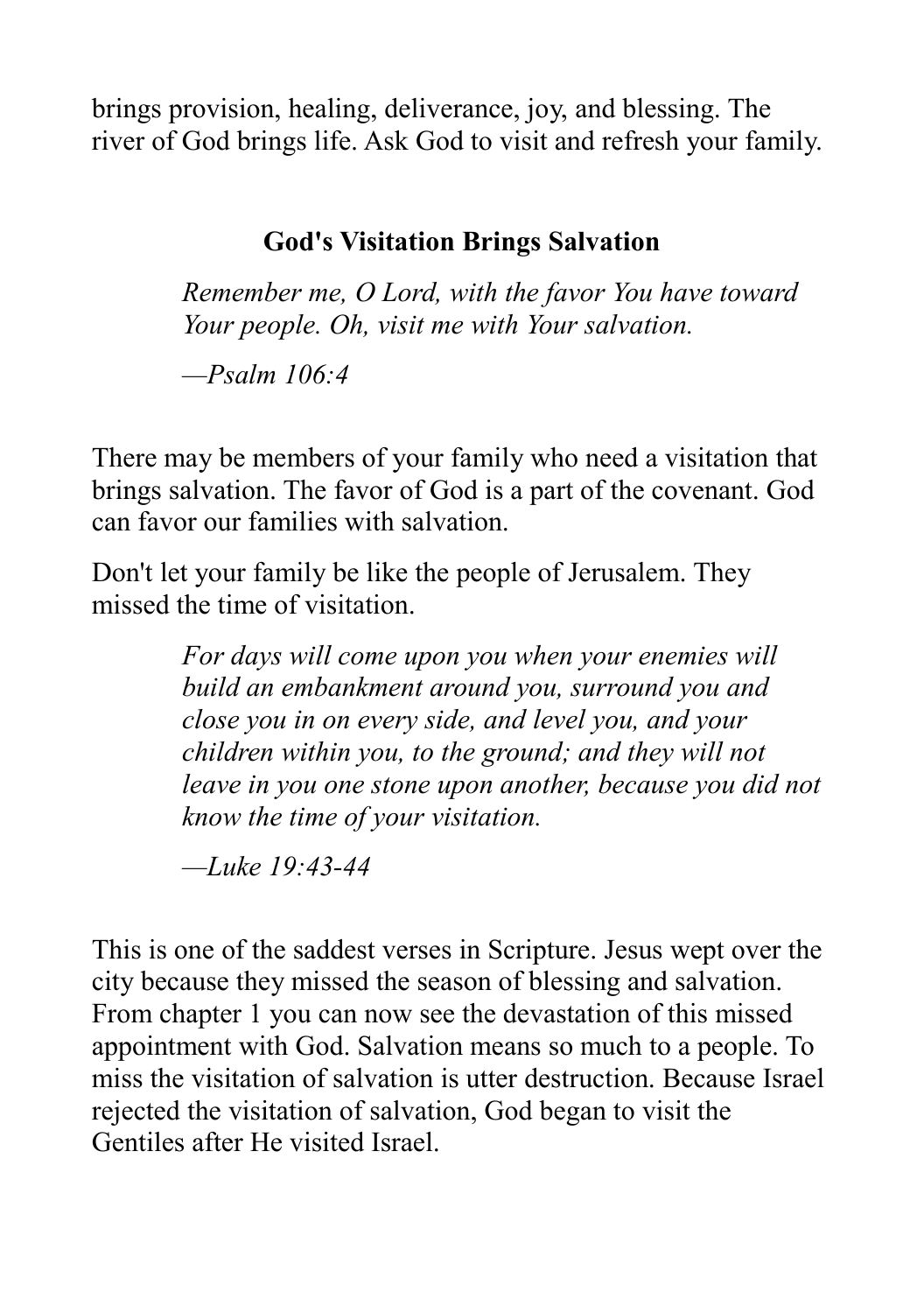brings provision, healing, deliverance, joy, and blessing. The river of God brings life. Ask God to visit and refresh your family.

### God's Visitation Brings Salvation

> *Remember me, O Lord, with the favor You have toward Your people. Oh, visit me with Your salvation.*
>
> *—Psalm 106:4*

There may be members of your family who need a visitation that brings salvation. The favor of God is a part of the covenant. God can favor our families with salvation.

Don't let your family be like the people of Jerusalem. They missed the time of visitation.

> *For days will come upon you when your enemies will build an embankment around you, surround you and close you in on every side, and level you, and your children within you, to the ground; and they will not leave in you one stone upon another, because you did not know the time of your visitation.*
>
> *—Luke 19:43-44*

This is one of the saddest verses in Scripture. Jesus wept over the city because they missed the season of blessing and salvation. From chapter 1 you can now see the devastation of this missed appointment with God. Salvation means so much to a people. To miss the visitation of salvation is utter destruction. Because Israel rejected the visitation of salvation, God began to visit the Gentiles after He visited Israel.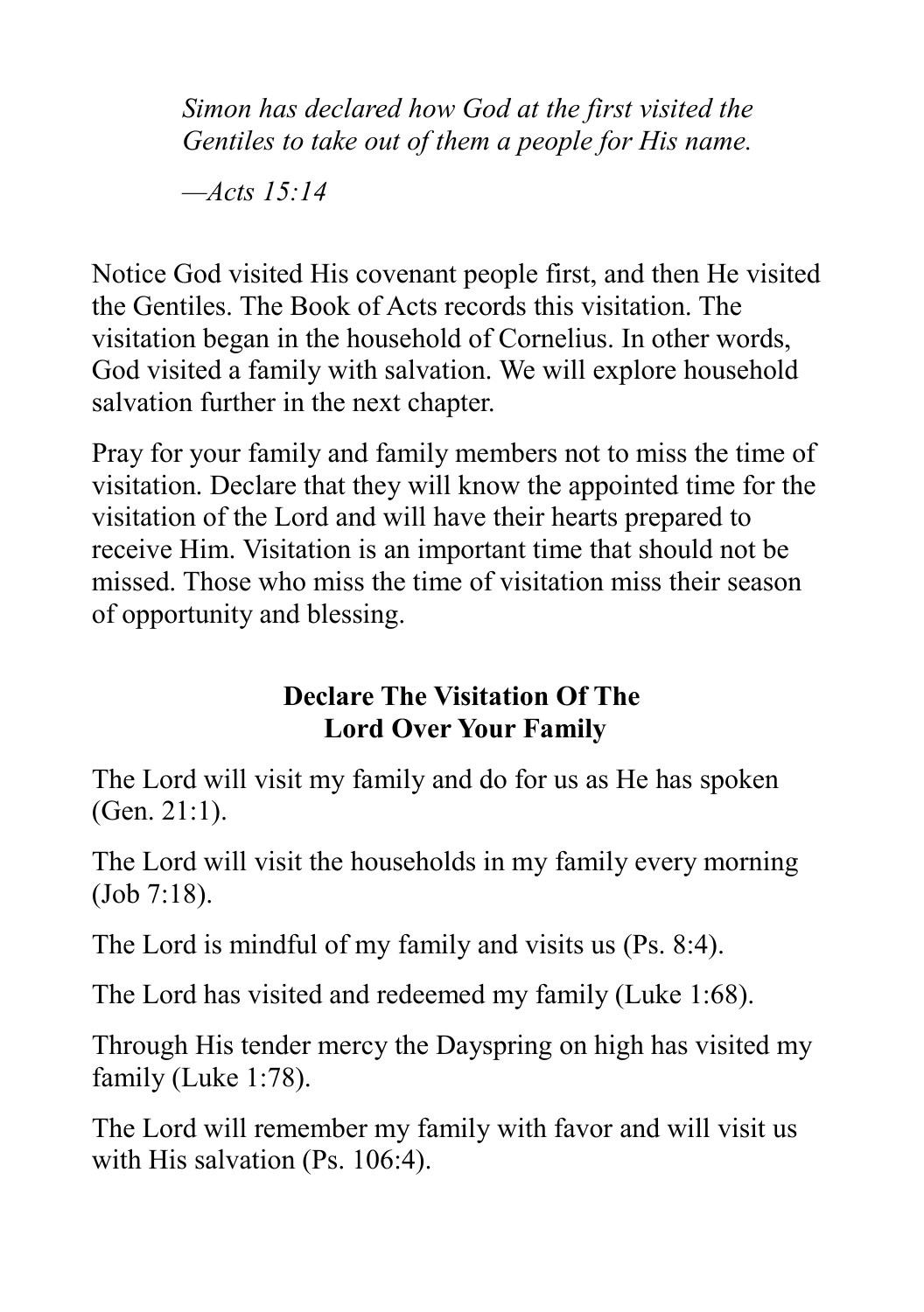*Simon has declared how God at the first visited the Gentiles to take out of them a people for His name.*

*—Acts 15:14*

Notice God visited His covenant people first, and then He visited the Gentiles. The Book of Acts records this visitation. The visitation began in the household of Cornelius. In other words, God visited a family with salvation. We will explore household salvation further in the next chapter.

Pray for your family and family members not to miss the time of visitation. Declare that they will know the appointed time for the visitation of the Lord and will have their hearts prepared to receive Him. Visitation is an important time that should not be missed. Those who miss the time of visitation miss their season of opportunity and blessing.

### Declare The Visitation Of The Lord Over Your Family

The Lord will visit my family and do for us as He has spoken (Gen. 21:1).

The Lord will visit the households in my family every morning (Job 7:18).

The Lord is mindful of my family and visits us (Ps. 8:4).

The Lord has visited and redeemed my family (Luke 1:68).

Through His tender mercy the Dayspring on high has visited my family (Luke 1:78).

The Lord will remember my family with favor and will visit us with His salvation (Ps. 106:4).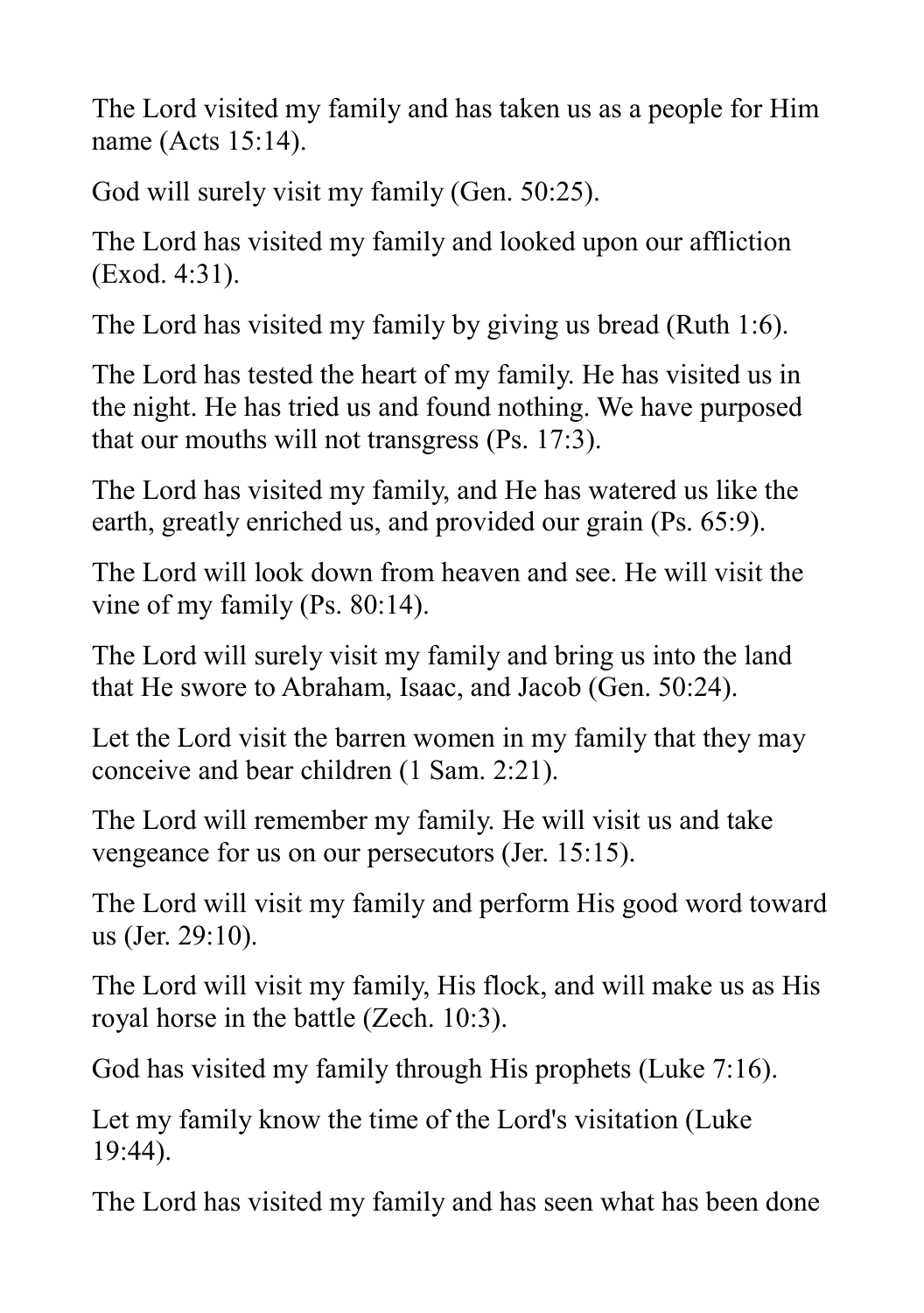The Lord visited my family and has taken us as a people for Him name (Acts 15:14).

God will surely visit my family (Gen. 50:25).

The Lord has visited my family and looked upon our affliction (Exod. 4:31).

The Lord has visited my family by giving us bread (Ruth 1:6).

The Lord has tested the heart of my family. He has visited us in the night. He has tried us and found nothing. We have purposed that our mouths will not transgress (Ps. 17:3).

The Lord has visited my family, and He has watered us like the earth, greatly enriched us, and provided our grain (Ps. 65:9).

The Lord will look down from heaven and see. He will visit the vine of my family (Ps. 80:14).

The Lord will surely visit my family and bring us into the land that He swore to Abraham, Isaac, and Jacob (Gen. 50:24).

Let the Lord visit the barren women in my family that they may conceive and bear children (1 Sam. 2:21).

The Lord will remember my family. He will visit us and take vengeance for us on our persecutors (Jer. 15:15).

The Lord will visit my family and perform His good word toward us (Jer. 29:10).

The Lord will visit my family, His flock, and will make us as His royal horse in the battle (Zech. 10:3).

God has visited my family through His prophets (Luke 7:16).

Let my family know the time of the Lord's visitation (Luke 19:44).

The Lord has visited my family and has seen what has been done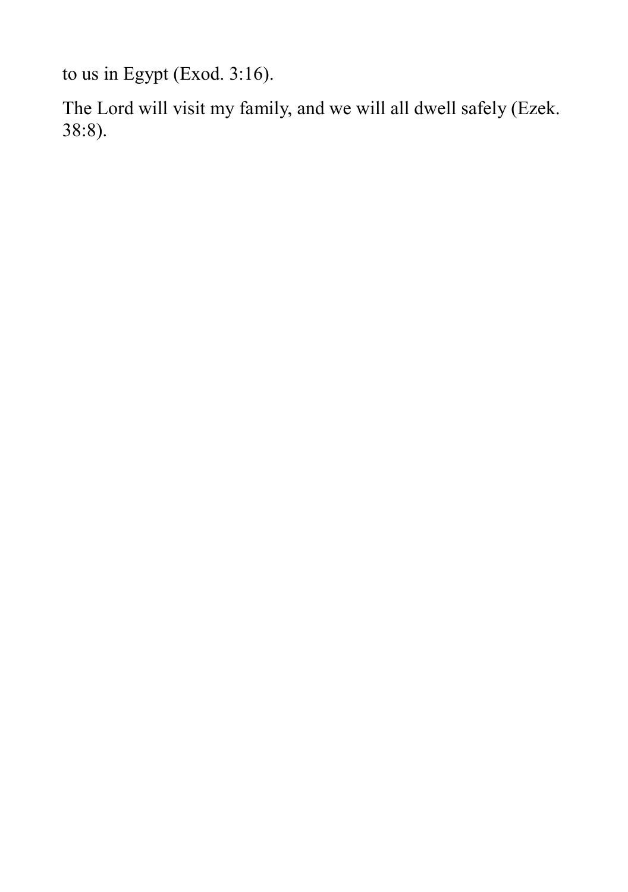to us in Egypt (Exod. 3:16).

The Lord will visit my family, and we will all dwell safely (Ezek. 38:8).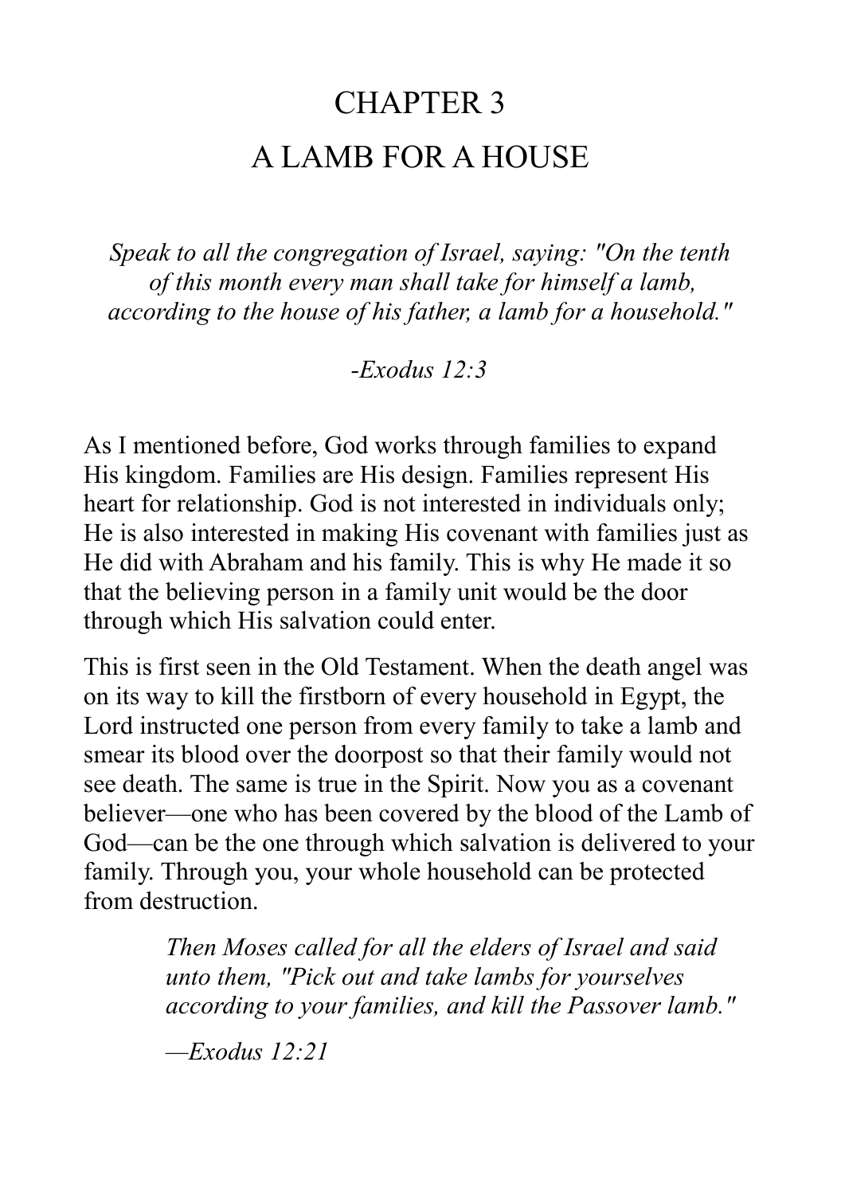# CHAPTER 3

# A LAMB FOR A HOUSE

*Speak to all the congregation of Israel, saying: "On the tenth of this month every man shall take for himself a lamb, according to the house of his father, a lamb for a household."*

*-Exodus 12:3*

As I mentioned before, God works through families to expand His kingdom. Families are His design. Families represent His heart for relationship. God is not interested in individuals only; He is also interested in making His covenant with families just as He did with Abraham and his family. This is why He made it so that the believing person in a family unit would be the door through which His salvation could enter.

This is first seen in the Old Testament. When the death angel was on its way to kill the firstborn of every household in Egypt, the Lord instructed one person from every family to take a lamb and smear its blood over the doorpost so that their family would not see death. The same is true in the Spirit. Now you as a covenant believer—one who has been covered by the blood of the Lamb of God—can be the one through which salvation is delivered to your family. Through you, your whole household can be protected from destruction.

> *Then Moses called for all the elders of Israel and said unto them, "Pick out and take lambs for yourselves according to your families, and kill the Passover lamb."*
>
> *—Exodus 12:21*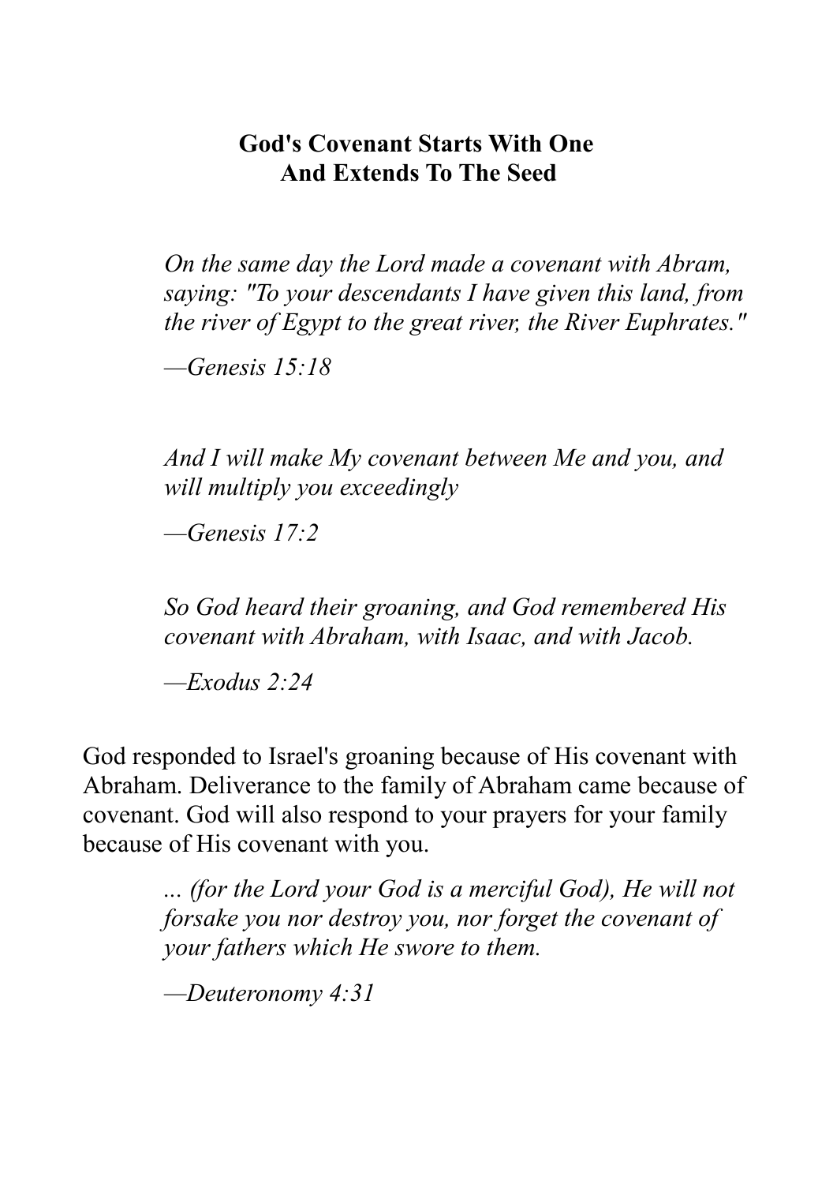## God's Covenant Starts With One And Extends To The Seed

> *On the same day the Lord made a covenant with Abram, saying: "To your descendants I have given this land, from the river of Egypt to the great river, the River Euphrates."*
>
> *—Genesis 15:18*

> *And I will make My covenant between Me and you, and will multiply you exceedingly*
>
> *—Genesis 17:2*

> *So God heard their groaning, and God remembered His covenant with Abraham, with Isaac, and with Jacob.*
>
> *—Exodus 2:24*

God responded to Israel's groaning because of His covenant with Abraham. Deliverance to the family of Abraham came because of covenant. God will also respond to your prayers for your family because of His covenant with you.

> *... (for the Lord your God is a merciful God), He will not forsake you nor destroy you, nor forget the covenant of your fathers which He swore to them.*
>
> *—Deuteronomy 4:31*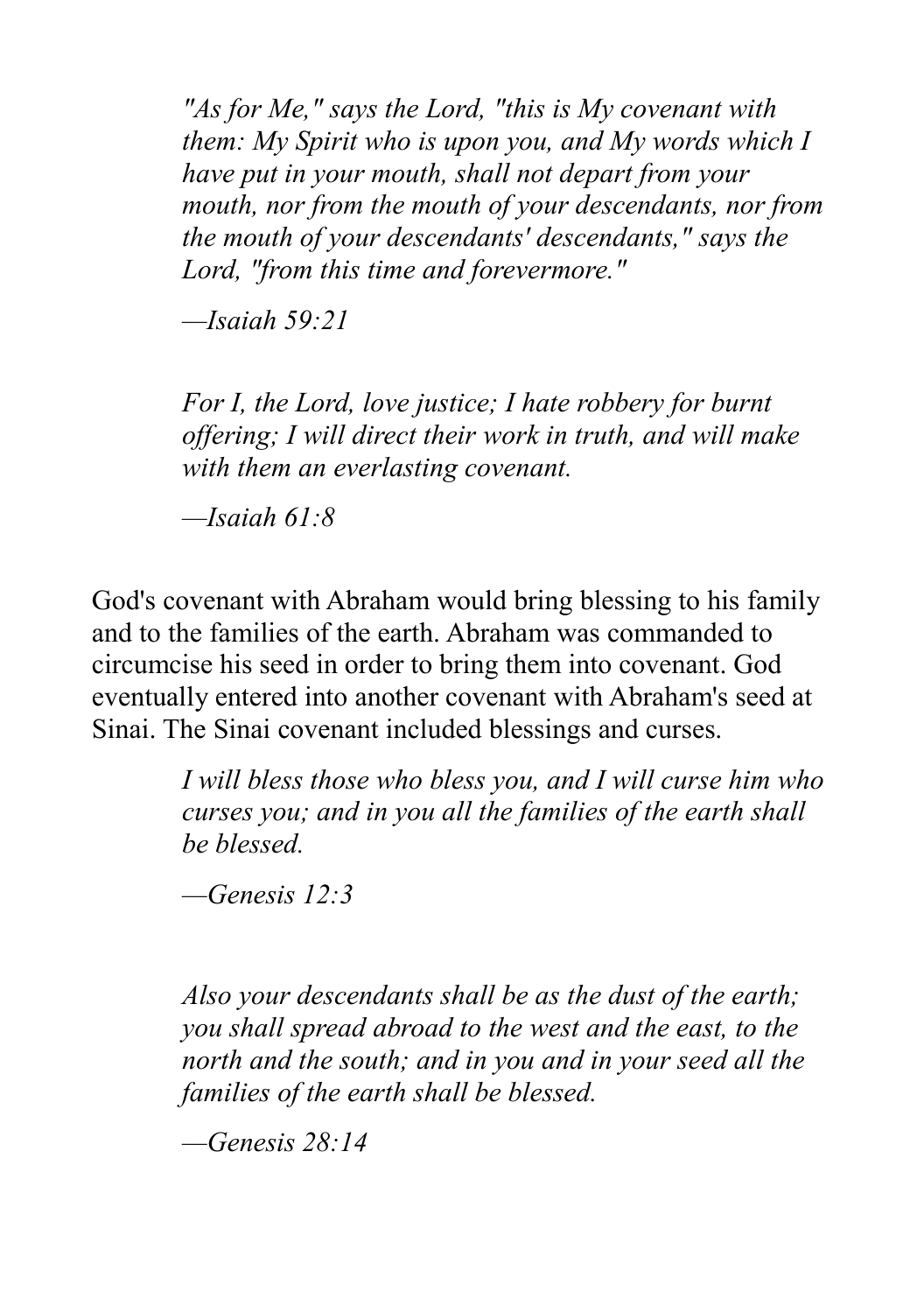> *"As for Me," says the Lord, "this is My covenant with them: My Spirit who is upon you, and My words which I have put in your mouth, shall not depart from your mouth, nor from the mouth of your descendants, nor from the mouth of your descendants' descendants," says the Lord, "from this time and forevermore."*
>
> *—Isaiah 59:21*

> *For I, the Lord, love justice; I hate robbery for burnt offering; I will direct their work in truth, and will make with them an everlasting covenant.*
>
> *—Isaiah 61:8*

God's covenant with Abraham would bring blessing to his family and to the families of the earth. Abraham was commanded to circumcise his seed in order to bring them into covenant. God eventually entered into another covenant with Abraham's seed at Sinai. The Sinai covenant included blessings and curses.

> *I will bless those who bless you, and I will curse him who curses you; and in you all the families of the earth shall be blessed.*
>
> *—Genesis 12:3*

> *Also your descendants shall be as the dust of the earth; you shall spread abroad to the west and the east, to the north and the south; and in you and in your seed all the families of the earth shall be blessed.*
>
> *—Genesis 28:14*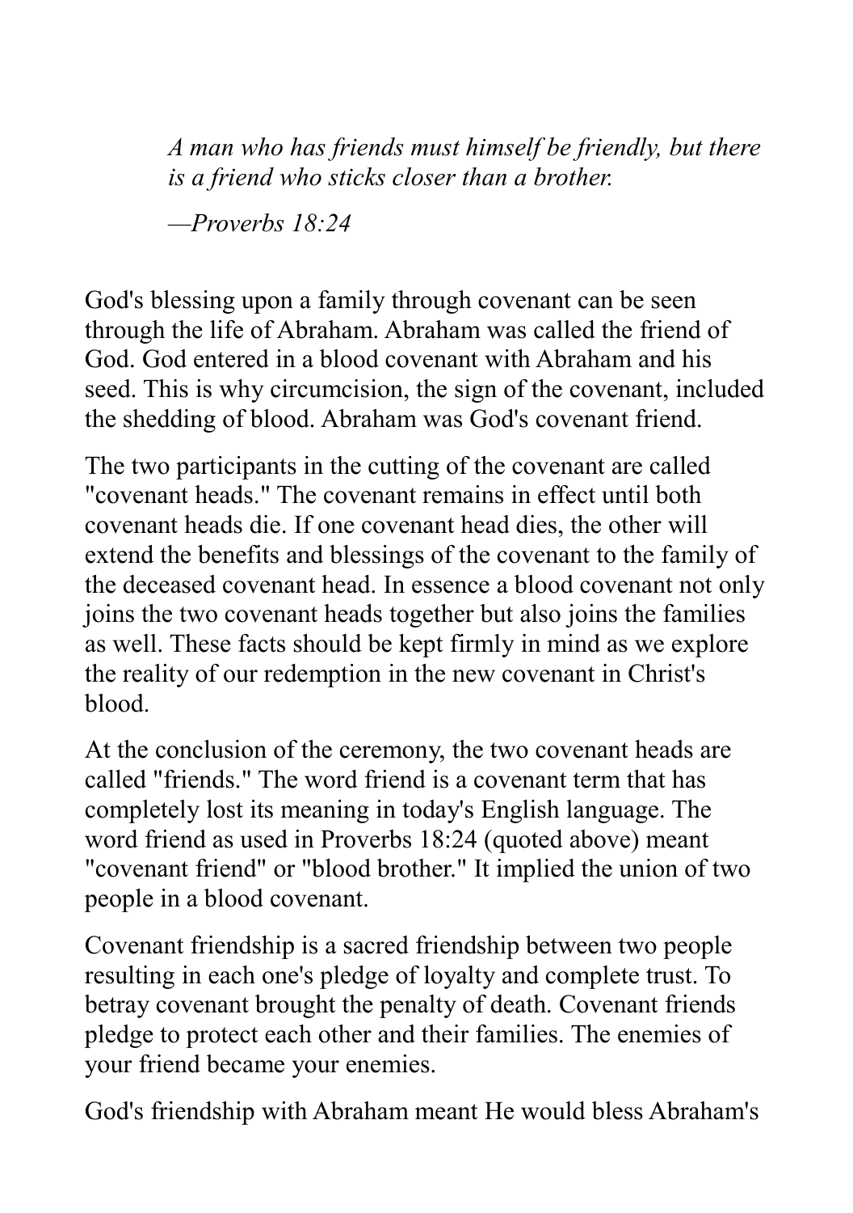> *A man who has friends must himself be friendly, but there is a friend who sticks closer than a brother.*
>
> *—Proverbs 18:24*

God's blessing upon a family through covenant can be seen through the life of Abraham. Abraham was called the friend of God. God entered in a blood covenant with Abraham and his seed. This is why circumcision, the sign of the covenant, included the shedding of blood. Abraham was God's covenant friend.

The two participants in the cutting of the covenant are called "covenant heads." The covenant remains in effect until both covenant heads die. If one covenant head dies, the other will extend the benefits and blessings of the covenant to the family of the deceased covenant head. In essence a blood covenant not only joins the two covenant heads together but also joins the families as well. These facts should be kept firmly in mind as we explore the reality of our redemption in the new covenant in Christ's blood.

At the conclusion of the ceremony, the two covenant heads are called "friends." The word friend is a covenant term that has completely lost its meaning in today's English language. The word friend as used in Proverbs 18:24 (quoted above) meant "covenant friend" or "blood brother." It implied the union of two people in a blood covenant.

Covenant friendship is a sacred friendship between two people resulting in each one's pledge of loyalty and complete trust. To betray covenant brought the penalty of death. Covenant friends pledge to protect each other and their families. The enemies of your friend became your enemies.

God's friendship with Abraham meant He would bless Abraham's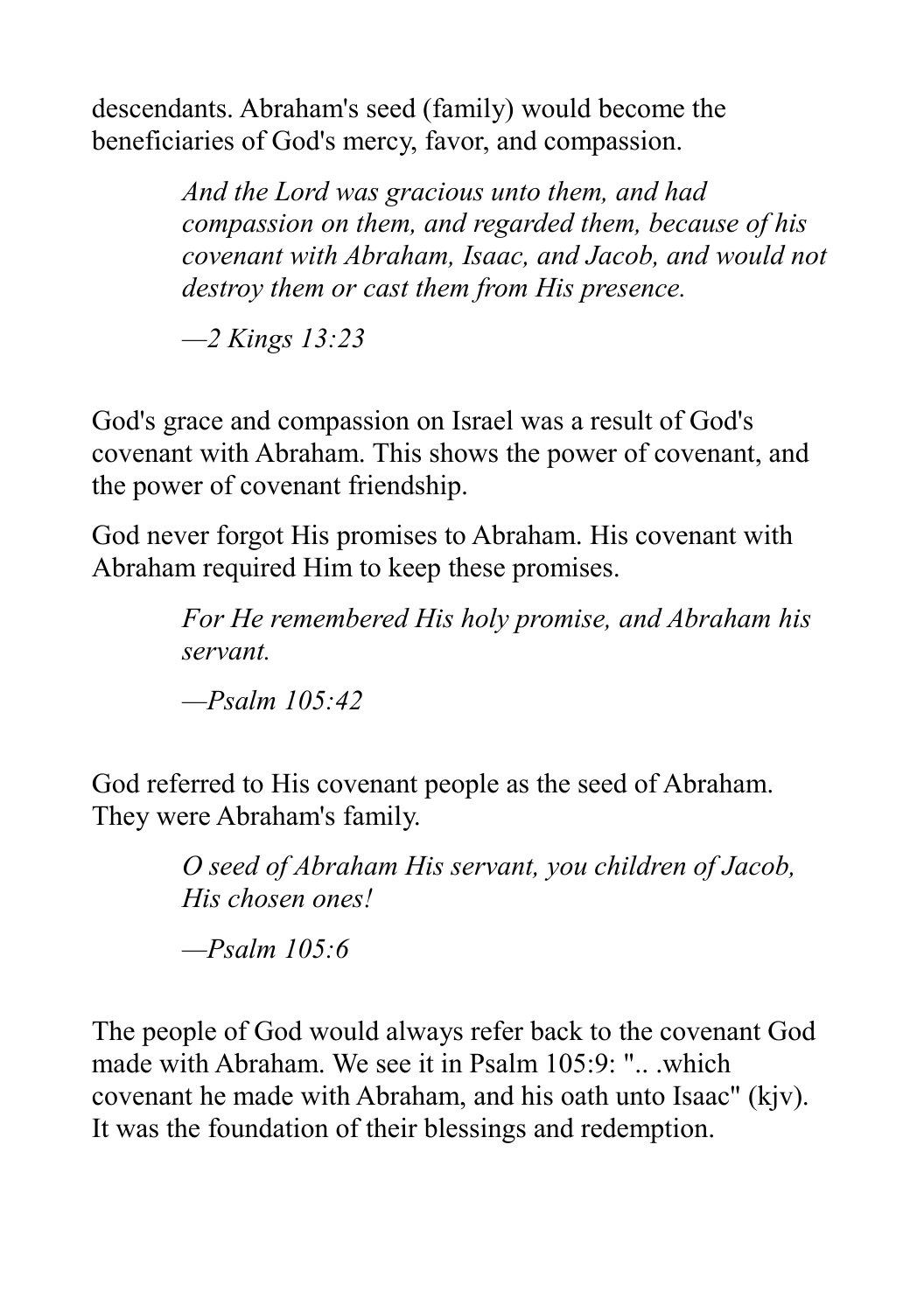descendants. Abraham's seed (family) would become the beneficiaries of God's mercy, favor, and compassion.

> *And the Lord was gracious unto them, and had compassion on them, and regarded them, because of his covenant with Abraham, Isaac, and Jacob, and would not destroy them or cast them from His presence.*
>
> *—2 Kings 13:23*

God's grace and compassion on Israel was a result of God's covenant with Abraham. This shows the power of covenant, and the power of covenant friendship.

God never forgot His promises to Abraham. His covenant with Abraham required Him to keep these promises.

> *For He remembered His holy promise, and Abraham his servant.*
>
> *—Psalm 105:42*

God referred to His covenant people as the seed of Abraham. They were Abraham's family.

> *O seed of Abraham His servant, you children of Jacob, His chosen ones!*
>
> *—Psalm 105:6*

The people of God would always refer back to the covenant God made with Abraham. We see it in Psalm 105:9: ".. .which covenant he made with Abraham, and his oath unto Isaac" (kjv). It was the foundation of their blessings and redemption.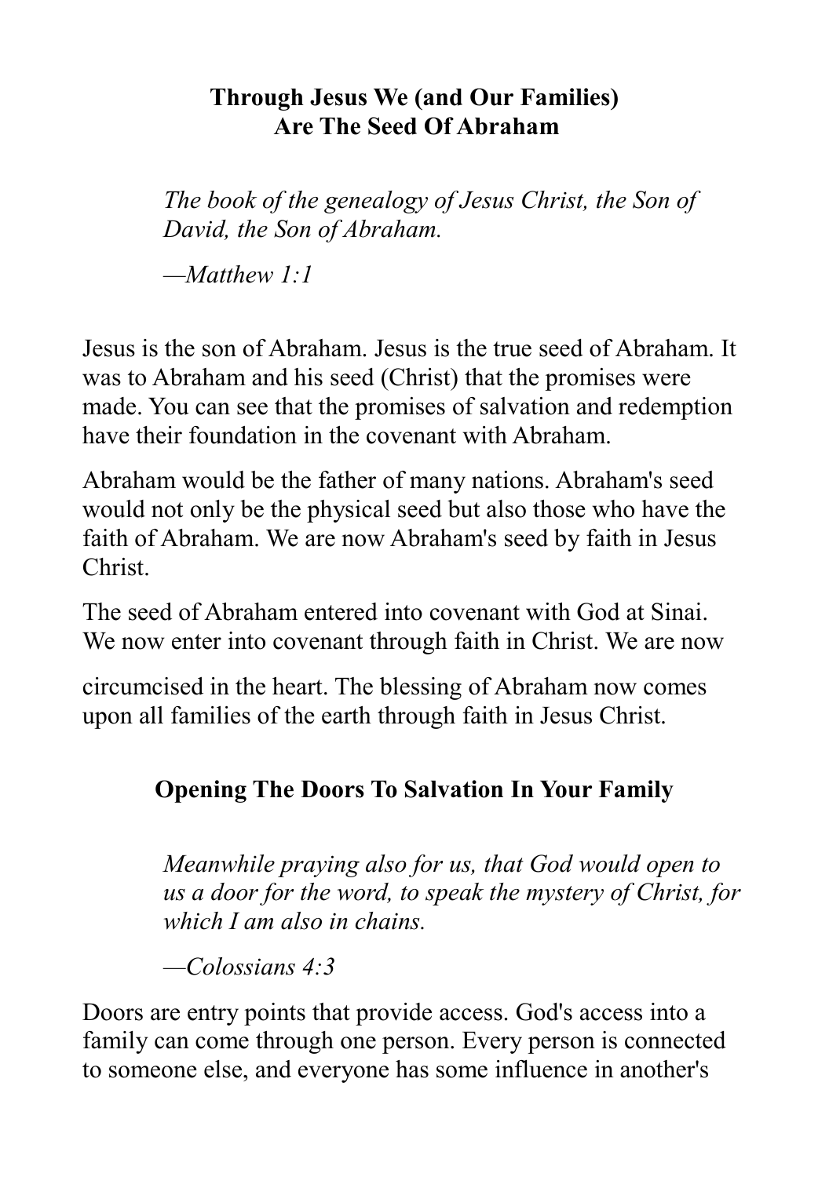## Through Jesus We (and Our Families) Are The Seed Of Abraham

> *The book of the genealogy of Jesus Christ, the Son of David, the Son of Abraham.*
>
> *—Matthew 1:1*

Jesus is the son of Abraham. Jesus is the true seed of Abraham. It was to Abraham and his seed (Christ) that the promises were made. You can see that the promises of salvation and redemption have their foundation in the covenant with Abraham.

Abraham would be the father of many nations. Abraham's seed would not only be the physical seed but also those who have the faith of Abraham. We are now Abraham's seed by faith in Jesus Christ.

The seed of Abraham entered into covenant with God at Sinai. We now enter into covenant through faith in Christ. We are now circumcised in the heart. The blessing of Abraham now comes upon all families of the earth through faith in Jesus Christ.

## Opening The Doors To Salvation In Your Family

> *Meanwhile praying also for us, that God would open to us a door for the word, to speak the mystery of Christ, for which I am also in chains.*
>
> *—Colossians 4:3*

Doors are entry points that provide access. God's access into a family can come through one person. Every person is connected to someone else, and everyone has some influence in another's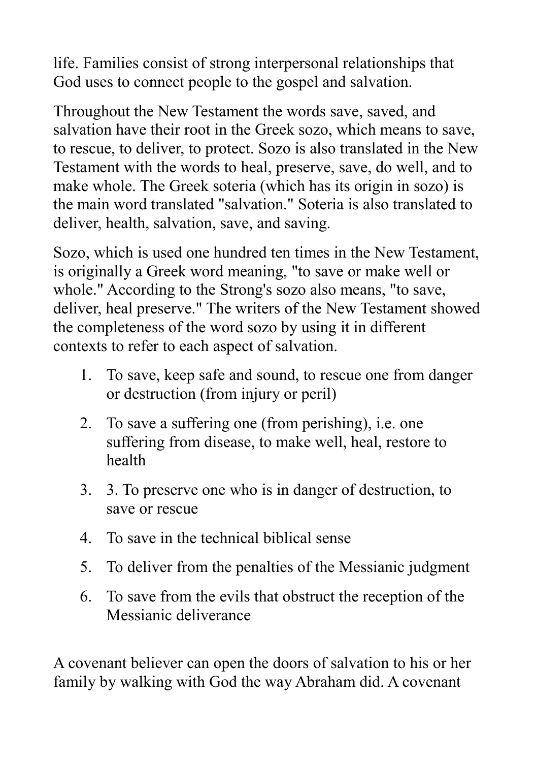life. Families consist of strong interpersonal relationships that God uses to connect people to the gospel and salvation.

Throughout the New Testament the words save, saved, and salvation have their root in the Greek sozo, which means to save, to rescue, to deliver, to protect. Sozo is also translated in the New Testament with the words to heal, preserve, save, do well, and to make whole. The Greek soteria (which has its origin in sozo) is the main word translated "salvation." Soteria is also translated to deliver, health, salvation, save, and saving.

Sozo, which is used one hundred ten times in the New Testament, is originally a Greek word meaning, "to save or make well or whole." According to the Strong's sozo also means, "to save, deliver, heal preserve." The writers of the New Testament showed the completeness of the word sozo by using it in different contexts to refer to each aspect of salvation.

1. To save, keep safe and sound, to rescue one from danger or destruction (from injury or peril)
2. To save a suffering one (from perishing), i.e. one suffering from disease, to make well, heal, restore to health
3. 3. To preserve one who is in danger of destruction, to save or rescue
4. To save in the technical biblical sense
5. To deliver from the penalties of the Messianic judgment
6. To save from the evils that obstruct the reception of the Messianic deliverance

A covenant believer can open the doors of salvation to his or her family by walking with God the way Abraham did. A covenant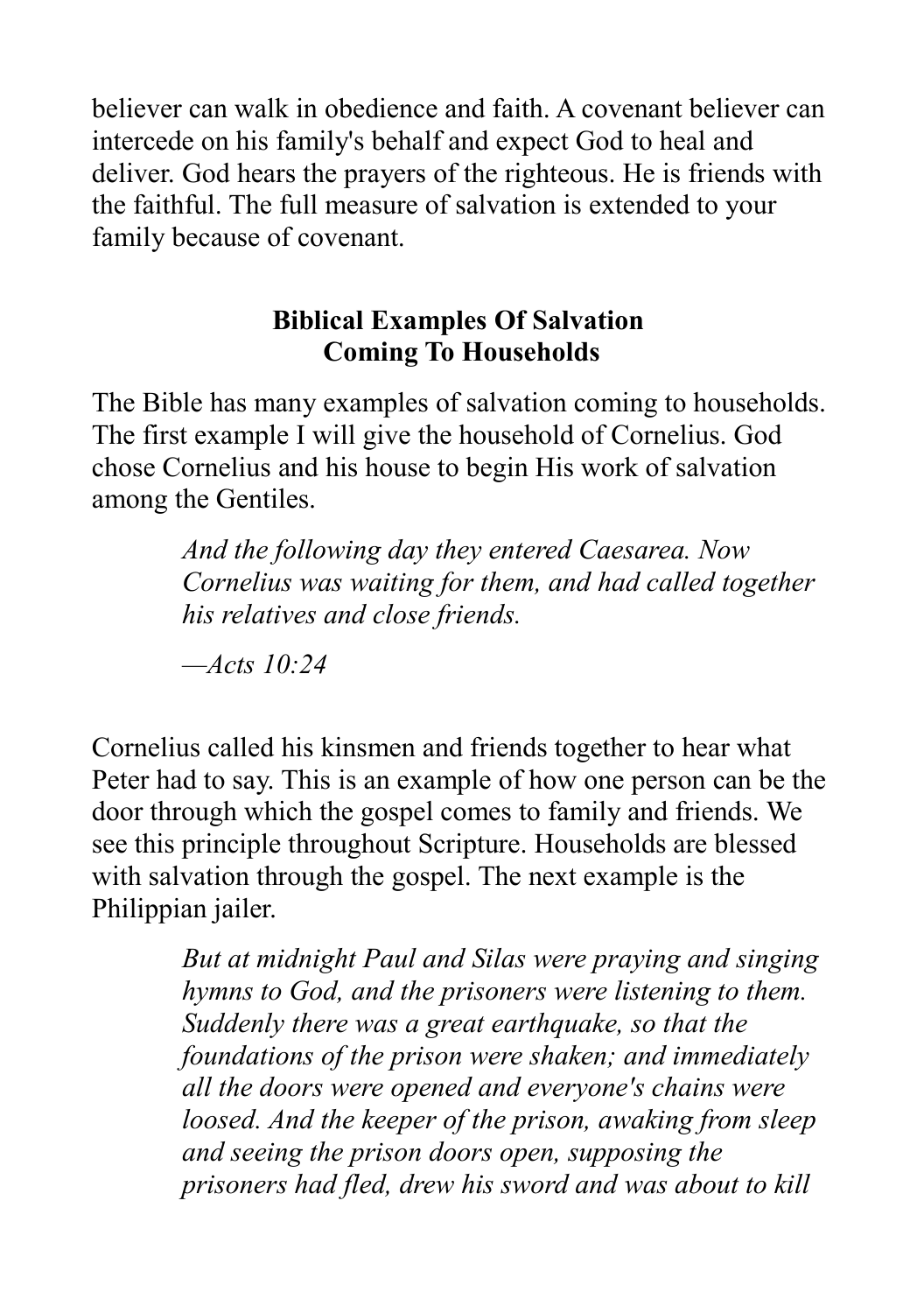believer can walk in obedience and faith. A covenant believer can intercede on his family's behalf and expect God to heal and deliver. God hears the prayers of the righteous. He is friends with the faithful. The full measure of salvation is extended to your family because of covenant.

## Biblical Examples Of Salvation Coming To Households

The Bible has many examples of salvation coming to households. The first example I will give the household of Cornelius. God chose Cornelius and his house to begin His work of salvation among the Gentiles.

> *And the following day they entered Caesarea. Now Cornelius was waiting for them, and had called together his relatives and close friends.*
>
> *—Acts 10:24*

Cornelius called his kinsmen and friends together to hear what Peter had to say. This is an example of how one person can be the door through which the gospel comes to family and friends. We see this principle throughout Scripture. Households are blessed with salvation through the gospel. The next example is the Philippian jailer.

> *But at midnight Paul and Silas were praying and singing hymns to God, and the prisoners were listening to them. Suddenly there was a great earthquake, so that the foundations of the prison were shaken; and immediately all the doors were opened and everyone's chains were loosed. And the keeper of the prison, awaking from sleep and seeing the prison doors open, supposing the prisoners had fled, drew his sword and was about to kill*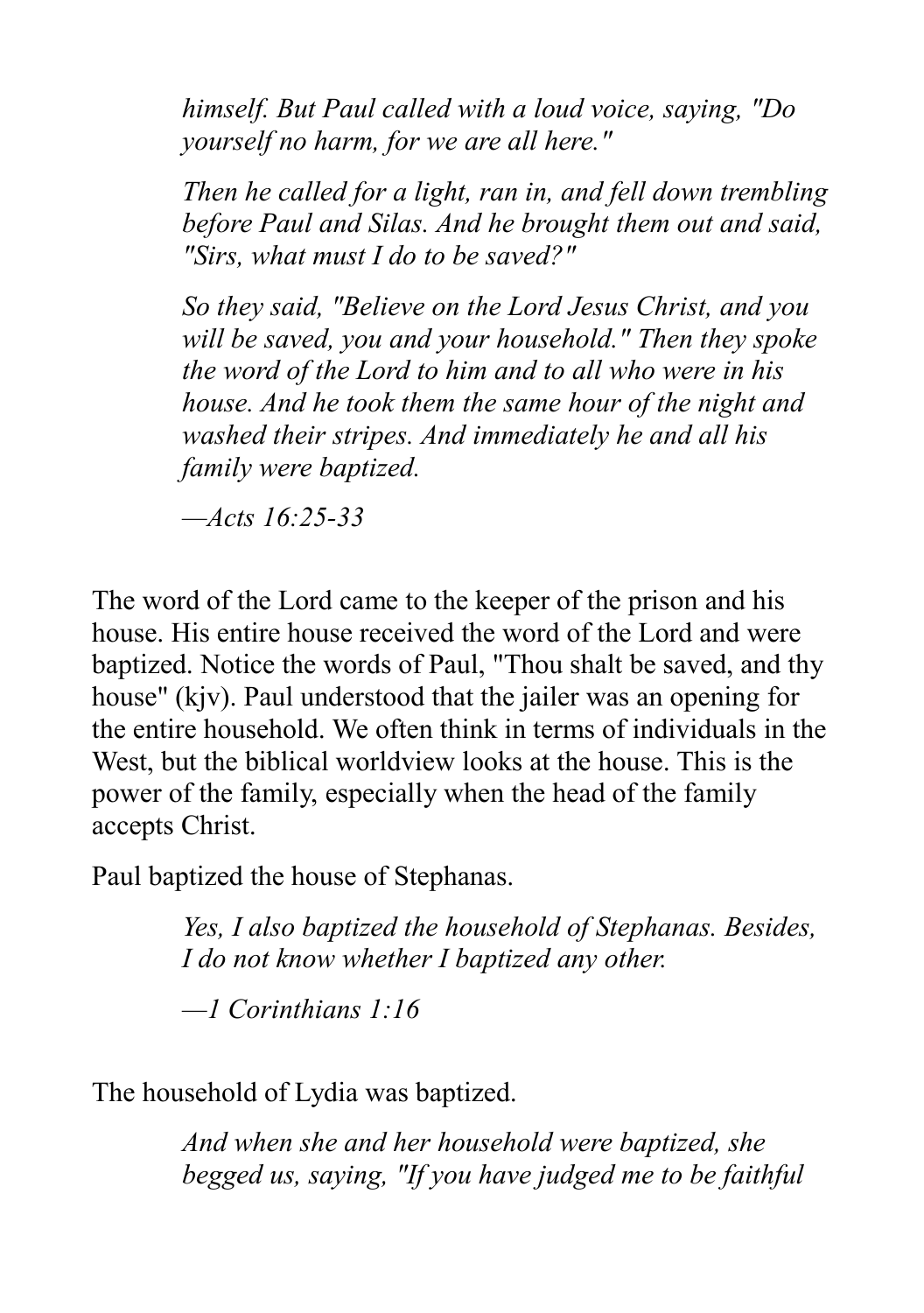> *himself. But Paul called with a loud voice, saying, "Do yourself no harm, for we are all here."*
>
> *Then he called for a light, ran in, and fell down trembling before Paul and Silas. And he brought them out and said, "Sirs, what must I do to be saved?"*
>
> *So they said, "Believe on the Lord Jesus Christ, and you will be saved, you and your household." Then they spoke the word of the Lord to him and to all who were in his house. And he took them the same hour of the night and washed their stripes. And immediately he and all his family were baptized.*
>
> *—Acts 16:25-33*

The word of the Lord came to the keeper of the prison and his house. His entire house received the word of the Lord and were baptized. Notice the words of Paul, "Thou shalt be saved, and thy house" (kjv). Paul understood that the jailer was an opening for the entire household. We often think in terms of individuals in the West, but the biblical worldview looks at the house. This is the power of the family, especially when the head of the family accepts Christ.

Paul baptized the house of Stephanas.

> *Yes, I also baptized the household of Stephanas. Besides, I do not know whether I baptized any other.*
>
> *—1 Corinthians 1:16*

The household of Lydia was baptized.

> *And when she and her household were baptized, she begged us, saying, "If you have judged me to be faithful*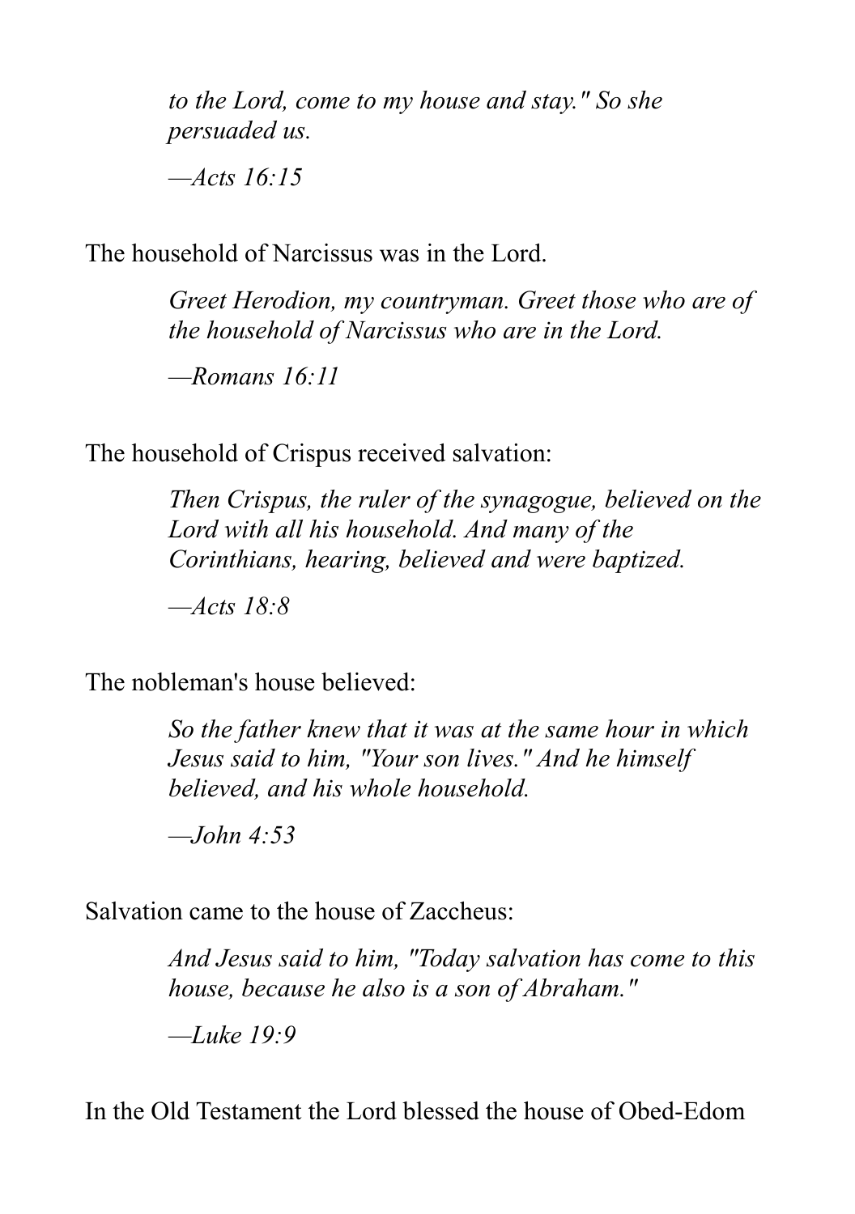> *to the Lord, come to my house and stay." So she persuaded us.*
>
> *—Acts 16:15*

The household of Narcissus was in the Lord.

> *Greet Herodion, my countryman. Greet those who are of the household of Narcissus who are in the Lord.*
>
> *—Romans 16:11*

The household of Crispus received salvation:

> *Then Crispus, the ruler of the synagogue, believed on the Lord with all his household. And many of the Corinthians, hearing, believed and were baptized.*
>
> *—Acts 18:8*

The nobleman's house believed:

> *So the father knew that it was at the same hour in which Jesus said to him, "Your son lives." And he himself believed, and his whole household.*
>
> *—John 4:53*

Salvation came to the house of Zaccheus:

> *And Jesus said to him, "Today salvation has come to this house, because he also is a son of Abraham."*
>
> *—Luke 19:9*

In the Old Testament the Lord blessed the house of Obed-Edom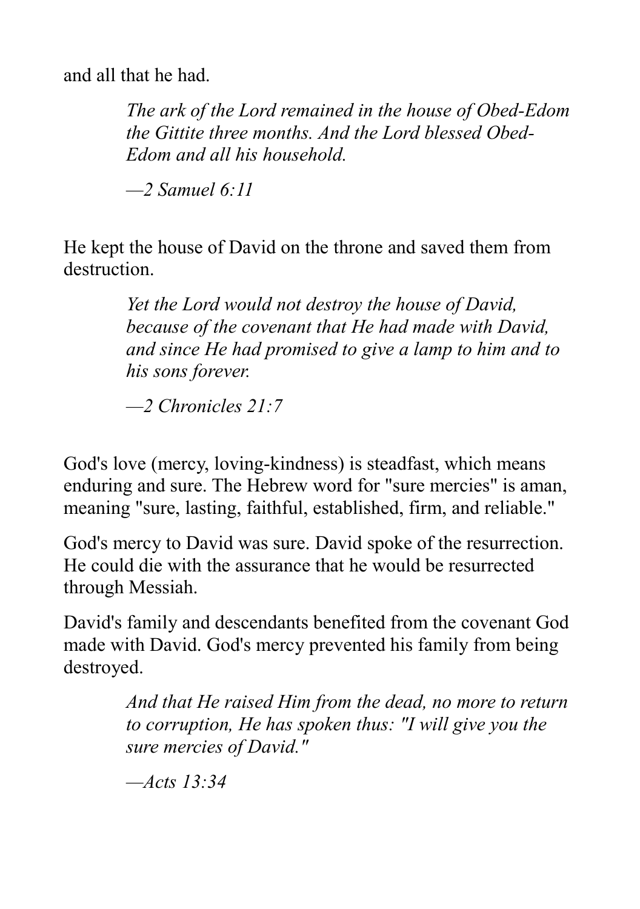and all that he had.

> *The ark of the Lord remained in the house of Obed-Edom the Gittite three months. And the Lord blessed Obed-Edom and all his household.*
>
> *—2 Samuel 6:11*

He kept the house of David on the throne and saved them from destruction.

> *Yet the Lord would not destroy the house of David, because of the covenant that He had made with David, and since He had promised to give a lamp to him and to his sons forever.*
>
> *—2 Chronicles 21:7*

God's love (mercy, loving-kindness) is steadfast, which means enduring and sure. The Hebrew word for "sure mercies" is aman, meaning "sure, lasting, faithful, established, firm, and reliable."

God's mercy to David was sure. David spoke of the resurrection. He could die with the assurance that he would be resurrected through Messiah.

David's family and descendants benefited from the covenant God made with David. God's mercy prevented his family from being destroyed.

> *And that He raised Him from the dead, no more to return to corruption, He has spoken thus: "I will give you the sure mercies of David."*
>
> *—Acts 13:34*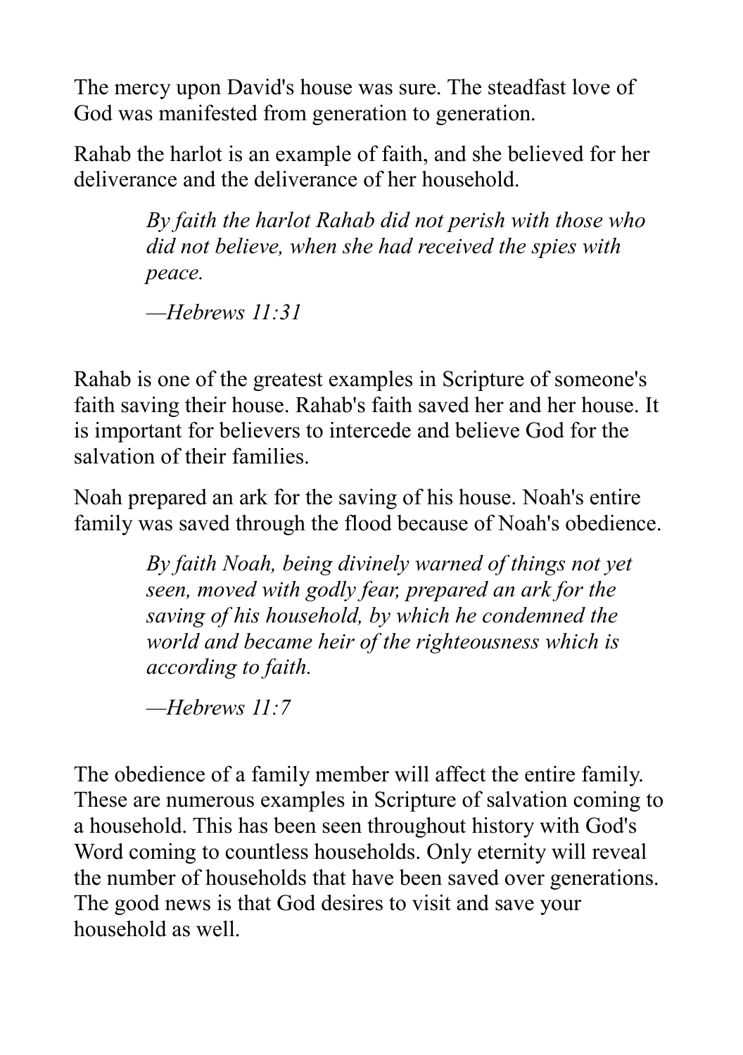The mercy upon David's house was sure. The steadfast love of God was manifested from generation to generation.

Rahab the harlot is an example of faith, and she believed for her deliverance and the deliverance of her household.

> *By faith the harlot Rahab did not perish with those who did not believe, when she had received the spies with peace.*
>
> *—Hebrews 11:31*

Rahab is one of the greatest examples in Scripture of someone's faith saving their house. Rahab's faith saved her and her house. It is important for believers to intercede and believe God for the salvation of their families.

Noah prepared an ark for the saving of his house. Noah's entire family was saved through the flood because of Noah's obedience.

> *By faith Noah, being divinely warned of things not yet seen, moved with godly fear, prepared an ark for the saving of his household, by which he condemned the world and became heir of the righteousness which is according to faith.*
>
> *—Hebrews 11:7*

The obedience of a family member will affect the entire family. These are numerous examples in Scripture of salvation coming to a household. This has been seen throughout history with God's Word coming to countless households. Only eternity will reveal the number of households that have been saved over generations. The good news is that God desires to visit and save your household as well.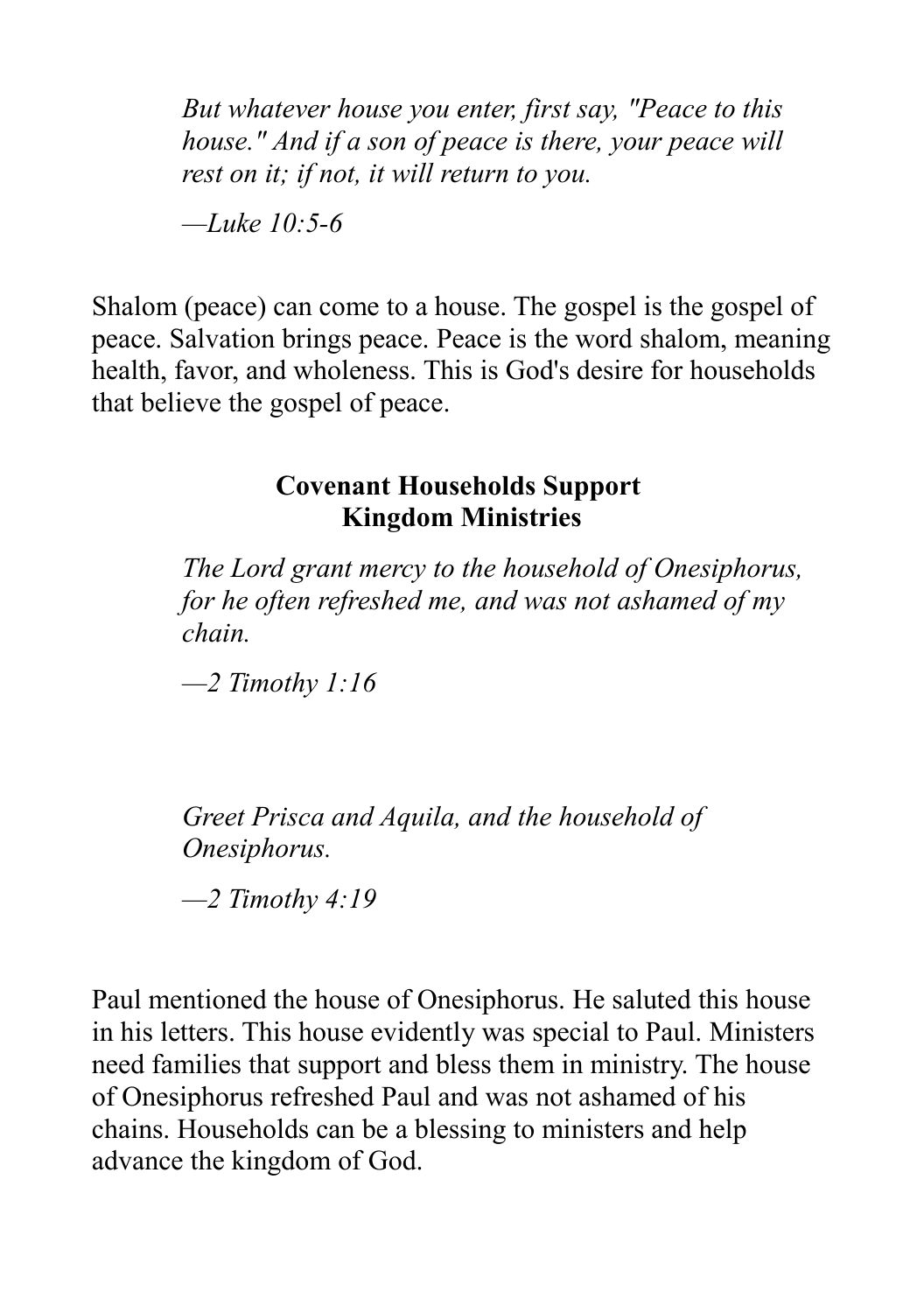> *But whatever house you enter, first say, "Peace to this house." And if a son of peace is there, your peace will rest on it; if not, it will return to you.*
>
> *—Luke 10:5-6*

Shalom (peace) can come to a house. The gospel is the gospel of peace. Salvation brings peace. Peace is the word shalom, meaning health, favor, and wholeness. This is God's desire for households that believe the gospel of peace.

### Covenant Households Support Kingdom Ministries

> *The Lord grant mercy to the household of Onesiphorus, for he often refreshed me, and was not ashamed of my chain.*
>
> *—2 Timothy 1:16*

> *Greet Prisca and Aquila, and the household of Onesiphorus.*
>
> *—2 Timothy 4:19*

Paul mentioned the house of Onesiphorus. He saluted this house in his letters. This house evidently was special to Paul. Ministers need families that support and bless them in ministry. The house of Onesiphorus refreshed Paul and was not ashamed of his chains. Households can be a blessing to ministers and help advance the kingdom of God.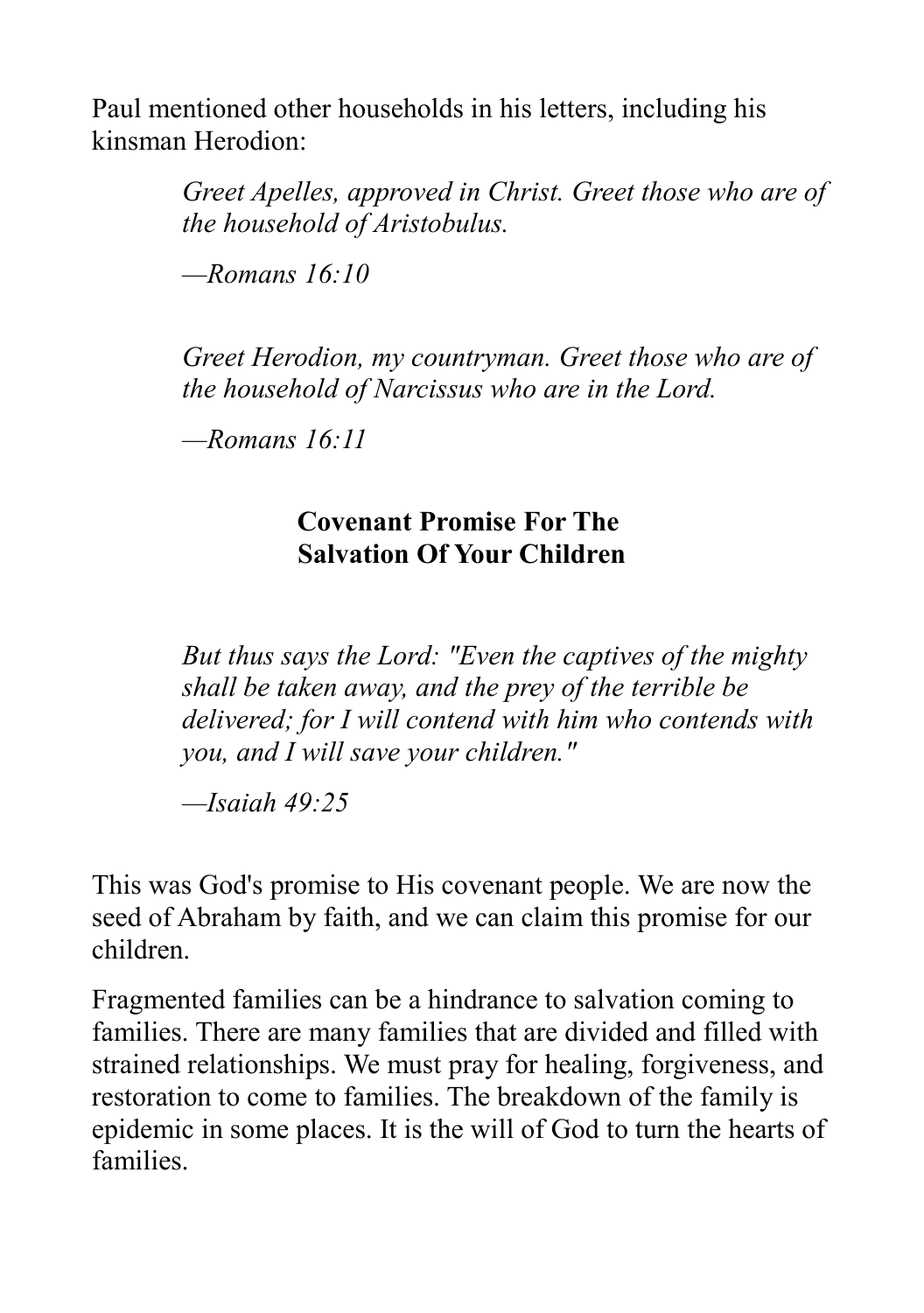Paul mentioned other households in his letters, including his kinsman Herodion:

> *Greet Apelles, approved in Christ. Greet those who are of the household of Aristobulus.*
>
> *—Romans 16:10*

> *Greet Herodion, my countryman. Greet those who are of the household of Narcissus who are in the Lord.*
>
> *—Romans 16:11*

## Covenant Promise For The Salvation Of Your Children

> *But thus says the Lord: "Even the captives of the mighty shall be taken away, and the prey of the terrible be delivered; for I will contend with him who contends with you, and I will save your children."*
>
> *—Isaiah 49:25*

This was God's promise to His covenant people. We are now the seed of Abraham by faith, and we can claim this promise for our children.

Fragmented families can be a hindrance to salvation coming to families. There are many families that are divided and filled with strained relationships. We must pray for healing, forgiveness, and restoration to come to families. The breakdown of the family is epidemic in some places. It is the will of God to turn the hearts of families.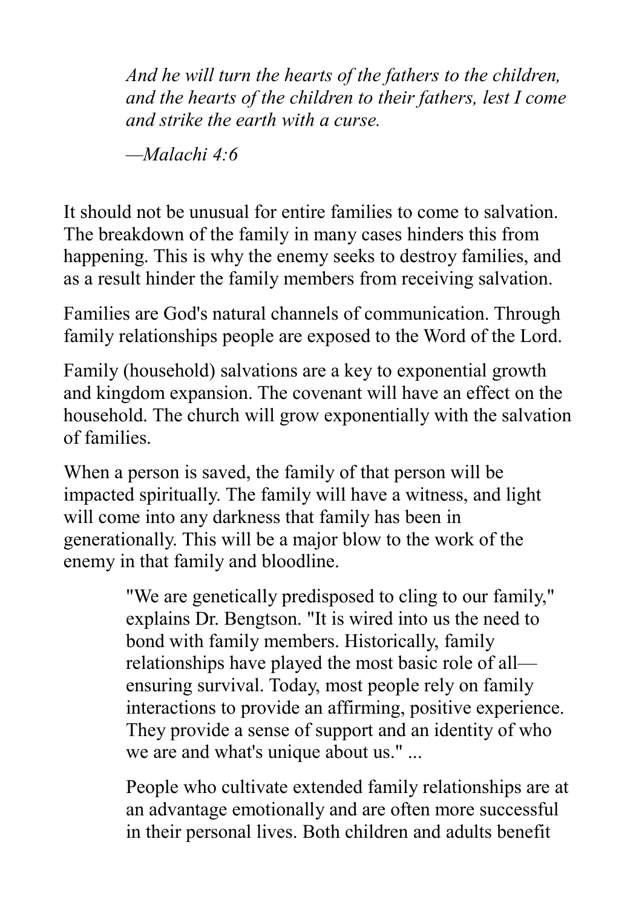> *And he will turn the hearts of the fathers to the children, and the hearts of the children to their fathers, lest I come and strike the earth with a curse.*
>
> *—Malachi 4:6*

It should not be unusual for entire families to come to salvation. The breakdown of the family in many cases hinders this from happening. This is why the enemy seeks to destroy families, and as a result hinder the family members from receiving salvation.

Families are God's natural channels of communication. Through family relationships people are exposed to the Word of the Lord.

Family (household) salvations are a key to exponential growth and kingdom expansion. The covenant will have an effect on the household. The church will grow exponentially with the salvation of families.

When a person is saved, the family of that person will be impacted spiritually. The family will have a witness, and light will come into any darkness that family has been in generationally. This will be a major blow to the work of the enemy in that family and bloodline.

> "We are genetically predisposed to cling to our family," explains Dr. Bengtson. "It is wired into us the need to bond with family members. Historically, family relationships have played the most basic role of all—ensuring survival. Today, most people rely on family interactions to provide an affirming, positive experience. They provide a sense of support and an identity of who we are and what's unique about us." ...
>
> People who cultivate extended family relationships are at an advantage emotionally and are often more successful in their personal lives. Both children and adults benefit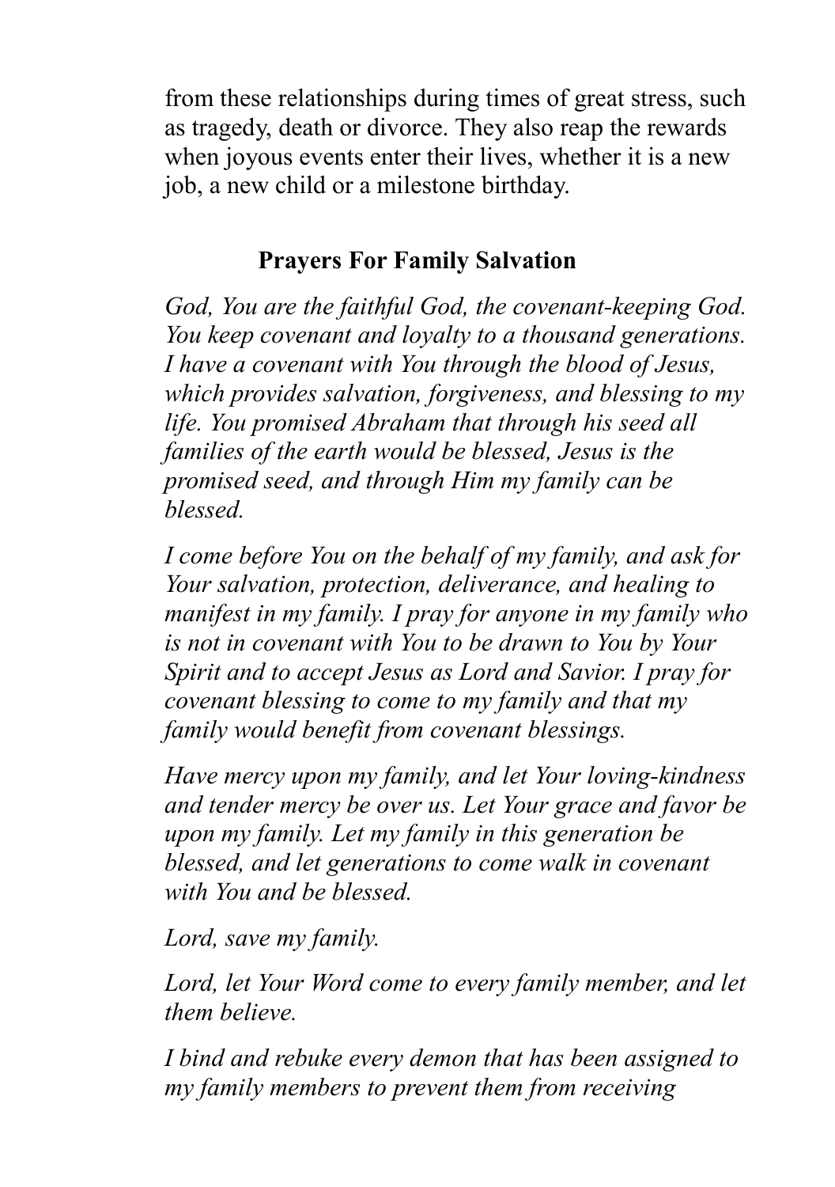from these relationships during times of great stress, such as tragedy, death or divorce. They also reap the rewards when joyous events enter their lives, whether it is a new job, a new child or a milestone birthday.

## Prayers For Family Salvation

*God, You are the faithful God, the covenant-keeping God. You keep covenant and loyalty to a thousand generations. I have a covenant with You through the blood of Jesus, which provides salvation, forgiveness, and blessing to my life. You promised Abraham that through his seed all families of the earth would be blessed, Jesus is the promised seed, and through Him my family can be blessed.*

*I come before You on the behalf of my family, and ask for Your salvation, protection, deliverance, and healing to manifest in my family. I pray for anyone in my family who is not in covenant with You to be drawn to You by Your Spirit and to accept Jesus as Lord and Savior. I pray for covenant blessing to come to my family and that my family would benefit from covenant blessings.*

*Have mercy upon my family, and let Your loving-kindness and tender mercy be over us. Let Your grace and favor be upon my family. Let my family in this generation be blessed, and let generations to come walk in covenant with You and be blessed.*

*Lord, save my family.*

*Lord, let Your Word come to every family member, and let them believe.*

*I bind and rebuke every demon that has been assigned to my family members to prevent them from receiving*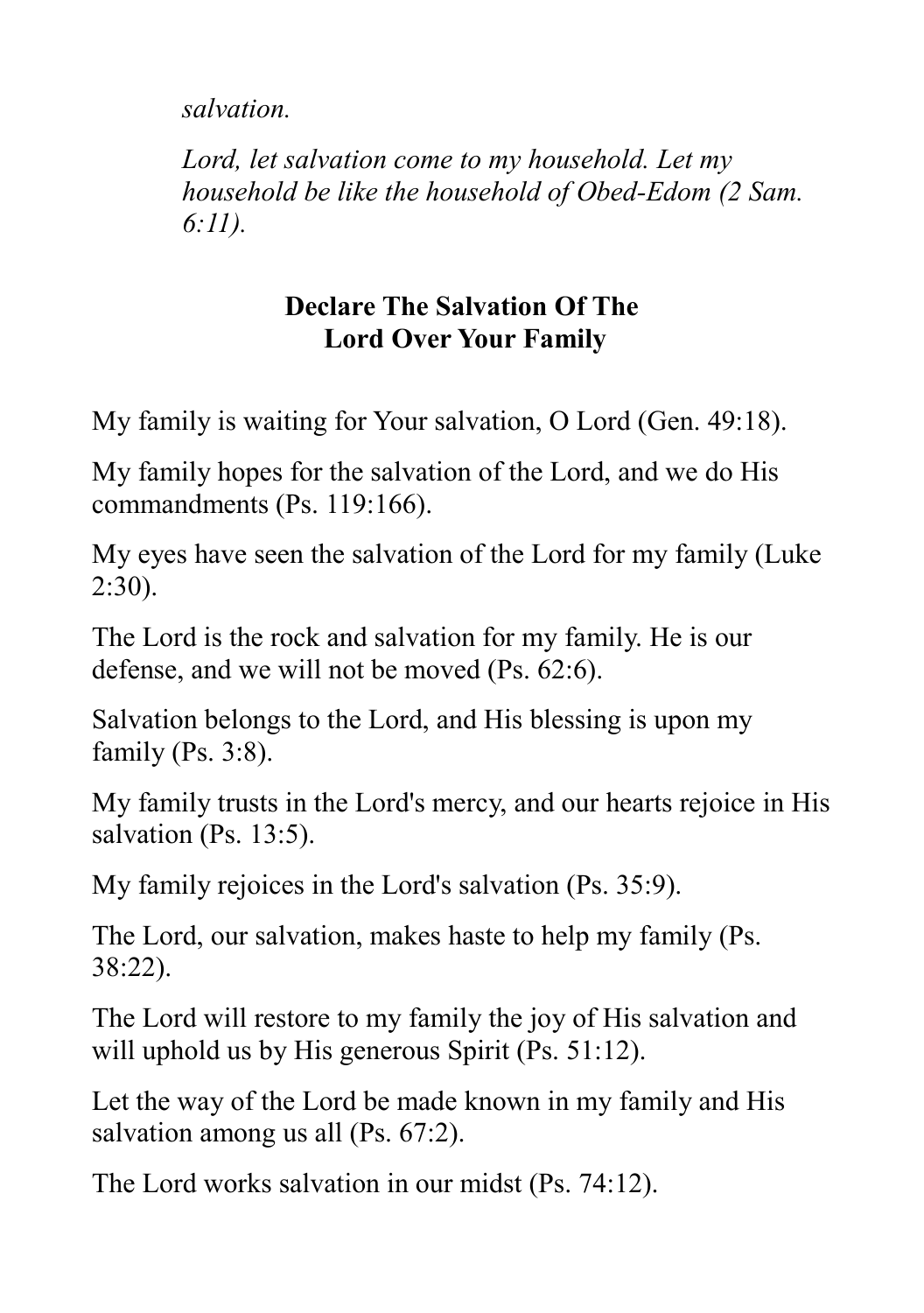*salvation.*

*Lord, let salvation come to my household. Let my household be like the household of Obed-Edom (2 Sam. 6:11).*

## Declare The Salvation Of The Lord Over Your Family

My family is waiting for Your salvation, O Lord (Gen. 49:18).

My family hopes for the salvation of the Lord, and we do His commandments (Ps. 119:166).

My eyes have seen the salvation of the Lord for my family (Luke 2:30).

The Lord is the rock and salvation for my family. He is our defense, and we will not be moved (Ps. 62:6).

Salvation belongs to the Lord, and His blessing is upon my family (Ps. 3:8).

My family trusts in the Lord's mercy, and our hearts rejoice in His salvation (Ps. 13:5).

My family rejoices in the Lord's salvation (Ps. 35:9).

The Lord, our salvation, makes haste to help my family (Ps. 38:22).

The Lord will restore to my family the joy of His salvation and will uphold us by His generous Spirit (Ps. 51:12).

Let the way of the Lord be made known in my family and His salvation among us all (Ps. 67:2).

The Lord works salvation in our midst (Ps. 74:12).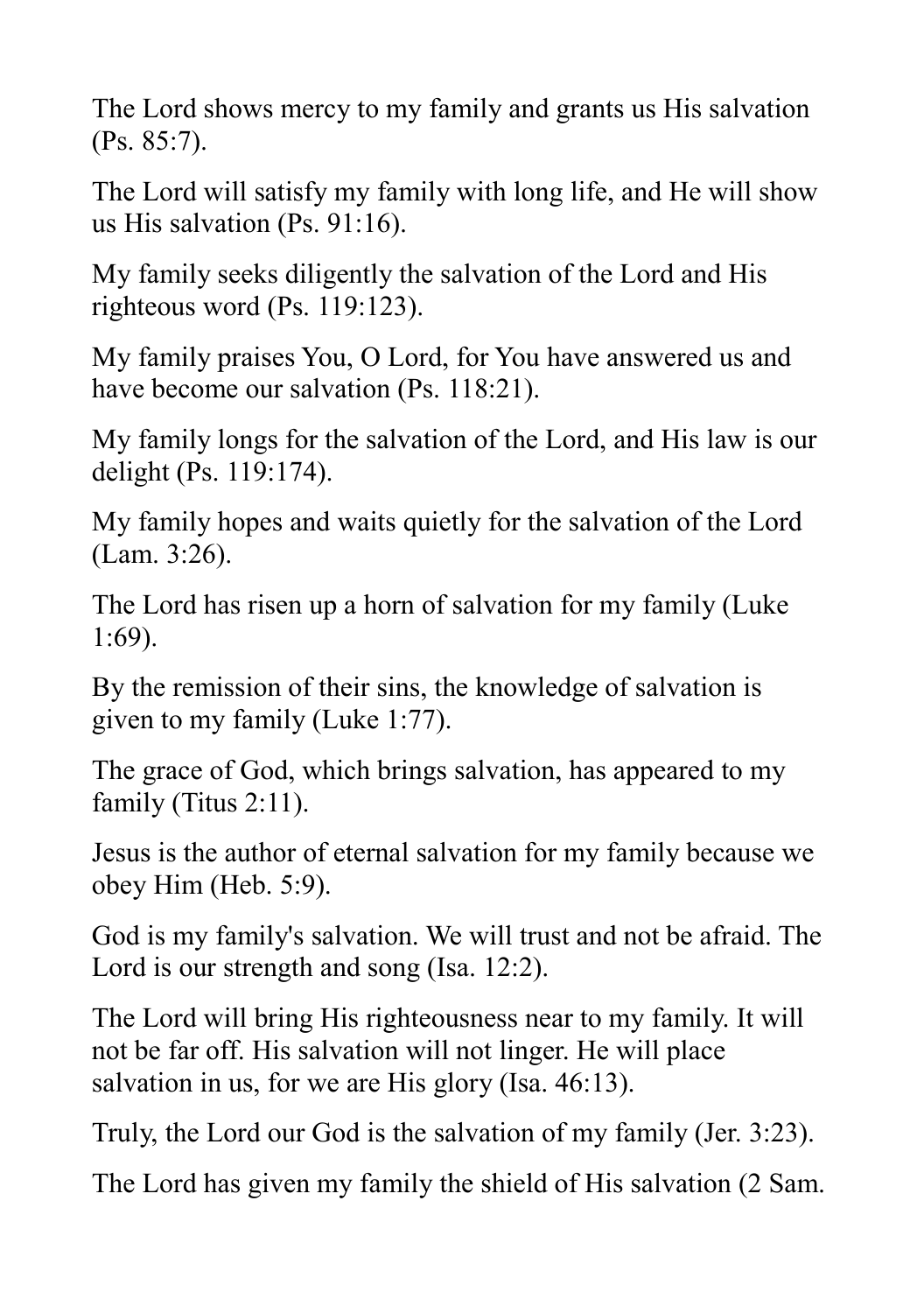The Lord shows mercy to my family and grants us His salvation (Ps. 85:7).

The Lord will satisfy my family with long life, and He will show us His salvation (Ps. 91:16).

My family seeks diligently the salvation of the Lord and His righteous word (Ps. 119:123).

My family praises You, O Lord, for You have answered us and have become our salvation (Ps. 118:21).

My family longs for the salvation of the Lord, and His law is our delight (Ps. 119:174).

My family hopes and waits quietly for the salvation of the Lord (Lam. 3:26).

The Lord has risen up a horn of salvation for my family (Luke 1:69).

By the remission of their sins, the knowledge of salvation is given to my family (Luke 1:77).

The grace of God, which brings salvation, has appeared to my family (Titus 2:11).

Jesus is the author of eternal salvation for my family because we obey Him (Heb. 5:9).

God is my family's salvation. We will trust and not be afraid. The Lord is our strength and song (Isa. 12:2).

The Lord will bring His righteousness near to my family. It will not be far off. His salvation will not linger. He will place salvation in us, for we are His glory (Isa. 46:13).

Truly, the Lord our God is the salvation of my family (Jer. 3:23).

The Lord has given my family the shield of His salvation (2 Sam.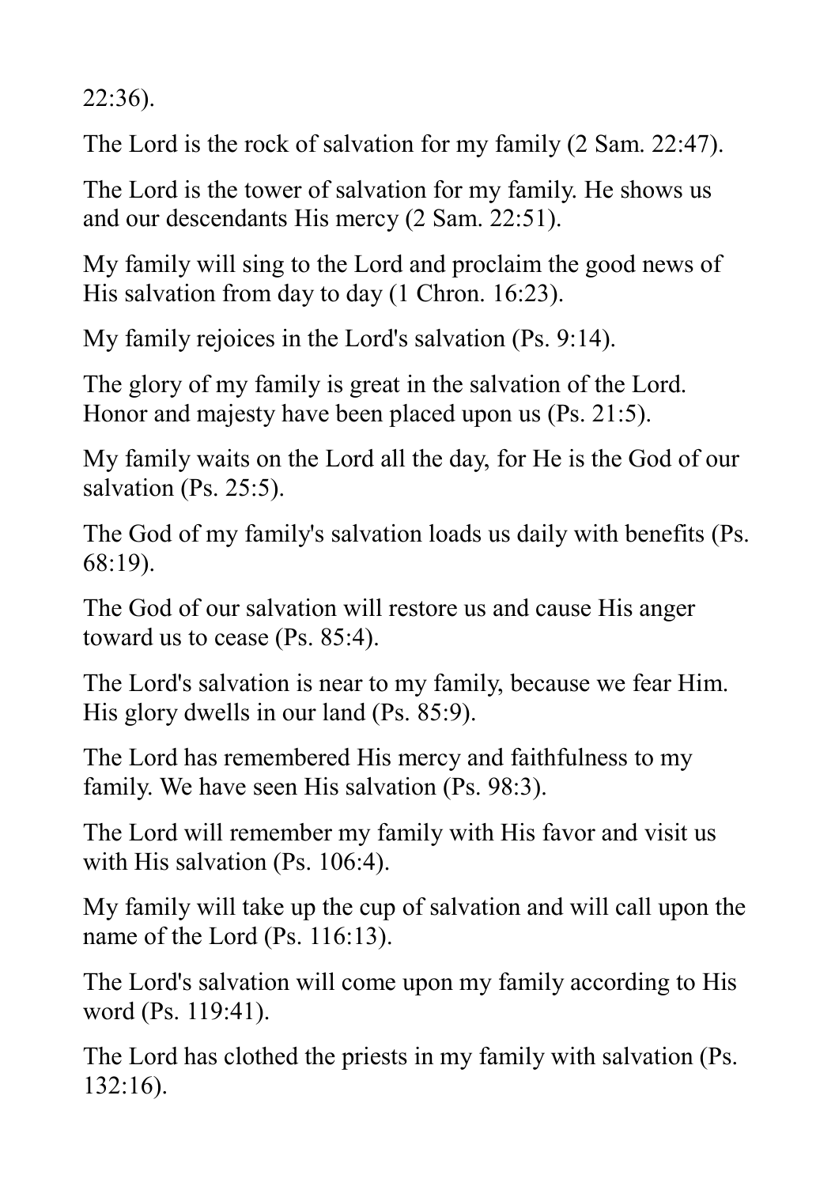22:36).

The Lord is the rock of salvation for my family (2 Sam. 22:47).

The Lord is the tower of salvation for my family. He shows us and our descendants His mercy (2 Sam. 22:51).

My family will sing to the Lord and proclaim the good news of His salvation from day to day (1 Chron. 16:23).

My family rejoices in the Lord's salvation (Ps. 9:14).

The glory of my family is great in the salvation of the Lord. Honor and majesty have been placed upon us (Ps. 21:5).

My family waits on the Lord all the day, for He is the God of our salvation (Ps. 25:5).

The God of my family's salvation loads us daily with benefits (Ps. 68:19).

The God of our salvation will restore us and cause His anger toward us to cease (Ps. 85:4).

The Lord's salvation is near to my family, because we fear Him. His glory dwells in our land (Ps. 85:9).

The Lord has remembered His mercy and faithfulness to my family. We have seen His salvation (Ps. 98:3).

The Lord will remember my family with His favor and visit us with His salvation (Ps. 106:4).

My family will take up the cup of salvation and will call upon the name of the Lord (Ps. 116:13).

The Lord's salvation will come upon my family according to His word (Ps. 119:41).

The Lord has clothed the priests in my family with salvation (Ps. 132:16).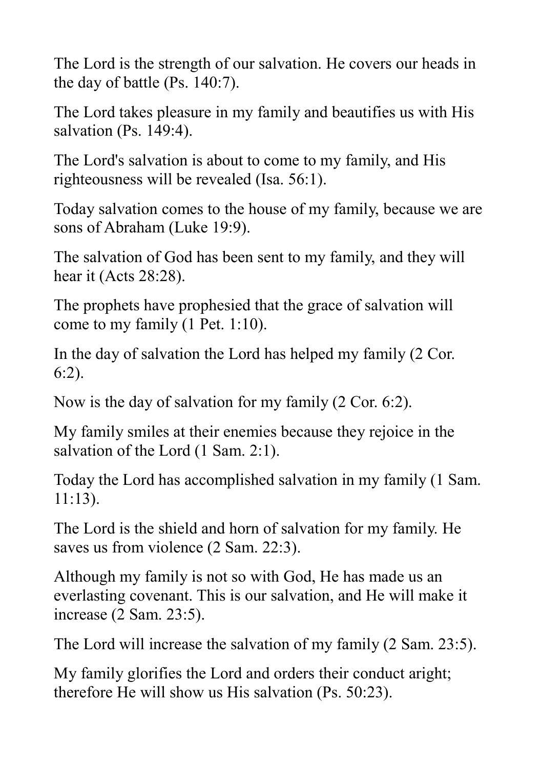The Lord is the strength of our salvation. He covers our heads in the day of battle (Ps. 140:7).

The Lord takes pleasure in my family and beautifies us with His salvation (Ps. 149:4).

The Lord's salvation is about to come to my family, and His righteousness will be revealed (Isa. 56:1).

Today salvation comes to the house of my family, because we are sons of Abraham (Luke 19:9).

The salvation of God has been sent to my family, and they will hear it (Acts 28:28).

The prophets have prophesied that the grace of salvation will come to my family (1 Pet. 1:10).

In the day of salvation the Lord has helped my family (2 Cor. 6:2).

Now is the day of salvation for my family (2 Cor. 6:2).

My family smiles at their enemies because they rejoice in the salvation of the Lord (1 Sam. 2:1).

Today the Lord has accomplished salvation in my family (1 Sam. 11:13).

The Lord is the shield and horn of salvation for my family. He saves us from violence (2 Sam. 22:3).

Although my family is not so with God, He has made us an everlasting covenant. This is our salvation, and He will make it increase (2 Sam. 23:5).

The Lord will increase the salvation of my family (2 Sam. 23:5).

My family glorifies the Lord and orders their conduct aright; therefore He will show us His salvation (Ps. 50:23).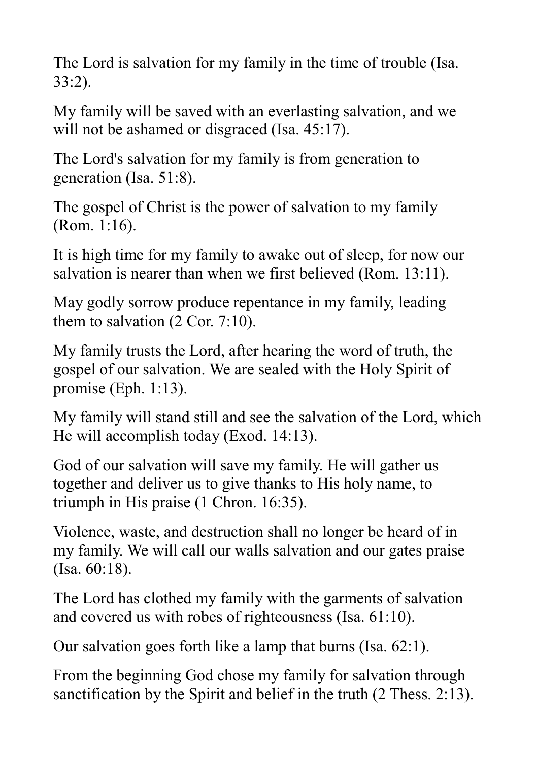The Lord is salvation for my family in the time of trouble (Isa. 33:2).

My family will be saved with an everlasting salvation, and we will not be ashamed or disgraced (Isa. 45:17).

The Lord's salvation for my family is from generation to generation (Isa. 51:8).

The gospel of Christ is the power of salvation to my family (Rom. 1:16).

It is high time for my family to awake out of sleep, for now our salvation is nearer than when we first believed (Rom. 13:11).

May godly sorrow produce repentance in my family, leading them to salvation (2 Cor. 7:10).

My family trusts the Lord, after hearing the word of truth, the gospel of our salvation. We are sealed with the Holy Spirit of promise (Eph. 1:13).

My family will stand still and see the salvation of the Lord, which He will accomplish today (Exod. 14:13).

God of our salvation will save my family. He will gather us together and deliver us to give thanks to His holy name, to triumph in His praise (1 Chron. 16:35).

Violence, waste, and destruction shall no longer be heard of in my family. We will call our walls salvation and our gates praise (Isa. 60:18).

The Lord has clothed my family with the garments of salvation and covered us with robes of righteousness (Isa. 61:10).

Our salvation goes forth like a lamp that burns (Isa. 62:1).

From the beginning God chose my family for salvation through sanctification by the Spirit and belief in the truth (2 Thess. 2:13).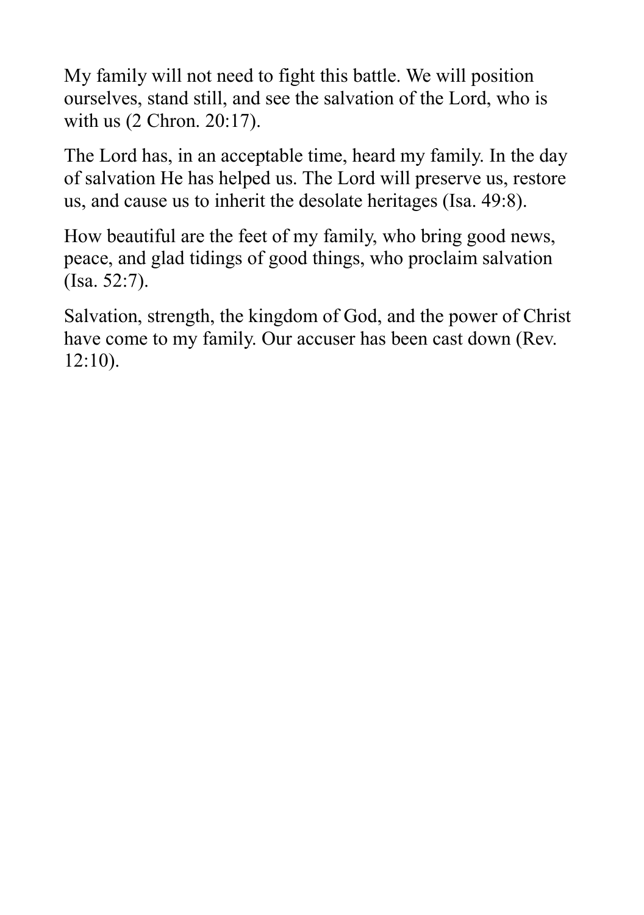My family will not need to fight this battle. We will position ourselves, stand still, and see the salvation of the Lord, who is with us (2 Chron. 20:17).

The Lord has, in an acceptable time, heard my family. In the day of salvation He has helped us. The Lord will preserve us, restore us, and cause us to inherit the desolate heritages (Isa. 49:8).

How beautiful are the feet of my family, who bring good news, peace, and glad tidings of good things, who proclaim salvation (Isa. 52:7).

Salvation, strength, the kingdom of God, and the power of Christ have come to my family. Our accuser has been cast down (Rev. 12:10).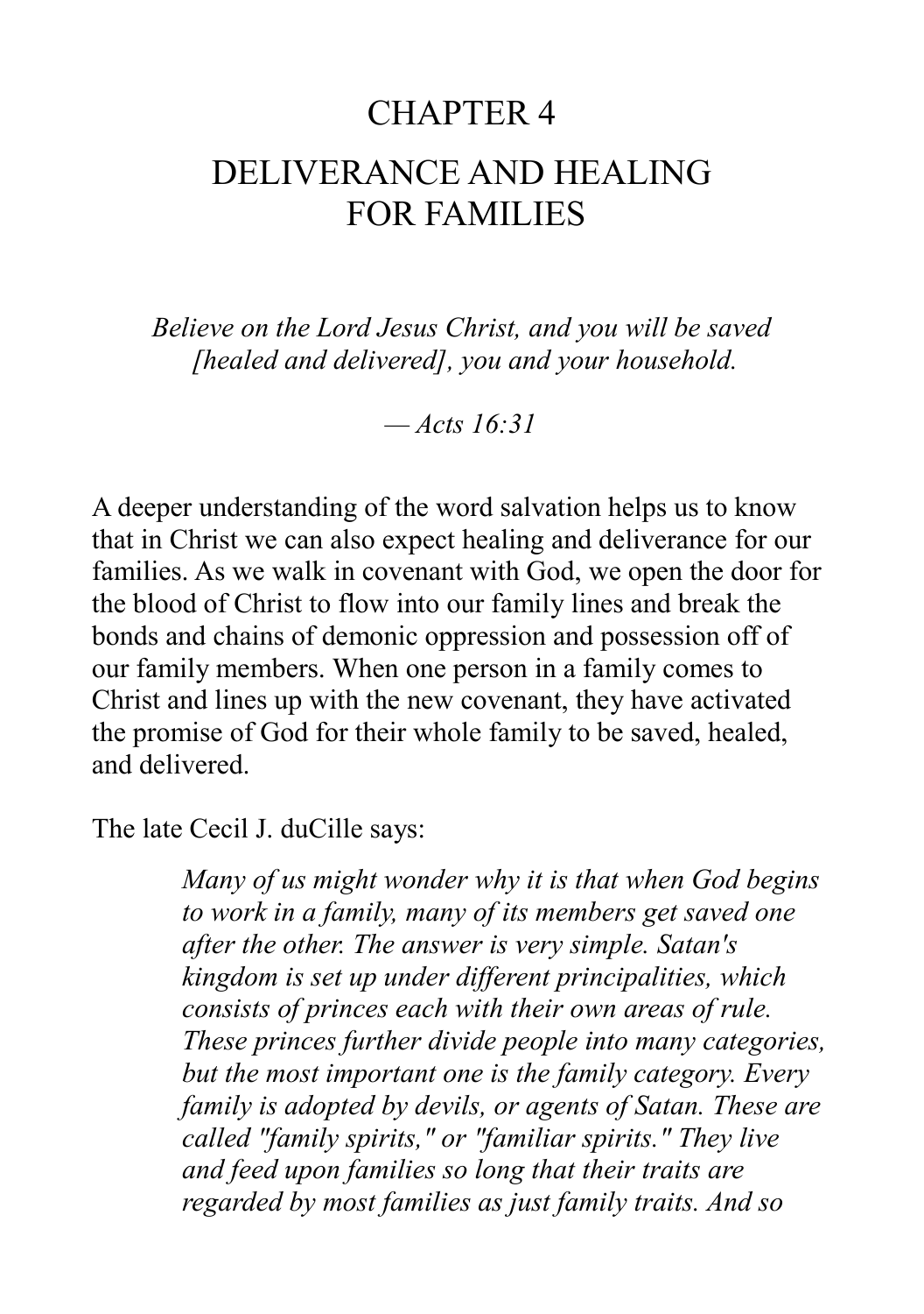# CHAPTER 4

# DELIVERANCE AND HEALING FOR FAMILIES

*Believe on the Lord Jesus Christ, and you will be saved [healed and delivered], you and your household.*

*— Acts 16:31*

A deeper understanding of the word salvation helps us to know that in Christ we can also expect healing and deliverance for our families. As we walk in covenant with God, we open the door for the blood of Christ to flow into our family lines and break the bonds and chains of demonic oppression and possession off of our family members. When one person in a family comes to Christ and lines up with the new covenant, they have activated the promise of God for their whole family to be saved, healed, and delivered.

The late Cecil J. duCille says:

> *Many of us might wonder why it is that when God begins to work in a family, many of its members get saved one after the other. The answer is very simple. Satan's kingdom is set up under different principalities, which consists of princes each with their own areas of rule. These princes further divide people into many categories, but the most important one is the family category. Every family is adopted by devils, or agents of Satan. These are called "family spirits," or "familiar spirits." They live and feed upon families so long that their traits are regarded by most families as just family traits. And so*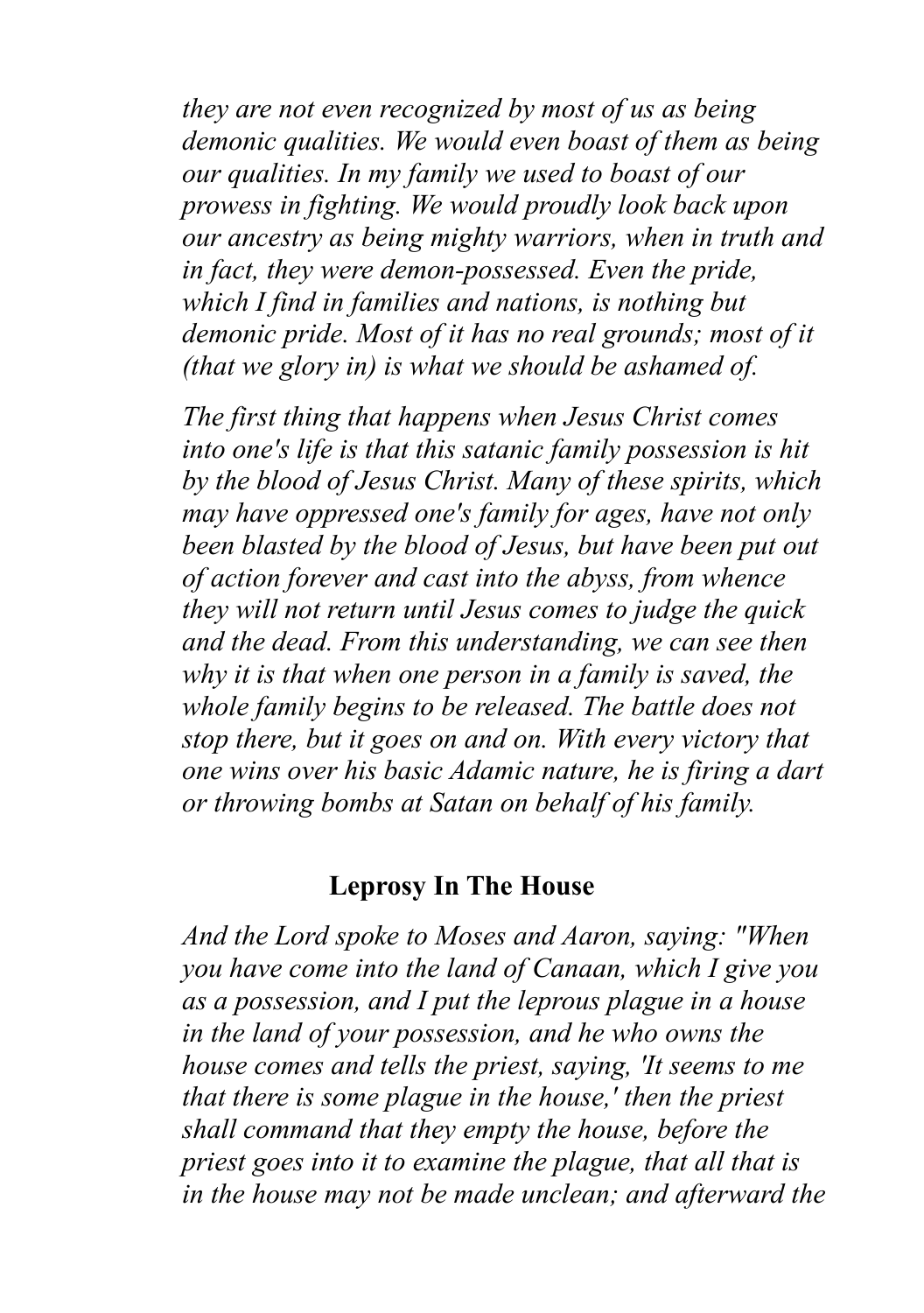*they are not even recognized by most of us as being demonic qualities. We would even boast of them as being our qualities. In my family we used to boast of our prowess in fighting. We would proudly look back upon our ancestry as being mighty warriors, when in truth and in fact, they were demon-possessed. Even the pride, which I find in families and nations, is nothing but demonic pride. Most of it has no real grounds; most of it (that we glory in) is what we should be ashamed of.*

*The first thing that happens when Jesus Christ comes into one's life is that this satanic family possession is hit by the blood of Jesus Christ. Many of these spirits, which may have oppressed one's family for ages, have not only been blasted by the blood of Jesus, but have been put out of action forever and cast into the abyss, from whence they will not return until Jesus comes to judge the quick and the dead. From this understanding, we can see then why it is that when one person in a family is saved, the whole family begins to be released. The battle does not stop there, but it goes on and on. With every victory that one wins over his basic Adamic nature, he is firing a dart or throwing bombs at Satan on behalf of his family.*

## Leprosy In The House

*And the Lord spoke to Moses and Aaron, saying: "When you have come into the land of Canaan, which I give you as a possession, and I put the leprous plague in a house in the land of your possession, and he who owns the house comes and tells the priest, saying, 'It seems to me that there is some plague in the house,' then the priest shall command that they empty the house, before the priest goes into it to examine the plague, that all that is in the house may not be made unclean; and afterward the*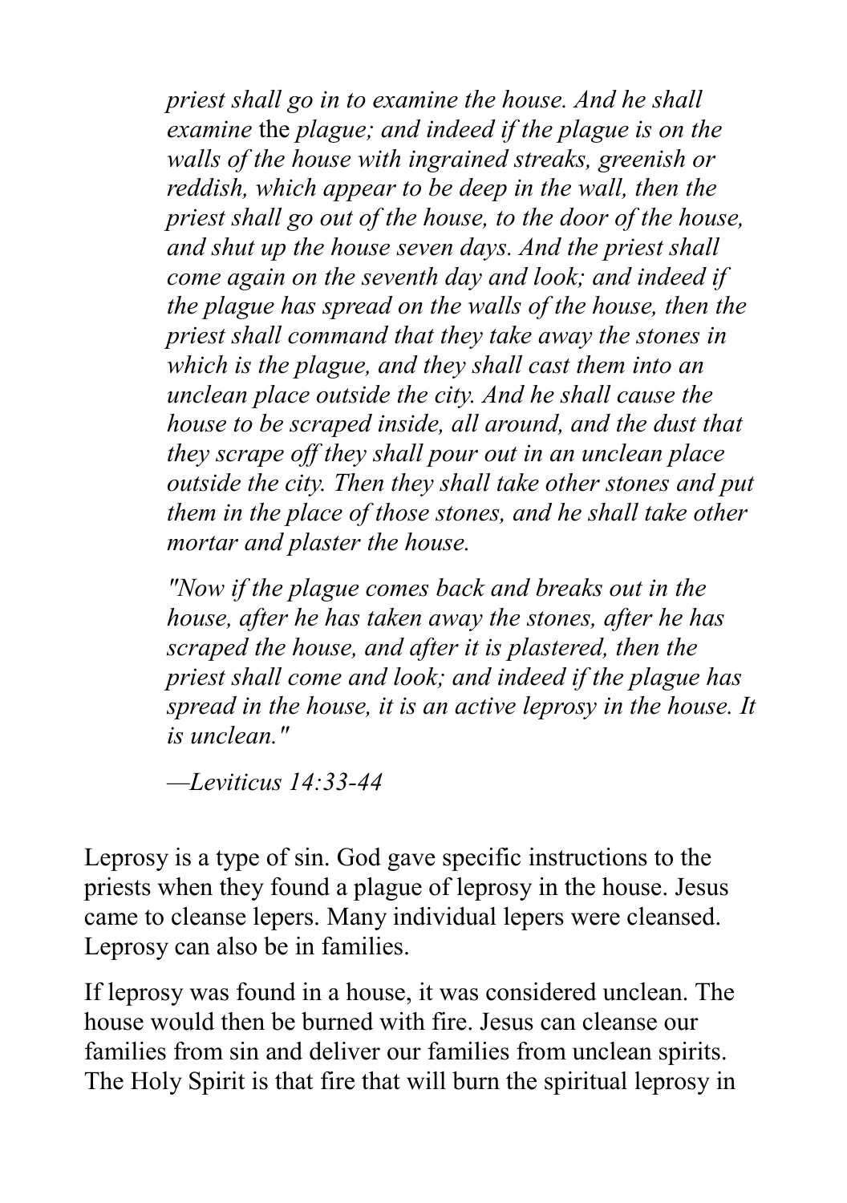*priest shall go in to examine the house. And he shall examine* the *plague; and indeed if the plague is on the walls of the house with ingrained streaks, greenish or reddish, which appear to be deep in the wall, then the priest shall go out of the house, to the door of the house, and shut up the house seven days. And the priest shall come again on the seventh day and look; and indeed if the plague has spread on the walls of the house, then the priest shall command that they take away the stones in which is the plague, and they shall cast them into an unclean place outside the city. And he shall cause the house to be scraped inside, all around, and the dust that they scrape off they shall pour out in an unclean place outside the city. Then they shall take other stones and put them in the place of those stones, and he shall take other mortar and plaster the house.*

*"Now if the plague comes back and breaks out in the house, after he has taken away the stones, after he has scraped the house, and after it is plastered, then the priest shall come and look; and indeed if the plague has spread in the house, it is an active leprosy in the house. It is unclean."*

*—Leviticus 14:33-44*

Leprosy is a type of sin. God gave specific instructions to the priests when they found a plague of leprosy in the house. Jesus came to cleanse lepers. Many individual lepers were cleansed. Leprosy can also be in families.

If leprosy was found in a house, it was considered unclean. The house would then be burned with fire. Jesus can cleanse our families from sin and deliver our families from unclean spirits. The Holy Spirit is that fire that will burn the spiritual leprosy in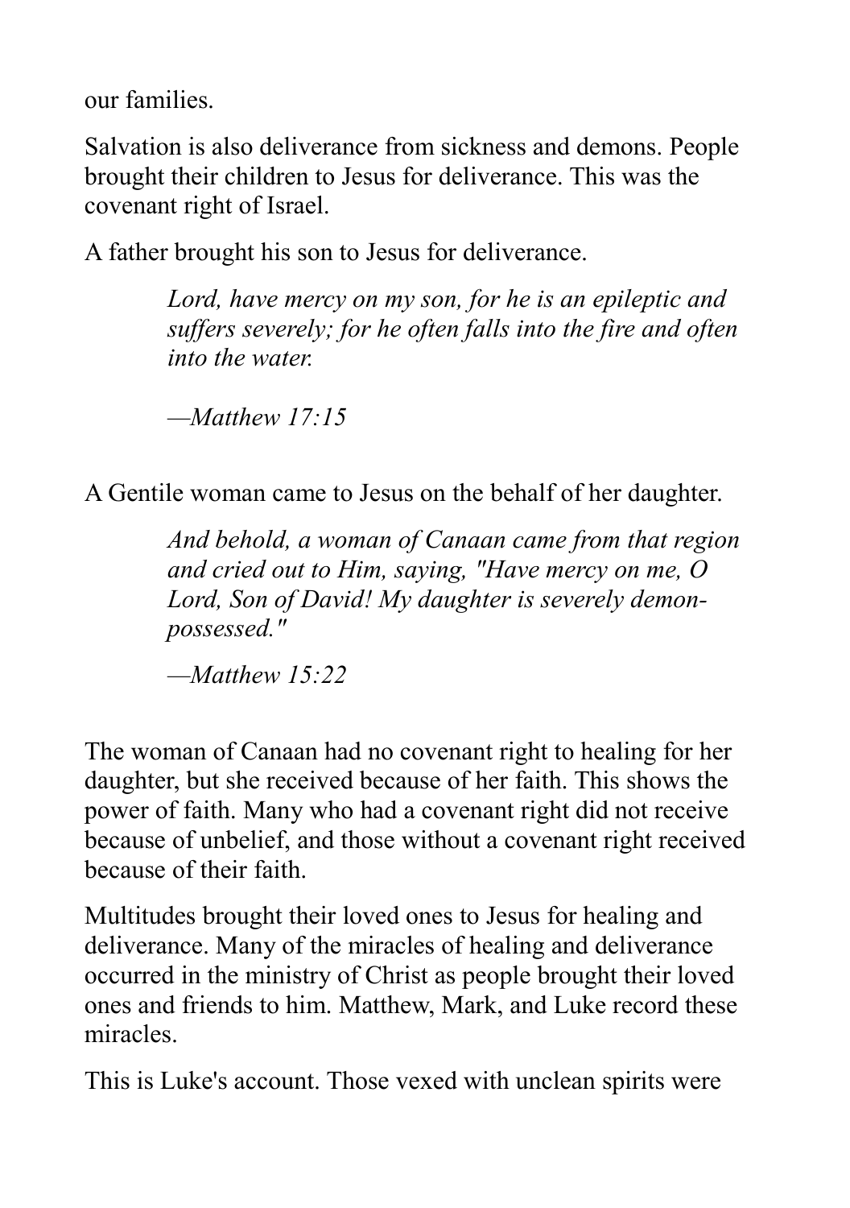our families.

Salvation is also deliverance from sickness and demons. People brought their children to Jesus for deliverance. This was the covenant right of Israel.

A father brought his son to Jesus for deliverance.

> *Lord, have mercy on my son, for he is an epileptic and suffers severely; for he often falls into the fire and often into the water.*
>
> *—Matthew 17:15*

A Gentile woman came to Jesus on the behalf of her daughter.

> *And behold, a woman of Canaan came from that region and cried out to Him, saying, "Have mercy on me, O Lord, Son of David! My daughter is severely demon-possessed."*
>
> *—Matthew 15:22*

The woman of Canaan had no covenant right to healing for her daughter, but she received because of her faith. This shows the power of faith. Many who had a covenant right did not receive because of unbelief, and those without a covenant right received because of their faith.

Multitudes brought their loved ones to Jesus for healing and deliverance. Many of the miracles of healing and deliverance occurred in the ministry of Christ as people brought their loved ones and friends to him. Matthew, Mark, and Luke record these miracles.

This is Luke's account. Those vexed with unclean spirits were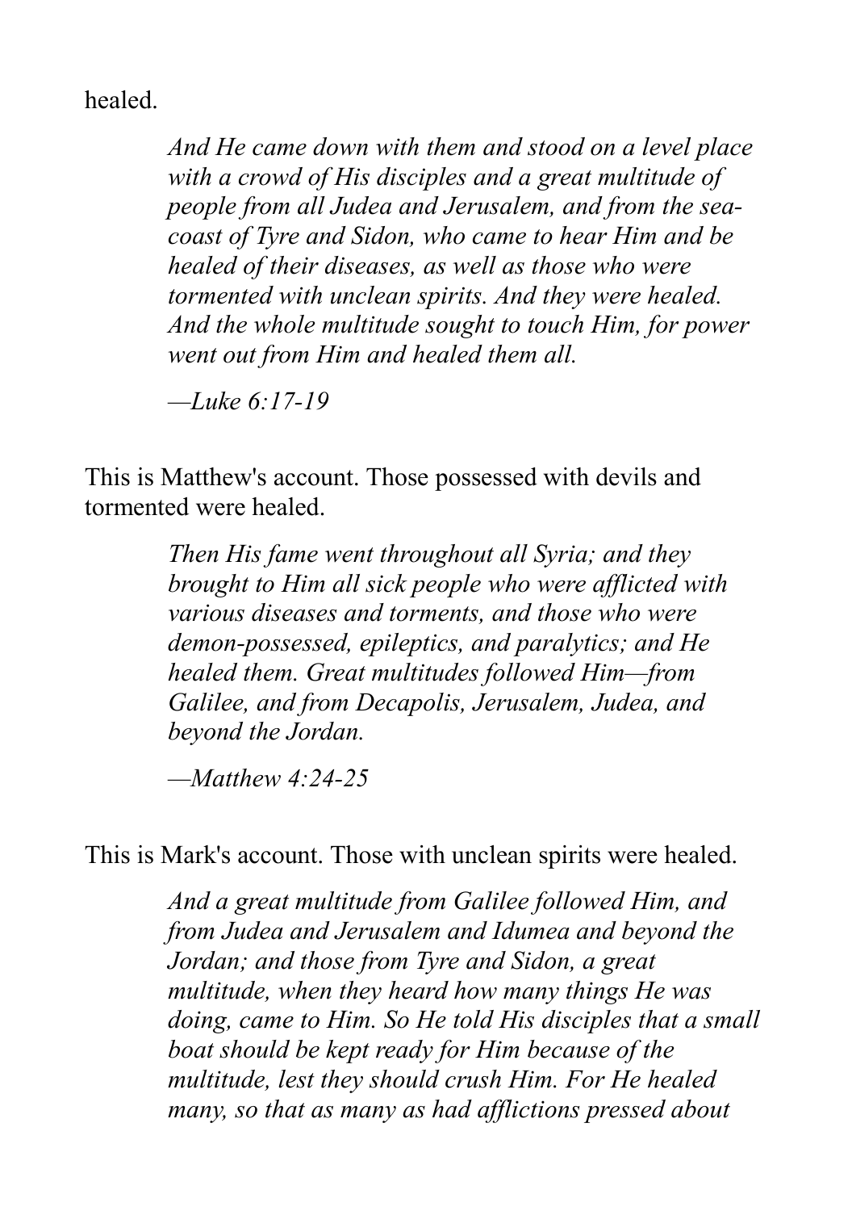healed.

> *And He came down with them and stood on a level place with a crowd of His disciples and a great multitude of people from all Judea and Jerusalem, and from the sea-coast of Tyre and Sidon, who came to hear Him and be healed of their diseases, as well as those who were tormented with unclean spirits. And they were healed. And the whole multitude sought to touch Him, for power went out from Him and healed them all.*
>
> *—Luke 6:17-19*

This is Matthew's account. Those possessed with devils and tormented were healed.

> *Then His fame went throughout all Syria; and they brought to Him all sick people who were afflicted with various diseases and torments, and those who were demon-possessed, epileptics, and paralytics; and He healed them. Great multitudes followed Him—from Galilee, and from Decapolis, Jerusalem, Judea, and beyond the Jordan.*
>
> *—Matthew 4:24-25*

This is Mark's account. Those with unclean spirits were healed.

> *And a great multitude from Galilee followed Him, and from Judea and Jerusalem and Idumea and beyond the Jordan; and those from Tyre and Sidon, a great multitude, when they heard how many things He was doing, came to Him. So He told His disciples that a small boat should be kept ready for Him because of the multitude, lest they should crush Him. For He healed many, so that as many as had afflictions pressed about*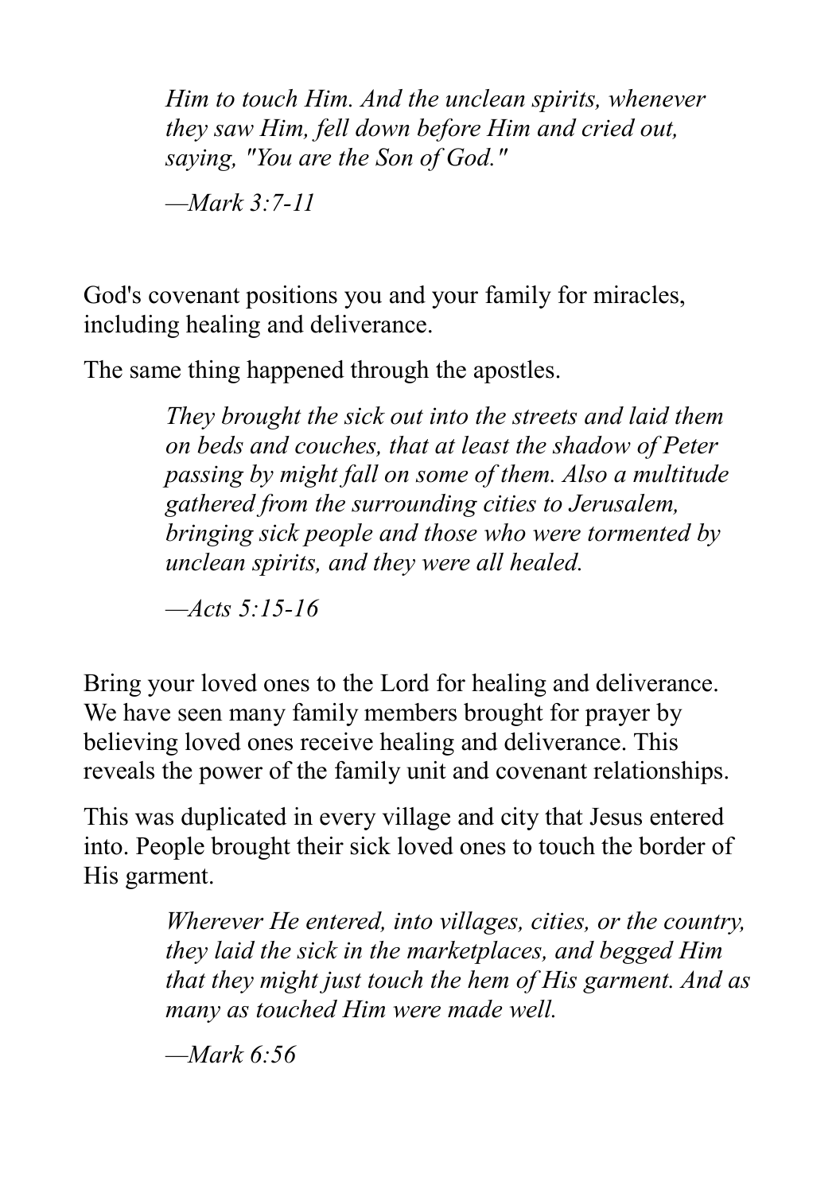> *Him to touch Him. And the unclean spirits, whenever they saw Him, fell down before Him and cried out, saying, "You are the Son of God."*
>
> *—Mark 3:7-11*

God's covenant positions you and your family for miracles, including healing and deliverance.

The same thing happened through the apostles.

> *They brought the sick out into the streets and laid them on beds and couches, that at least the shadow of Peter passing by might fall on some of them. Also a multitude gathered from the surrounding cities to Jerusalem, bringing sick people and those who were tormented by unclean spirits, and they were all healed.*
>
> *—Acts 5:15-16*

Bring your loved ones to the Lord for healing and deliverance. We have seen many family members brought for prayer by believing loved ones receive healing and deliverance. This reveals the power of the family unit and covenant relationships.

This was duplicated in every village and city that Jesus entered into. People brought their sick loved ones to touch the border of His garment.

> *Wherever He entered, into villages, cities, or the country, they laid the sick in the marketplaces, and begged Him that they might just touch the hem of His garment. And as many as touched Him were made well.*
>
> *—Mark 6:56*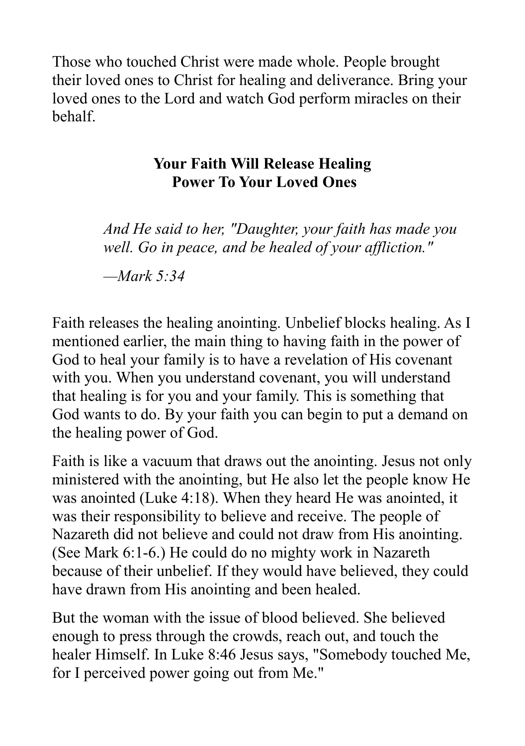Those who touched Christ were made whole. People brought their loved ones to Christ for healing and deliverance. Bring your loved ones to the Lord and watch God perform miracles on their behalf.

## Your Faith Will Release Healing Power To Your Loved Ones

> *And He said to her, "Daughter, your faith has made you well. Go in peace, and be healed of your affliction."*
>
> *—Mark 5:34*

Faith releases the healing anointing. Unbelief blocks healing. As I mentioned earlier, the main thing to having faith in the power of God to heal your family is to have a revelation of His covenant with you. When you understand covenant, you will understand that healing is for you and your family. This is something that God wants to do. By your faith you can begin to put a demand on the healing power of God.

Faith is like a vacuum that draws out the anointing. Jesus not only ministered with the anointing, but He also let the people know He was anointed (Luke 4:18). When they heard He was anointed, it was their responsibility to believe and receive. The people of Nazareth did not believe and could not draw from His anointing. (See Mark 6:1-6.) He could do no mighty work in Nazareth because of their unbelief. If they would have believed, they could have drawn from His anointing and been healed.

But the woman with the issue of blood believed. She believed enough to press through the crowds, reach out, and touch the healer Himself. In Luke 8:46 Jesus says, "Somebody touched Me, for I perceived power going out from Me."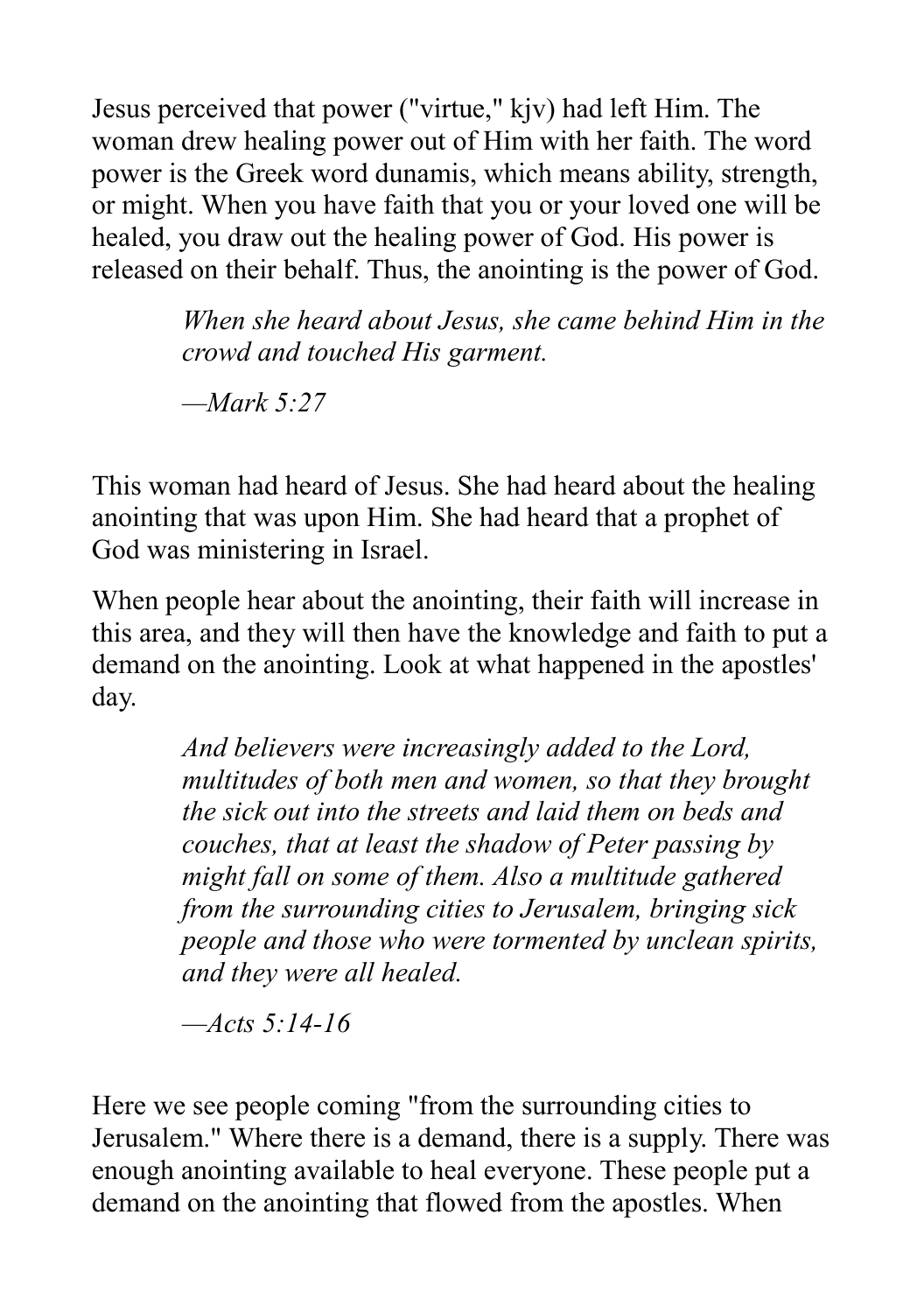Jesus perceived that power ("virtue," kjv) had left Him. The woman drew healing power out of Him with her faith. The word power is the Greek word dunamis, which means ability, strength, or might. When you have faith that you or your loved one will be healed, you draw out the healing power of God. His power is released on their behalf. Thus, the anointing is the power of God.

> *When she heard about Jesus, she came behind Him in the crowd and touched His garment.*
>
> *—Mark 5:27*

This woman had heard of Jesus. She had heard about the healing anointing that was upon Him. She had heard that a prophet of God was ministering in Israel.

When people hear about the anointing, their faith will increase in this area, and they will then have the knowledge and faith to put a demand on the anointing. Look at what happened in the apostles' day.

> *And believers were increasingly added to the Lord, multitudes of both men and women, so that they brought the sick out into the streets and laid them on beds and couches, that at least the shadow of Peter passing by might fall on some of them. Also a multitude gathered from the surrounding cities to Jerusalem, bringing sick people and those who were tormented by unclean spirits, and they were all healed.*
>
> *—Acts 5:14-16*

Here we see people coming "from the surrounding cities to Jerusalem." Where there is a demand, there is a supply. There was enough anointing available to heal everyone. These people put a demand on the anointing that flowed from the apostles. When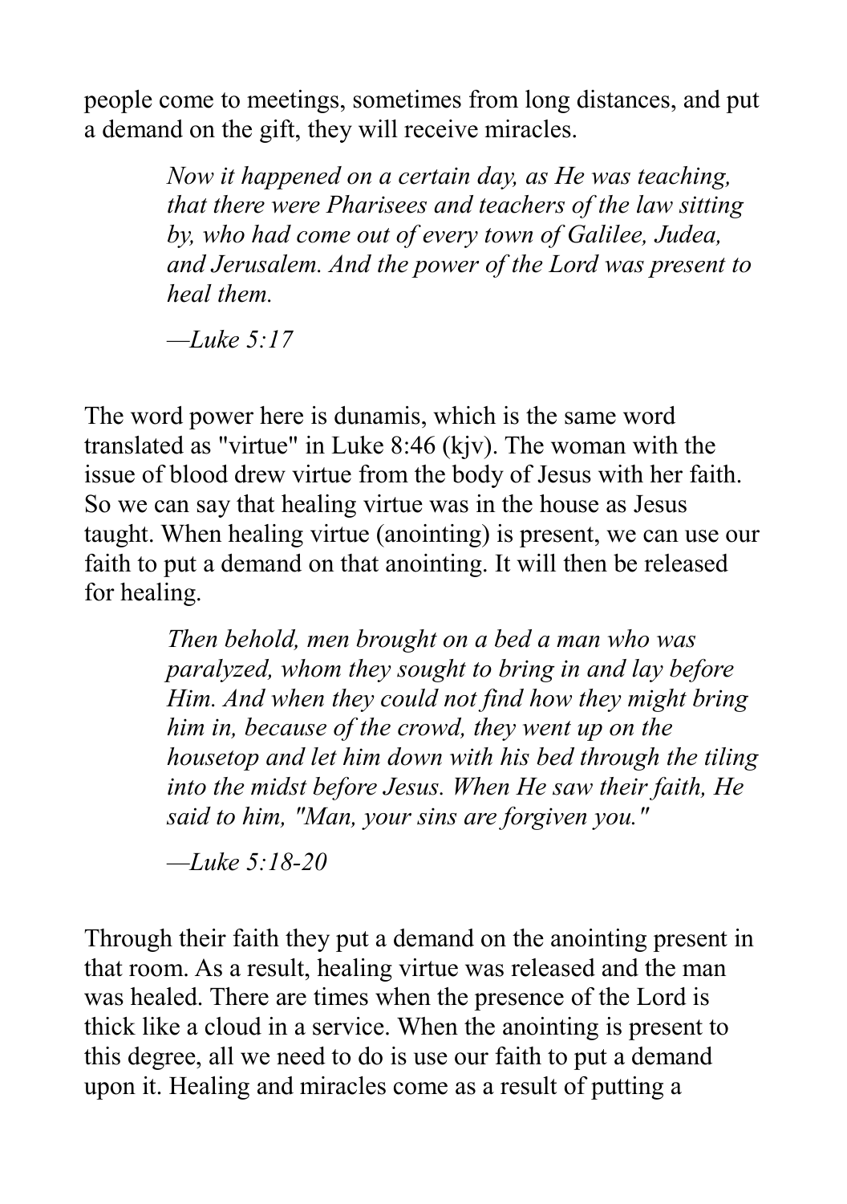people come to meetings, sometimes from long distances, and put a demand on the gift, they will receive miracles.

> *Now it happened on a certain day, as He was teaching, that there were Pharisees and teachers of the law sitting by, who had come out of every town of Galilee, Judea, and Jerusalem. And the power of the Lord was present to heal them.*
>
> *—Luke 5:17*

The word power here is dunamis, which is the same word translated as "virtue" in Luke 8:46 (kjv). The woman with the issue of blood drew virtue from the body of Jesus with her faith. So we can say that healing virtue was in the house as Jesus taught. When healing virtue (anointing) is present, we can use our faith to put a demand on that anointing. It will then be released for healing.

> *Then behold, men brought on a bed a man who was paralyzed, whom they sought to bring in and lay before Him. And when they could not find how they might bring him in, because of the crowd, they went up on the housetop and let him down with his bed through the tiling into the midst before Jesus. When He saw their faith, He said to him, "Man, your sins are forgiven you."*
>
> *—Luke 5:18-20*

Through their faith they put a demand on the anointing present in that room. As a result, healing virtue was released and the man was healed. There are times when the presence of the Lord is thick like a cloud in a service. When the anointing is present to this degree, all we need to do is use our faith to put a demand upon it. Healing and miracles come as a result of putting a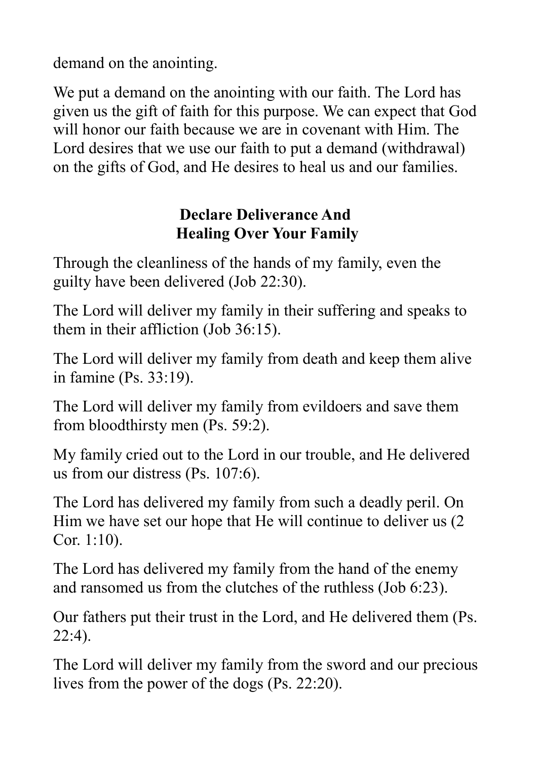demand on the anointing.

We put a demand on the anointing with our faith. The Lord has given us the gift of faith for this purpose. We can expect that God will honor our faith because we are in covenant with Him. The Lord desires that we use our faith to put a demand (withdrawal) on the gifts of God, and He desires to heal us and our families.

### Declare Deliverance And Healing Over Your Family

Through the cleanliness of the hands of my family, even the guilty have been delivered (Job 22:30).

The Lord will deliver my family in their suffering and speaks to them in their affliction (Job 36:15).

The Lord will deliver my family from death and keep them alive in famine (Ps. 33:19).

The Lord will deliver my family from evildoers and save them from bloodthirsty men (Ps. 59:2).

My family cried out to the Lord in our trouble, and He delivered us from our distress (Ps. 107:6).

The Lord has delivered my family from such a deadly peril. On Him we have set our hope that He will continue to deliver us (2 Cor. 1:10).

The Lord has delivered my family from the hand of the enemy and ransomed us from the clutches of the ruthless (Job 6:23).

Our fathers put their trust in the Lord, and He delivered them (Ps. 22:4).

The Lord will deliver my family from the sword and our precious lives from the power of the dogs (Ps. 22:20).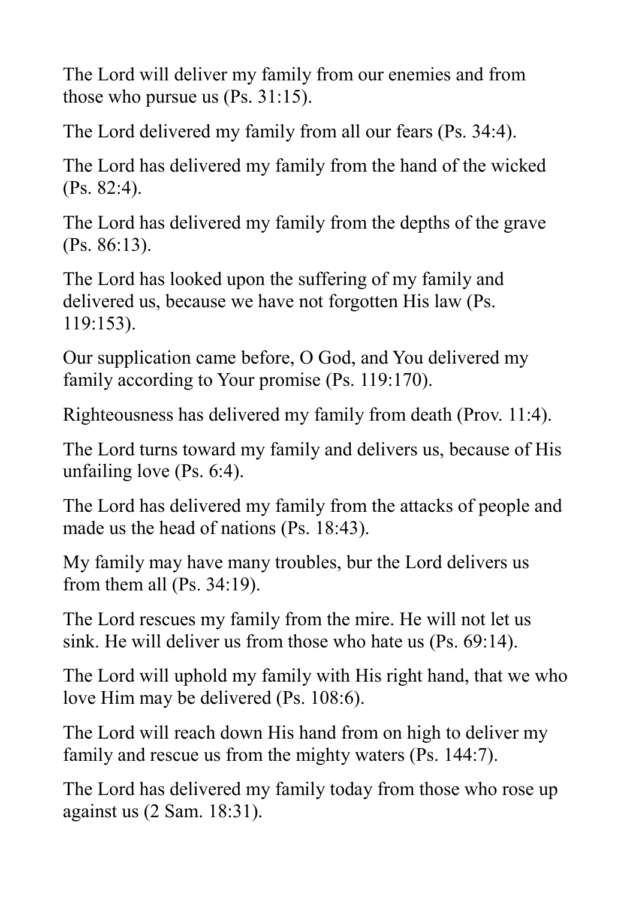The Lord will deliver my family from our enemies and from those who pursue us (Ps. 31:15).

The Lord delivered my family from all our fears (Ps. 34:4).

The Lord has delivered my family from the hand of the wicked (Ps. 82:4).

The Lord has delivered my family from the depths of the grave (Ps. 86:13).

The Lord has looked upon the suffering of my family and delivered us, because we have not forgotten His law (Ps. 119:153).

Our supplication came before, O God, and You delivered my family according to Your promise (Ps. 119:170).

Righteousness has delivered my family from death (Prov. 11:4).

The Lord turns toward my family and delivers us, because of His unfailing love (Ps. 6:4).

The Lord has delivered my family from the attacks of people and made us the head of nations (Ps. 18:43).

My family may have many troubles, bur the Lord delivers us from them all (Ps. 34:19).

The Lord rescues my family from the mire. He will not let us sink. He will deliver us from those who hate us (Ps. 69:14).

The Lord will uphold my family with His right hand, that we who love Him may be delivered (Ps. 108:6).

The Lord will reach down His hand from on high to deliver my family and rescue us from the mighty waters (Ps. 144:7).

The Lord has delivered my family today from those who rose up against us (2 Sam. 18:31).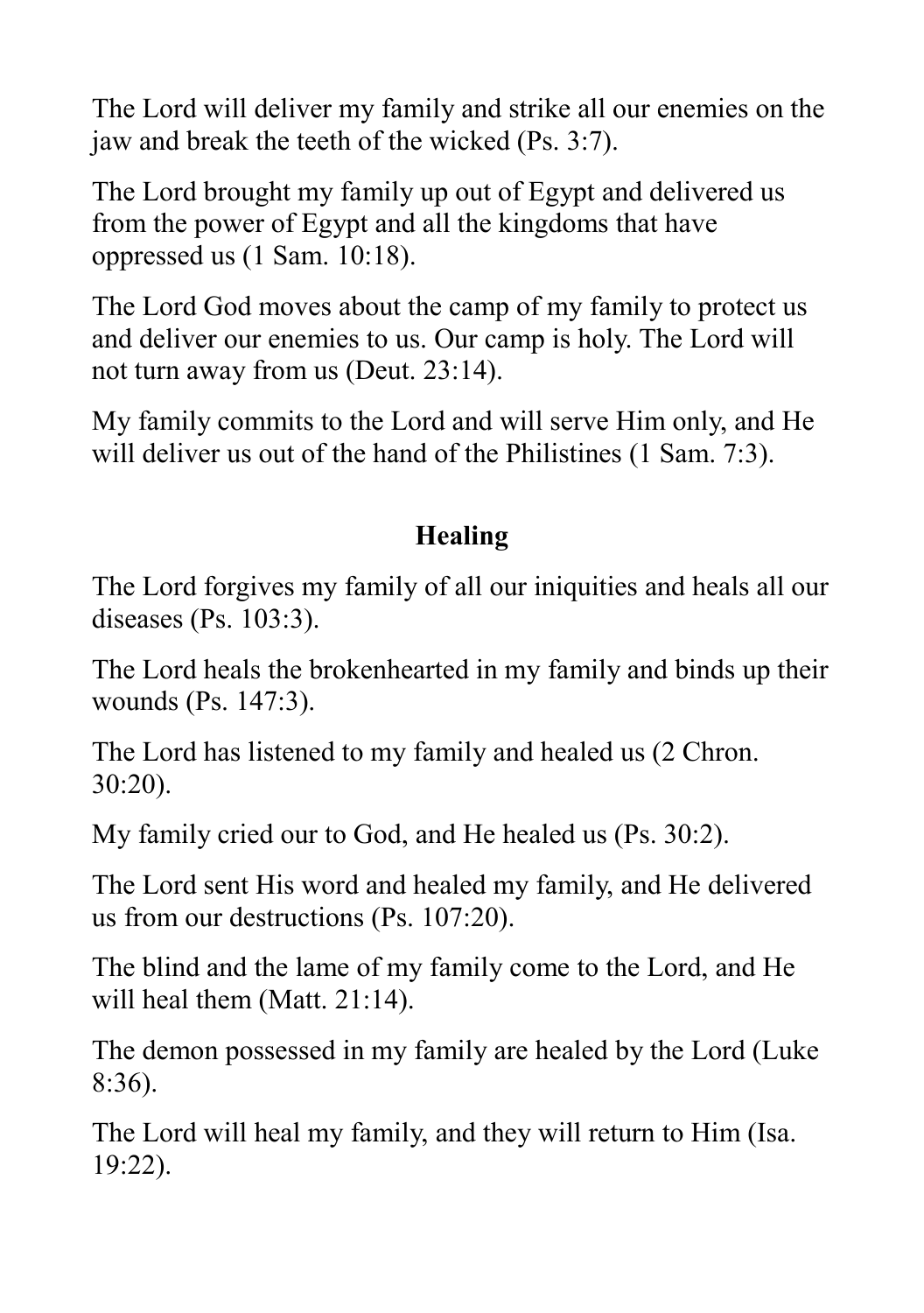The Lord will deliver my family and strike all our enemies on the jaw and break the teeth of the wicked (Ps. 3:7).

The Lord brought my family up out of Egypt and delivered us from the power of Egypt and all the kingdoms that have oppressed us (1 Sam. 10:18).

The Lord God moves about the camp of my family to protect us and deliver our enemies to us. Our camp is holy. The Lord will not turn away from us (Deut. 23:14).

My family commits to the Lord and will serve Him only, and He will deliver us out of the hand of the Philistines (1 Sam. 7:3).

## Healing

The Lord forgives my family of all our iniquities and heals all our diseases (Ps. 103:3).

The Lord heals the brokenhearted in my family and binds up their wounds (Ps. 147:3).

The Lord has listened to my family and healed us (2 Chron. 30:20).

My family cried our to God, and He healed us (Ps. 30:2).

The Lord sent His word and healed my family, and He delivered us from our destructions (Ps. 107:20).

The blind and the lame of my family come to the Lord, and He will heal them (Matt. 21:14).

The demon possessed in my family are healed by the Lord (Luke 8:36).

The Lord will heal my family, and they will return to Him (Isa. 19:22).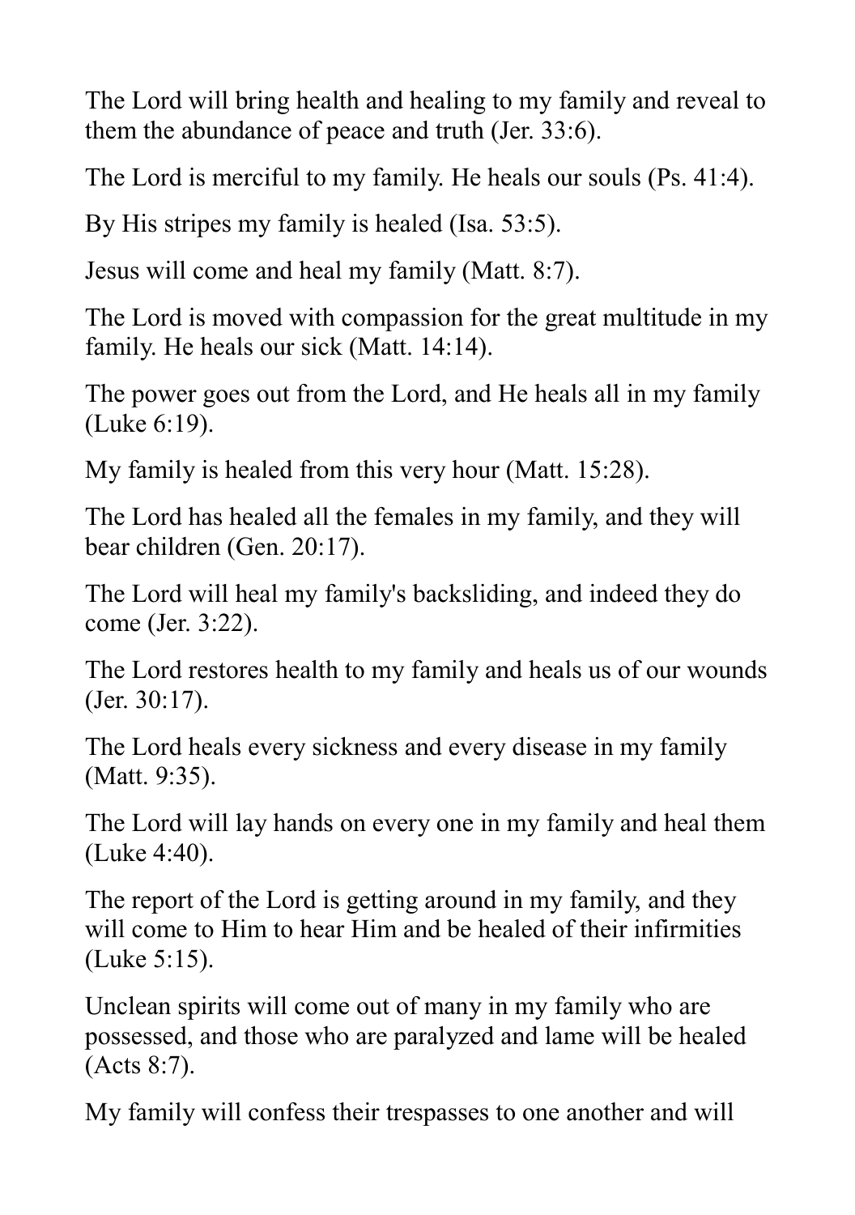The Lord will bring health and healing to my family and reveal to them the abundance of peace and truth (Jer. 33:6).

The Lord is merciful to my family. He heals our souls (Ps. 41:4).

By His stripes my family is healed (Isa. 53:5).

Jesus will come and heal my family (Matt. 8:7).

The Lord is moved with compassion for the great multitude in my family. He heals our sick (Matt. 14:14).

The power goes out from the Lord, and He heals all in my family (Luke 6:19).

My family is healed from this very hour (Matt. 15:28).

The Lord has healed all the females in my family, and they will bear children (Gen. 20:17).

The Lord will heal my family's backsliding, and indeed they do come (Jer. 3:22).

The Lord restores health to my family and heals us of our wounds (Jer. 30:17).

The Lord heals every sickness and every disease in my family (Matt. 9:35).

The Lord will lay hands on every one in my family and heal them (Luke 4:40).

The report of the Lord is getting around in my family, and they will come to Him to hear Him and be healed of their infirmities (Luke 5:15).

Unclean spirits will come out of many in my family who are possessed, and those who are paralyzed and lame will be healed (Acts 8:7).

My family will confess their trespasses to one another and will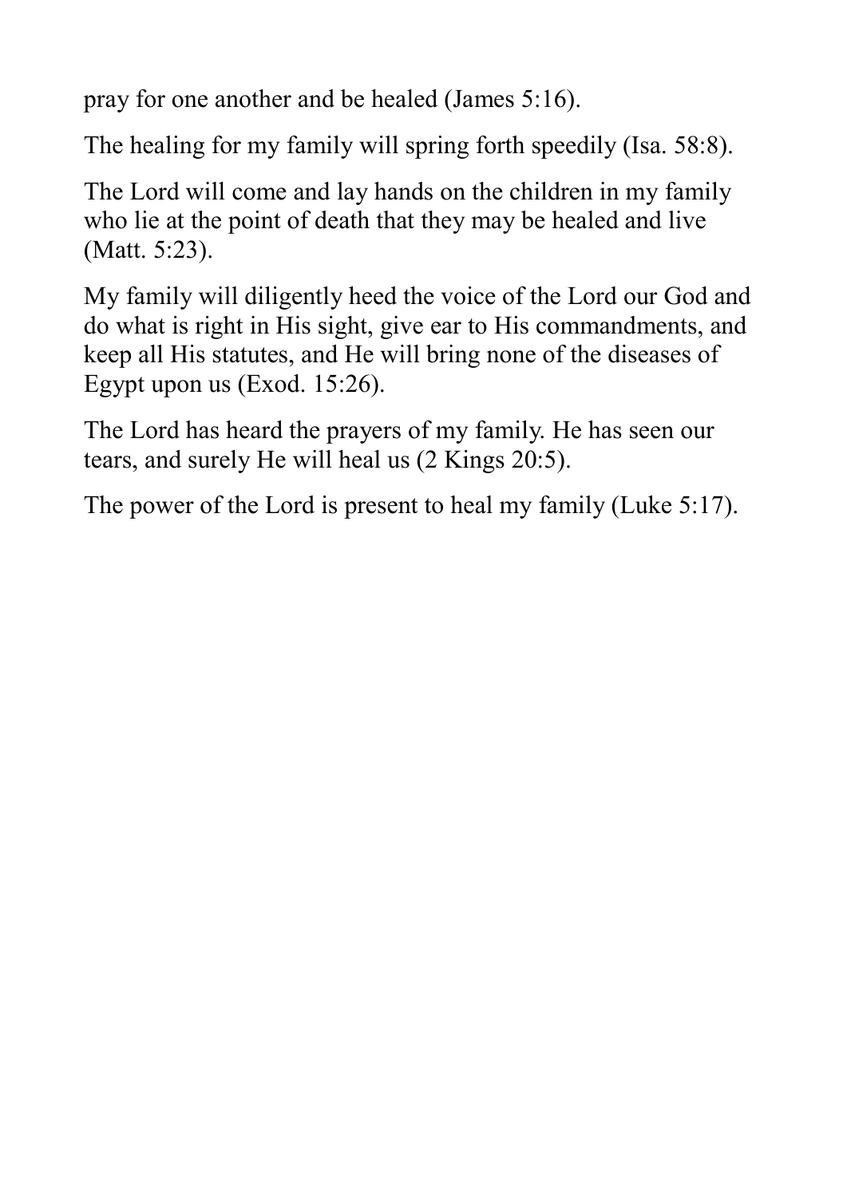pray for one another and be healed (James 5:16).

The healing for my family will spring forth speedily (Isa. 58:8).

The Lord will come and lay hands on the children in my family who lie at the point of death that they may be healed and live (Matt. 5:23).

My family will diligently heed the voice of the Lord our God and do what is right in His sight, give ear to His commandments, and keep all His statutes, and He will bring none of the diseases of Egypt upon us (Exod. 15:26).

The Lord has heard the prayers of my family. He has seen our tears, and surely He will heal us (2 Kings 20:5).

The power of the Lord is present to heal my family (Luke 5:17).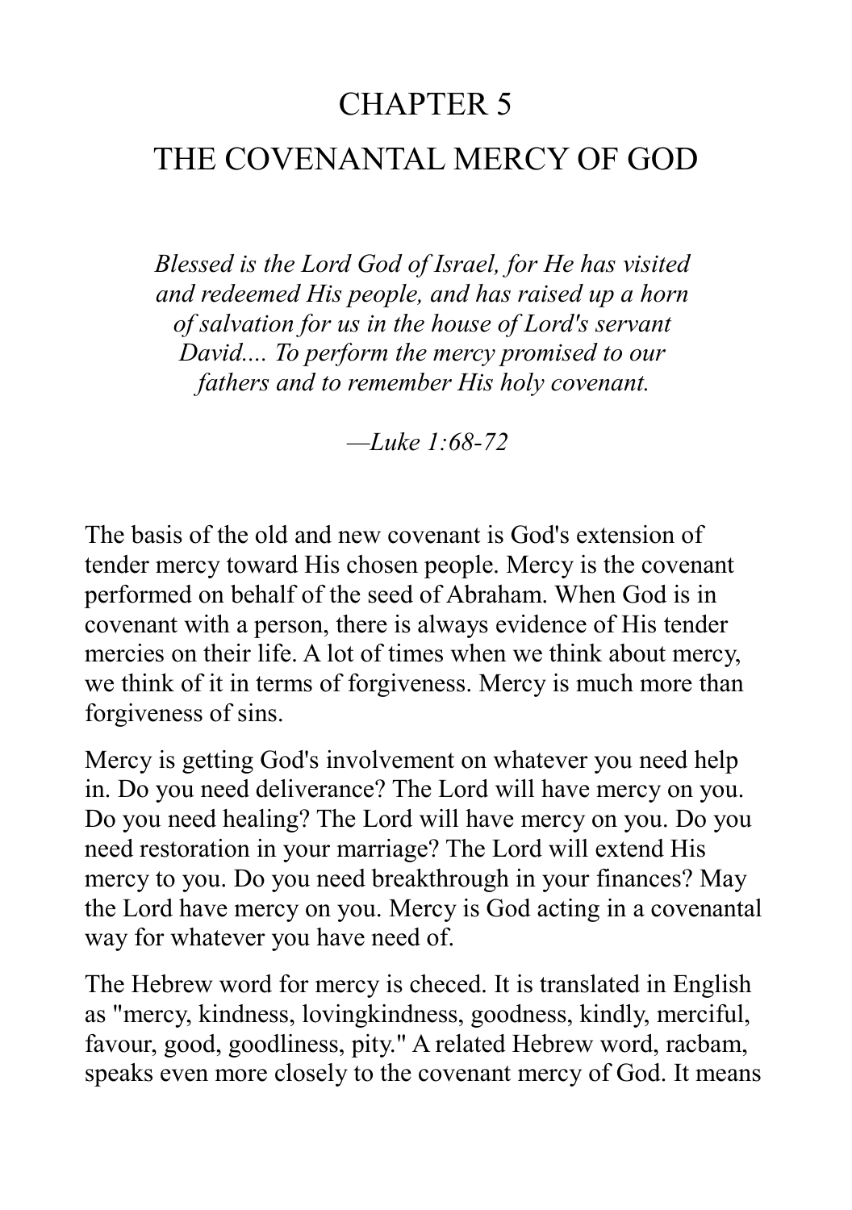# CHAPTER 5

# THE COVENANTAL MERCY OF GOD

*Blessed is the Lord God of Israel, for He has visited and redeemed His people, and has raised up a horn of salvation for us in the house of Lord's servant David.... To perform the mercy promised to our fathers and to remember His holy covenant.*

*—Luke 1:68-72*

The basis of the old and new covenant is God's extension of tender mercy toward His chosen people. Mercy is the covenant performed on behalf of the seed of Abraham. When God is in covenant with a person, there is always evidence of His tender mercies on their life. A lot of times when we think about mercy, we think of it in terms of forgiveness. Mercy is much more than forgiveness of sins.

Mercy is getting God's involvement on whatever you need help in. Do you need deliverance? The Lord will have mercy on you. Do you need healing? The Lord will have mercy on you. Do you need restoration in your marriage? The Lord will extend His mercy to you. Do you need breakthrough in your finances? May the Lord have mercy on you. Mercy is God acting in a covenantal way for whatever you have need of.

The Hebrew word for mercy is checed. It is translated in English as "mercy, kindness, lovingkindness, goodness, kindly, merciful, favour, good, goodliness, pity." A related Hebrew word, racbam, speaks even more closely to the covenant mercy of God. It means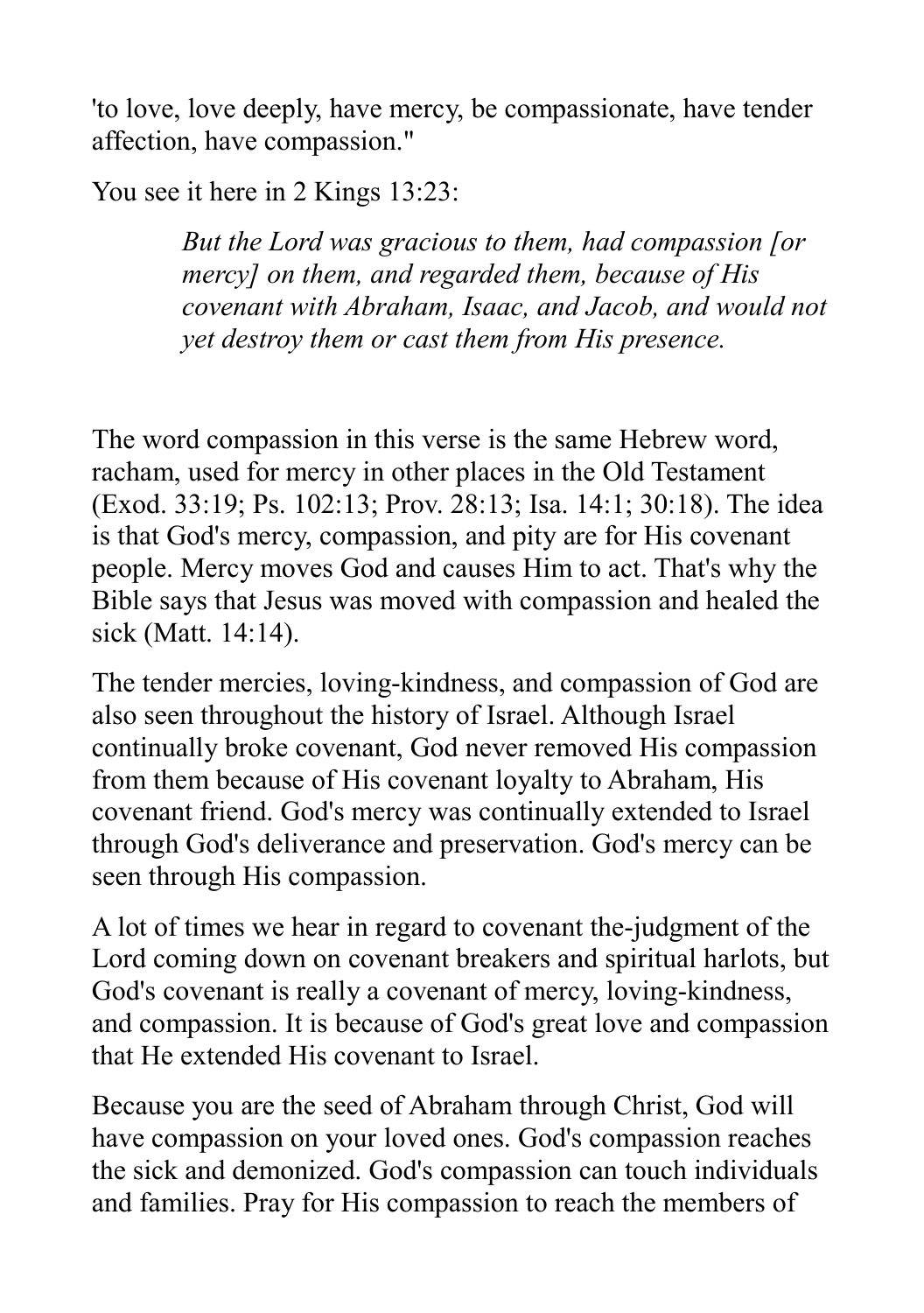'to love, love deeply, have mercy, be compassionate, have tender affection, have compassion."

You see it here in 2 Kings 13:23:

> *But the Lord was gracious to them, had compassion [or mercy] on them, and regarded them, because of His covenant with Abraham, Isaac, and Jacob, and would not yet destroy them or cast them from His presence.*

The word compassion in this verse is the same Hebrew word, racham, used for mercy in other places in the Old Testament (Exod. 33:19; Ps. 102:13; Prov. 28:13; Isa. 14:1; 30:18). The idea is that God's mercy, compassion, and pity are for His covenant people. Mercy moves God and causes Him to act. That's why the Bible says that Jesus was moved with compassion and healed the sick (Matt. 14:14).

The tender mercies, loving-kindness, and compassion of God are also seen throughout the history of Israel. Although Israel continually broke covenant, God never removed His compassion from them because of His covenant loyalty to Abraham, His covenant friend. God's mercy was continually extended to Israel through God's deliverance and preservation. God's mercy can be seen through His compassion.

A lot of times we hear in regard to covenant the-judgment of the Lord coming down on covenant breakers and spiritual harlots, but God's covenant is really a covenant of mercy, loving-kindness, and compassion. It is because of God's great love and compassion that He extended His covenant to Israel.

Because you are the seed of Abraham through Christ, God will have compassion on your loved ones. God's compassion reaches the sick and demonized. God's compassion can touch individuals and families. Pray for His compassion to reach the members of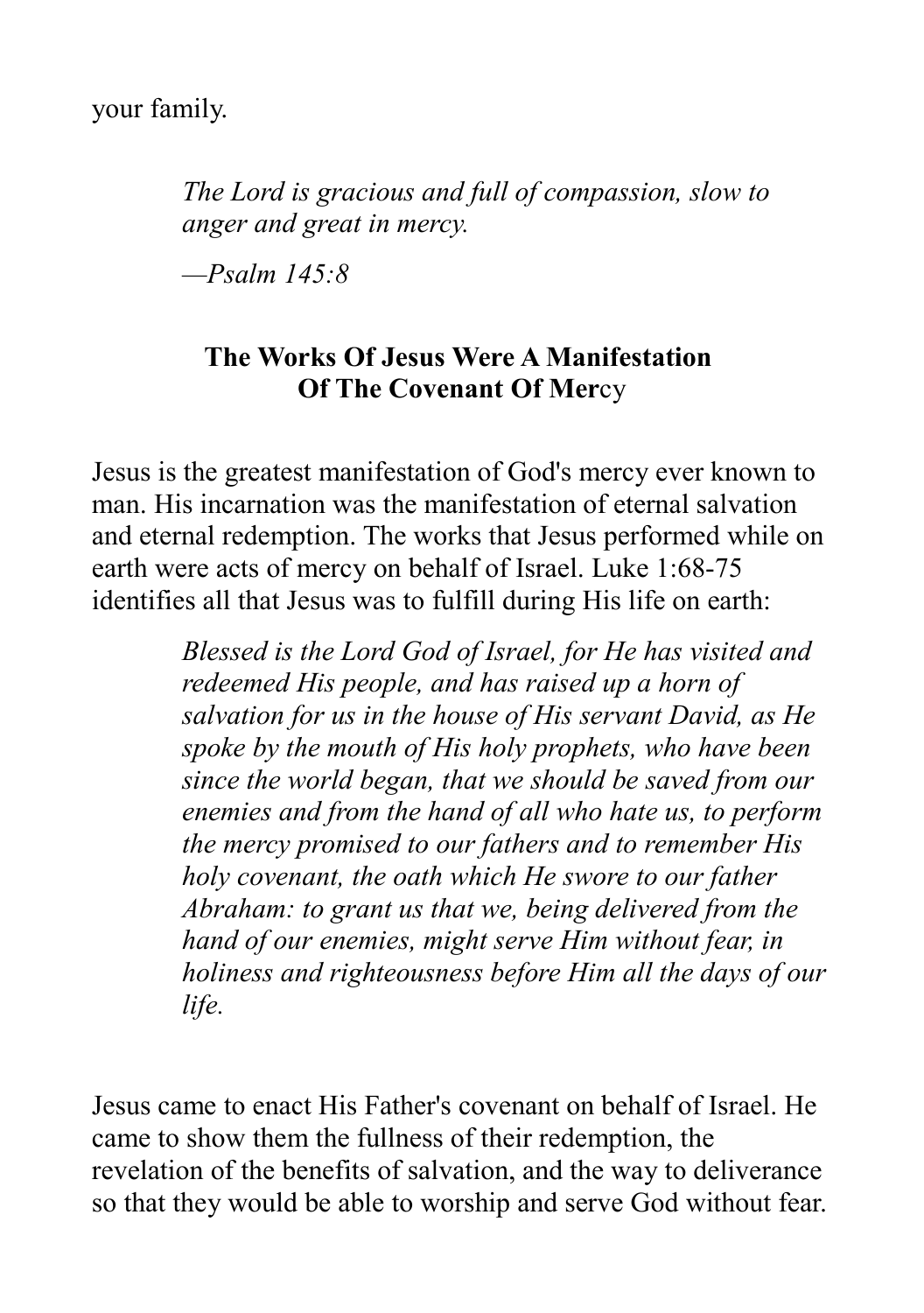your family.

> *The Lord is gracious and full of compassion, slow to anger and great in mercy.*
>
> *—Psalm 145:8*

### The Works Of Jesus Were A Manifestation Of The Covenant Of Mercy

Jesus is the greatest manifestation of God's mercy ever known to man. His incarnation was the manifestation of eternal salvation and eternal redemption. The works that Jesus performed while on earth were acts of mercy on behalf of Israel. Luke 1:68-75 identifies all that Jesus was to fulfill during His life on earth:

> *Blessed is the Lord God of Israel, for He has visited and redeemed His people, and has raised up a horn of salvation for us in the house of His servant David, as He spoke by the mouth of His holy prophets, who have been since the world began, that we should be saved from our enemies and from the hand of all who hate us, to perform the mercy promised to our fathers and to remember His holy covenant, the oath which He swore to our father Abraham: to grant us that we, being delivered from the hand of our enemies, might serve Him without fear, in holiness and righteousness before Him all the days of our life.*

Jesus came to enact His Father's covenant on behalf of Israel. He came to show them the fullness of their redemption, the revelation of the benefits of salvation, and the way to deliverance so that they would be able to worship and serve God without fear.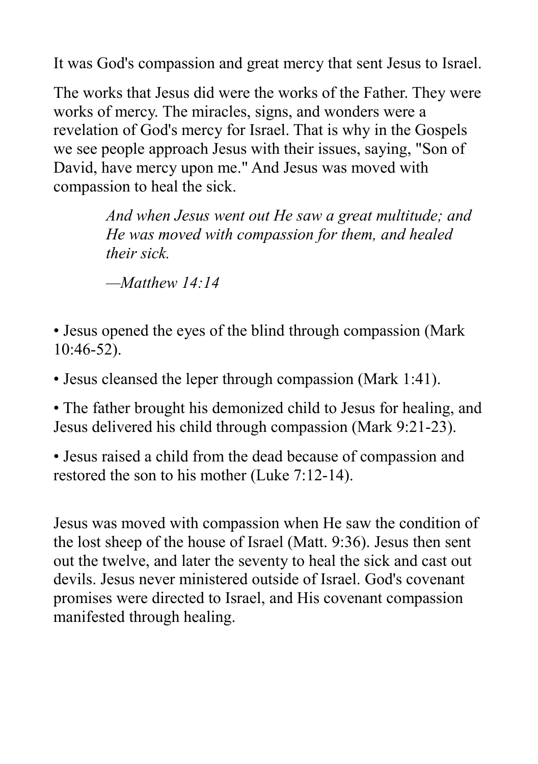It was God's compassion and great mercy that sent Jesus to Israel.

The works that Jesus did were the works of the Father. They were works of mercy. The miracles, signs, and wonders were a revelation of God's mercy for Israel. That is why in the Gospels we see people approach Jesus with their issues, saying, "Son of David, have mercy upon me." And Jesus was moved with compassion to heal the sick.

> *And when Jesus went out He saw a great multitude; and He was moved with compassion for them, and healed their sick.*
>
> *—Matthew 14:14*

- Jesus opened the eyes of the blind through compassion (Mark 10:46-52).
- Jesus cleansed the leper through compassion (Mark 1:41).
- The father brought his demonized child to Jesus for healing, and Jesus delivered his child through compassion (Mark 9:21-23).
- Jesus raised a child from the dead because of compassion and restored the son to his mother (Luke 7:12-14).

Jesus was moved with compassion when He saw the condition of the lost sheep of the house of Israel (Matt. 9:36). Jesus then sent out the twelve, and later the seventy to heal the sick and cast out devils. Jesus never ministered outside of Israel. God's covenant promises were directed to Israel, and His covenant compassion manifested through healing.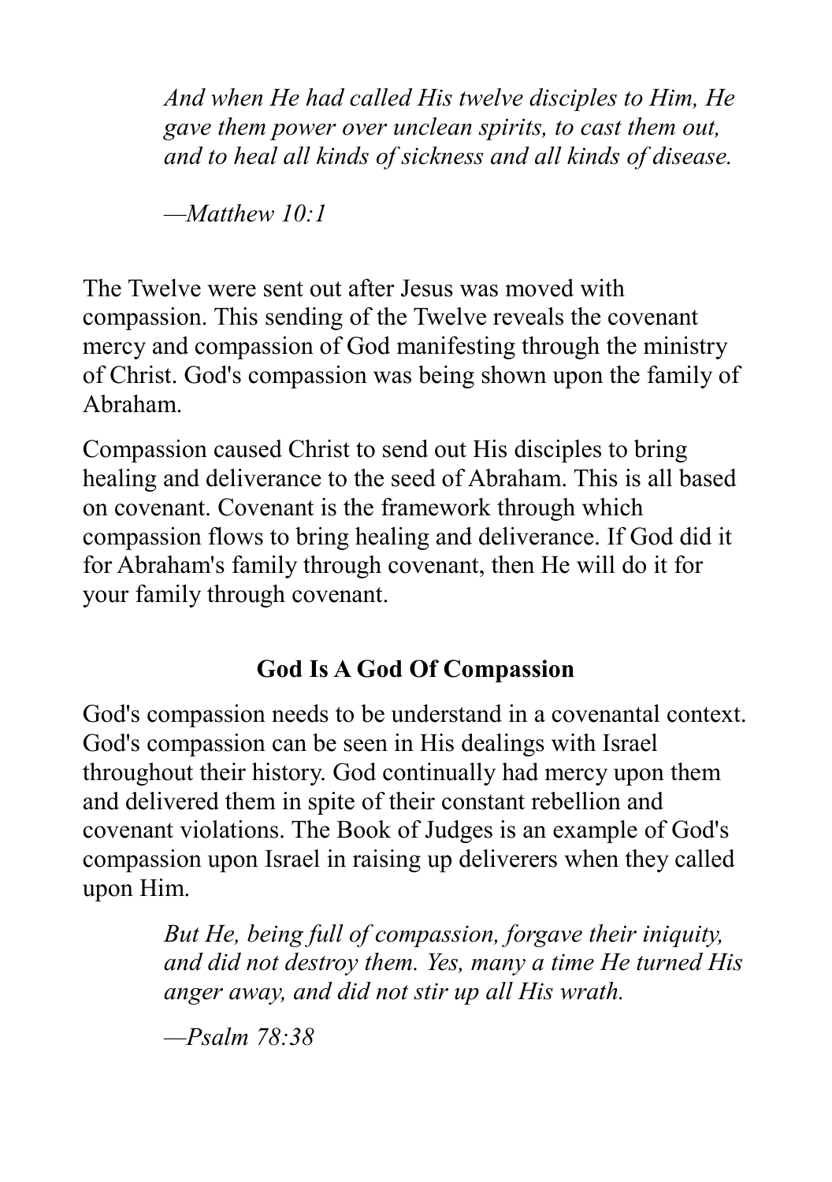> *And when He had called His twelve disciples to Him, He gave them power over unclean spirits, to cast them out, and to heal all kinds of sickness and all kinds of disease.*
>
> *—Matthew 10:1*

The Twelve were sent out after Jesus was moved with compassion. This sending of the Twelve reveals the covenant mercy and compassion of God manifesting through the ministry of Christ. God's compassion was being shown upon the family of Abraham.

Compassion caused Christ to send out His disciples to bring healing and deliverance to the seed of Abraham. This is all based on covenant. Covenant is the framework through which compassion flows to bring healing and deliverance. If God did it for Abraham's family through covenant, then He will do it for your family through covenant.

### God Is A God Of Compassion

God's compassion needs to be understand in a covenantal context. God's compassion can be seen in His dealings with Israel throughout their history. God continually had mercy upon them and delivered them in spite of their constant rebellion and covenant violations. The Book of Judges is an example of God's compassion upon Israel in raising up deliverers when they called upon Him.

> *But He, being full of compassion, forgave their iniquity, and did not destroy them. Yes, many a time He turned His anger away, and did not stir up all His wrath.*
>
> *—Psalm 78:38*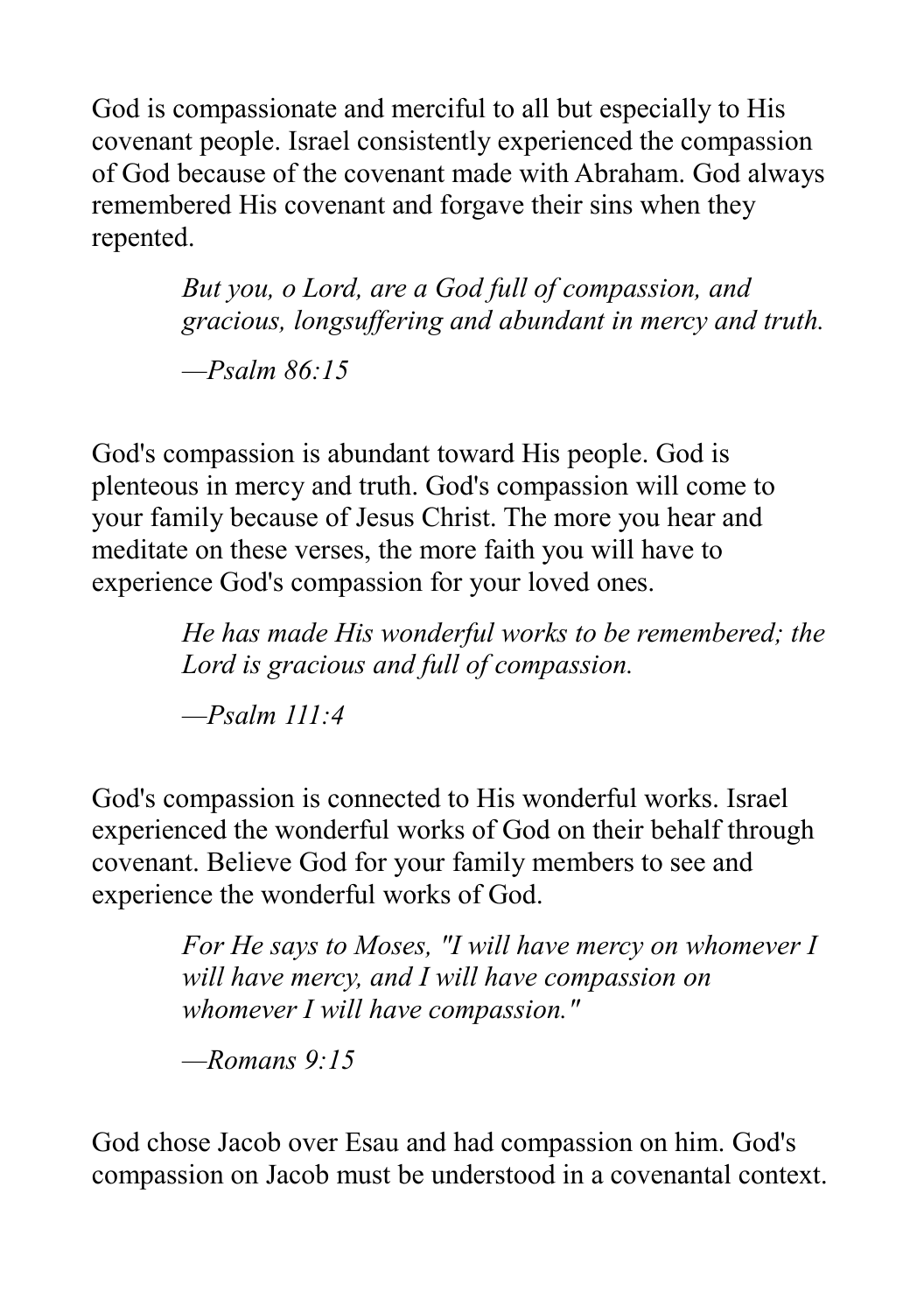God is compassionate and merciful to all but especially to His covenant people. Israel consistently experienced the compassion of God because of the covenant made with Abraham. God always remembered His covenant and forgave their sins when they repented.

> *But you, o Lord, are a God full of compassion, and gracious, longsuffering and abundant in mercy and truth.*
>
> *—Psalm 86:15*

God's compassion is abundant toward His people. God is plenteous in mercy and truth. God's compassion will come to your family because of Jesus Christ. The more you hear and meditate on these verses, the more faith you will have to experience God's compassion for your loved ones.

> *He has made His wonderful works to be remembered; the Lord is gracious and full of compassion.*
>
> *—Psalm 111:4*

God's compassion is connected to His wonderful works. Israel experienced the wonderful works of God on their behalf through covenant. Believe God for your family members to see and experience the wonderful works of God.

> *For He says to Moses, "I will have mercy on whomever I will have mercy, and I will have compassion on whomever I will have compassion."*
>
> *—Romans 9:15*

God chose Jacob over Esau and had compassion on him. God's compassion on Jacob must be understood in a covenantal context.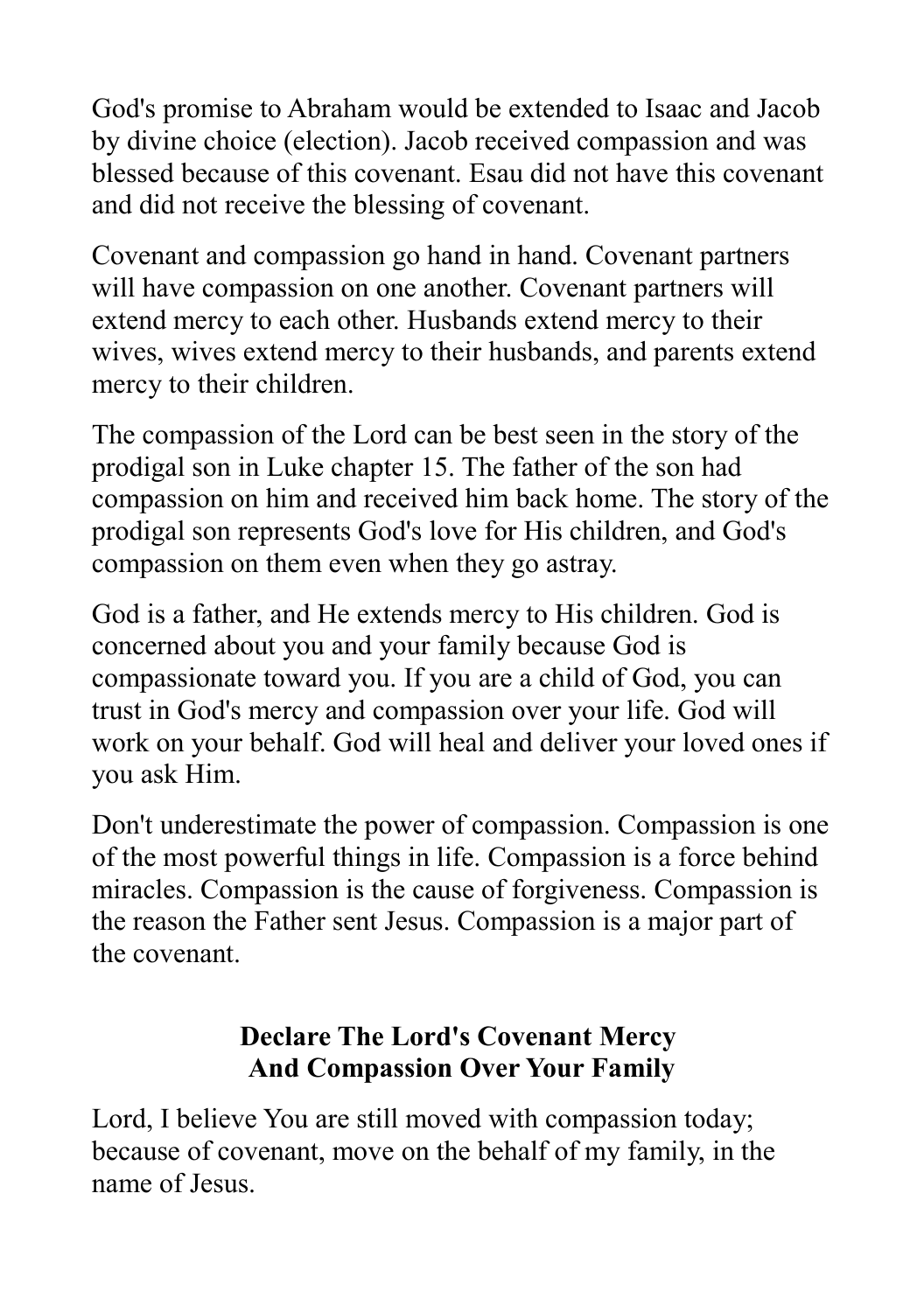God's promise to Abraham would be extended to Isaac and Jacob by divine choice (election). Jacob received compassion and was blessed because of this covenant. Esau did not have this covenant and did not receive the blessing of covenant.

Covenant and compassion go hand in hand. Covenant partners will have compassion on one another. Covenant partners will extend mercy to each other. Husbands extend mercy to their wives, wives extend mercy to their husbands, and parents extend mercy to their children.

The compassion of the Lord can be best seen in the story of the prodigal son in Luke chapter 15. The father of the son had compassion on him and received him back home. The story of the prodigal son represents God's love for His children, and God's compassion on them even when they go astray.

God is a father, and He extends mercy to His children. God is concerned about you and your family because God is compassionate toward you. If you are a child of God, you can trust in God's mercy and compassion over your life. God will work on your behalf. God will heal and deliver your loved ones if you ask Him.

Don't underestimate the power of compassion. Compassion is one of the most powerful things in life. Compassion is a force behind miracles. Compassion is the cause of forgiveness. Compassion is the reason the Father sent Jesus. Compassion is a major part of the covenant.

### Declare The Lord's Covenant Mercy And Compassion Over Your Family

Lord, I believe You are still moved with compassion today; because of covenant, move on the behalf of my family, in the name of Jesus.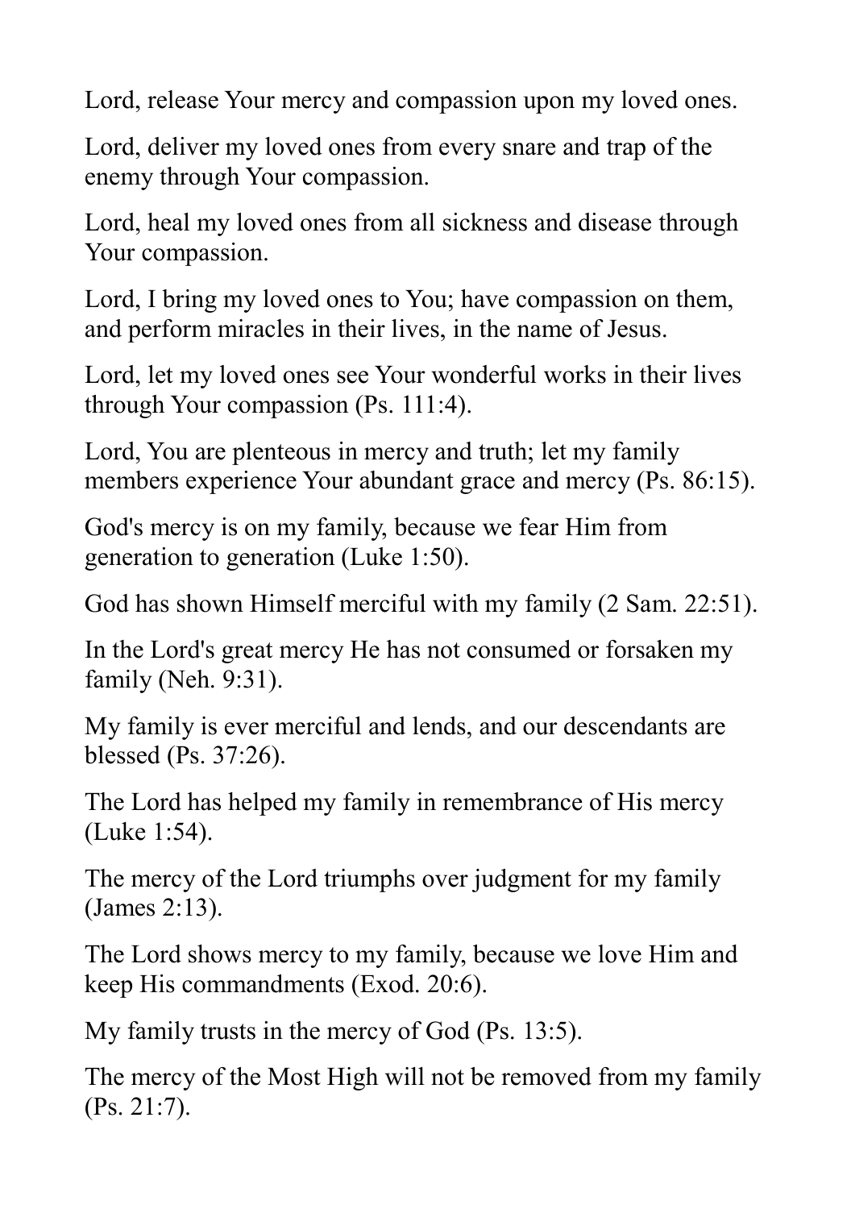Lord, release Your mercy and compassion upon my loved ones.

Lord, deliver my loved ones from every snare and trap of the enemy through Your compassion.

Lord, heal my loved ones from all sickness and disease through Your compassion.

Lord, I bring my loved ones to You; have compassion on them, and perform miracles in their lives, in the name of Jesus.

Lord, let my loved ones see Your wonderful works in their lives through Your compassion (Ps. 111:4).

Lord, You are plenteous in mercy and truth; let my family members experience Your abundant grace and mercy (Ps. 86:15).

God's mercy is on my family, because we fear Him from generation to generation (Luke 1:50).

God has shown Himself merciful with my family (2 Sam. 22:51).

In the Lord's great mercy He has not consumed or forsaken my family (Neh. 9:31).

My family is ever merciful and lends, and our descendants are blessed (Ps. 37:26).

The Lord has helped my family in remembrance of His mercy (Luke 1:54).

The mercy of the Lord triumphs over judgment for my family (James 2:13).

The Lord shows mercy to my family, because we love Him and keep His commandments (Exod. 20:6).

My family trusts in the mercy of God (Ps. 13:5).

The mercy of the Most High will not be removed from my family (Ps. 21:7).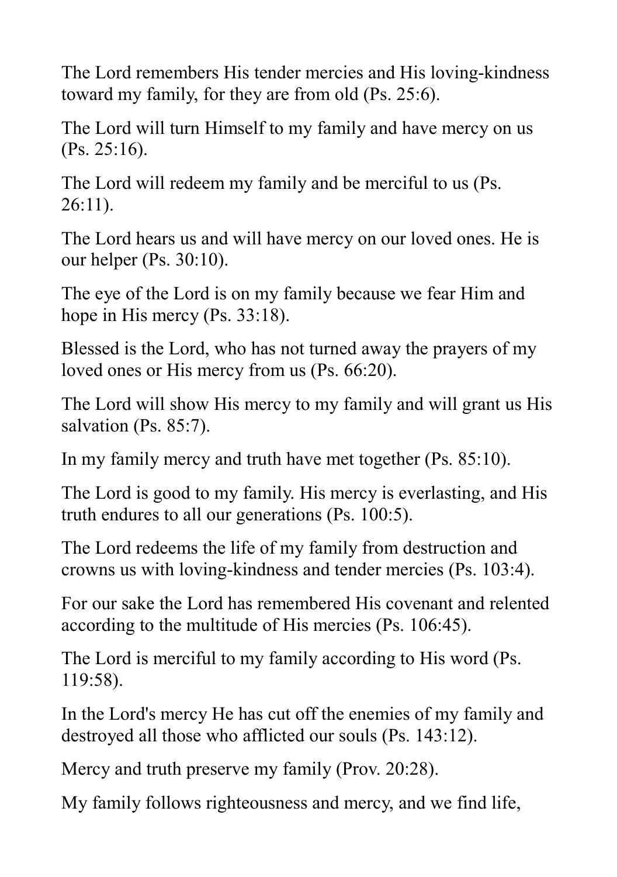The Lord remembers His tender mercies and His loving-kindness toward my family, for they are from old (Ps. 25:6).

The Lord will turn Himself to my family and have mercy on us (Ps. 25:16).

The Lord will redeem my family and be merciful to us (Ps. 26:11).

The Lord hears us and will have mercy on our loved ones. He is our helper (Ps. 30:10).

The eye of the Lord is on my family because we fear Him and hope in His mercy (Ps. 33:18).

Blessed is the Lord, who has not turned away the prayers of my loved ones or His mercy from us (Ps. 66:20).

The Lord will show His mercy to my family and will grant us His salvation (Ps. 85:7).

In my family mercy and truth have met together (Ps. 85:10).

The Lord is good to my family. His mercy is everlasting, and His truth endures to all our generations (Ps. 100:5).

The Lord redeems the life of my family from destruction and crowns us with loving-kindness and tender mercies (Ps. 103:4).

For our sake the Lord has remembered His covenant and relented according to the multitude of His mercies (Ps. 106:45).

The Lord is merciful to my family according to His word (Ps. 119:58).

In the Lord's mercy He has cut off the enemies of my family and destroyed all those who afflicted our souls (Ps. 143:12).

Mercy and truth preserve my family (Prov. 20:28).

My family follows righteousness and mercy, and we find life,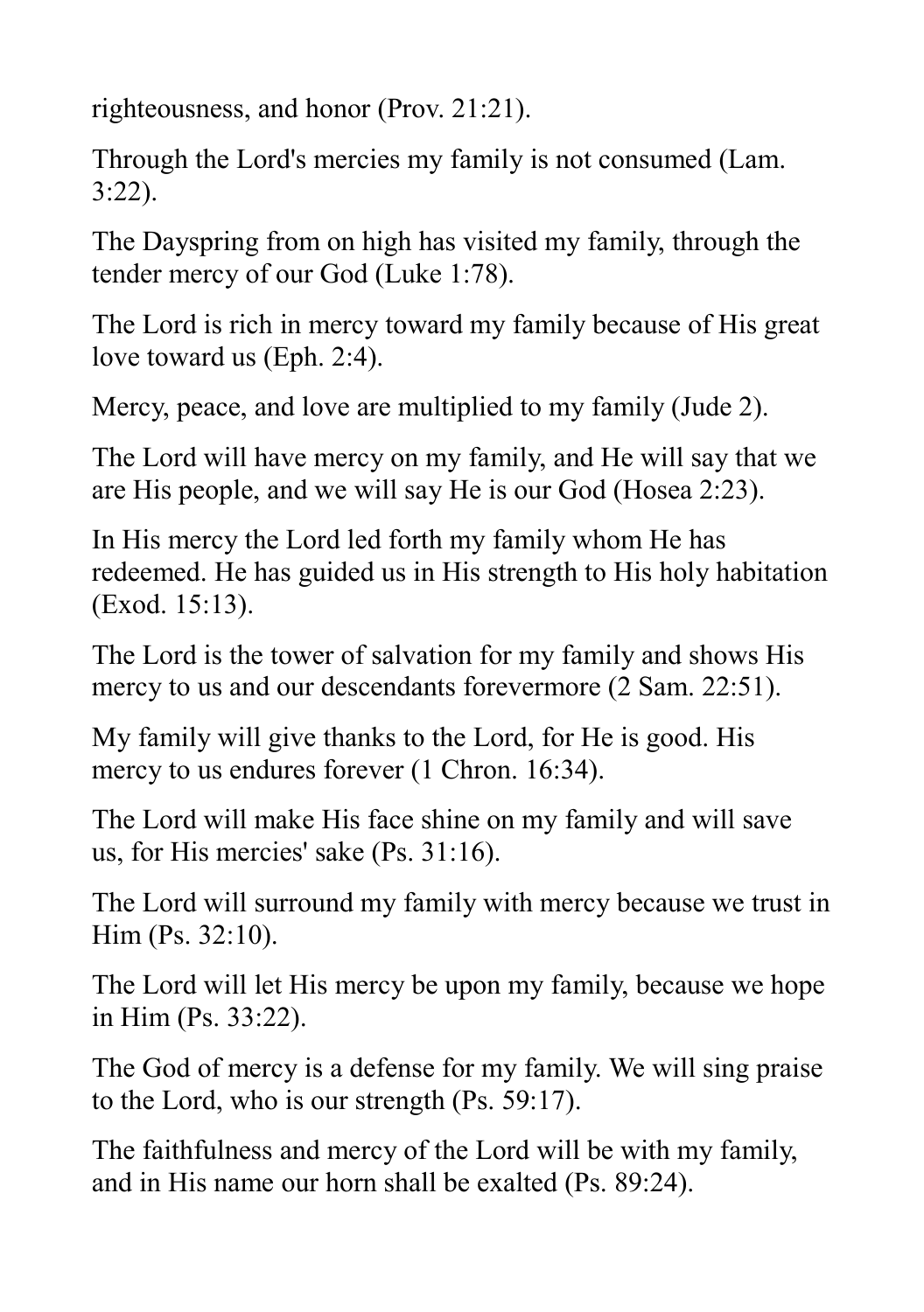righteousness, and honor (Prov. 21:21).

Through the Lord's mercies my family is not consumed (Lam. 3:22).

The Dayspring from on high has visited my family, through the tender mercy of our God (Luke 1:78).

The Lord is rich in mercy toward my family because of His great love toward us (Eph. 2:4).

Mercy, peace, and love are multiplied to my family (Jude 2).

The Lord will have mercy on my family, and He will say that we are His people, and we will say He is our God (Hosea 2:23).

In His mercy the Lord led forth my family whom He has redeemed. He has guided us in His strength to His holy habitation (Exod. 15:13).

The Lord is the tower of salvation for my family and shows His mercy to us and our descendants forevermore (2 Sam. 22:51).

My family will give thanks to the Lord, for He is good. His mercy to us endures forever (1 Chron. 16:34).

The Lord will make His face shine on my family and will save us, for His mercies' sake (Ps. 31:16).

The Lord will surround my family with mercy because we trust in Him (Ps. 32:10).

The Lord will let His mercy be upon my family, because we hope in Him (Ps. 33:22).

The God of mercy is a defense for my family. We will sing praise to the Lord, who is our strength (Ps. 59:17).

The faithfulness and mercy of the Lord will be with my family, and in His name our horn shall be exalted (Ps. 89:24).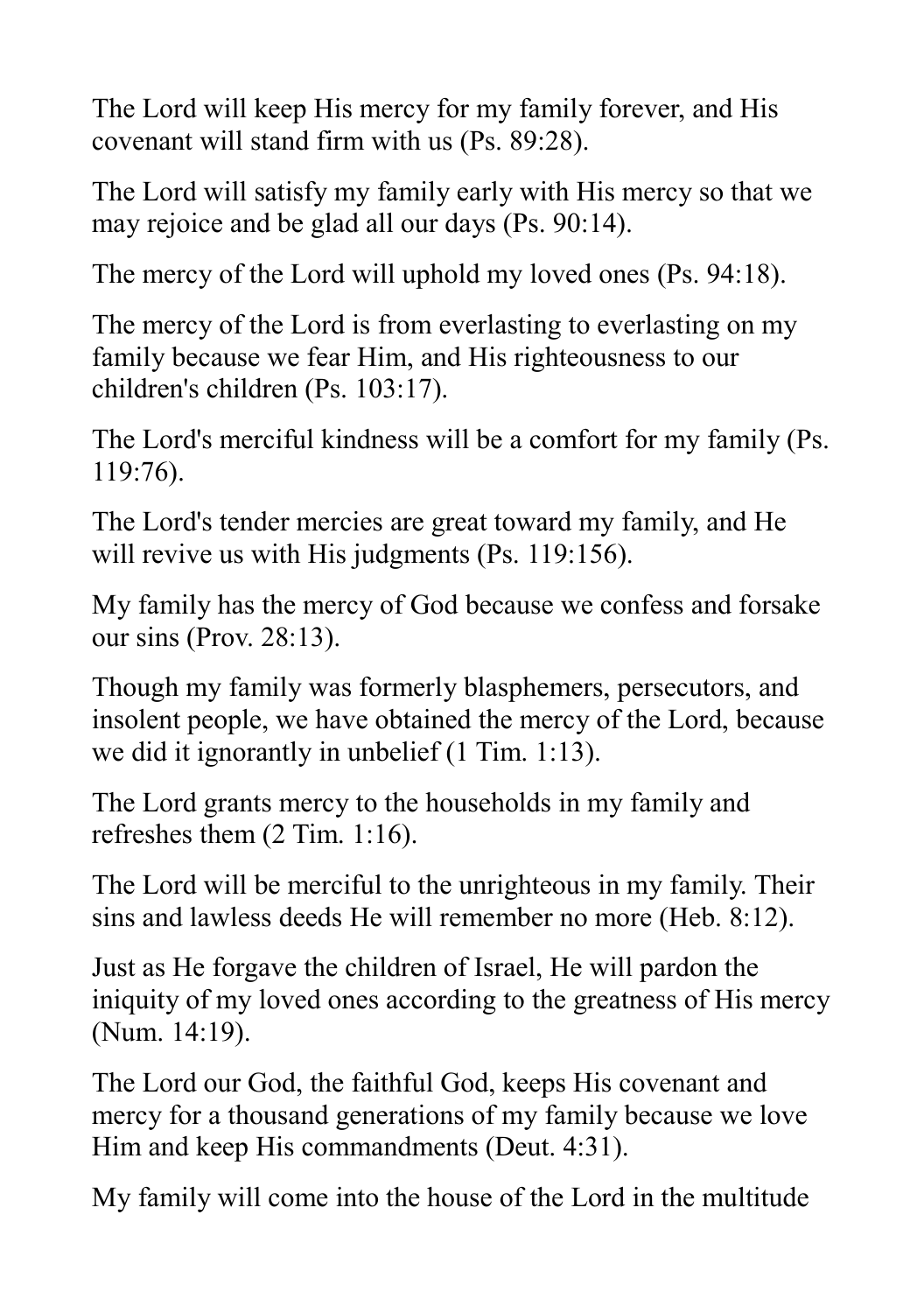The Lord will keep His mercy for my family forever, and His covenant will stand firm with us (Ps. 89:28).

The Lord will satisfy my family early with His mercy so that we may rejoice and be glad all our days (Ps. 90:14).

The mercy of the Lord will uphold my loved ones (Ps. 94:18).

The mercy of the Lord is from everlasting to everlasting on my family because we fear Him, and His righteousness to our children's children (Ps. 103:17).

The Lord's merciful kindness will be a comfort for my family (Ps. 119:76).

The Lord's tender mercies are great toward my family, and He will revive us with His judgments (Ps. 119:156).

My family has the mercy of God because we confess and forsake our sins (Prov. 28:13).

Though my family was formerly blasphemers, persecutors, and insolent people, we have obtained the mercy of the Lord, because we did it ignorantly in unbelief (1 Tim. 1:13).

The Lord grants mercy to the households in my family and refreshes them (2 Tim. 1:16).

The Lord will be merciful to the unrighteous in my family. Their sins and lawless deeds He will remember no more (Heb. 8:12).

Just as He forgave the children of Israel, He will pardon the iniquity of my loved ones according to the greatness of His mercy (Num. 14:19).

The Lord our God, the faithful God, keeps His covenant and mercy for a thousand generations of my family because we love Him and keep His commandments (Deut. 4:31).

My family will come into the house of the Lord in the multitude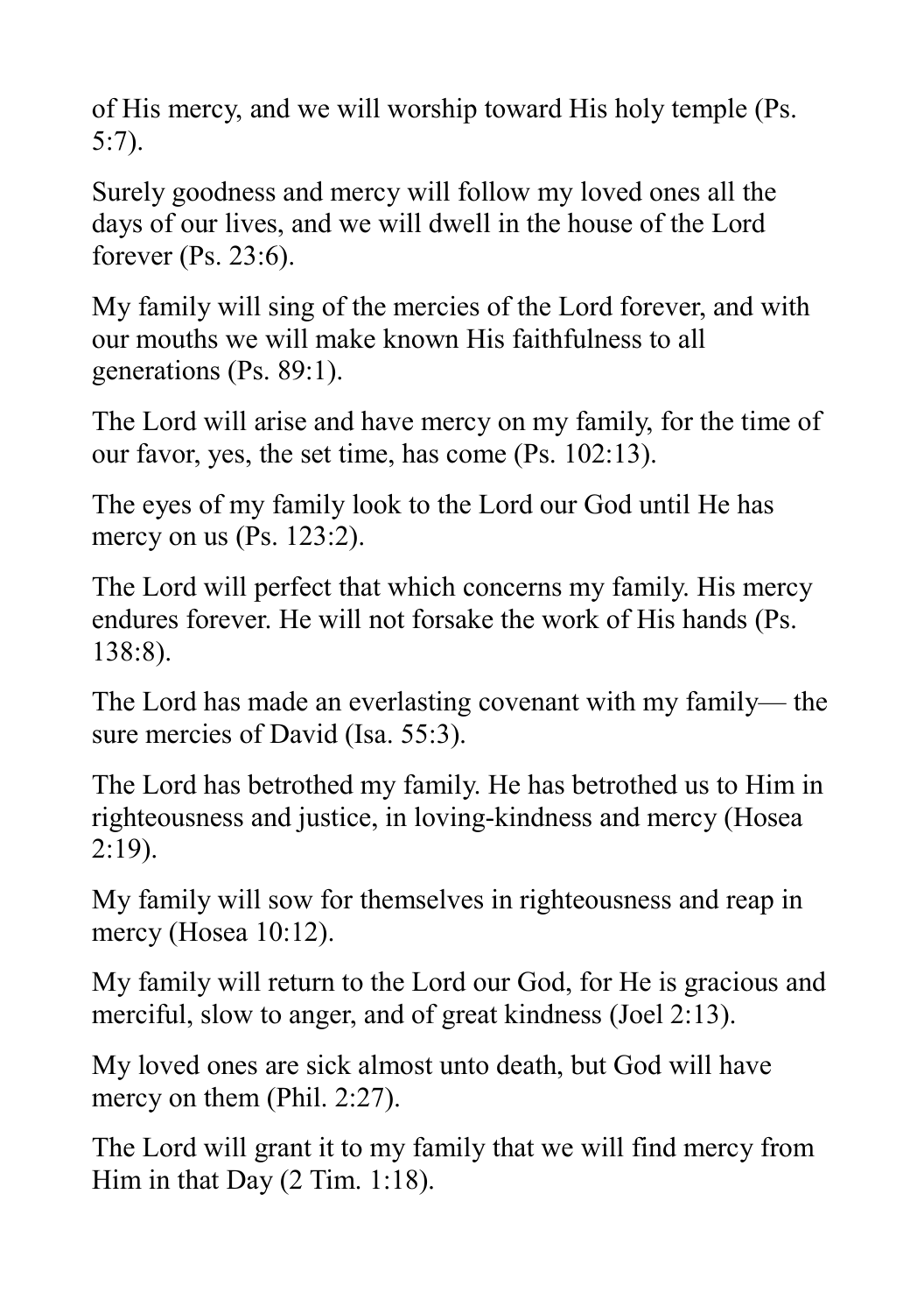of His mercy, and we will worship toward His holy temple (Ps. 5:7).

Surely goodness and mercy will follow my loved ones all the days of our lives, and we will dwell in the house of the Lord forever (Ps. 23:6).

My family will sing of the mercies of the Lord forever, and with our mouths we will make known His faithfulness to all generations (Ps. 89:1).

The Lord will arise and have mercy on my family, for the time of our favor, yes, the set time, has come (Ps. 102:13).

The eyes of my family look to the Lord our God until He has mercy on us (Ps. 123:2).

The Lord will perfect that which concerns my family. His mercy endures forever. He will not forsake the work of His hands (Ps. 138:8).

The Lord has made an everlasting covenant with my family— the sure mercies of David (Isa. 55:3).

The Lord has betrothed my family. He has betrothed us to Him in righteousness and justice, in loving-kindness and mercy (Hosea 2:19).

My family will sow for themselves in righteousness and reap in mercy (Hosea 10:12).

My family will return to the Lord our God, for He is gracious and merciful, slow to anger, and of great kindness (Joel 2:13).

My loved ones are sick almost unto death, but God will have mercy on them (Phil. 2:27).

The Lord will grant it to my family that we will find mercy from Him in that Day (2 Tim. 1:18).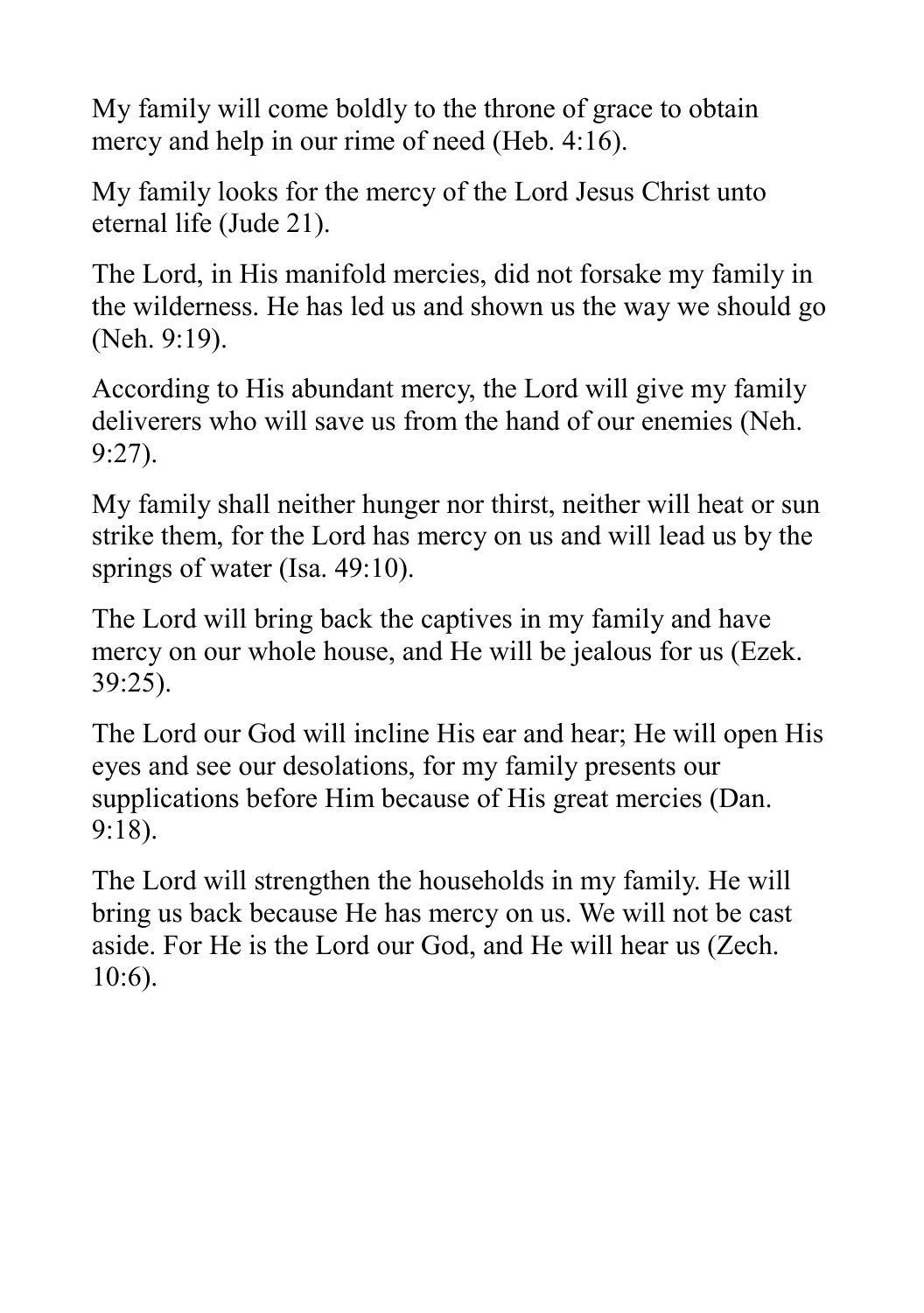My family will come boldly to the throne of grace to obtain mercy and help in our rime of need (Heb. 4:16).

My family looks for the mercy of the Lord Jesus Christ unto eternal life (Jude 21).

The Lord, in His manifold mercies, did not forsake my family in the wilderness. He has led us and shown us the way we should go (Neh. 9:19).

According to His abundant mercy, the Lord will give my family deliverers who will save us from the hand of our enemies (Neh. 9:27).

My family shall neither hunger nor thirst, neither will heat or sun strike them, for the Lord has mercy on us and will lead us by the springs of water (Isa. 49:10).

The Lord will bring back the captives in my family and have mercy on our whole house, and He will be jealous for us (Ezek. 39:25).

The Lord our God will incline His ear and hear; He will open His eyes and see our desolations, for my family presents our supplications before Him because of His great mercies (Dan. 9:18).

The Lord will strengthen the households in my family. He will bring us back because He has mercy on us. We will not be cast aside. For He is the Lord our God, and He will hear us (Zech. 10:6).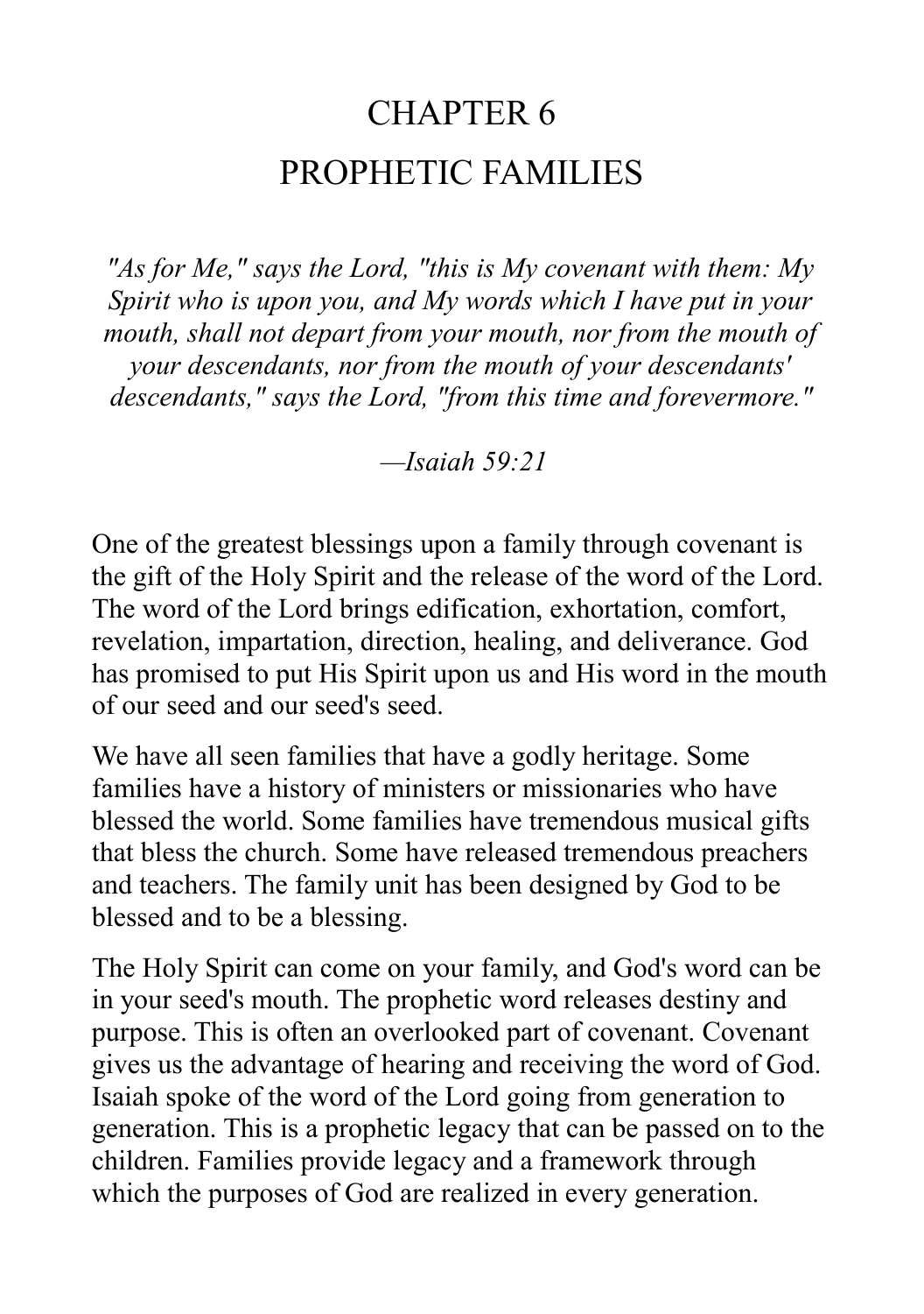# CHAPTER 6

# PROPHETIC FAMILIES

*"As for Me," says the Lord, "this is My covenant with them: My Spirit who is upon you, and My words which I have put in your mouth, shall not depart from your mouth, nor from the mouth of your descendants, nor from the mouth of your descendants' descendants," says the Lord, "from this time and forevermore."*

*—Isaiah 59:21*

One of the greatest blessings upon a family through covenant is the gift of the Holy Spirit and the release of the word of the Lord. The word of the Lord brings edification, exhortation, comfort, revelation, impartation, direction, healing, and deliverance. God has promised to put His Spirit upon us and His word in the mouth of our seed and our seed's seed.

We have all seen families that have a godly heritage. Some families have a history of ministers or missionaries who have blessed the world. Some families have tremendous musical gifts that bless the church. Some have released tremendous preachers and teachers. The family unit has been designed by God to be blessed and to be a blessing.

The Holy Spirit can come on your family, and God's word can be in your seed's mouth. The prophetic word releases destiny and purpose. This is often an overlooked part of covenant. Covenant gives us the advantage of hearing and receiving the word of God. Isaiah spoke of the word of the Lord going from generation to generation. This is a prophetic legacy that can be passed on to the children. Families provide legacy and a framework through which the purposes of God are realized in every generation.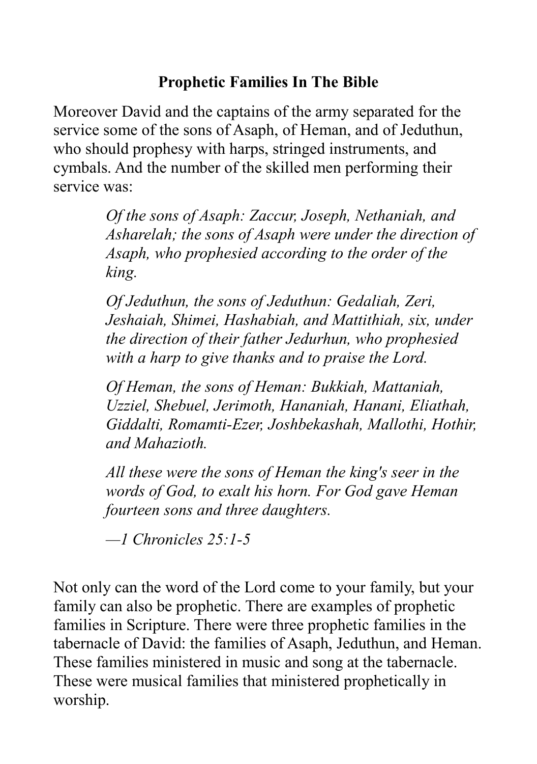**Prophetic Families In The Bible**

Moreover David and the captains of the army separated for the service some of the sons of Asaph, of Heman, and of Jeduthun, who should prophesy with harps, stringed instruments, and cymbals. And the number of the skilled men performing their service was:

> *Of the sons of Asaph: Zaccur, Joseph, Nethaniah, and Asharelah; the sons of Asaph were under the direction of Asaph, who prophesied according to the order of the king.*
>
> *Of Jeduthun, the sons of Jeduthun: Gedaliah, Zeri, Jeshaiah, Shimei, Hashabiah, and Mattithiah, six, under the direction of their father Jedurhun, who prophesied with a harp to give thanks and to praise the Lord.*
>
> *Of Heman, the sons of Heman: Bukkiah, Mattaniah, Uzziel, Shebuel, Jerimoth, Hananiah, Hanani, Eliathah, Giddalti, Romamti-Ezer, Joshbekashah, Mallothi, Hothir, and Mahazioth.*
>
> *All these were the sons of Heman the king's seer in the words of God, to exalt his horn. For God gave Heman fourteen sons and three daughters.*
>
> *—1 Chronicles 25:1-5*

Not only can the word of the Lord come to your family, but your family can also be prophetic. There are examples of prophetic families in Scripture. There were three prophetic families in the tabernacle of David: the families of Asaph, Jeduthun, and Heman. These families ministered in music and song at the tabernacle. These were musical families that ministered prophetically in worship.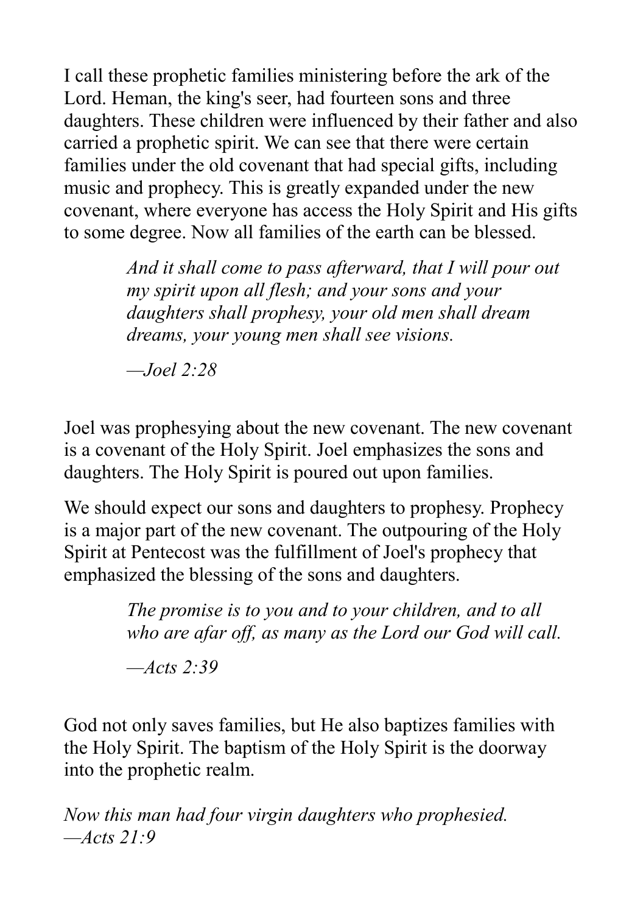I call these prophetic families ministering before the ark of the Lord. Heman, the king's seer, had fourteen sons and three daughters. These children were influenced by their father and also carried a prophetic spirit. We can see that there were certain families under the old covenant that had special gifts, including music and prophecy. This is greatly expanded under the new covenant, where everyone has access the Holy Spirit and His gifts to some degree. Now all families of the earth can be blessed.

> *And it shall come to pass afterward, that I will pour out my spirit upon all flesh; and your sons and your daughters shall prophesy, your old men shall dream dreams, your young men shall see visions.*
>
> *—Joel 2:28*

Joel was prophesying about the new covenant. The new covenant is a covenant of the Holy Spirit. Joel emphasizes the sons and daughters. The Holy Spirit is poured out upon families.

We should expect our sons and daughters to prophesy. Prophecy is a major part of the new covenant. The outpouring of the Holy Spirit at Pentecost was the fulfillment of Joel's prophecy that emphasized the blessing of the sons and daughters.

> *The promise is to you and to your children, and to all who are afar off, as many as the Lord our God will call.*
>
> *—Acts 2:39*

God not only saves families, but He also baptizes families with the Holy Spirit. The baptism of the Holy Spirit is the doorway into the prophetic realm.

*Now this man had four virgin daughters who prophesied.*
*—Acts 21:9*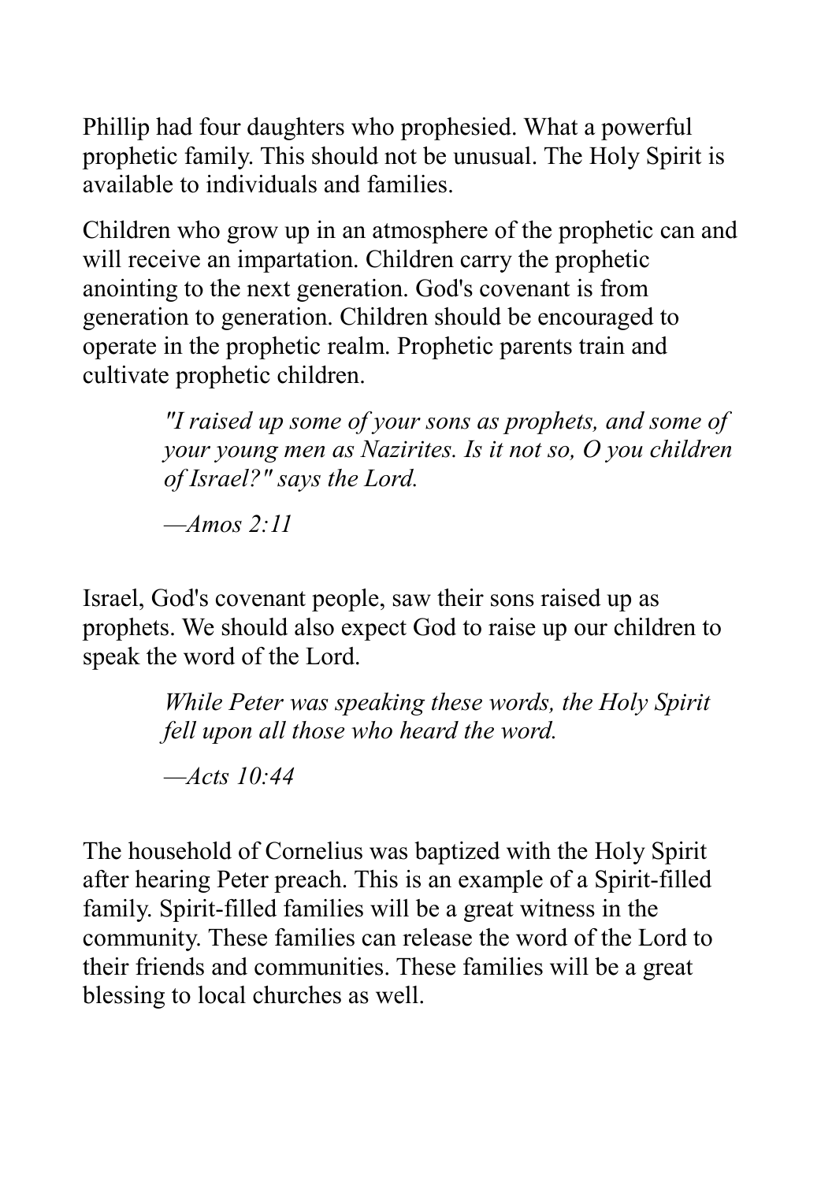Phillip had four daughters who prophesied. What a powerful prophetic family. This should not be unusual. The Holy Spirit is available to individuals and families.

Children who grow up in an atmosphere of the prophetic can and will receive an impartation. Children carry the prophetic anointing to the next generation. God's covenant is from generation to generation. Children should be encouraged to operate in the prophetic realm. Prophetic parents train and cultivate prophetic children.

> *"I raised up some of your sons as prophets, and some of your young men as Nazirites. Is it not so, O you children of Israel?" says the Lord.*
>
> *—Amos 2:11*

Israel, God's covenant people, saw their sons raised up as prophets. We should also expect God to raise up our children to speak the word of the Lord.

> *While Peter was speaking these words, the Holy Spirit fell upon all those who heard the word.*
>
> *—Acts 10:44*

The household of Cornelius was baptized with the Holy Spirit after hearing Peter preach. This is an example of a Spirit-filled family. Spirit-filled families will be a great witness in the community. These families can release the word of the Lord to their friends and communities. These families will be a great blessing to local churches as well.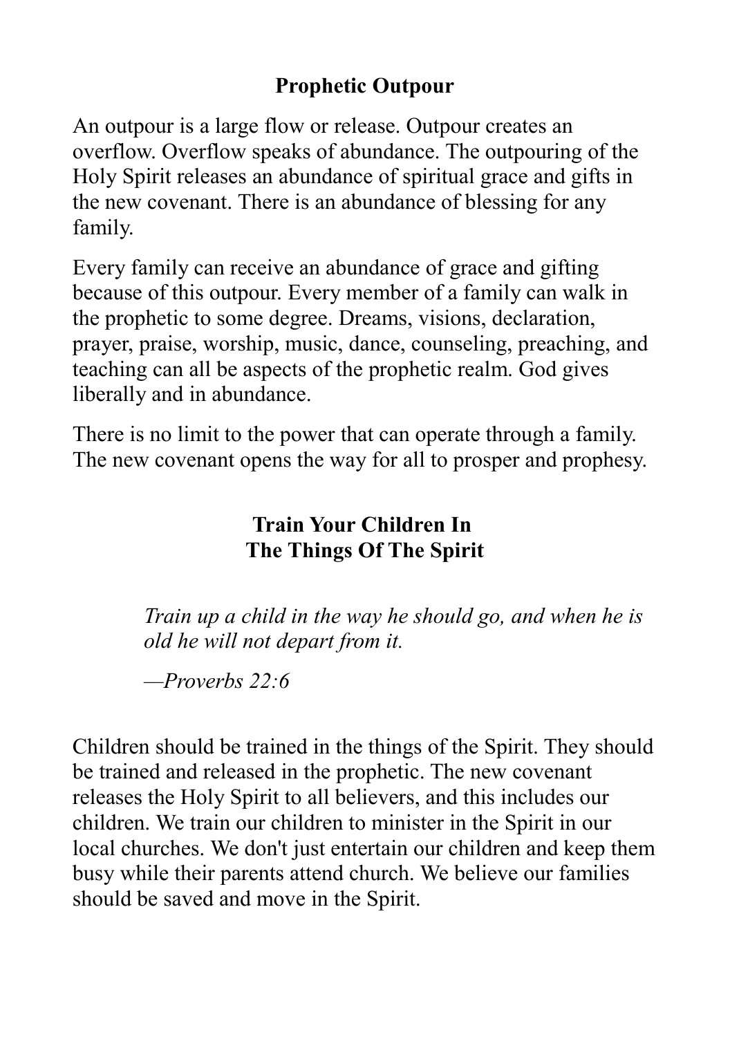## Prophetic Outpour

An outpour is a large flow or release. Outpour creates an overflow. Overflow speaks of abundance. The outpouring of the Holy Spirit releases an abundance of spiritual grace and gifts in the new covenant. There is an abundance of blessing for any family.

Every family can receive an abundance of grace and gifting because of this outpour. Every member of a family can walk in the prophetic to some degree. Dreams, visions, declaration, prayer, praise, worship, music, dance, counseling, preaching, and teaching can all be aspects of the prophetic realm. God gives liberally and in abundance.

There is no limit to the power that can operate through a family. The new covenant opens the way for all to prosper and prophesy.

## Train Your Children In The Things Of The Spirit

> *Train up a child in the way he should go, and when he is old he will not depart from it.*
>
> *—Proverbs 22:6*

Children should be trained in the things of the Spirit. They should be trained and released in the prophetic. The new covenant releases the Holy Spirit to all believers, and this includes our children. We train our children to minister in the Spirit in our local churches. We don't just entertain our children and keep them busy while their parents attend church. We believe our families should be saved and move in the Spirit.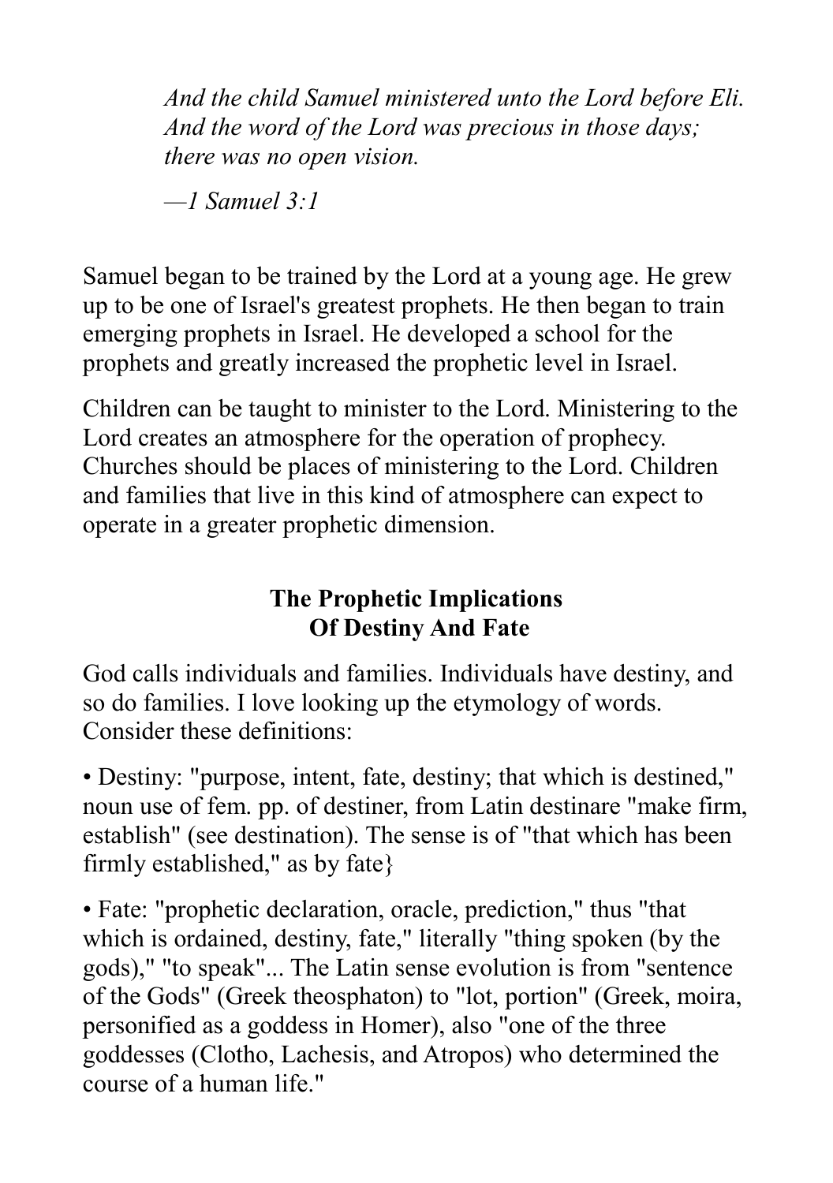*And the child Samuel ministered unto the Lord before Eli. And the word of the Lord was precious in those days; there was no open vision.*

*—1 Samuel 3:1*

Samuel began to be trained by the Lord at a young age. He grew up to be one of Israel's greatest prophets. He then began to train emerging prophets in Israel. He developed a school for the prophets and greatly increased the prophetic level in Israel.

Children can be taught to minister to the Lord. Ministering to the Lord creates an atmosphere for the operation of prophecy. Churches should be places of ministering to the Lord. Children and families that live in this kind of atmosphere can expect to operate in a greater prophetic dimension.

## The Prophetic Implications Of Destiny And Fate

God calls individuals and families. Individuals have destiny, and so do families. I love looking up the etymology of words. Consider these definitions:

• Destiny: "purpose, intent, fate, destiny; that which is destined," noun use of fem. pp. of destiner, from Latin destinare "make firm, establish" (see destination). The sense is of "that which has been firmly established," as by fate}

• Fate: "prophetic declaration, oracle, prediction," thus "that which is ordained, destiny, fate," literally "thing spoken (by the gods)," "to speak"... The Latin sense evolution is from "sentence of the Gods" (Greek theosphaton) to "lot, portion" (Greek, moira, personified as a goddess in Homer), also "one of the three goddesses (Clotho, Lachesis, and Atropos) who determined the course of a human life."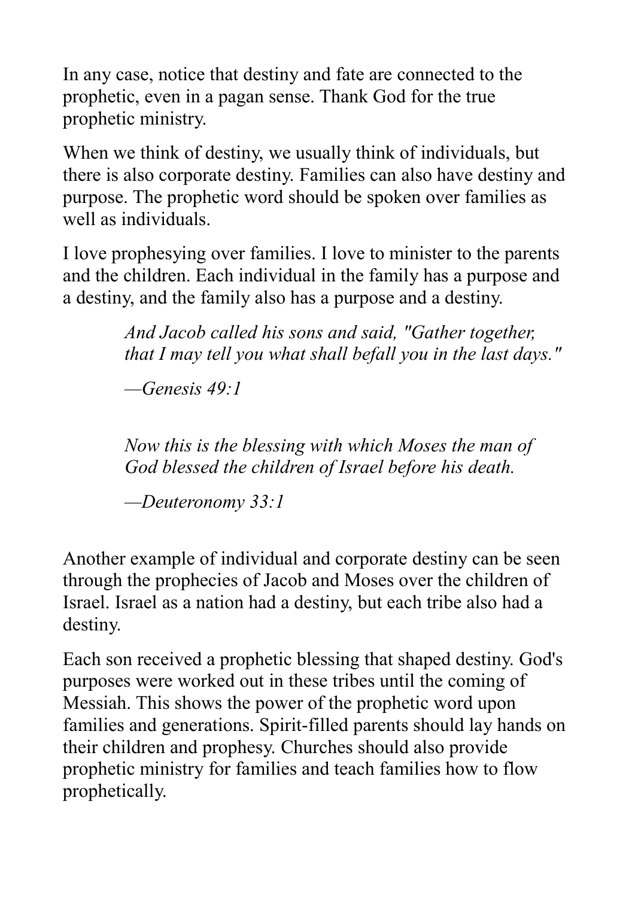In any case, notice that destiny and fate are connected to the prophetic, even in a pagan sense. Thank God for the true prophetic ministry.

When we think of destiny, we usually think of individuals, but there is also corporate destiny. Families can also have destiny and purpose. The prophetic word should be spoken over families as well as individuals.

I love prophesying over families. I love to minister to the parents and the children. Each individual in the family has a purpose and a destiny, and the family also has a purpose and a destiny.

> *And Jacob called his sons and said, "Gather together, that I may tell you what shall befall you in the last days."*
>
> *—Genesis 49:1*

> *Now this is the blessing with which Moses the man of God blessed the children of Israel before his death.*
>
> *—Deuteronomy 33:1*

Another example of individual and corporate destiny can be seen through the prophecies of Jacob and Moses over the children of Israel. Israel as a nation had a destiny, but each tribe also had a destiny.

Each son received a prophetic blessing that shaped destiny. God's purposes were worked out in these tribes until the coming of Messiah. This shows the power of the prophetic word upon families and generations. Spirit-filled parents should lay hands on their children and prophesy. Churches should also provide prophetic ministry for families and teach families how to flow prophetically.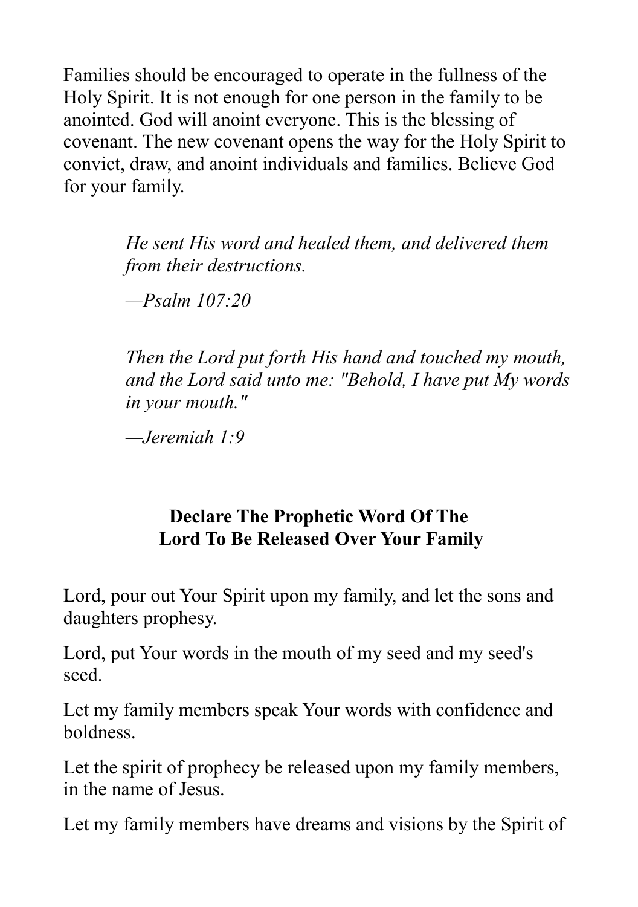Families should be encouraged to operate in the fullness of the Holy Spirit. It is not enough for one person in the family to be anointed. God will anoint everyone. This is the blessing of covenant. The new covenant opens the way for the Holy Spirit to convict, draw, and anoint individuals and families. Believe God for your family.

> *He sent His word and healed them, and delivered them from their destructions.*
>
> *—Psalm 107:20*

> *Then the Lord put forth His hand and touched my mouth, and the Lord said unto me: "Behold, I have put My words in your mouth."*
>
> *—Jeremiah 1:9*

## Declare The Prophetic Word Of The Lord To Be Released Over Your Family

Lord, pour out Your Spirit upon my family, and let the sons and daughters prophesy.

Lord, put Your words in the mouth of my seed and my seed's seed.

Let my family members speak Your words with confidence and boldness.

Let the spirit of prophecy be released upon my family members, in the name of Jesus.

Let my family members have dreams and visions by the Spirit of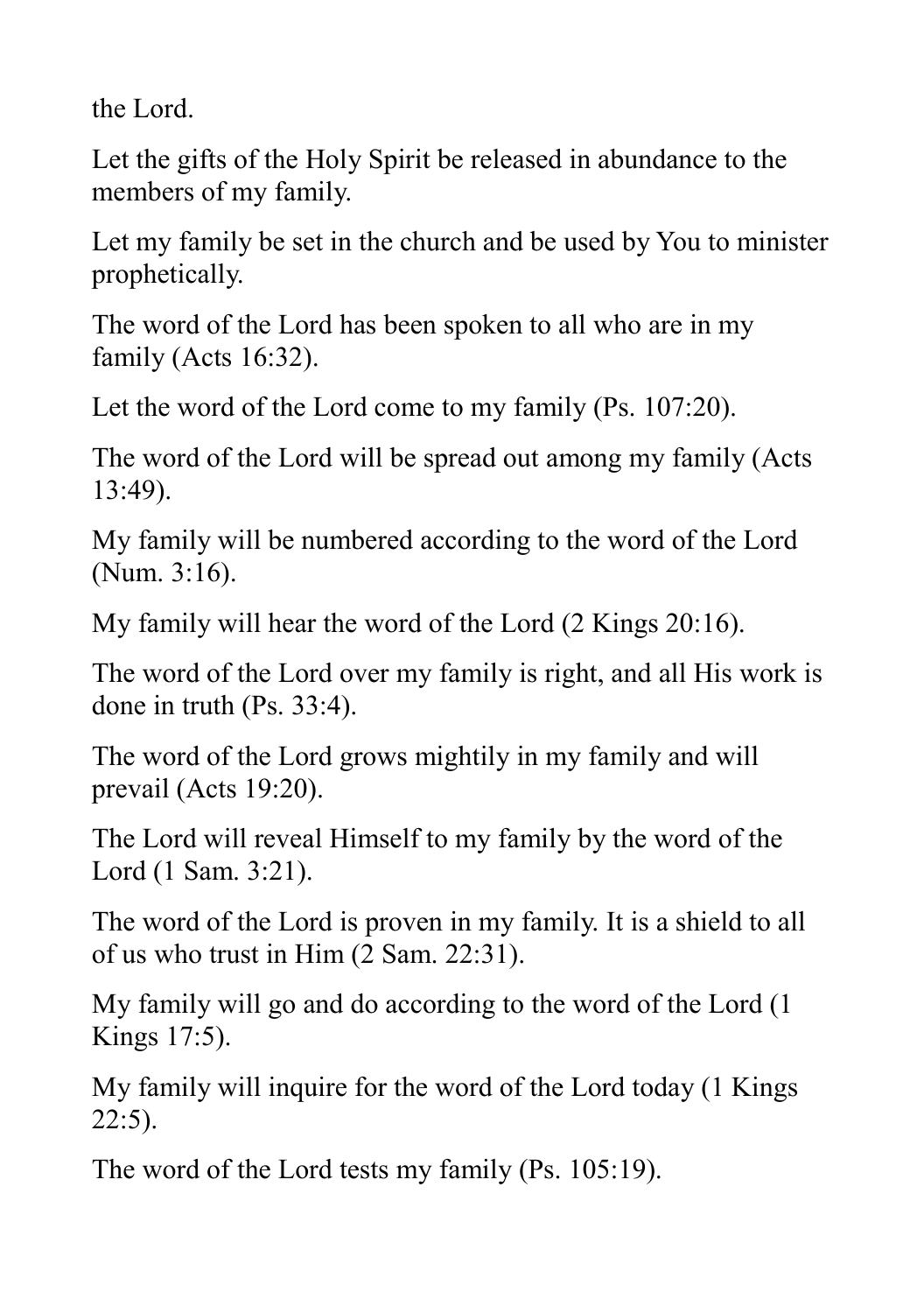the Lord.

Let the gifts of the Holy Spirit be released in abundance to the members of my family.

Let my family be set in the church and be used by You to minister prophetically.

The word of the Lord has been spoken to all who are in my family (Acts 16:32).

Let the word of the Lord come to my family (Ps. 107:20).

The word of the Lord will be spread out among my family (Acts 13:49).

My family will be numbered according to the word of the Lord (Num. 3:16).

My family will hear the word of the Lord (2 Kings 20:16).

The word of the Lord over my family is right, and all His work is done in truth (Ps. 33:4).

The word of the Lord grows mightily in my family and will prevail (Acts 19:20).

The Lord will reveal Himself to my family by the word of the Lord (1 Sam. 3:21).

The word of the Lord is proven in my family. It is a shield to all of us who trust in Him (2 Sam. 22:31).

My family will go and do according to the word of the Lord (1 Kings 17:5).

My family will inquire for the word of the Lord today (1 Kings 22:5).

The word of the Lord tests my family (Ps. 105:19).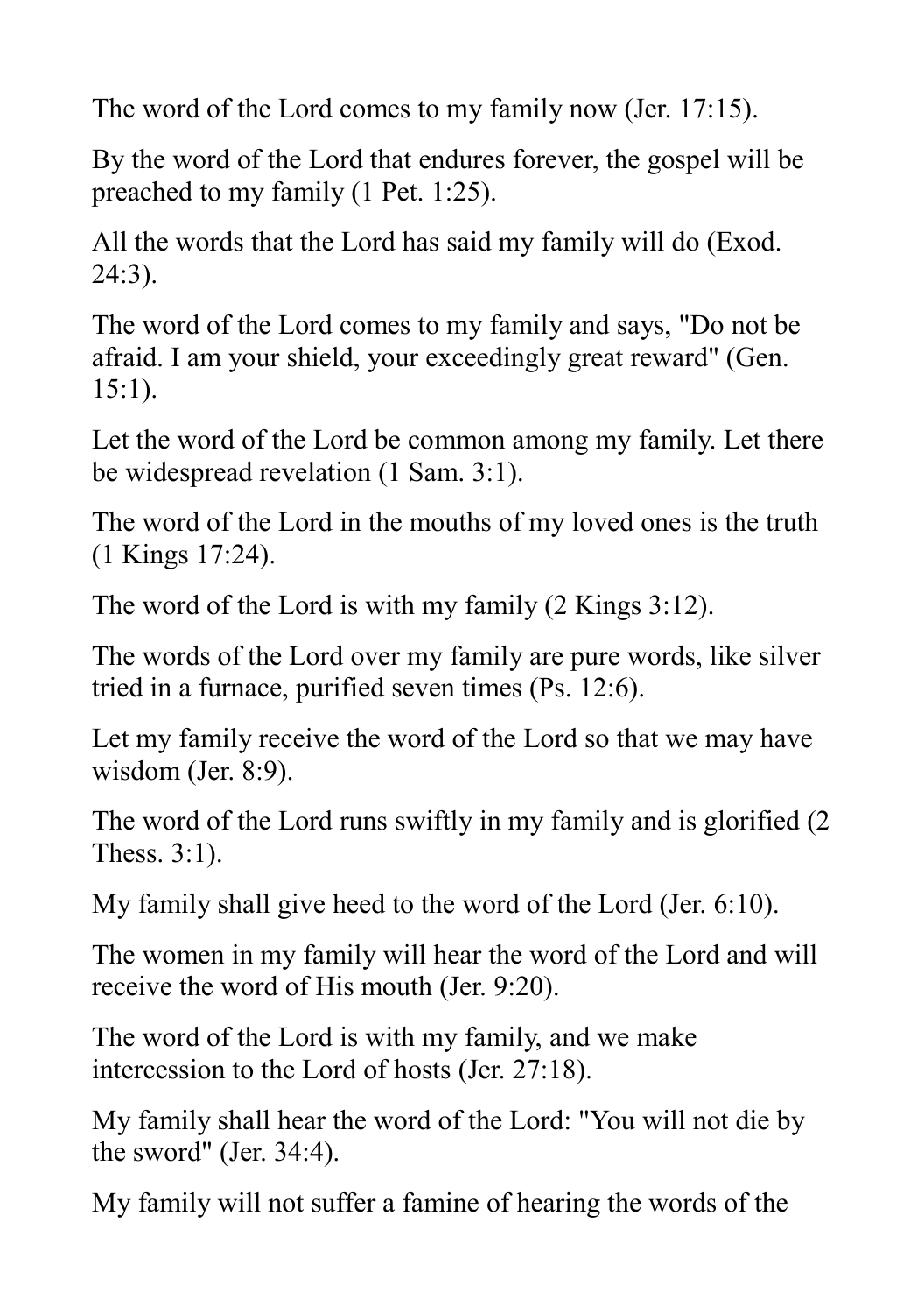The word of the Lord comes to my family now (Jer. 17:15).

By the word of the Lord that endures forever, the gospel will be preached to my family (1 Pet. 1:25).

All the words that the Lord has said my family will do (Exod. 24:3).

The word of the Lord comes to my family and says, "Do not be afraid. I am your shield, your exceedingly great reward" (Gen. 15:1).

Let the word of the Lord be common among my family. Let there be widespread revelation (1 Sam. 3:1).

The word of the Lord in the mouths of my loved ones is the truth (1 Kings 17:24).

The word of the Lord is with my family (2 Kings 3:12).

The words of the Lord over my family are pure words, like silver tried in a furnace, purified seven times (Ps. 12:6).

Let my family receive the word of the Lord so that we may have wisdom (Jer. 8:9).

The word of the Lord runs swiftly in my family and is glorified (2 Thess. 3:1).

My family shall give heed to the word of the Lord (Jer. 6:10).

The women in my family will hear the word of the Lord and will receive the word of His mouth (Jer. 9:20).

The word of the Lord is with my family, and we make intercession to the Lord of hosts (Jer. 27:18).

My family shall hear the word of the Lord: "You will not die by the sword" (Jer. 34:4).

My family will not suffer a famine of hearing the words of the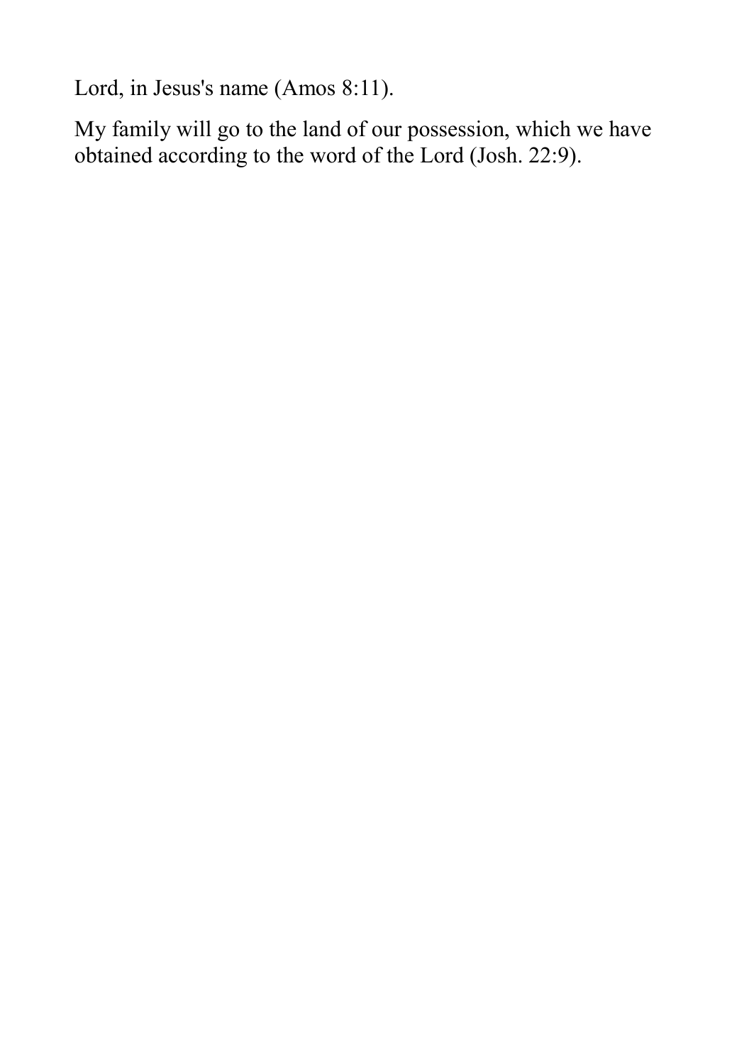Lord, in Jesus's name (Amos 8:11).

My family will go to the land of our possession, which we have obtained according to the word of the Lord (Josh. 22:9).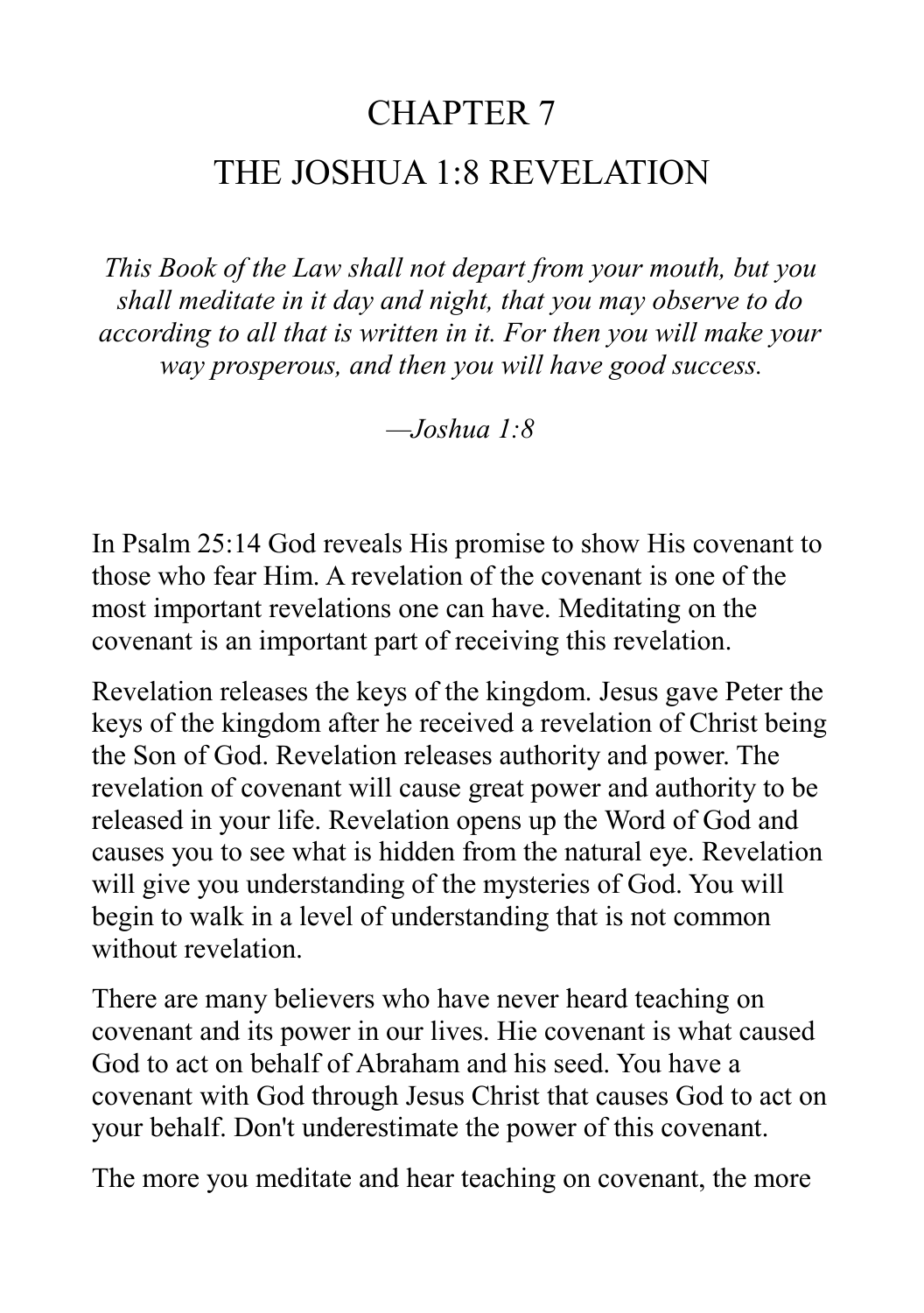# CHAPTER 7

# THE JOSHUA 1:8 REVELATION

*This Book of the Law shall not depart from your mouth, but you shall meditate in it day and night, that you may observe to do according to all that is written in it. For then you will make your way prosperous, and then you will have good success.*

*—Joshua 1:8*

In Psalm 25:14 God reveals His promise to show His covenant to those who fear Him. A revelation of the covenant is one of the most important revelations one can have. Meditating on the covenant is an important part of receiving this revelation.

Revelation releases the keys of the kingdom. Jesus gave Peter the keys of the kingdom after he received a revelation of Christ being the Son of God. Revelation releases authority and power. The revelation of covenant will cause great power and authority to be released in your life. Revelation opens up the Word of God and causes you to see what is hidden from the natural eye. Revelation will give you understanding of the mysteries of God. You will begin to walk in a level of understanding that is not common without revelation.

There are many believers who have never heard teaching on covenant and its power in our lives. Hie covenant is what caused God to act on behalf of Abraham and his seed. You have a covenant with God through Jesus Christ that causes God to act on your behalf. Don't underestimate the power of this covenant.

The more you meditate and hear teaching on covenant, the more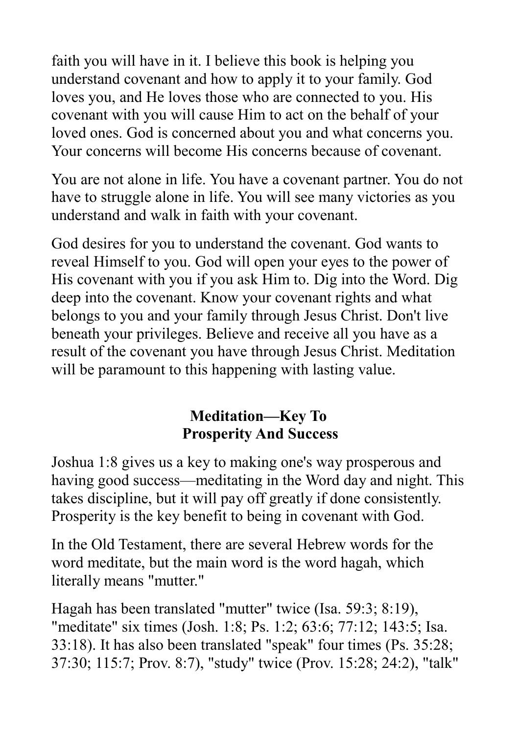faith you will have in it. I believe this book is helping you understand covenant and how to apply it to your family. God loves you, and He loves those who are connected to you. His covenant with you will cause Him to act on the behalf of your loved ones. God is concerned about you and what concerns you. Your concerns will become His concerns because of covenant.

You are not alone in life. You have a covenant partner. You do not have to struggle alone in life. You will see many victories as you understand and walk in faith with your covenant.

God desires for you to understand the covenant. God wants to reveal Himself to you. God will open your eyes to the power of His covenant with you if you ask Him to. Dig into the Word. Dig deep into the covenant. Know your covenant rights and what belongs to you and your family through Jesus Christ. Don't live beneath your privileges. Believe and receive all you have as a result of the covenant you have through Jesus Christ. Meditation will be paramount to this happening with lasting value.

## Meditation—Key To Prosperity And Success

Joshua 1:8 gives us a key to making one's way prosperous and having good success—meditating in the Word day and night. This takes discipline, but it will pay off greatly if done consistently. Prosperity is the key benefit to being in covenant with God.

In the Old Testament, there are several Hebrew words for the word meditate, but the main word is the word hagah, which literally means "mutter."

Hagah has been translated "mutter" twice (Isa. 59:3; 8:19), "meditate" six times (Josh. 1:8; Ps. 1:2; 63:6; 77:12; 143:5; Isa. 33:18). It has also been translated "speak" four times (Ps. 35:28; 37:30; 115:7; Prov. 8:7), "study" twice (Prov. 15:28; 24:2), "talk"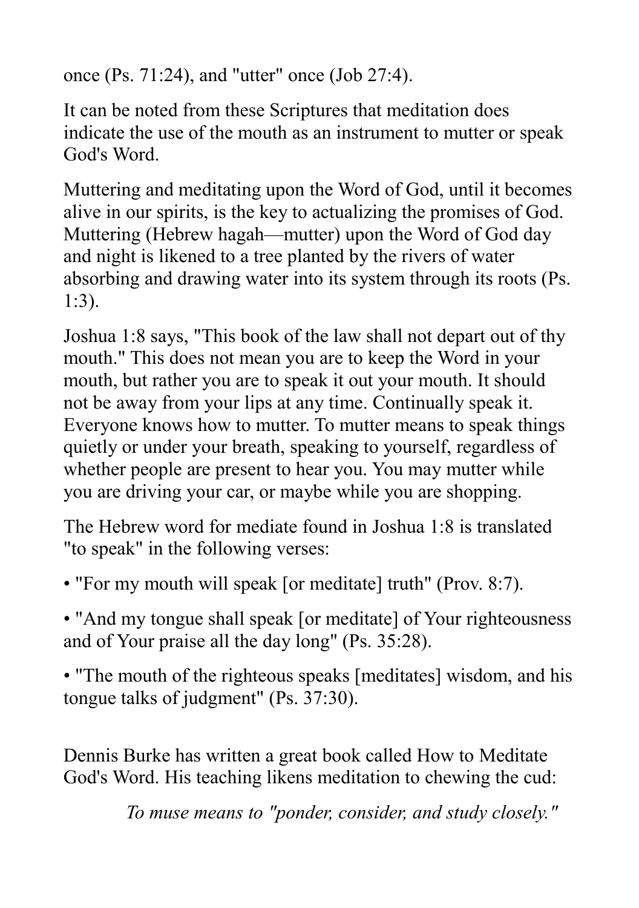once (Ps. 71:24), and "utter" once (Job 27:4).

It can be noted from these Scriptures that meditation does indicate the use of the mouth as an instrument to mutter or speak God's Word.

Muttering and meditating upon the Word of God, until it becomes alive in our spirits, is the key to actualizing the promises of God. Muttering (Hebrew hagah—mutter) upon the Word of God day and night is likened to a tree planted by the rivers of water absorbing and drawing water into its system through its roots (Ps. 1:3).

Joshua 1:8 says, "This book of the law shall not depart out of thy mouth." This does not mean you are to keep the Word in your mouth, but rather you are to speak it out your mouth. It should not be away from your lips at any time. Continually speak it. Everyone knows how to mutter. To mutter means to speak things quietly or under your breath, speaking to yourself, regardless of whether people are present to hear you. You may mutter while you are driving your car, or maybe while you are shopping.

The Hebrew word for mediate found in Joshua 1:8 is translated "to speak" in the following verses:

- "For my mouth will speak [or meditate] truth" (Prov. 8:7).
- "And my tongue shall speak [or meditate] of Your righteousness and of Your praise all the day long" (Ps. 35:28).
- "The mouth of the righteous speaks [meditates] wisdom, and his tongue talks of judgment" (Ps. 37:30).

Dennis Burke has written a great book called How to Meditate God's Word. His teaching likens meditation to chewing the cud:

> *To muse means to "ponder, consider, and study closely."*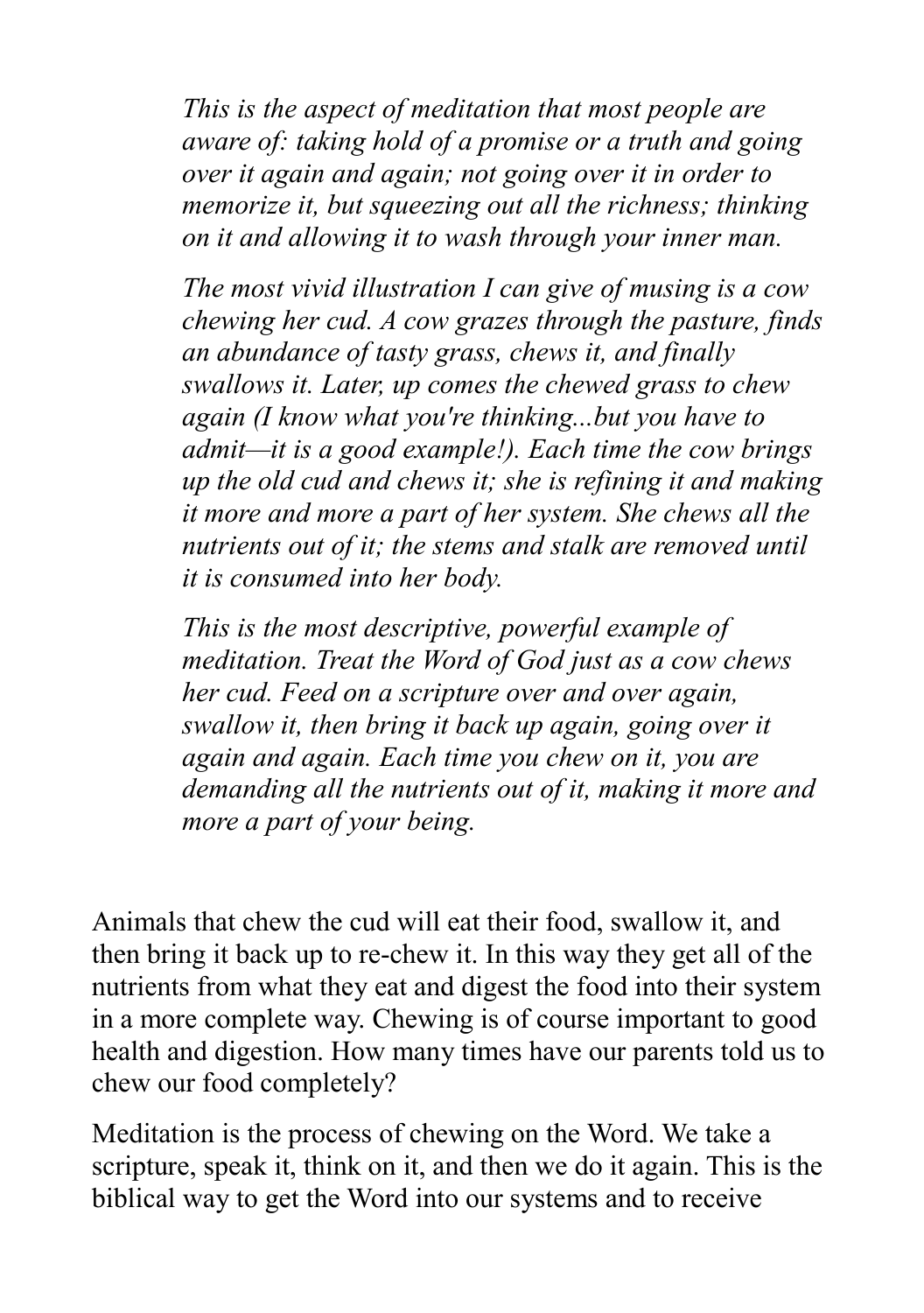> *This is the aspect of meditation that most people are aware of: taking hold of a promise or a truth and going over it again and again; not going over it in order to memorize it, but squeezing out all the richness; thinking on it and allowing it to wash through your inner man.*
>
> *The most vivid illustration I can give of musing is a cow chewing her cud. A cow grazes through the pasture, finds an abundance of tasty grass, chews it, and finally swallows it. Later, up comes the chewed grass to chew again (I know what you're thinking...but you have to admit—it is a good example!). Each time the cow brings up the old cud and chews it; she is refining it and making it more and more a part of her system. She chews all the nutrients out of it; the stems and stalk are removed until it is consumed into her body.*
>
> *This is the most descriptive, powerful example of meditation. Treat the Word of God just as a cow chews her cud. Feed on a scripture over and over again, swallow it, then bring it back up again, going over it again and again. Each time you chew on it, you are demanding all the nutrients out of it, making it more and more a part of your being.*

Animals that chew the cud will eat their food, swallow it, and then bring it back up to re-chew it. In this way they get all of the nutrients from what they eat and digest the food into their system in a more complete way. Chewing is of course important to good health and digestion. How many times have our parents told us to chew our food completely?

Meditation is the process of chewing on the Word. We take a scripture, speak it, think on it, and then we do it again. This is the biblical way to get the Word into our systems and to receive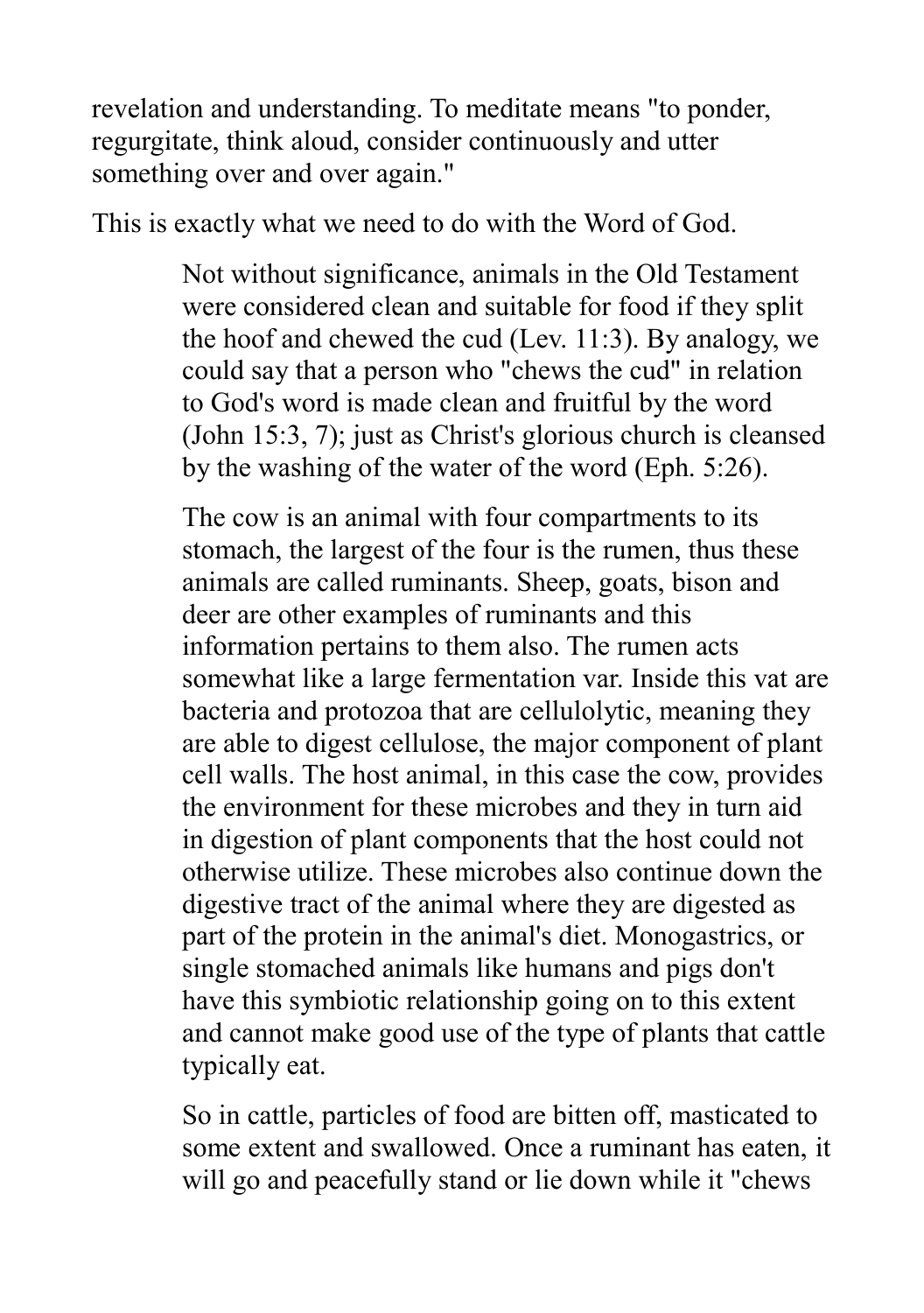revelation and understanding. To meditate means "to ponder, regurgitate, think aloud, consider continuously and utter something over and over again."

This is exactly what we need to do with the Word of God.

> Not without significance, animals in the Old Testament were considered clean and suitable for food if they split the hoof and chewed the cud (Lev. 11:3). By analogy, we could say that a person who "chews the cud" in relation to God's word is made clean and fruitful by the word (John 15:3, 7); just as Christ's glorious church is cleansed by the washing of the water of the word (Eph. 5:26).
>
> The cow is an animal with four compartments to its stomach, the largest of the four is the rumen, thus these animals are called ruminants. Sheep, goats, bison and deer are other examples of ruminants and this information pertains to them also. The rumen acts somewhat like a large fermentation var. Inside this vat are bacteria and protozoa that are cellulolytic, meaning they are able to digest cellulose, the major component of plant cell walls. The host animal, in this case the cow, provides the environment for these microbes and they in turn aid in digestion of plant components that the host could not otherwise utilize. These microbes also continue down the digestive tract of the animal where they are digested as part of the protein in the animal's diet. Monogastrics, or single stomached animals like humans and pigs don't have this symbiotic relationship going on to this extent and cannot make good use of the type of plants that cattle typically eat.
>
> So in cattle, particles of food are bitten off, masticated to some extent and swallowed. Once a ruminant has eaten, it will go and peacefully stand or lie down while it "chews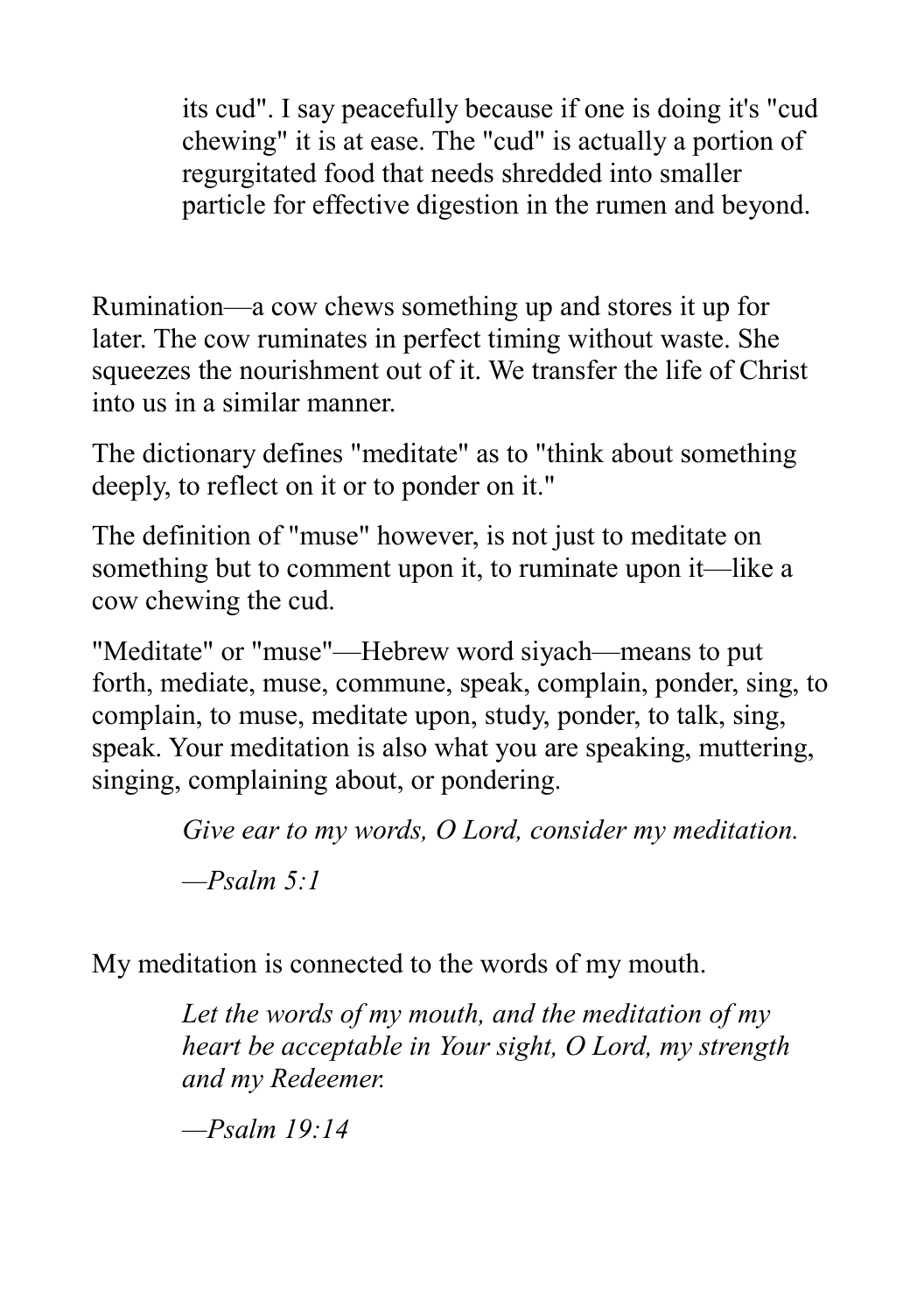> its cud". I say peacefully because if one is doing it's "cud chewing" it is at ease. The "cud" is actually a portion of regurgitated food that needs shredded into smaller particle for effective digestion in the rumen and beyond.

Rumination—a cow chews something up and stores it up for later. The cow ruminates in perfect timing without waste. She squeezes the nourishment out of it. We transfer the life of Christ into us in a similar manner.

The dictionary defines "meditate" as to "think about something deeply, to reflect on it or to ponder on it."

The definition of "muse" however, is not just to meditate on something but to comment upon it, to ruminate upon it—like a cow chewing the cud.

"Meditate" or "muse"—Hebrew word siyach—means to put forth, mediate, muse, commune, speak, complain, ponder, sing, to complain, to muse, meditate upon, study, ponder, to talk, sing, speak. Your meditation is also what you are speaking, muttering, singing, complaining about, or pondering.

> *Give ear to my words, O Lord, consider my meditation.*
>
> *—Psalm 5:1*

My meditation is connected to the words of my mouth.

> *Let the words of my mouth, and the meditation of my heart be acceptable in Your sight, O Lord, my strength and my Redeemer.*
>
> *—Psalm 19:14*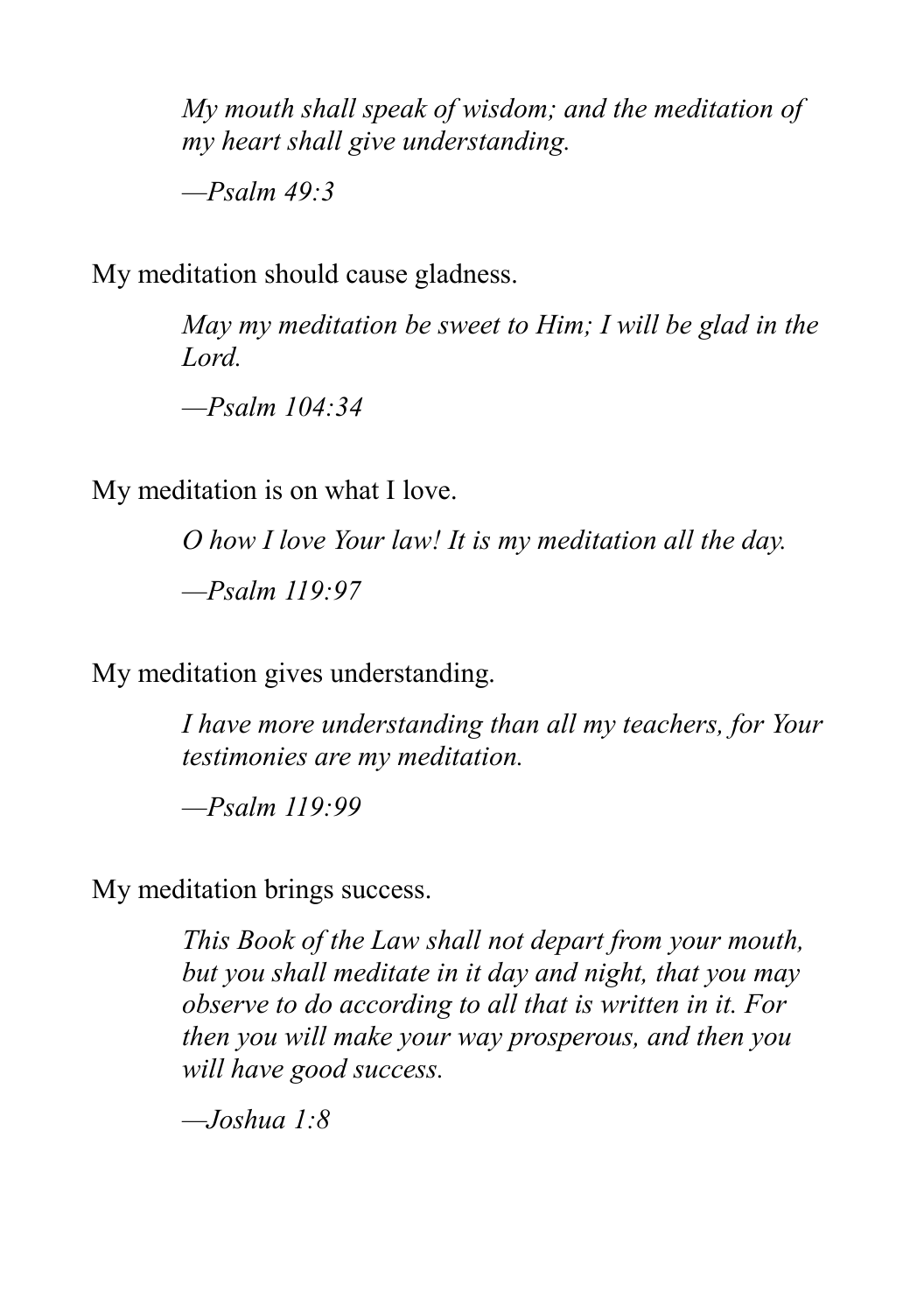> *My mouth shall speak of wisdom; and the meditation of my heart shall give understanding.*
>
> *—Psalm 49:3*

My meditation should cause gladness.

> *May my meditation be sweet to Him; I will be glad in the Lord.*
>
> *—Psalm 104:34*

My meditation is on what I love.

> *O how I love Your law! It is my meditation all the day.*
>
> *—Psalm 119:97*

My meditation gives understanding.

> *I have more understanding than all my teachers, for Your testimonies are my meditation.*
>
> *—Psalm 119:99*

My meditation brings success.

> *This Book of the Law shall not depart from your mouth, but you shall meditate in it day and night, that you may observe to do according to all that is written in it. For then you will make your way prosperous, and then you will have good success.*
>
> *—Joshua 1:8*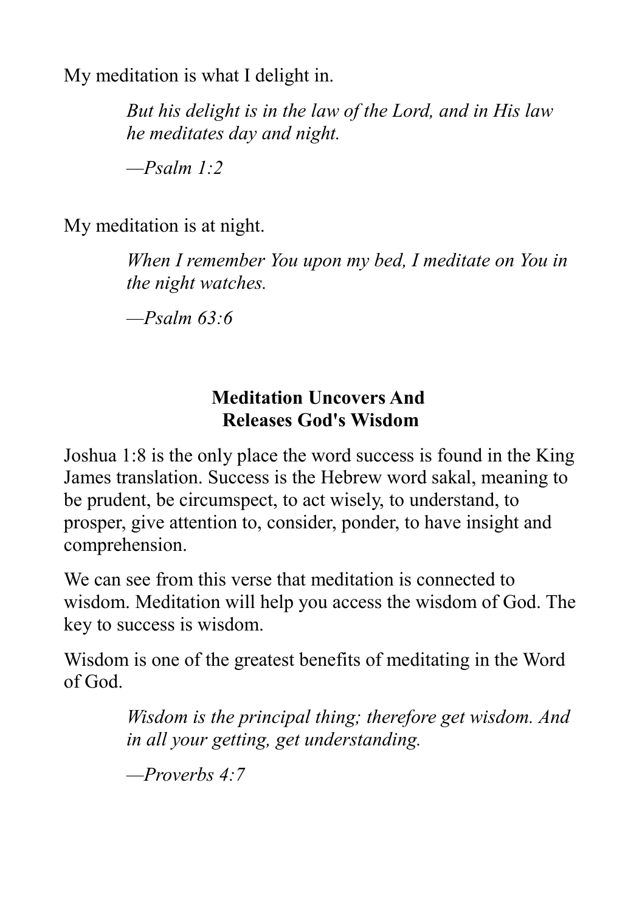My meditation is what I delight in.

> *But his delight is in the law of the Lord, and in His law he meditates day and night.*
>
> *—Psalm 1:2*

My meditation is at night.

> *When I remember You upon my bed, I meditate on You in the night watches.*
>
> *—Psalm 63:6*

## Meditation Uncovers And Releases God's Wisdom

Joshua 1:8 is the only place the word success is found in the King James translation. Success is the Hebrew word sakal, meaning to be prudent, be circumspect, to act wisely, to understand, to prosper, give attention to, consider, ponder, to have insight and comprehension.

We can see from this verse that meditation is connected to wisdom. Meditation will help you access the wisdom of God. The key to success is wisdom.

Wisdom is one of the greatest benefits of meditating in the Word of God.

> *Wisdom is the principal thing; therefore get wisdom. And in all your getting, get understanding.*
>
> *—Proverbs 4:7*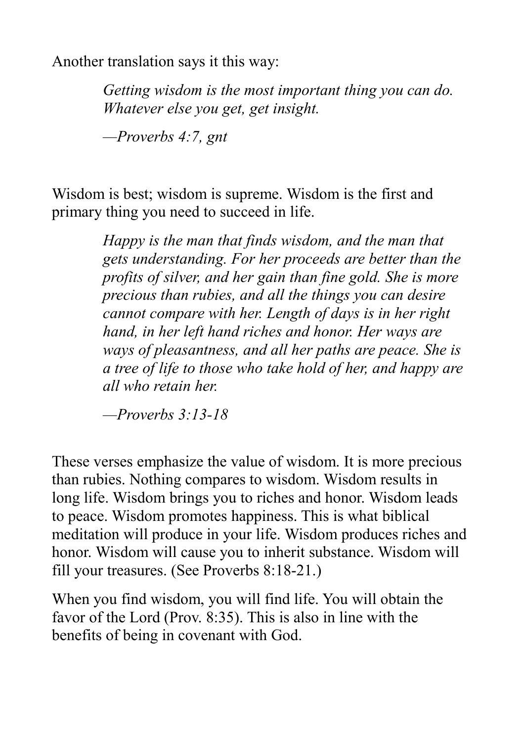Another translation says it this way:

> *Getting wisdom is the most important thing you can do. Whatever else you get, get insight.*
>
> *—Proverbs 4:7, gnt*

Wisdom is best; wisdom is supreme. Wisdom is the first and primary thing you need to succeed in life.

> *Happy is the man that finds wisdom, and the man that gets understanding. For her proceeds are better than the profits of silver, and her gain than fine gold. She is more precious than rubies, and all the things you can desire cannot compare with her. Length of days is in her right hand, in her left hand riches and honor. Her ways are ways of pleasantness, and all her paths are peace. She is a tree of life to those who take hold of her, and happy are all who retain her.*
>
> *—Proverbs 3:13-18*

These verses emphasize the value of wisdom. It is more precious than rubies. Nothing compares to wisdom. Wisdom results in long life. Wisdom brings you to riches and honor. Wisdom leads to peace. Wisdom promotes happiness. This is what biblical meditation will produce in your life. Wisdom produces riches and honor. Wisdom will cause you to inherit substance. Wisdom will fill your treasures. (See Proverbs 8:18-21.)

When you find wisdom, you will find life. You will obtain the favor of the Lord (Prov. 8:35). This is also in line with the benefits of being in covenant with God.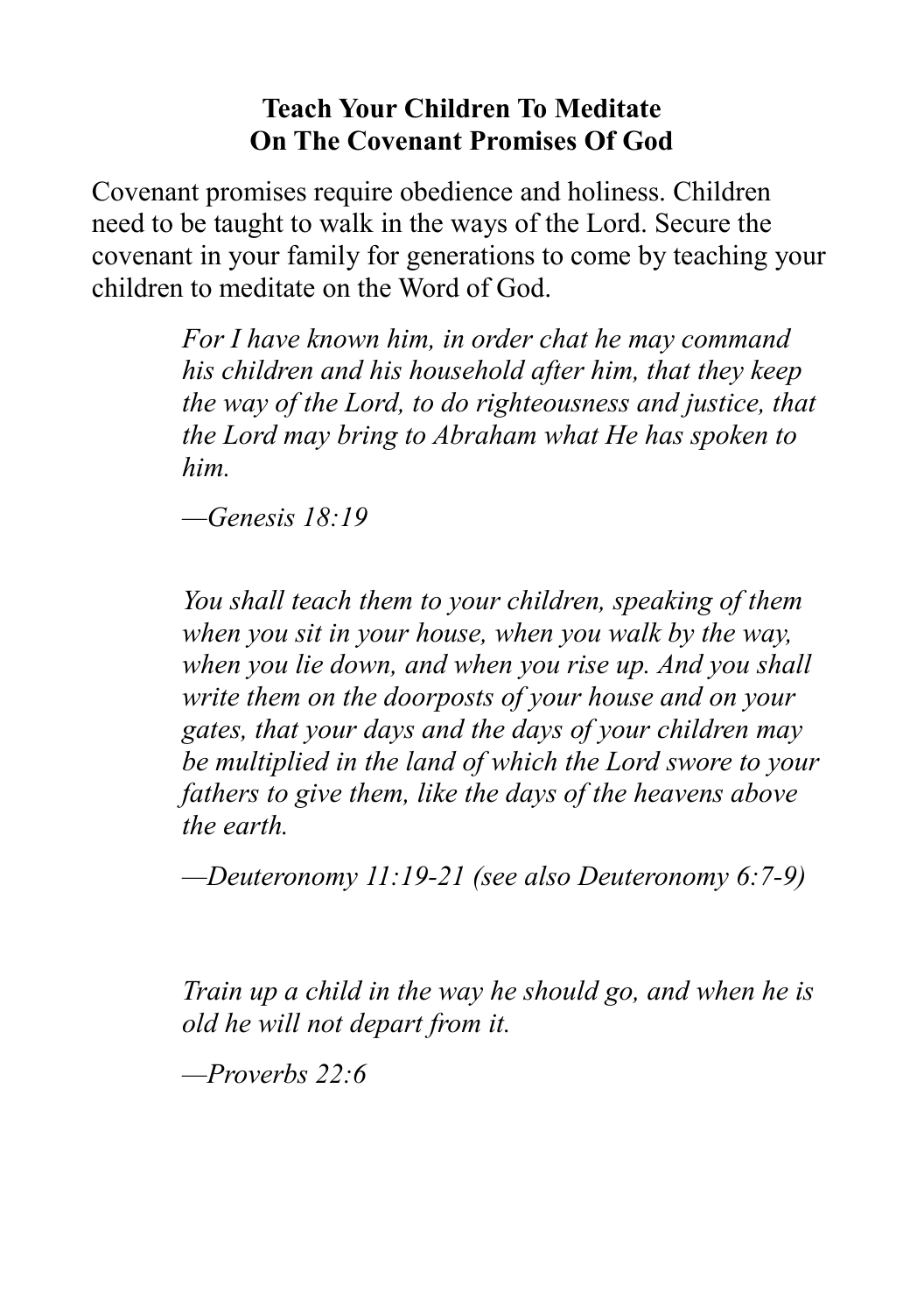**Teach Your Children To Meditate On The Covenant Promises Of God**

Covenant promises require obedience and holiness. Children need to be taught to walk in the ways of the Lord. Secure the covenant in your family for generations to come by teaching your children to meditate on the Word of God.

> *For I have known him, in order chat he may command his children and his household after him, that they keep the way of the Lord, to do righteousness and justice, that the Lord may bring to Abraham what He has spoken to him.*
>
> *—Genesis 18:19*

> *You shall teach them to your children, speaking of them when you sit in your house, when you walk by the way, when you lie down, and when you rise up. And you shall write them on the doorposts of your house and on your gates, that your days and the days of your children may be multiplied in the land of which the Lord swore to your fathers to give them, like the days of the heavens above the earth.*
>
> *—Deuteronomy 11:19-21 (see also Deuteronomy 6:7-9)*

> *Train up a child in the way he should go, and when he is old he will not depart from it.*
>
> *—Proverbs 22:6*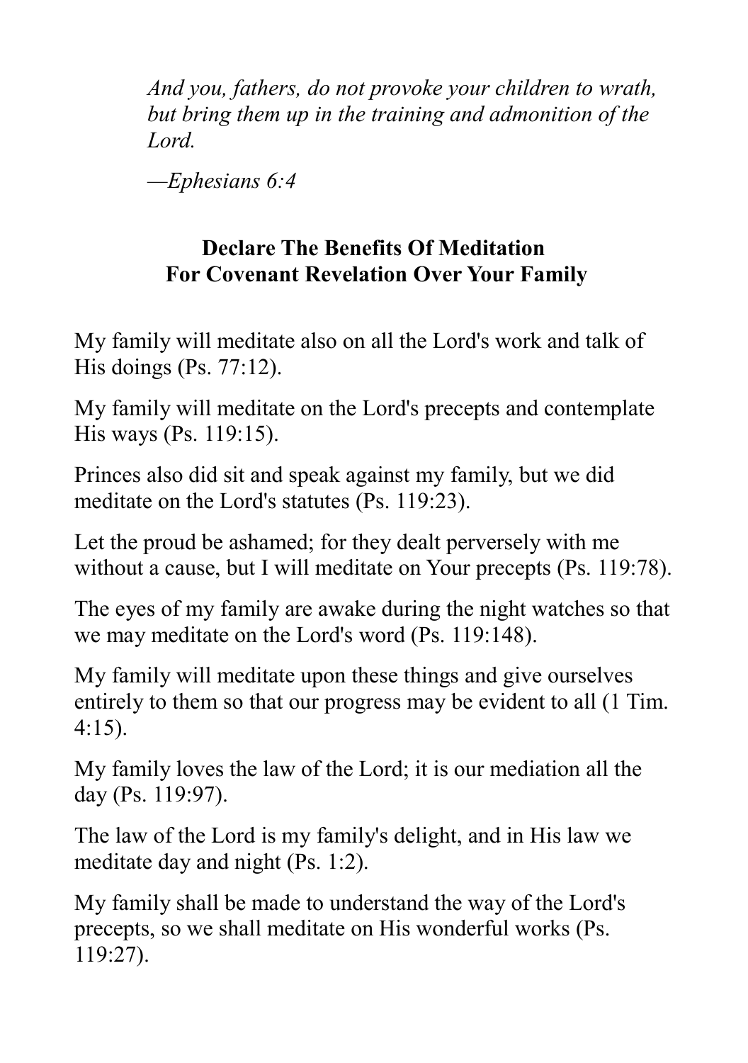*And you, fathers, do not provoke your children to wrath, but bring them up in the training and admonition of the Lord.*

*—Ephesians 6:4*

## Declare The Benefits Of Meditation For Covenant Revelation Over Your Family

My family will meditate also on all the Lord's work and talk of His doings (Ps. 77:12).

My family will meditate on the Lord's precepts and contemplate His ways (Ps. 119:15).

Princes also did sit and speak against my family, but we did meditate on the Lord's statutes (Ps. 119:23).

Let the proud be ashamed; for they dealt perversely with me without a cause, but I will meditate on Your precepts (Ps. 119:78).

The eyes of my family are awake during the night watches so that we may meditate on the Lord's word (Ps. 119:148).

My family will meditate upon these things and give ourselves entirely to them so that our progress may be evident to all (1 Tim. 4:15).

My family loves the law of the Lord; it is our mediation all the day (Ps. 119:97).

The law of the Lord is my family's delight, and in His law we meditate day and night (Ps. 1:2).

My family shall be made to understand the way of the Lord's precepts, so we shall meditate on His wonderful works (Ps. 119:27).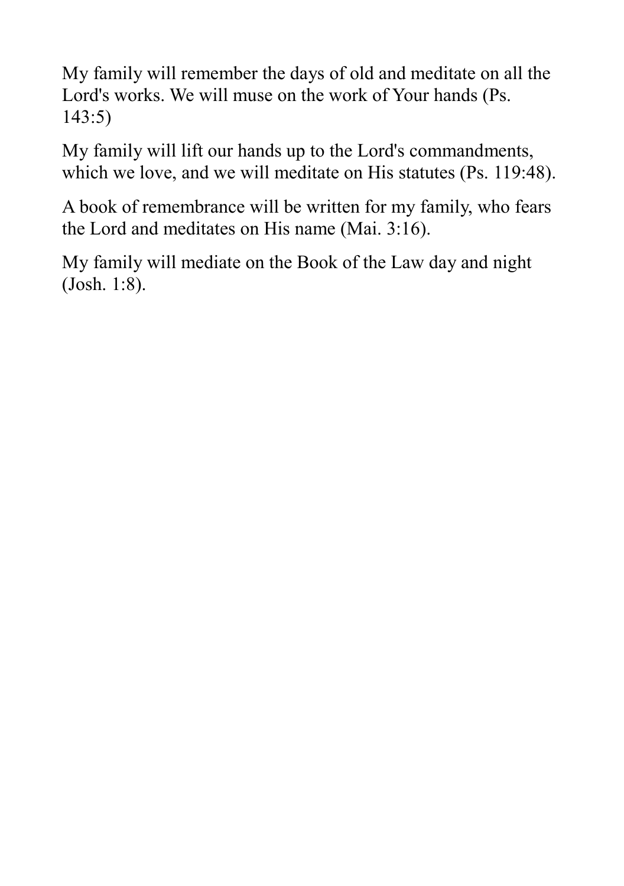My family will remember the days of old and meditate on all the Lord's works. We will muse on the work of Your hands (Ps. 143:5)

My family will lift our hands up to the Lord's commandments, which we love, and we will meditate on His statutes (Ps. 119:48).

A book of remembrance will be written for my family, who fears the Lord and meditates on His name (Mai. 3:16).

My family will mediate on the Book of the Law day and night (Josh. 1:8).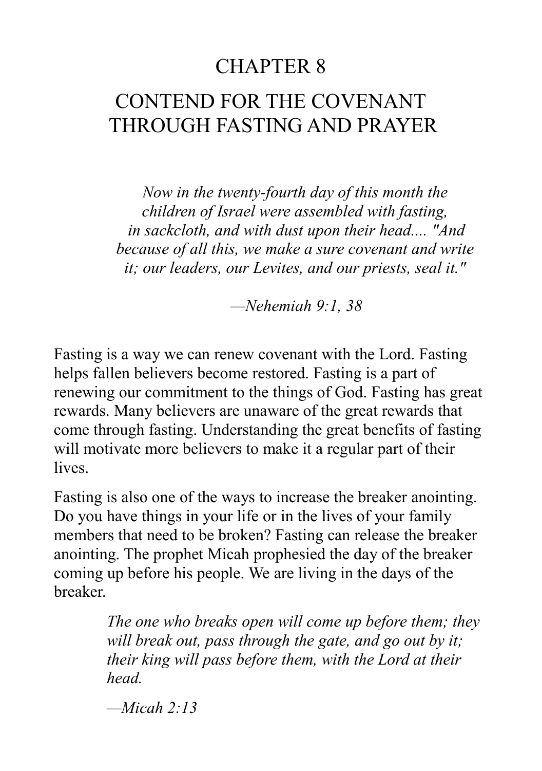# CHAPTER 8

# CONTEND FOR THE COVENANT THROUGH FASTING AND PRAYER

> *Now in the twenty-fourth day of this month the children of Israel were assembled with fasting, in sackcloth, and with dust upon their head.... "And because of all this, we make a sure covenant and write it; our leaders, our Levites, and our priests, seal it."*
>
> *—Nehemiah 9:1, 38*

Fasting is a way we can renew covenant with the Lord. Fasting helps fallen believers become restored. Fasting is a part of renewing our commitment to the things of God. Fasting has great rewards. Many believers are unaware of the great rewards that come through fasting. Understanding the great benefits of fasting will motivate more believers to make it a regular part of their lives.

Fasting is also one of the ways to increase the breaker anointing. Do you have things in your life or in the lives of your family members that need to be broken? Fasting can release the breaker anointing. The prophet Micah prophesied the day of the breaker coming up before his people. We are living in the days of the breaker.

> *The one who breaks open will come up before them; they will break out, pass through the gate, and go out by it; their king will pass before them, with the Lord at their head.*
>
> *—Micah 2:13*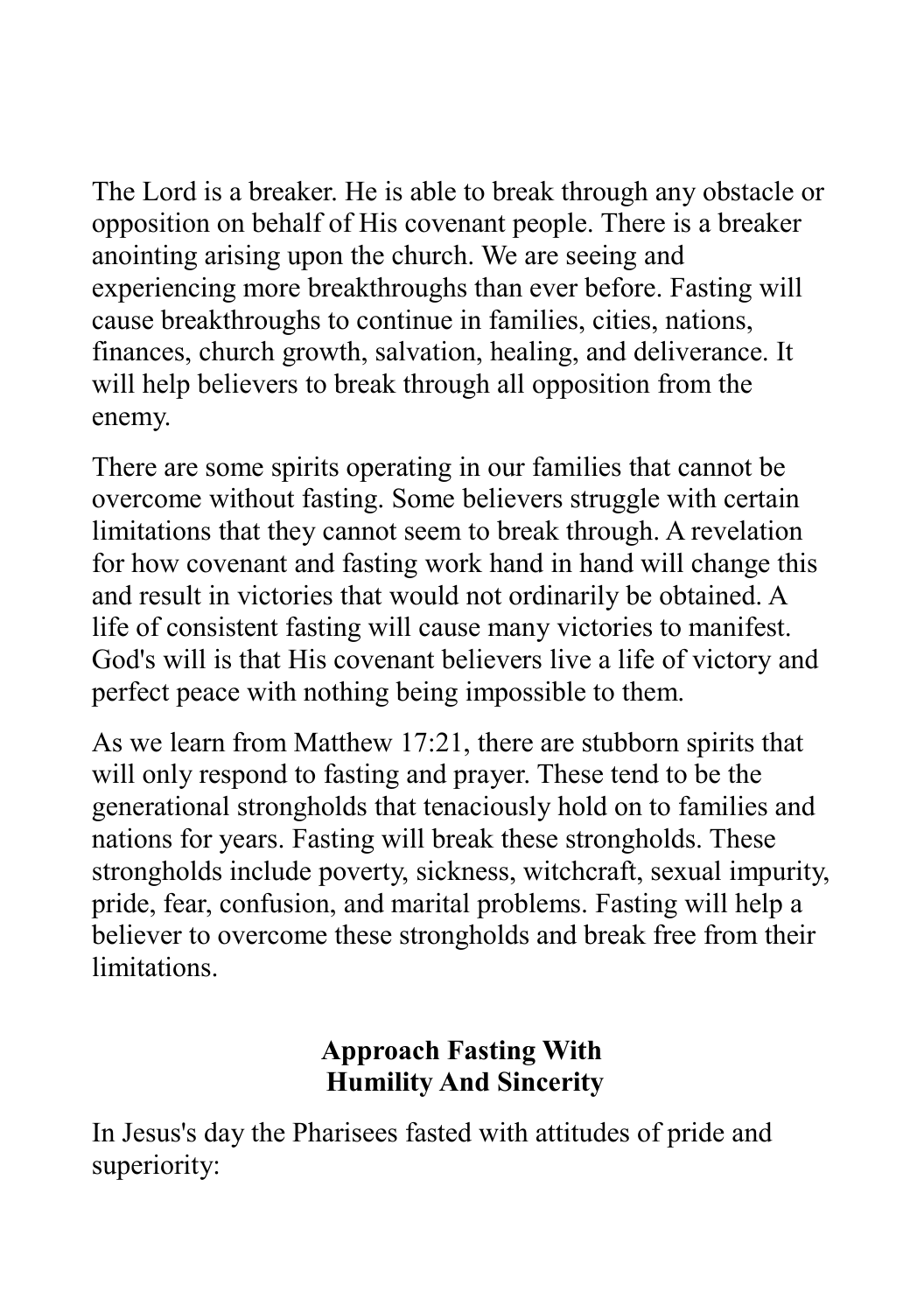The Lord is a breaker. He is able to break through any obstacle or opposition on behalf of His covenant people. There is a breaker anointing arising upon the church. We are seeing and experiencing more breakthroughs than ever before. Fasting will cause breakthroughs to continue in families, cities, nations, finances, church growth, salvation, healing, and deliverance. It will help believers to break through all opposition from the enemy.

There are some spirits operating in our families that cannot be overcome without fasting. Some believers struggle with certain limitations that they cannot seem to break through. A revelation for how covenant and fasting work hand in hand will change this and result in victories that would not ordinarily be obtained. A life of consistent fasting will cause many victories to manifest. God's will is that His covenant believers live a life of victory and perfect peace with nothing being impossible to them.

As we learn from Matthew 17:21, there are stubborn spirits that will only respond to fasting and prayer. These tend to be the generational strongholds that tenaciously hold on to families and nations for years. Fasting will break these strongholds. These strongholds include poverty, sickness, witchcraft, sexual impurity, pride, fear, confusion, and marital problems. Fasting will help a believer to overcome these strongholds and break free from their limitations.

## Approach Fasting With Humility And Sincerity

In Jesus's day the Pharisees fasted with attitudes of pride and superiority: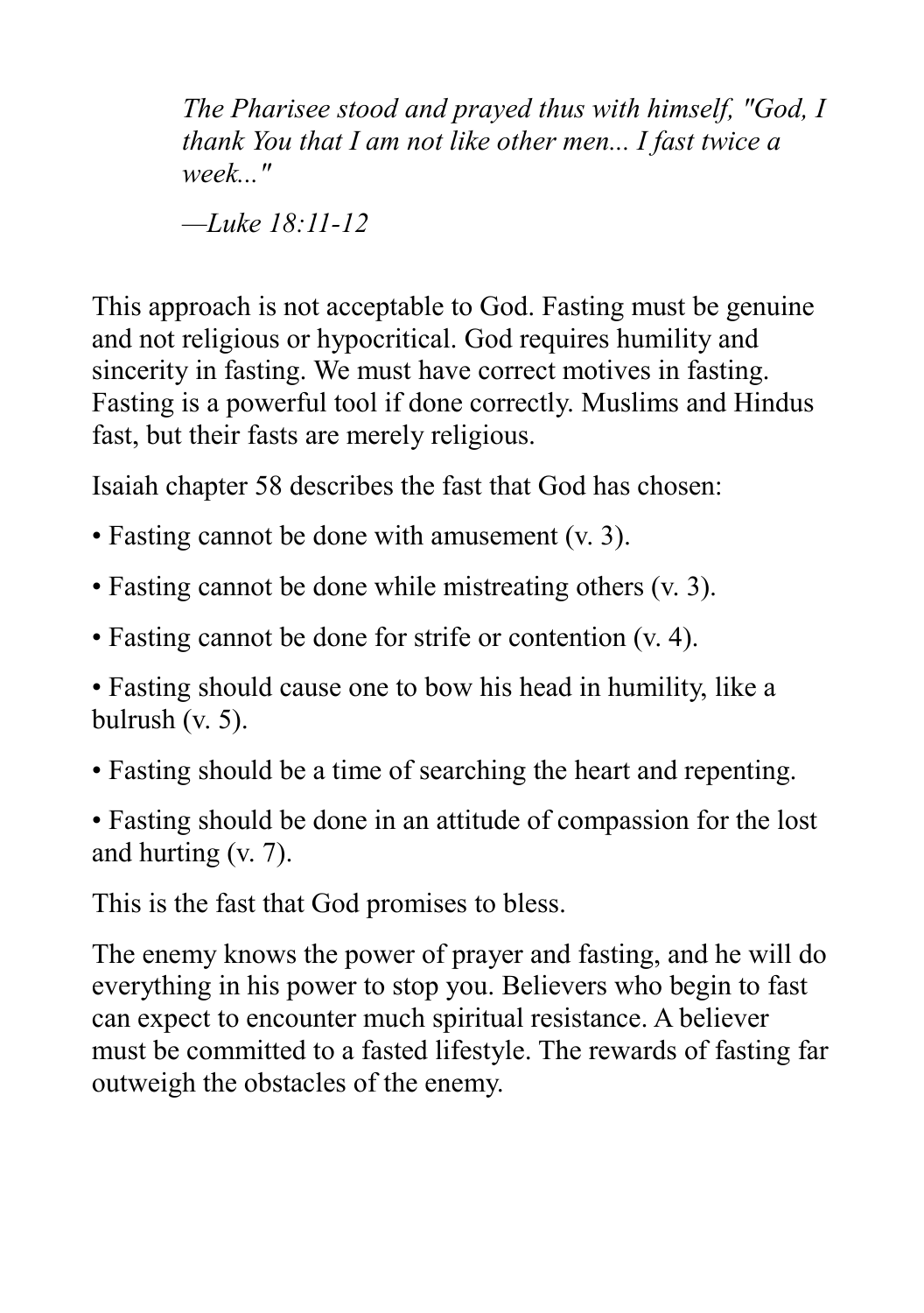> *The Pharisee stood and prayed thus with himself, "God, I thank You that I am not like other men... I fast twice a week..."*
>
> *—Luke 18:11-12*

This approach is not acceptable to God. Fasting must be genuine and not religious or hypocritical. God requires humility and sincerity in fasting. We must have correct motives in fasting. Fasting is a powerful tool if done correctly. Muslims and Hindus fast, but their fasts are merely religious.

Isaiah chapter 58 describes the fast that God has chosen:

- Fasting cannot be done with amusement (v. 3).
- Fasting cannot be done while mistreating others (v. 3).
- Fasting cannot be done for strife or contention (v. 4).
- Fasting should cause one to bow his head in humility, like a bulrush (v. 5).
- Fasting should be a time of searching the heart and repenting.
- Fasting should be done in an attitude of compassion for the lost and hurting (v. 7).

This is the fast that God promises to bless.

The enemy knows the power of prayer and fasting, and he will do everything in his power to stop you. Believers who begin to fast can expect to encounter much spiritual resistance. A believer must be committed to a fasted lifestyle. The rewards of fasting far outweigh the obstacles of the enemy.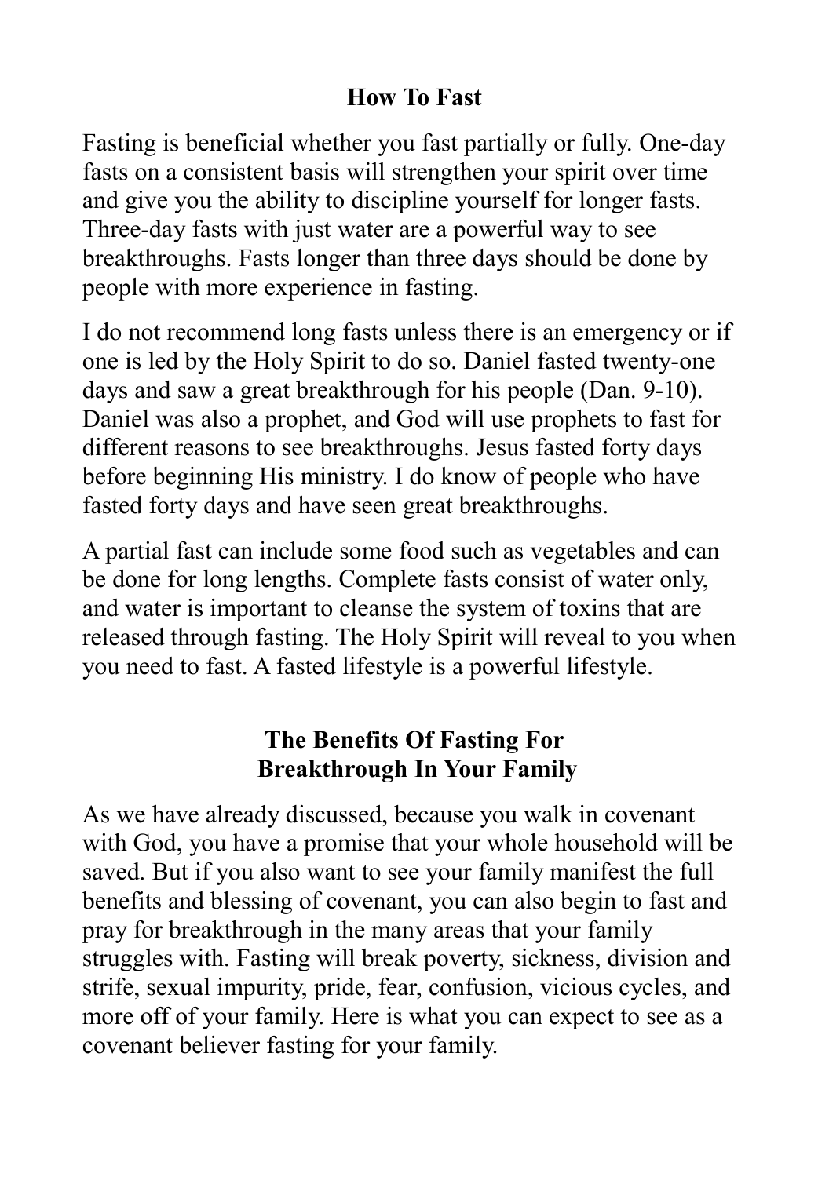## How To Fast

Fasting is beneficial whether you fast partially or fully. One-day fasts on a consistent basis will strengthen your spirit over time and give you the ability to discipline yourself for longer fasts. Three-day fasts with just water are a powerful way to see breakthroughs. Fasts longer than three days should be done by people with more experience in fasting.

I do not recommend long fasts unless there is an emergency or if one is led by the Holy Spirit to do so. Daniel fasted twenty-one days and saw a great breakthrough for his people (Dan. 9-10). Daniel was also a prophet, and God will use prophets to fast for different reasons to see breakthroughs. Jesus fasted forty days before beginning His ministry. I do know of people who have fasted forty days and have seen great breakthroughs.

A partial fast can include some food such as vegetables and can be done for long lengths. Complete fasts consist of water only, and water is important to cleanse the system of toxins that are released through fasting. The Holy Spirit will reveal to you when you need to fast. A fasted lifestyle is a powerful lifestyle.

## The Benefits Of Fasting For Breakthrough In Your Family

As we have already discussed, because you walk in covenant with God, you have a promise that your whole household will be saved. But if you also want to see your family manifest the full benefits and blessing of covenant, you can also begin to fast and pray for breakthrough in the many areas that your family struggles with. Fasting will break poverty, sickness, division and strife, sexual impurity, pride, fear, confusion, vicious cycles, and more off of your family. Here is what you can expect to see as a covenant believer fasting for your family.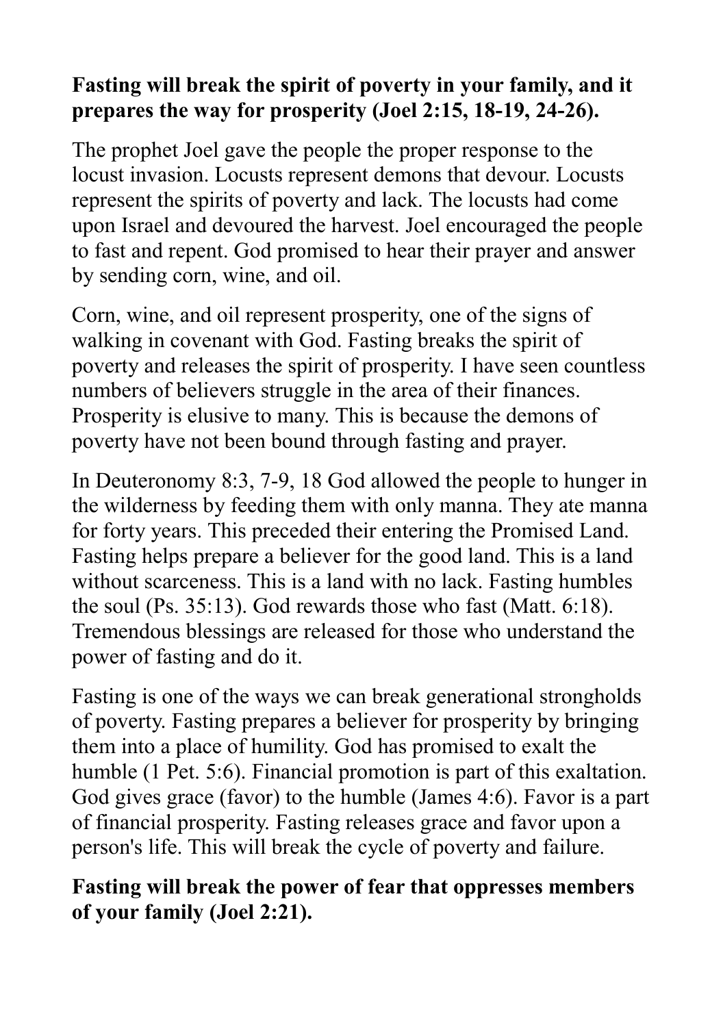**Fasting will break the spirit of poverty in your family, and it prepares the way for prosperity (Joel 2:15, 18-19, 24-26).**

The prophet Joel gave the people the proper response to the locust invasion. Locusts represent demons that devour. Locusts represent the spirits of poverty and lack. The locusts had come upon Israel and devoured the harvest. Joel encouraged the people to fast and repent. God promised to hear their prayer and answer by sending corn, wine, and oil.

Corn, wine, and oil represent prosperity, one of the signs of walking in covenant with God. Fasting breaks the spirit of poverty and releases the spirit of prosperity. I have seen countless numbers of believers struggle in the area of their finances. Prosperity is elusive to many. This is because the demons of poverty have not been bound through fasting and prayer.

In Deuteronomy 8:3, 7-9, 18 God allowed the people to hunger in the wilderness by feeding them with only manna. They ate manna for forty years. This preceded their entering the Promised Land. Fasting helps prepare a believer for the good land. This is a land without scarceness. This is a land with no lack. Fasting humbles the soul (Ps. 35:13). God rewards those who fast (Matt. 6:18). Tremendous blessings are released for those who understand the power of fasting and do it.

Fasting is one of the ways we can break generational strongholds of poverty. Fasting prepares a believer for prosperity by bringing them into a place of humility. God has promised to exalt the humble (1 Pet. 5:6). Financial promotion is part of this exaltation. God gives grace (favor) to the humble (James 4:6). Favor is a part of financial prosperity. Fasting releases grace and favor upon a person's life. This will break the cycle of poverty and failure.

**Fasting will break the power of fear that oppresses members of your family (Joel 2:21).**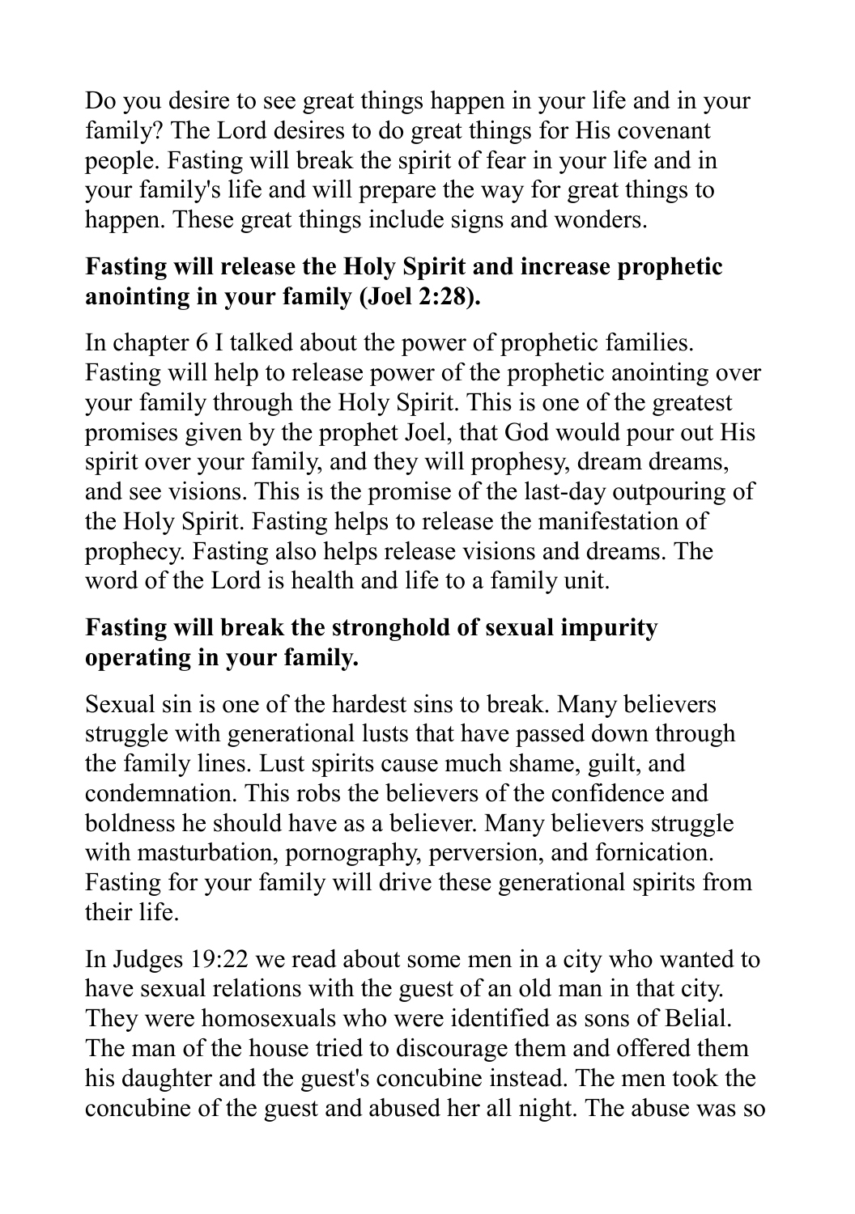Do you desire to see great things happen in your life and in your family? The Lord desires to do great things for His covenant people. Fasting will break the spirit of fear in your life and in your family's life and will prepare the way for great things to happen. These great things include signs and wonders.

**Fasting will release the Holy Spirit and increase prophetic anointing in your family (Joel 2:28).**

In chapter 6 I talked about the power of prophetic families. Fasting will help to release power of the prophetic anointing over your family through the Holy Spirit. This is one of the greatest promises given by the prophet Joel, that God would pour out His spirit over your family, and they will prophesy, dream dreams, and see visions. This is the promise of the last-day outpouring of the Holy Spirit. Fasting helps to release the manifestation of prophecy. Fasting also helps release visions and dreams. The word of the Lord is health and life to a family unit.

**Fasting will break the stronghold of sexual impurity operating in your family.**

Sexual sin is one of the hardest sins to break. Many believers struggle with generational lusts that have passed down through the family lines. Lust spirits cause much shame, guilt, and condemnation. This robs the believers of the confidence and boldness he should have as a believer. Many believers struggle with masturbation, pornography, perversion, and fornication. Fasting for your family will drive these generational spirits from their life.

In Judges 19:22 we read about some men in a city who wanted to have sexual relations with the guest of an old man in that city. They were homosexuals who were identified as sons of Belial. The man of the house tried to discourage them and offered them his daughter and the guest's concubine instead. The men took the concubine of the guest and abused her all night. The abuse was so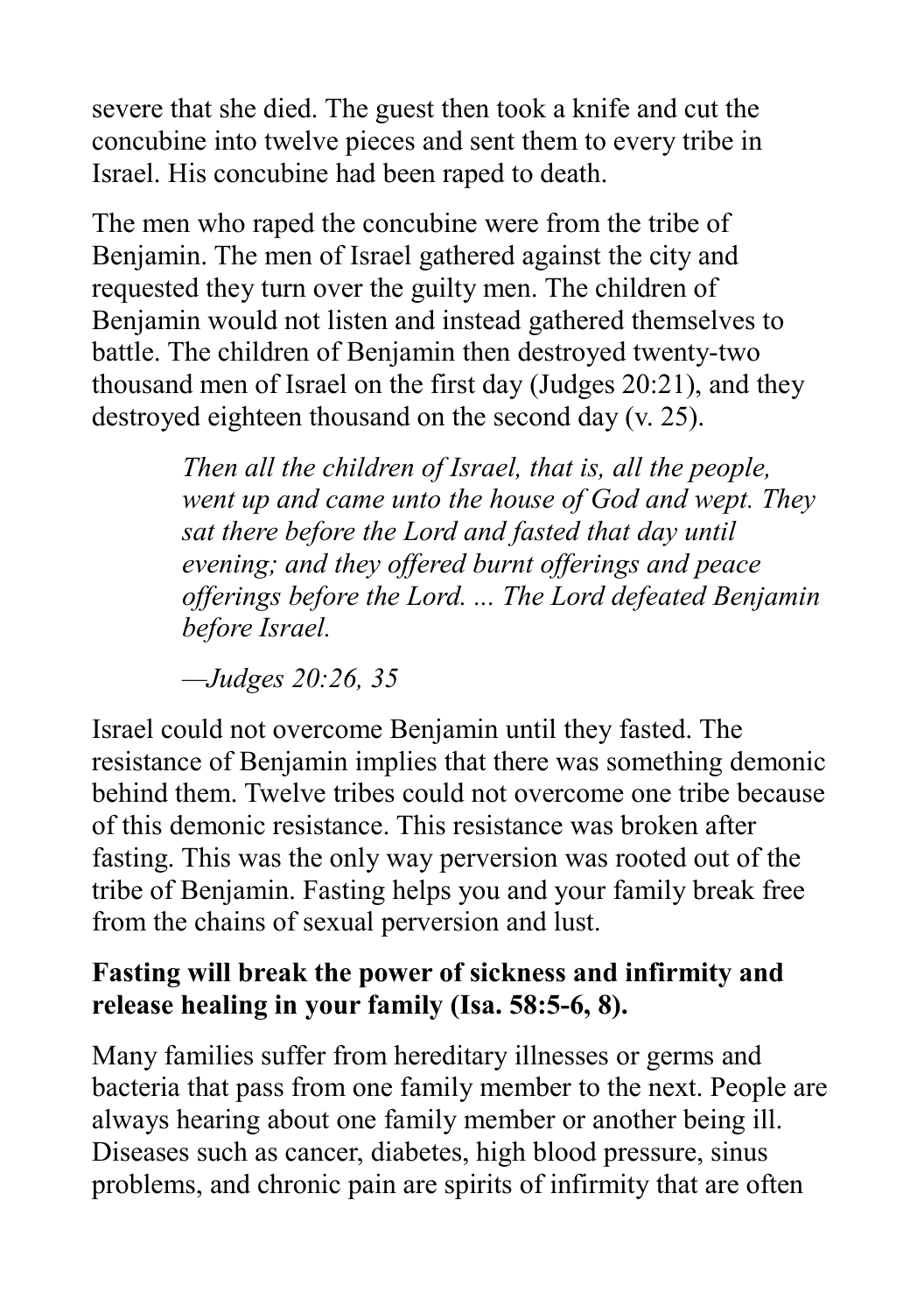severe that she died. The guest then took a knife and cut the concubine into twelve pieces and sent them to every tribe in Israel. His concubine had been raped to death.

The men who raped the concubine were from the tribe of Benjamin. The men of Israel gathered against the city and requested they turn over the guilty men. The children of Benjamin would not listen and instead gathered themselves to battle. The children of Benjamin then destroyed twenty-two thousand men of Israel on the first day (Judges 20:21), and they destroyed eighteen thousand on the second day (v. 25).

> *Then all the children of Israel, that is, all the people, went up and came unto the house of God and wept. They sat there before the Lord and fasted that day until evening; and they offered burnt offerings and peace offerings before the Lord. ... The Lord defeated Benjamin before Israel.*
>
> *—Judges 20:26, 35*

Israel could not overcome Benjamin until they fasted. The resistance of Benjamin implies that there was something demonic behind them. Twelve tribes could not overcome one tribe because of this demonic resistance. This resistance was broken after fasting. This was the only way perversion was rooted out of the tribe of Benjamin. Fasting helps you and your family break free from the chains of sexual perversion and lust.

**Fasting will break the power of sickness and infirmity and release healing in your family (Isa. 58:5-6, 8).**

Many families suffer from hereditary illnesses or germs and bacteria that pass from one family member to the next. People are always hearing about one family member or another being ill. Diseases such as cancer, diabetes, high blood pressure, sinus problems, and chronic pain are spirits of infirmity that are often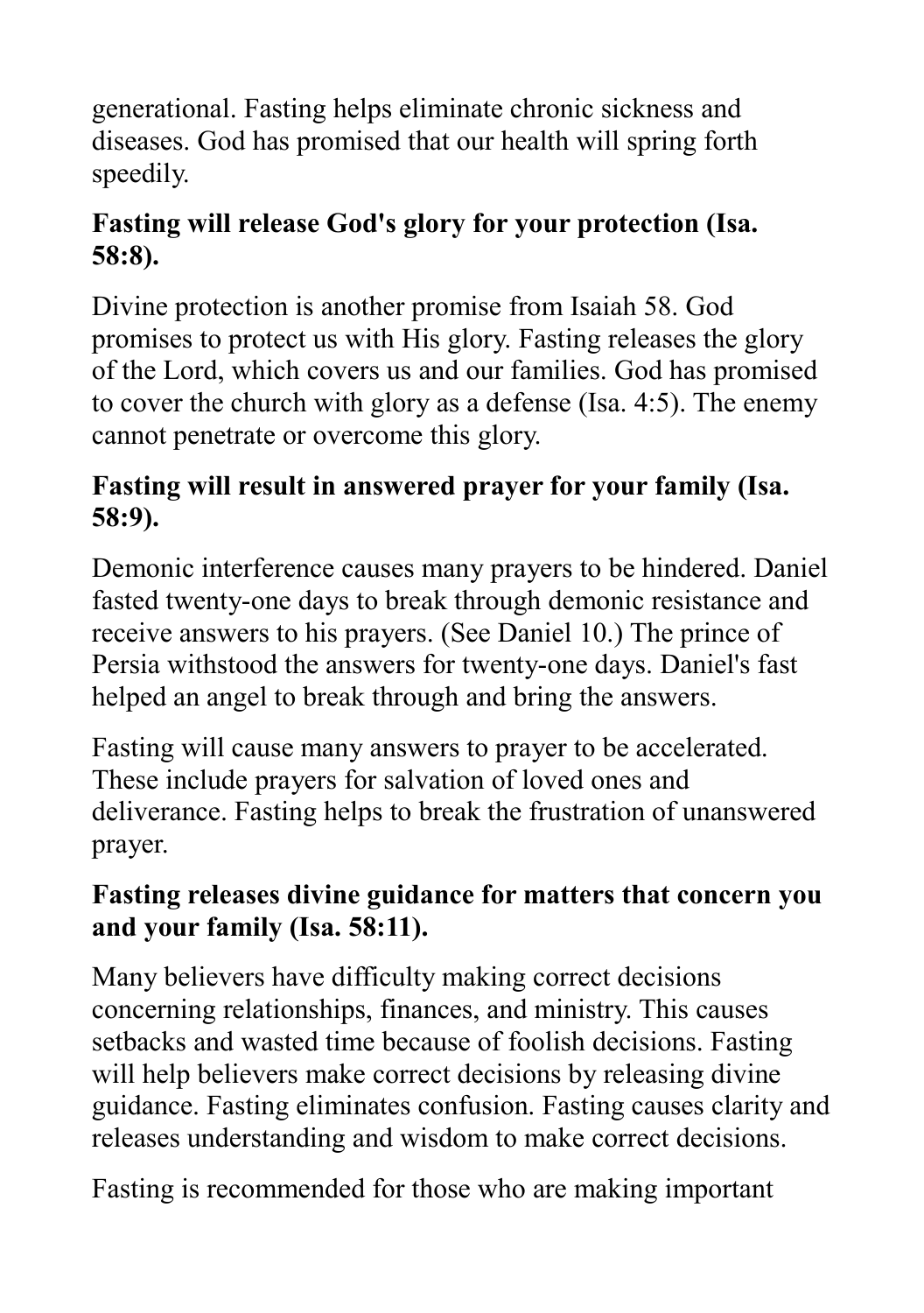generational. Fasting helps eliminate chronic sickness and diseases. God has promised that our health will spring forth speedily.

**Fasting will release God's glory for your protection (Isa. 58:8).**

Divine protection is another promise from Isaiah 58. God promises to protect us with His glory. Fasting releases the glory of the Lord, which covers us and our families. God has promised to cover the church with glory as a defense (Isa. 4:5). The enemy cannot penetrate or overcome this glory.

**Fasting will result in answered prayer for your family (Isa. 58:9).**

Demonic interference causes many prayers to be hindered. Daniel fasted twenty-one days to break through demonic resistance and receive answers to his prayers. (See Daniel 10.) The prince of Persia withstood the answers for twenty-one days. Daniel's fast helped an angel to break through and bring the answers.

Fasting will cause many answers to prayer to be accelerated. These include prayers for salvation of loved ones and deliverance. Fasting helps to break the frustration of unanswered prayer.

**Fasting releases divine guidance for matters that concern you and your family (Isa. 58:11).**

Many believers have difficulty making correct decisions concerning relationships, finances, and ministry. This causes setbacks and wasted time because of foolish decisions. Fasting will help believers make correct decisions by releasing divine guidance. Fasting eliminates confusion. Fasting causes clarity and releases understanding and wisdom to make correct decisions.

Fasting is recommended for those who are making important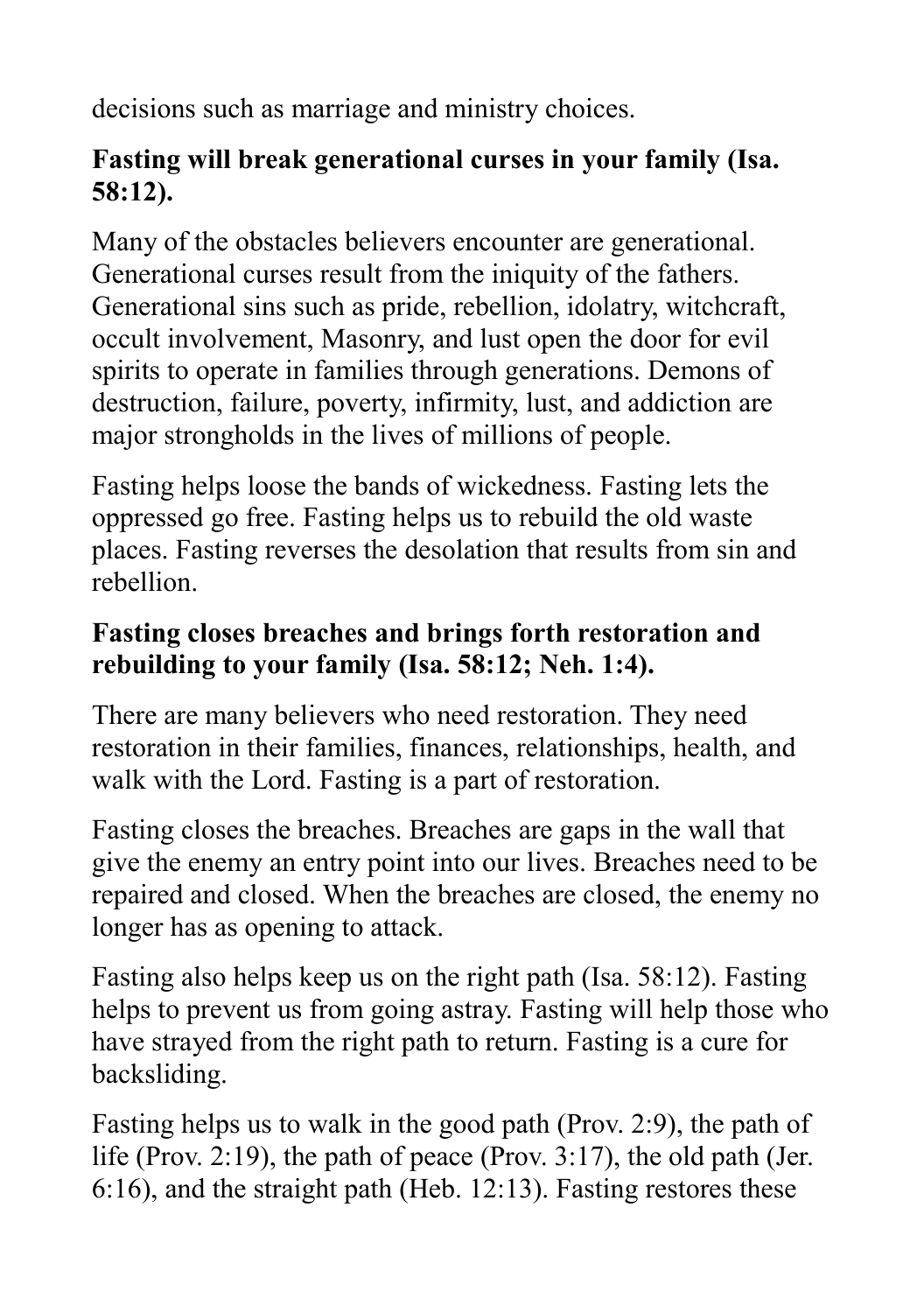decisions such as marriage and ministry choices.

**Fasting will break generational curses in your family (Isa. 58:12).**

Many of the obstacles believers encounter are generational. Generational curses result from the iniquity of the fathers. Generational sins such as pride, rebellion, idolatry, witchcraft, occult involvement, Masonry, and lust open the door for evil spirits to operate in families through generations. Demons of destruction, failure, poverty, infirmity, lust, and addiction are major strongholds in the lives of millions of people.

Fasting helps loose the bands of wickedness. Fasting lets the oppressed go free. Fasting helps us to rebuild the old waste places. Fasting reverses the desolation that results from sin and rebellion.

**Fasting closes breaches and brings forth restoration and rebuilding to your family (Isa. 58:12; Neh. 1:4).**

There are many believers who need restoration. They need restoration in their families, finances, relationships, health, and walk with the Lord. Fasting is a part of restoration.

Fasting closes the breaches. Breaches are gaps in the wall that give the enemy an entry point into our lives. Breaches need to be repaired and closed. When the breaches are closed, the enemy no longer has as opening to attack.

Fasting also helps keep us on the right path (Isa. 58:12). Fasting helps to prevent us from going astray. Fasting will help those who have strayed from the right path to return. Fasting is a cure for backsliding.

Fasting helps us to walk in the good path (Prov. 2:9), the path of life (Prov. 2:19), the path of peace (Prov. 3:17), the old path (Jer. 6:16), and the straight path (Heb. 12:13). Fasting restores these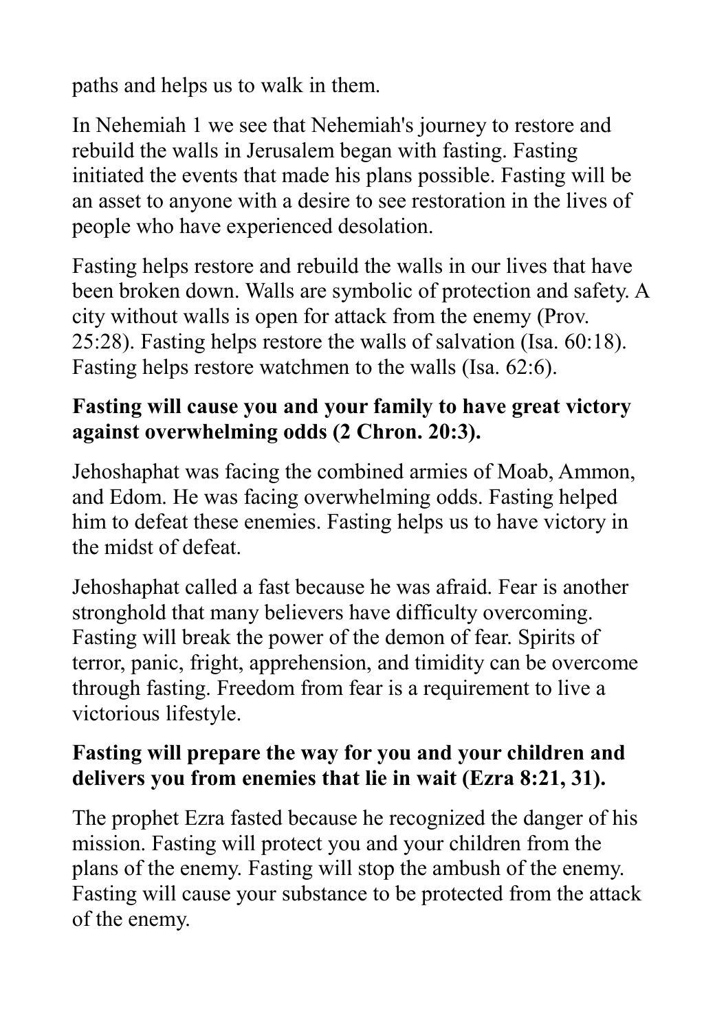paths and helps us to walk in them.

In Nehemiah 1 we see that Nehemiah's journey to restore and rebuild the walls in Jerusalem began with fasting. Fasting initiated the events that made his plans possible. Fasting will be an asset to anyone with a desire to see restoration in the lives of people who have experienced desolation.

Fasting helps restore and rebuild the walls in our lives that have been broken down. Walls are symbolic of protection and safety. A city without walls is open for attack from the enemy (Prov. 25:28). Fasting helps restore the walls of salvation (Isa. 60:18). Fasting helps restore watchmen to the walls (Isa. 62:6).

**Fasting will cause you and your family to have great victory against overwhelming odds (2 Chron. 20:3).**

Jehoshaphat was facing the combined armies of Moab, Ammon, and Edom. He was facing overwhelming odds. Fasting helped him to defeat these enemies. Fasting helps us to have victory in the midst of defeat.

Jehoshaphat called a fast because he was afraid. Fear is another stronghold that many believers have difficulty overcoming. Fasting will break the power of the demon of fear. Spirits of terror, panic, fright, apprehension, and timidity can be overcome through fasting. Freedom from fear is a requirement to live a victorious lifestyle.

**Fasting will prepare the way for you and your children and delivers you from enemies that lie in wait (Ezra 8:21, 31).**

The prophet Ezra fasted because he recognized the danger of his mission. Fasting will protect you and your children from the plans of the enemy. Fasting will stop the ambush of the enemy. Fasting will cause your substance to be protected from the attack of the enemy.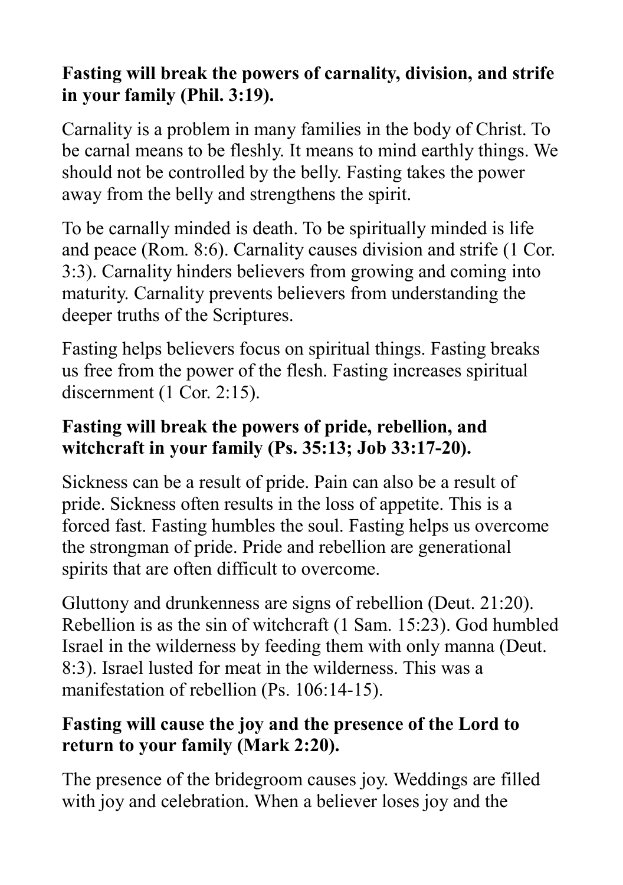**Fasting will break the powers of carnality, division, and strife in your family (Phil. 3:19).**

Carnality is a problem in many families in the body of Christ. To be carnal means to be fleshly. It means to mind earthly things. We should not be controlled by the belly. Fasting takes the power away from the belly and strengthens the spirit.

To be carnally minded is death. To be spiritually minded is life and peace (Rom. 8:6). Carnality causes division and strife (1 Cor. 3:3). Carnality hinders believers from growing and coming into maturity. Carnality prevents believers from understanding the deeper truths of the Scriptures.

Fasting helps believers focus on spiritual things. Fasting breaks us free from the power of the flesh. Fasting increases spiritual discernment (1 Cor. 2:15).

**Fasting will break the powers of pride, rebellion, and witchcraft in your family (Ps. 35:13; Job 33:17-20).**

Sickness can be a result of pride. Pain can also be a result of pride. Sickness often results in the loss of appetite. This is a forced fast. Fasting humbles the soul. Fasting helps us overcome the strongman of pride. Pride and rebellion are generational spirits that are often difficult to overcome.

Gluttony and drunkenness are signs of rebellion (Deut. 21:20). Rebellion is as the sin of witchcraft (1 Sam. 15:23). God humbled Israel in the wilderness by feeding them with only manna (Deut. 8:3). Israel lusted for meat in the wilderness. This was a manifestation of rebellion (Ps. 106:14-15).

**Fasting will cause the joy and the presence of the Lord to return to your family (Mark 2:20).**

The presence of the bridegroom causes joy. Weddings are filled with joy and celebration. When a believer loses joy and the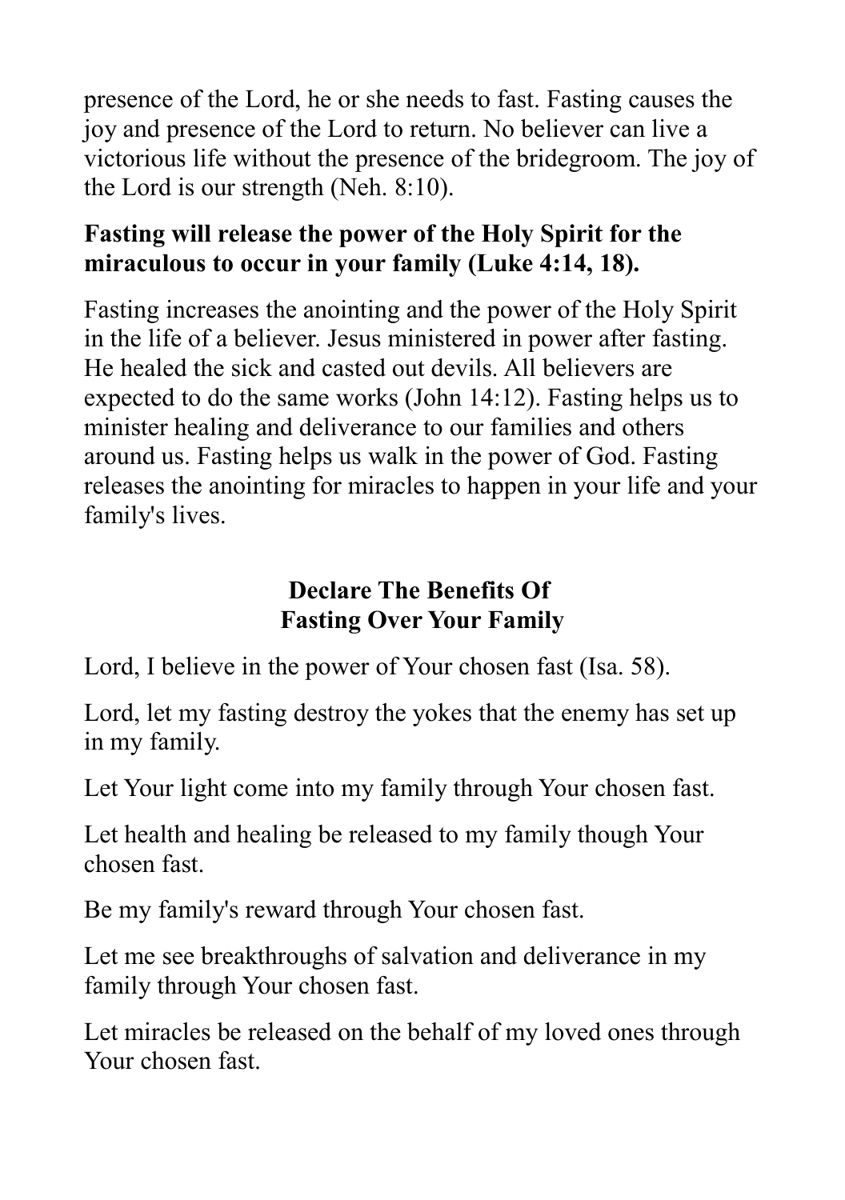presence of the Lord, he or she needs to fast. Fasting causes the joy and presence of the Lord to return. No believer can live a victorious life without the presence of the bridegroom. The joy of the Lord is our strength (Neh. 8:10).

**Fasting will release the power of the Holy Spirit for the miraculous to occur in your family (Luke 4:14, 18).**

Fasting increases the anointing and the power of the Holy Spirit in the life of a believer. Jesus ministered in power after fasting. He healed the sick and casted out devils. All believers are expected to do the same works (John 14:12). Fasting helps us to minister healing and deliverance to our families and others around us. Fasting helps us walk in the power of God. Fasting releases the anointing for miracles to happen in your life and your family's lives.

## Declare The Benefits Of Fasting Over Your Family

Lord, I believe in the power of Your chosen fast (Isa. 58).

Lord, let my fasting destroy the yokes that the enemy has set up in my family.

Let Your light come into my family through Your chosen fast.

Let health and healing be released to my family though Your chosen fast.

Be my family's reward through Your chosen fast.

Let me see breakthroughs of salvation and deliverance in my family through Your chosen fast.

Let miracles be released on the behalf of my loved ones through Your chosen fast.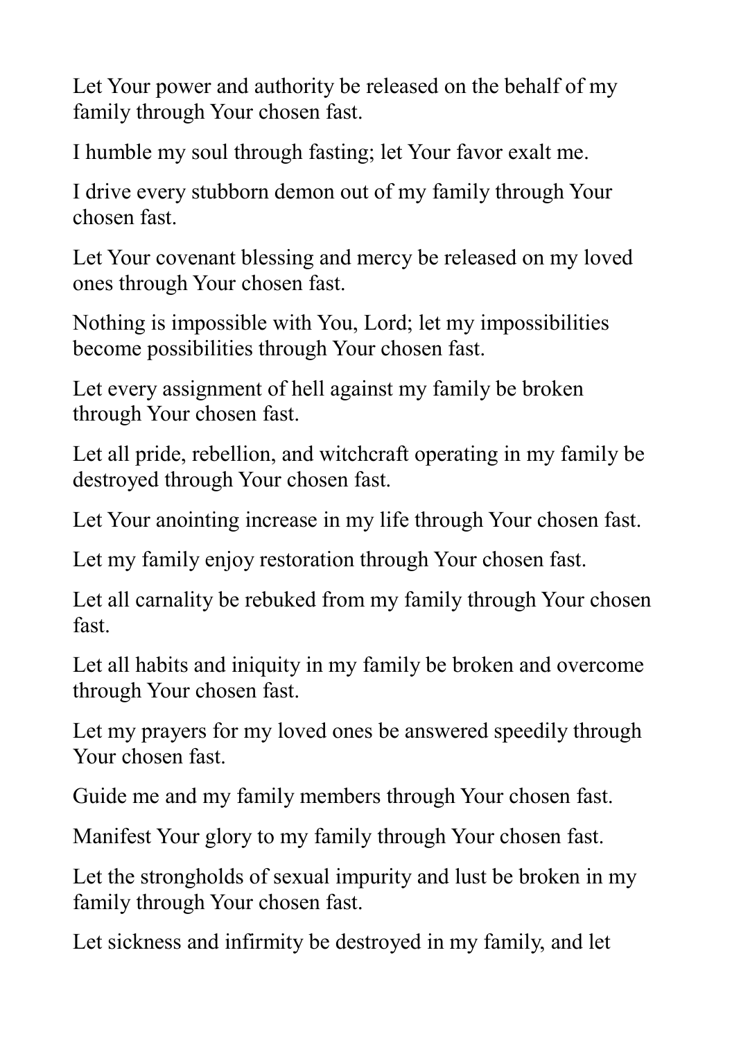Let Your power and authority be released on the behalf of my family through Your chosen fast.

I humble my soul through fasting; let Your favor exalt me.

I drive every stubborn demon out of my family through Your chosen fast.

Let Your covenant blessing and mercy be released on my loved ones through Your chosen fast.

Nothing is impossible with You, Lord; let my impossibilities become possibilities through Your chosen fast.

Let every assignment of hell against my family be broken through Your chosen fast.

Let all pride, rebellion, and witchcraft operating in my family be destroyed through Your chosen fast.

Let Your anointing increase in my life through Your chosen fast.

Let my family enjoy restoration through Your chosen fast.

Let all carnality be rebuked from my family through Your chosen fast.

Let all habits and iniquity in my family be broken and overcome through Your chosen fast.

Let my prayers for my loved ones be answered speedily through Your chosen fast.

Guide me and my family members through Your chosen fast.

Manifest Your glory to my family through Your chosen fast.

Let the strongholds of sexual impurity and lust be broken in my family through Your chosen fast.

Let sickness and infirmity be destroyed in my family, and let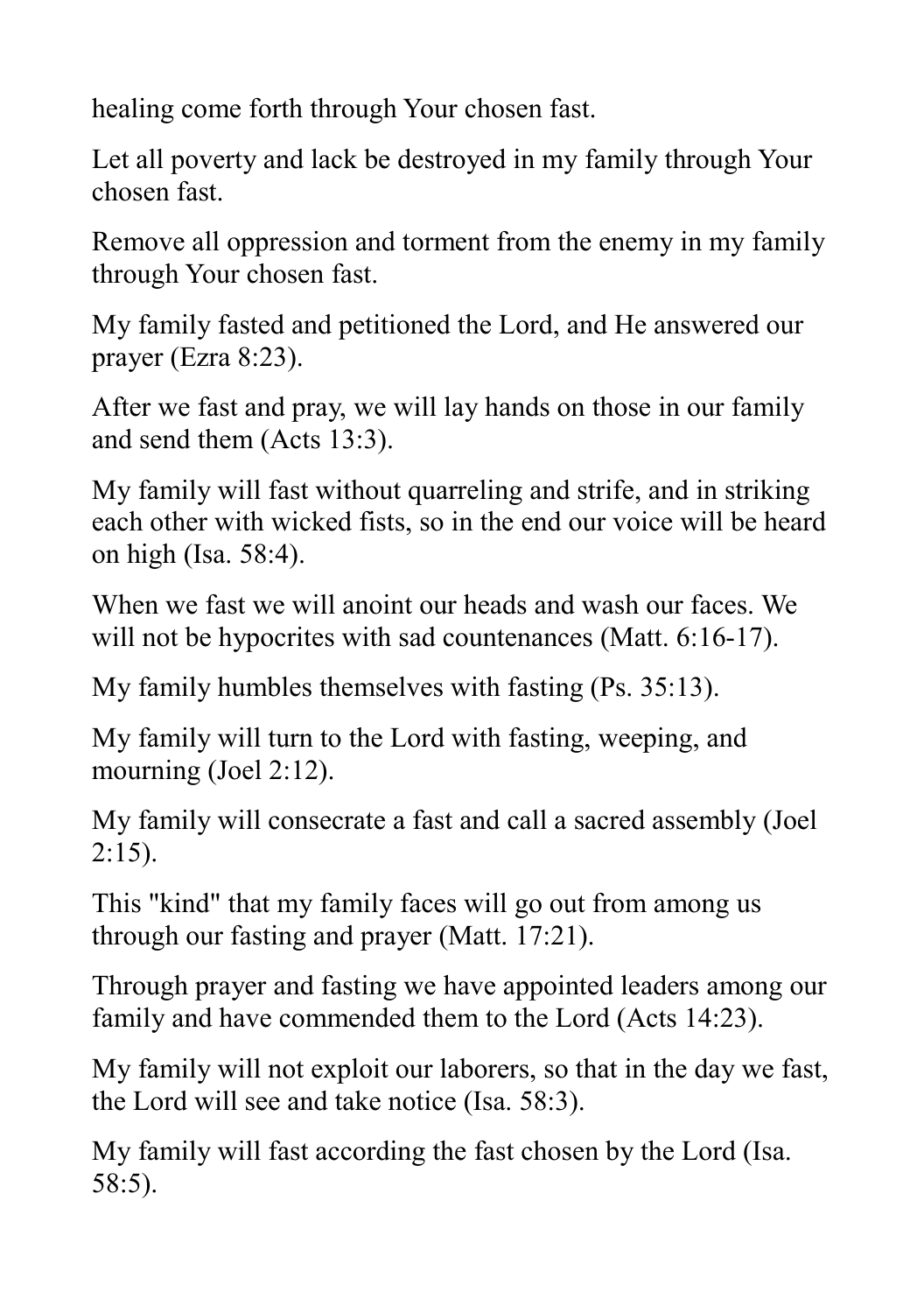healing come forth through Your chosen fast.

Let all poverty and lack be destroyed in my family through Your chosen fast.

Remove all oppression and torment from the enemy in my family through Your chosen fast.

My family fasted and petitioned the Lord, and He answered our prayer (Ezra 8:23).

After we fast and pray, we will lay hands on those in our family and send them (Acts 13:3).

My family will fast without quarreling and strife, and in striking each other with wicked fists, so in the end our voice will be heard on high (Isa. 58:4).

When we fast we will anoint our heads and wash our faces. We will not be hypocrites with sad countenances (Matt. 6:16-17).

My family humbles themselves with fasting (Ps. 35:13).

My family will turn to the Lord with fasting, weeping, and mourning (Joel 2:12).

My family will consecrate a fast and call a sacred assembly (Joel 2:15).

This "kind" that my family faces will go out from among us through our fasting and prayer (Matt. 17:21).

Through prayer and fasting we have appointed leaders among our family and have commended them to the Lord (Acts 14:23).

My family will not exploit our laborers, so that in the day we fast, the Lord will see and take notice (Isa. 58:3).

My family will fast according the fast chosen by the Lord (Isa. 58:5).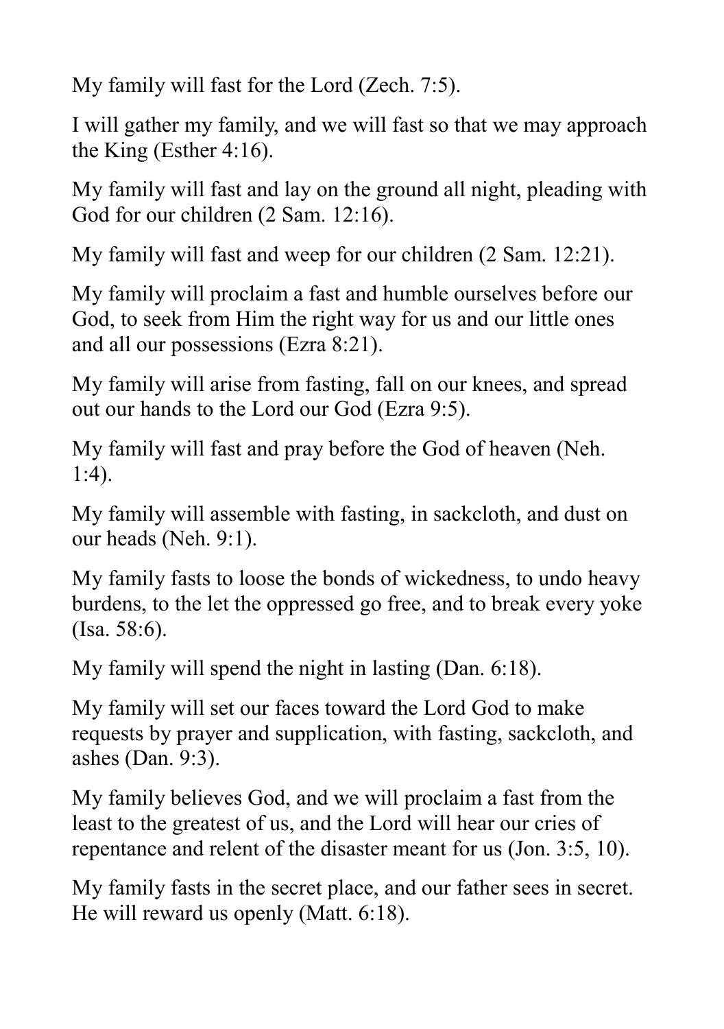My family will fast for the Lord (Zech. 7:5).

I will gather my family, and we will fast so that we may approach the King (Esther 4:16).

My family will fast and lay on the ground all night, pleading with God for our children (2 Sam. 12:16).

My family will fast and weep for our children (2 Sam. 12:21).

My family will proclaim a fast and humble ourselves before our God, to seek from Him the right way for us and our little ones and all our possessions (Ezra 8:21).

My family will arise from fasting, fall on our knees, and spread out our hands to the Lord our God (Ezra 9:5).

My family will fast and pray before the God of heaven (Neh. 1:4).

My family will assemble with fasting, in sackcloth, and dust on our heads (Neh. 9:1).

My family fasts to loose the bonds of wickedness, to undo heavy burdens, to the let the oppressed go free, and to break every yoke (Isa. 58:6).

My family will spend the night in lasting (Dan. 6:18).

My family will set our faces toward the Lord God to make requests by prayer and supplication, with fasting, sackcloth, and ashes (Dan. 9:3).

My family believes God, and we will proclaim a fast from the least to the greatest of us, and the Lord will hear our cries of repentance and relent of the disaster meant for us (Jon. 3:5, 10).

My family fasts in the secret place, and our father sees in secret. He will reward us openly (Matt. 6:18).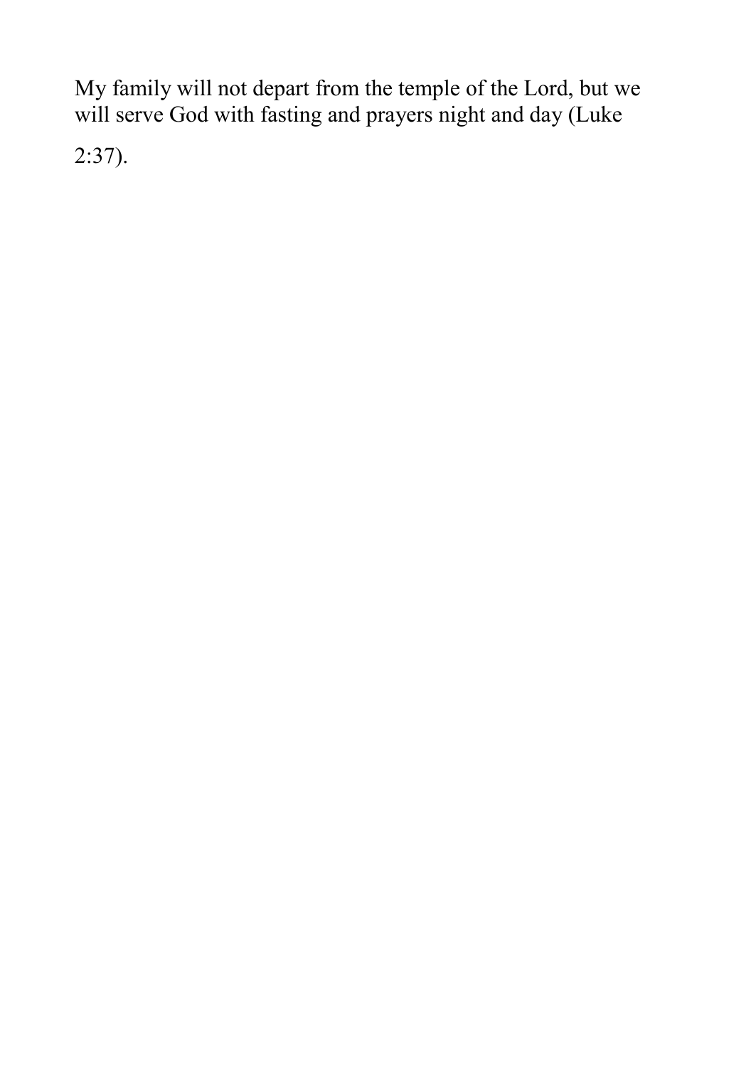My family will not depart from the temple of the Lord, but we will serve God with fasting and prayers night and day (Luke 2:37).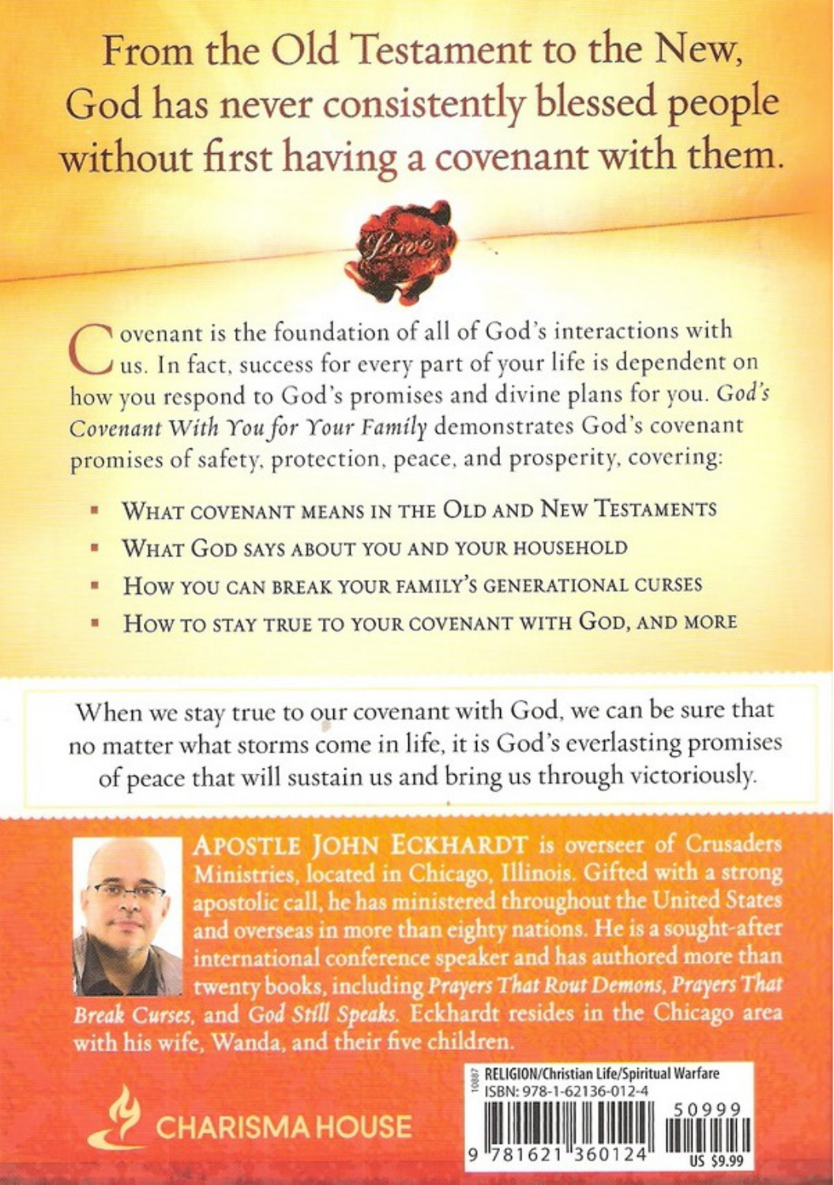# From the Old Testament to the New, God has never consistently blessed people without first having a covenant with them.

Covenant is the foundation of all of God's interactions with us. In fact, success for every part of your life is dependent on how you respond to God's promises and divine plans for you. *God's Covenant With You for Your Family* demonstrates God's covenant promises of safety, protection, peace, and prosperity, covering:

- What covenant means in the Old and New Testaments
- What God says about you and your household
- How you can break your family's generational curses
- How to stay true to your covenant with God, and more

When we stay true to our covenant with God, we can be sure that no matter what storms come in life, it is God's everlasting promises of peace that will sustain us and bring us through victoriously.

**Apostle John Eckhardt** is overseer of Crusaders Ministries, located in Chicago, Illinois. Gifted with a strong apostolic call, he has ministered throughout the United States and overseas in more than eighty nations. He is a sought-after international conference speaker and has authored more than twenty books, including *Prayers That Rout Demons*, *Prayers That Break Curses*, and *God Still Speaks*. Eckhardt resides in the Chicago area with his wife, Wanda, and their five children.

CHARISMA HOUSE

RELIGION/Christian Life/Spiritual Warfare
ISBN: 978-1-62136-012-4

9 781621 360124 50999

US $9.99